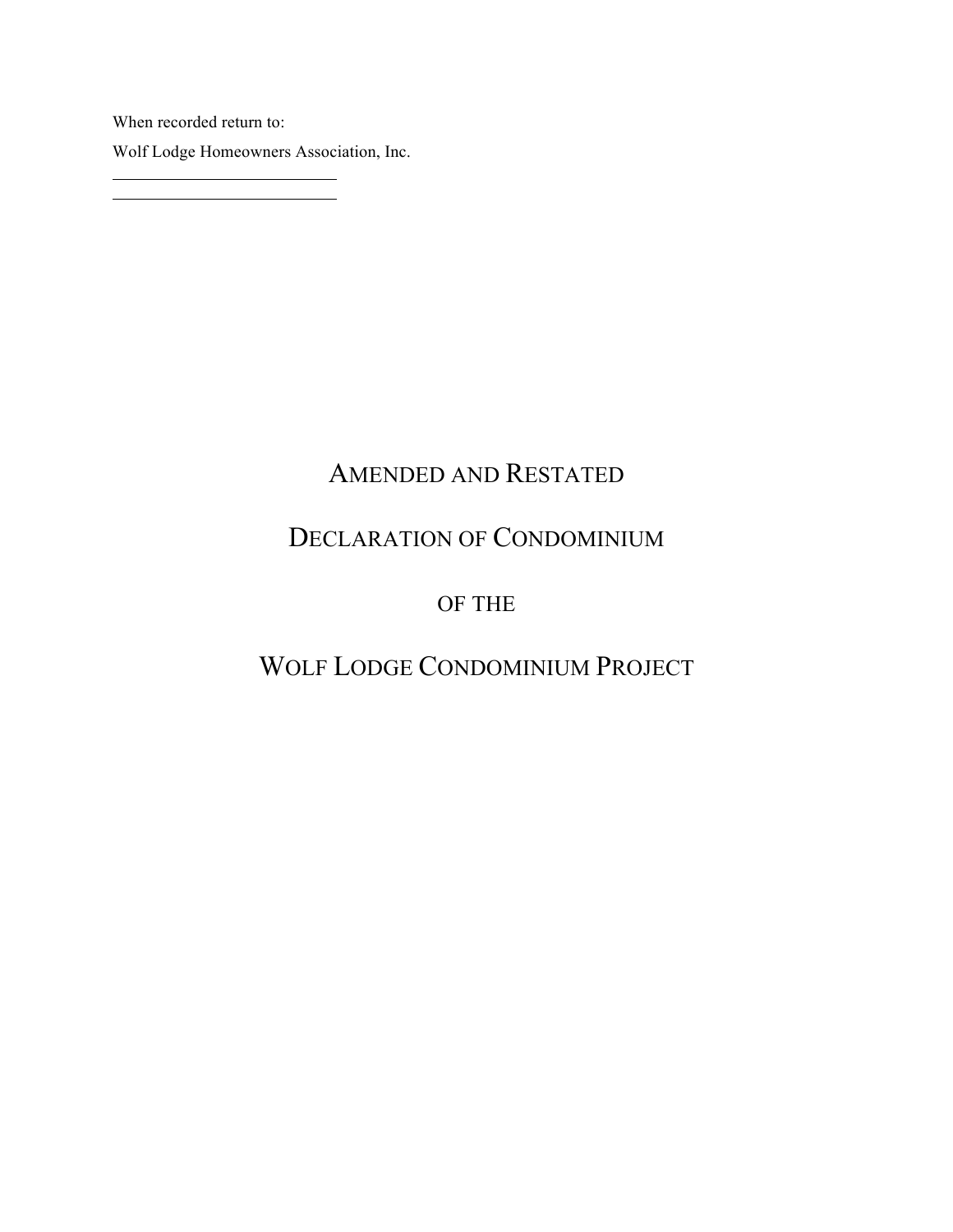When recorded return to:

Wolf Lodge Homeowners Association, Inc.

\_\_\_\_\_\_\_\_\_\_\_\_\_\_\_\_\_\_\_\_\_\_\_\_\_\_\_\_

\_\_\_\_\_\_\_\_\_\_\_\_\_\_\_\_\_\_\_\_\_\_\_\_\_\_\_\_

# AMENDED AND RESTATED

# DECLARATION OF CONDOMINIUM

# OF THE

# WOLF LODGE CONDOMINIUM PROJECT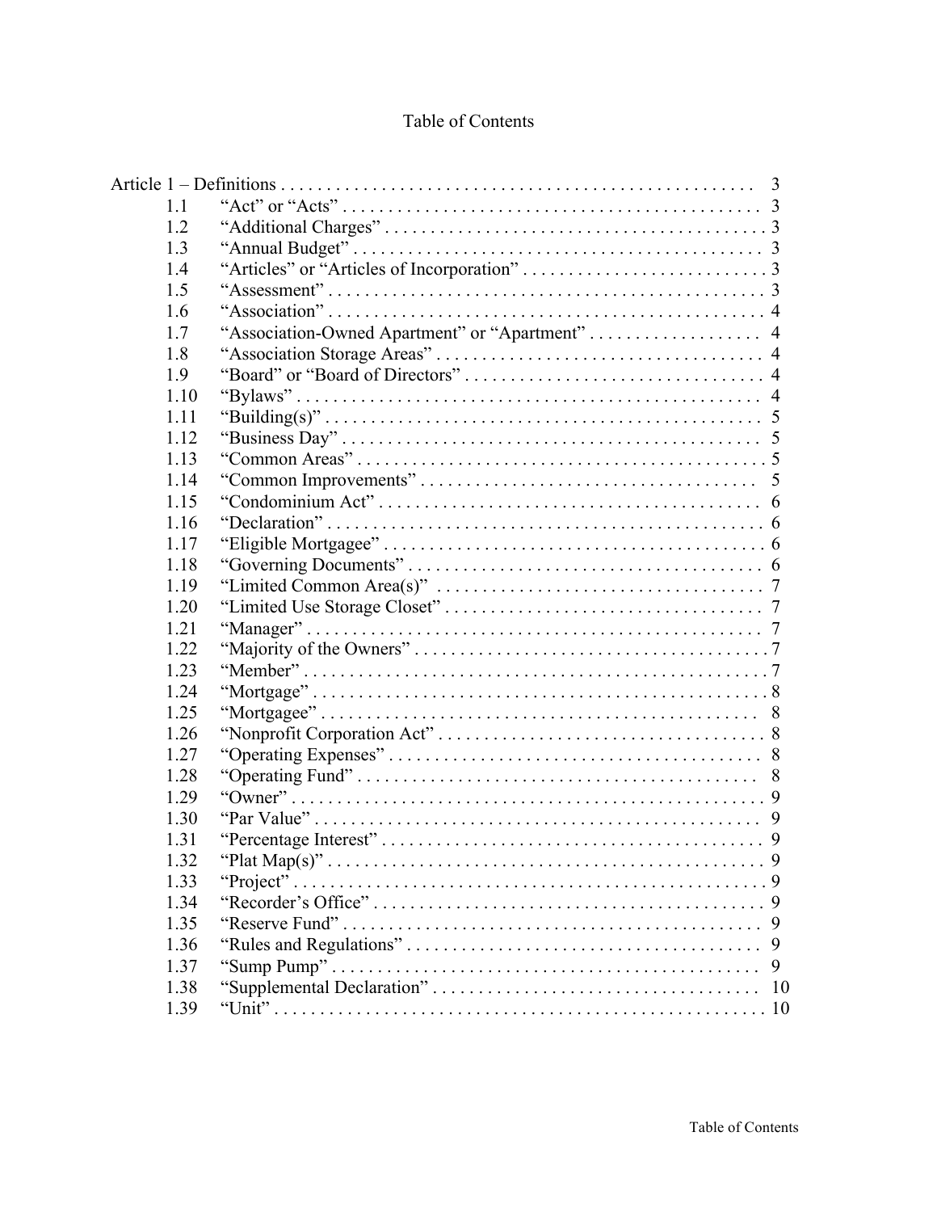# Table of Contents

| | | |
|---|---|---|
| Article 1 – Definitions | | 3 |
| 1.1 | "Act" or "Acts" | 3 |
| 1.2 | "Additional Charges" | 3 |
| 1.3 | "Annual Budget" | 3 |
| 1.4 | "Articles" or "Articles of Incorporation" | 3 |
| 1.5 | "Assessment" | 3 |
| 1.6 | "Association" | 4 |
| 1.7 | "Association-Owned Apartment" or "Apartment" | 4 |
| 1.8 | "Association Storage Areas" | 4 |
| 1.9 | "Board" or "Board of Directors" | 4 |
| 1.10 | "Bylaws" | 4 |
| 1.11 | "Building(s)" | 5 |
| 1.12 | "Business Day" | 5 |
| 1.13 | "Common Areas" | 5 |
| 1.14 | "Common Improvements" | 5 |
| 1.15 | "Condominium Act" | 6 |
| 1.16 | "Declaration" | 6 |
| 1.17 | "Eligible Mortgagee" | 6 |
| 1.18 | "Governing Documents" | 6 |
| 1.19 | "Limited Common Area(s)" | 7 |
| 1.20 | "Limited Use Storage Closet" | 7 |
| 1.21 | "Manager" | 7 |
| 1.22 | "Majority of the Owners" | 7 |
| 1.23 | "Member" | 7 |
| 1.24 | "Mortgage" | 8 |
| 1.25 | "Mortgagee" | 8 |
| 1.26 | "Nonprofit Corporation Act" | 8 |
| 1.27 | "Operating Expenses" | 8 |
| 1.28 | "Operating Fund" | 8 |
| 1.29 | "Owner" | 9 |
| 1.30 | "Par Value" | 9 |
| 1.31 | "Percentage Interest" | 9 |
| 1.32 | "Plat Map(s)" | 9 |
| 1.33 | "Project" | 9 |
| 1.34 | "Recorder's Office" | 9 |
| 1.35 | "Reserve Fund" | 9 |
| 1.36 | "Rules and Regulations" | 9 |
| 1.37 | "Sump Pump" | 9 |
| 1.38 | "Supplemental Declaration" | 10 |
| 1.39 | "Unit" | 10 |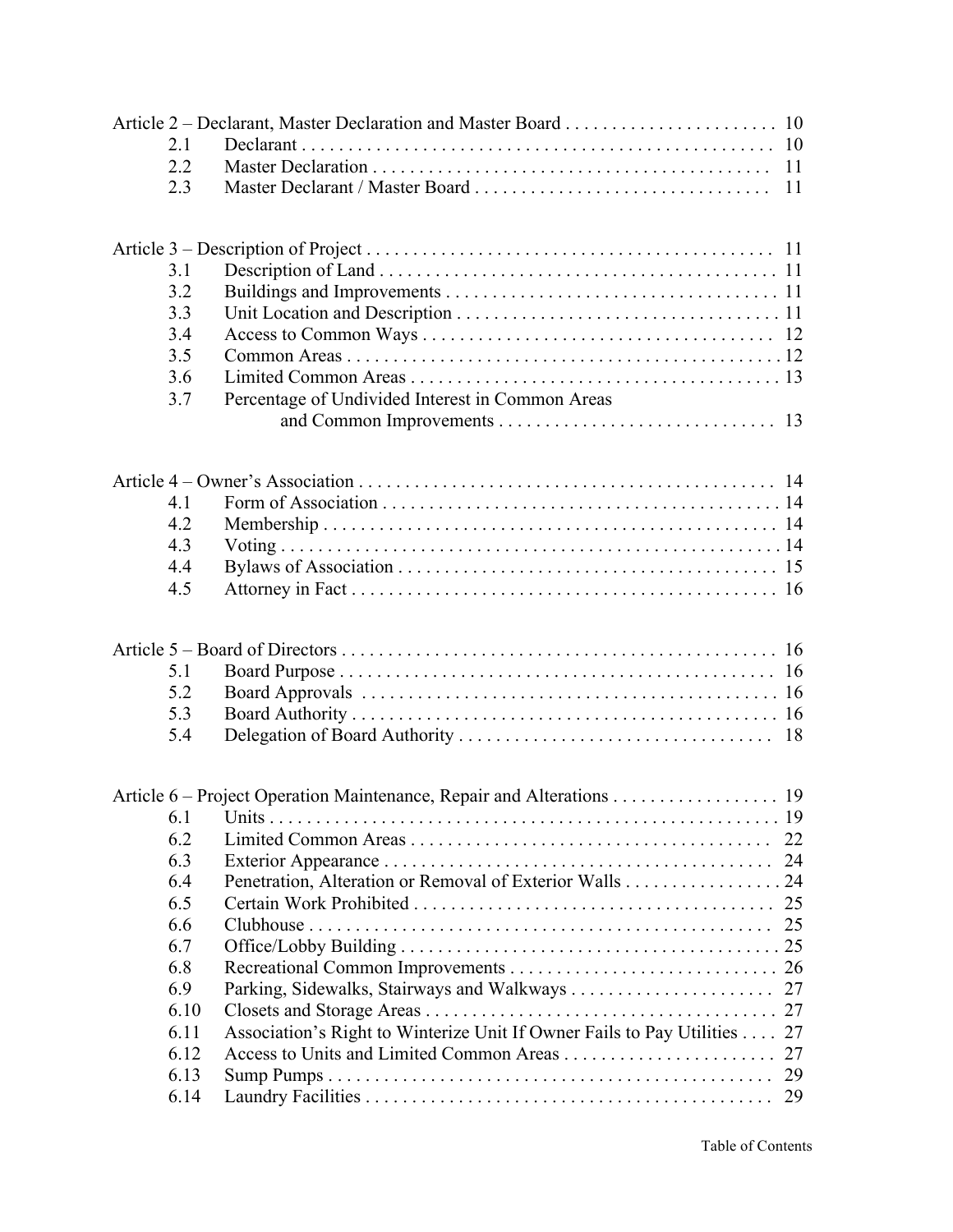| | | |
|---|---|---|
| Article 2 – Declarant, Master Declaration and Master Board | | 10 |
| 2.1 | Declarant | 10 |
| 2.2 | Master Declaration | 11 |
| 2.3 | Master Declarant / Master Board | 11 |
| Article 3 – Description of Project | | 11 |
| 3.1 | Description of Land | 11 |
| 3.2 | Buildings and Improvements | 11 |
| 3.3 | Unit Location and Description | 11 |
| 3.4 | Access to Common Ways | 12 |
| 3.5 | Common Areas | 12 |
| 3.6 | Limited Common Areas | 13 |
| 3.7 | Percentage of Undivided Interest in Common Areas and Common Improvements | 13 |
| Article 4 – Owner's Association | | 14 |
| 4.1 | Form of Association | 14 |
| 4.2 | Membership | 14 |
| 4.3 | Voting | 14 |
| 4.4 | Bylaws of Association | 15 |
| 4.5 | Attorney in Fact | 16 |
| Article 5 – Board of Directors | | 16 |
| 5.1 | Board Purpose | 16 |
| 5.2 | Board Approvals | 16 |
| 5.3 | Board Authority | 16 |
| 5.4 | Delegation of Board Authority | 18 |
| Article 6 – Project Operation Maintenance, Repair and Alterations | | 19 |
| 6.1 | Units | 19 |
| 6.2 | Limited Common Areas | 22 |
| 6.3 | Exterior Appearance | 24 |
| 6.4 | Penetration, Alteration or Removal of Exterior Walls | 24 |
| 6.5 | Certain Work Prohibited | 25 |
| 6.6 | Clubhouse | 25 |
| 6.7 | Office/Lobby Building | 25 |
| 6.8 | Recreational Common Improvements | 26 |
| 6.9 | Parking, Sidewalks, Stairways and Walkways | 27 |
| 6.10 | Closets and Storage Areas | 27 |
| 6.11 | Association's Right to Winterize Unit If Owner Fails to Pay Utilities | 27 |
| 6.12 | Access to Units and Limited Common Areas | 27 |
| 6.13 | Sump Pumps | 29 |
| 6.14 | Laundry Facilities | 29 |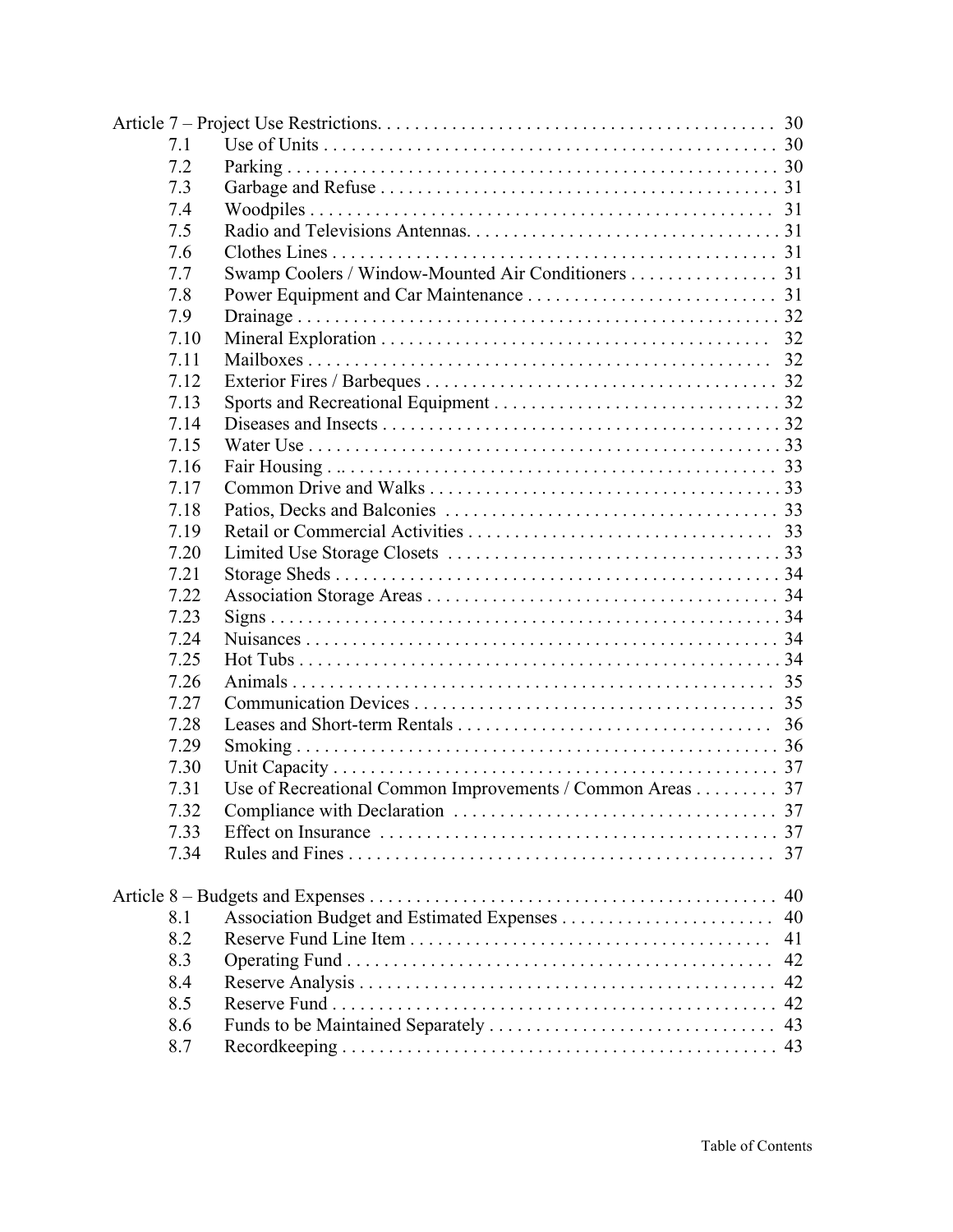| | | |
|---|---|---|
| Article 7 – Project Use Restrictions. | | 30 |
| 7.1 | Use of Units | 30 |
| 7.2 | Parking | 30 |
| 7.3 | Garbage and Refuse | 31 |
| 7.4 | Woodpiles | 31 |
| 7.5 | Radio and Televisions Antennas. | 31 |
| 7.6 | Clothes Lines | 31 |
| 7.7 | Swamp Coolers / Window-Mounted Air Conditioners | 31 |
| 7.8 | Power Equipment and Car Maintenance | 31 |
| 7.9 | Drainage | 32 |
| 7.10 | Mineral Exploration | 32 |
| 7.11 | Mailboxes | 32 |
| 7.12 | Exterior Fires / Barbeques | 32 |
| 7.13 | Sports and Recreational Equipment | 32 |
| 7.14 | Diseases and Insects | 32 |
| 7.15 | Water Use | 33 |
| 7.16 | Fair Housing | 33 |
| 7.17 | Common Drive and Walks | 33 |
| 7.18 | Patios, Decks and Balconies | 33 |
| 7.19 | Retail or Commercial Activities | 33 |
| 7.20 | Limited Use Storage Closets | 33 |
| 7.21 | Storage Sheds | 34 |
| 7.22 | Association Storage Areas | 34 |
| 7.23 | Signs | 34 |
| 7.24 | Nuisances | 34 |
| 7.25 | Hot Tubs | 34 |
| 7.26 | Animals | 35 |
| 7.27 | Communication Devices | 35 |
| 7.28 | Leases and Short-term Rentals | 36 |
| 7.29 | Smoking | 36 |
| 7.30 | Unit Capacity | 37 |
| 7.31 | Use of Recreational Common Improvements / Common Areas | 37 |
| 7.32 | Compliance with Declaration | 37 |
| 7.33 | Effect on Insurance | 37 |
| 7.34 | Rules and Fines | 37 |
| Article 8 – Budgets and Expenses | | 40 |
| 8.1 | Association Budget and Estimated Expenses | 40 |
| 8.2 | Reserve Fund Line Item | 41 |
| 8.3 | Operating Fund | 42 |
| 8.4 | Reserve Analysis | 42 |
| 8.5 | Reserve Fund | 42 |
| 8.6 | Funds to be Maintained Separately | 43 |
| 8.7 | Recordkeeping | 43 |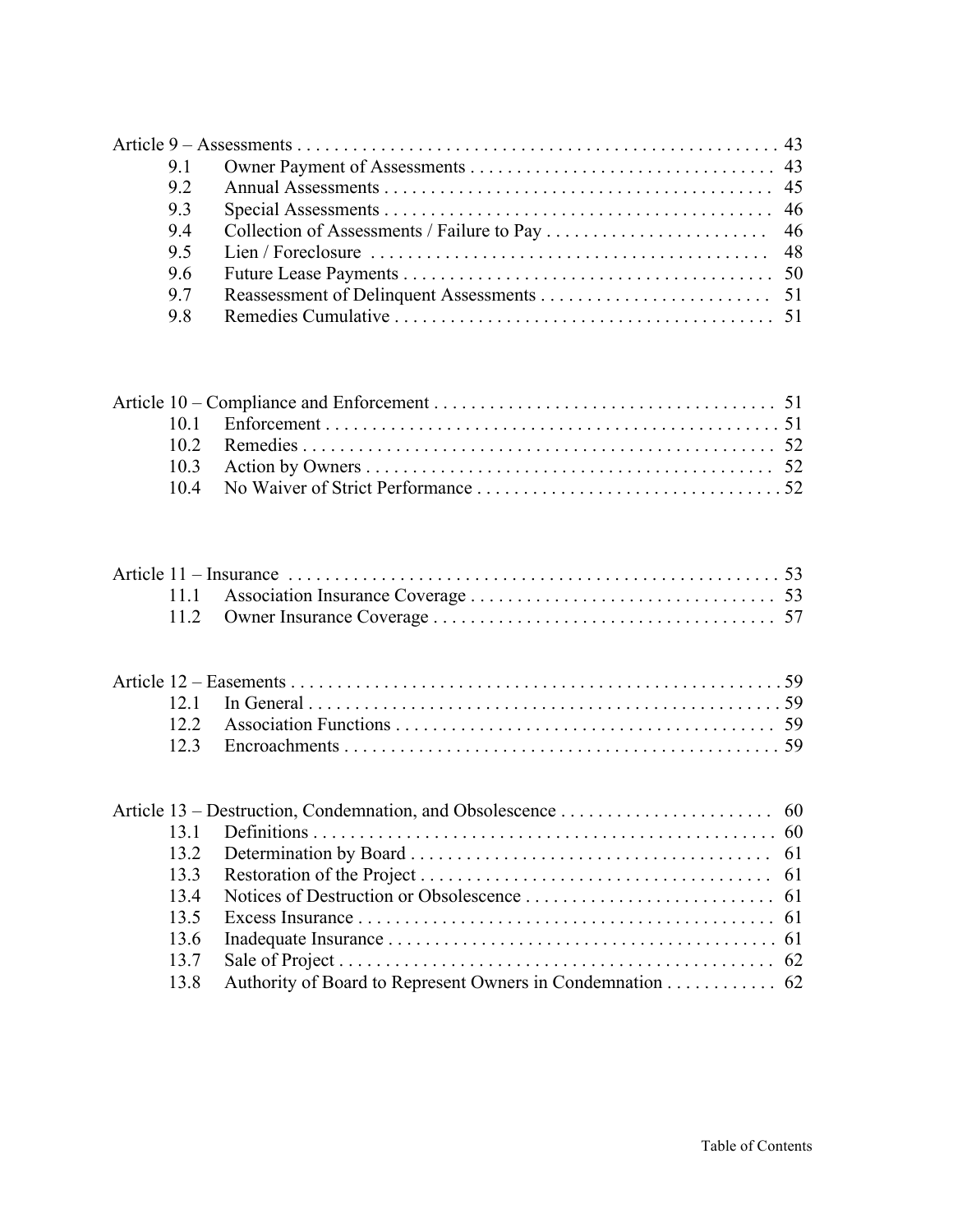Article 9 – Assessments . . . . . . . . . . . . . . . . . . . . . . . . . . . . . . . . . . . . . . . . . . . . . . . . . . . . 43

- 9.1 Owner Payment of Assessments . . . . . . . . . . . . . . . . . . . . . . . . . . . . . . . . 43
- 9.2 Annual Assessments . . . . . . . . . . . . . . . . . . . . . . . . . . . . . . . . . . . . . . . . . 45
- 9.3 Special Assessments . . . . . . . . . . . . . . . . . . . . . . . . . . . . . . . . . . . . . . . . . 46
- 9.4 Collection of Assessments / Failure to Pay . . . . . . . . . . . . . . . . . . . . . . . . 46
- 9.5 Lien / Foreclosure . . . . . . . . . . . . . . . . . . . . . . . . . . . . . . . . . . . . . . . . . . . 48
- 9.6 Future Lease Payments . . . . . . . . . . . . . . . . . . . . . . . . . . . . . . . . . . . . . . . . 50
- 9.7 Reassessment of Delinquent Assessments . . . . . . . . . . . . . . . . . . . . . . . . . 51
- 9.8 Remedies Cumulative . . . . . . . . . . . . . . . . . . . . . . . . . . . . . . . . . . . . . . . . . 51

Article 10 – Compliance and Enforcement . . . . . . . . . . . . . . . . . . . . . . . . . . . . . . . . . . . . . 51

- 10.1 Enforcement . . . . . . . . . . . . . . . . . . . . . . . . . . . . . . . . . . . . . . . . . . . . . . . . . 51
- 10.2 Remedies . . . . . . . . . . . . . . . . . . . . . . . . . . . . . . . . . . . . . . . . . . . . . . . . . . . 52
- 10.3 Action by Owners . . . . . . . . . . . . . . . . . . . . . . . . . . . . . . . . . . . . . . . . . . . . 52
- 10.4 No Waiver of Strict Performance . . . . . . . . . . . . . . . . . . . . . . . . . . . . . . . . 52

Article 11 – Insurance . . . . . . . . . . . . . . . . . . . . . . . . . . . . . . . . . . . . . . . . . . . . . . . . . . . . . 53

- 11.1 Association Insurance Coverage . . . . . . . . . . . . . . . . . . . . . . . . . . . . . . . . . 53
- 11.2 Owner Insurance Coverage . . . . . . . . . . . . . . . . . . . . . . . . . . . . . . . . . . . . . 57

Article 12 – Easements . . . . . . . . . . . . . . . . . . . . . . . . . . . . . . . . . . . . . . . . . . . . . . . . . . . . 59

- 12.1 In General . . . . . . . . . . . . . . . . . . . . . . . . . . . . . . . . . . . . . . . . . . . . . . . . . . 59
- 12.2 Association Functions . . . . . . . . . . . . . . . . . . . . . . . . . . . . . . . . . . . . . . . . . 59
- 12.3 Encroachments . . . . . . . . . . . . . . . . . . . . . . . . . . . . . . . . . . . . . . . . . . . . . . 59

Article 13 – Destruction, Condemnation, and Obsolescence . . . . . . . . . . . . . . . . . . . . . . . 60

- 13.1 Definitions . . . . . . . . . . . . . . . . . . . . . . . . . . . . . . . . . . . . . . . . . . . . . . . . . . 60
- 13.2 Determination by Board . . . . . . . . . . . . . . . . . . . . . . . . . . . . . . . . . . . . . . . 61
- 13.3 Restoration of the Project . . . . . . . . . . . . . . . . . . . . . . . . . . . . . . . . . . . . . . 61
- 13.4 Notices of Destruction or Obsolescence . . . . . . . . . . . . . . . . . . . . . . . . . . . 61
- 13.5 Excess Insurance . . . . . . . . . . . . . . . . . . . . . . . . . . . . . . . . . . . . . . . . . . . . . 61
- 13.6 Inadequate Insurance . . . . . . . . . . . . . . . . . . . . . . . . . . . . . . . . . . . . . . . . . . 61
- 13.7 Sale of Project . . . . . . . . . . . . . . . . . . . . . . . . . . . . . . . . . . . . . . . . . . . . . . . 62
- 13.8 Authority of Board to Represent Owners in Condemnation . . . . . . . . . . . . 62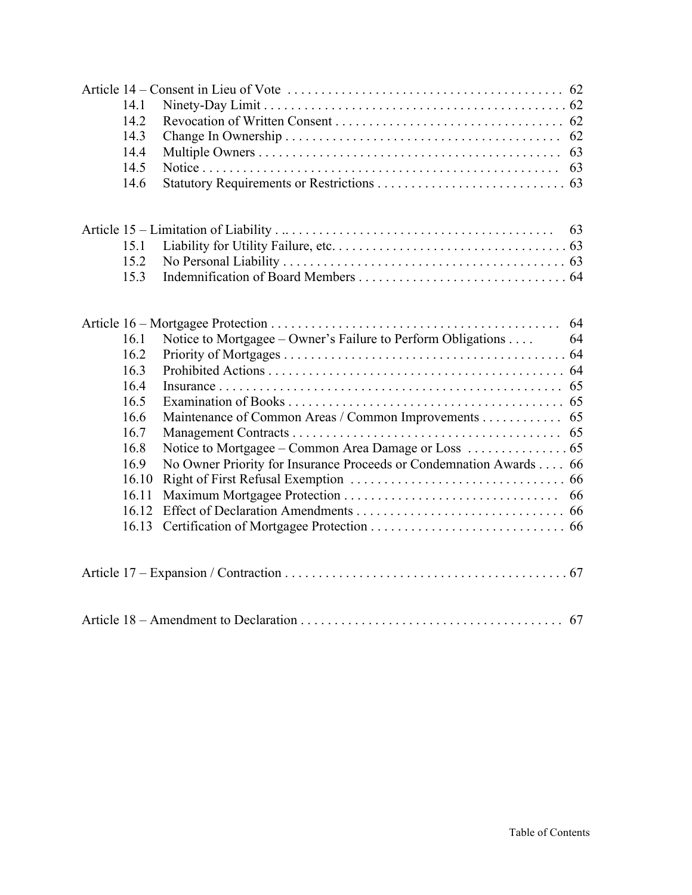Article 14 – Consent in Lieu of Vote . . . . . . . . . . . . . . . . . . . . . . . . . . . . . . . . . . . . . . . . . 62

- 14.1 Ninety-Day Limit . . . . . . . . . . . . . . . . . . . . . . . . . . . . . . . . . . . . . . . . . . . . . 62
- 14.2 Revocation of Written Consent . . . . . . . . . . . . . . . . . . . . . . . . . . . . . . . . . 62
- 14.3 Change In Ownership . . . . . . . . . . . . . . . . . . . . . . . . . . . . . . . . . . . . . . . . 62
- 14.4 Multiple Owners . . . . . . . . . . . . . . . . . . . . . . . . . . . . . . . . . . . . . . . . . . . . 63
- 14.5 Notice . . . . . . . . . . . . . . . . . . . . . . . . . . . . . . . . . . . . . . . . . . . . . . . . . . . . 63
- 14.6 Statutory Requirements or Restrictions . . . . . . . . . . . . . . . . . . . . . . . . . . . 63

Article 15 – Limitation of Liability . .. . . . . . . . . . . . . . . . . . . . . . . . . . . . . . . . . . . . . . . 63

- 15.1 Liability for Utility Failure, etc. . . . . . . . . . . . . . . . . . . . . . . . . . . . . . . . . . . 63
- 15.2 No Personal Liability . . . . . . . . . . . . . . . . . . . . . . . . . . . . . . . . . . . . . . . . . . 63
- 15.3 Indemnification of Board Members . . . . . . . . . . . . . . . . . . . . . . . . . . . . . . . 64

Article 16 – Mortgagee Protection . . . . . . . . . . . . . . . . . . . . . . . . . . . . . . . . . . . . . . . . . . . 64

- 16.1 Notice to Mortgagee – Owner's Failure to Perform Obligations . . . . 64
- 16.2 Priority of Mortgages . . . . . . . . . . . . . . . . . . . . . . . . . . . . . . . . . . . . . . . . . . 64
- 16.3 Prohibited Actions . . . . . . . . . . . . . . . . . . . . . . . . . . . . . . . . . . . . . . . . . . . . 64
- 16.4 Insurance . . . . . . . . . . . . . . . . . . . . . . . . . . . . . . . . . . . . . . . . . . . . . . . . . . . 65
- 16.5 Examination of Books . . . . . . . . . . . . . . . . . . . . . . . . . . . . . . . . . . . . . . . . . 65
- 16.6 Maintenance of Common Areas / Common Improvements . . . . . . . . . . . . 65
- 16.7 Management Contracts . . . . . . . . . . . . . . . . . . . . . . . . . . . . . . . . . . . . . . . . 65
- 16.8 Notice to Mortgagee – Common Area Damage or Loss . . . . . . . . . . . . . . . 65
- 16.9 No Owner Priority for Insurance Proceeds or Condemnation Awards . . . . 66
- 16.10 Right of First Refusal Exemption . . . . . . . . . . . . . . . . . . . . . . . . . . . . . . . . 66
- 16.11 Maximum Mortgagee Protection . . . . . . . . . . . . . . . . . . . . . . . . . . . . . . . . 66
- 16.12 Effect of Declaration Amendments . . . . . . . . . . . . . . . . . . . . . . . . . . . . . . . 66
- 16.13 Certification of Mortgagee Protection . . . . . . . . . . . . . . . . . . . . . . . . . . . . 66

Article 17 – Expansion / Contraction . . . . . . . . . . . . . . . . . . . . . . . . . . . . . . . . . . . . . . . . . . 67

Article 18 – Amendment to Declaration . . . . . . . . . . . . . . . . . . . . . . . . . . . . . . . . . . . . . . . 67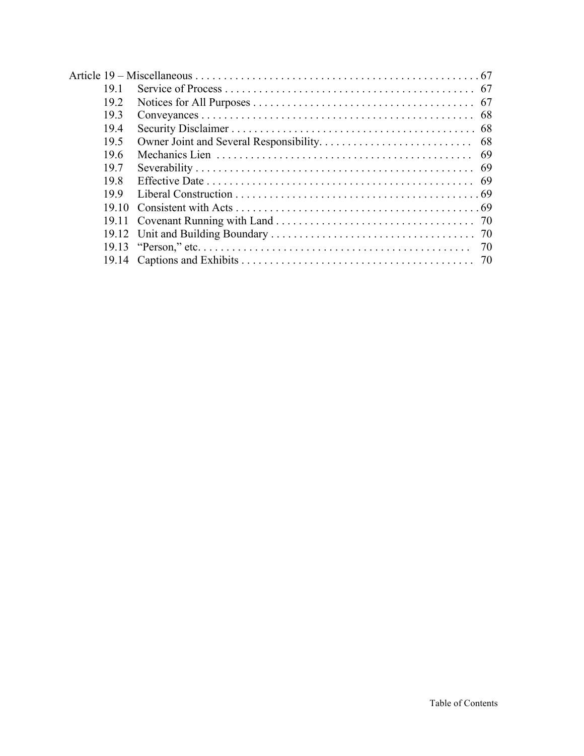Article 19 – Miscellaneous . . . . . . . . . . . . . . . . . . . . . . . . . . . . . . . . . . . . . . . . . . . . . . . . . . 67

| | | |
|---|---|---|
| 19.1 | Service of Process | 67 |
| 19.2 | Notices for All Purposes | 67 |
| 19.3 | Conveyances | 68 |
| 19.4 | Security Disclaimer | 68 |
| 19.5 | Owner Joint and Several Responsibility | 68 |
| 19.6 | Mechanics Lien | 69 |
| 19.7 | Severability | 69 |
| 19.8 | Effective Date | 69 |
| 19.9 | Liberal Construction | 69 |
| 19.10 | Consistent with Acts | 69 |
| 19.11 | Covenant Running with Land | 70 |
| 19.12 | Unit and Building Boundary | 70 |
| 19.13 | "Person," etc. | 70 |
| 19.14 | Captions and Exhibits | 70 |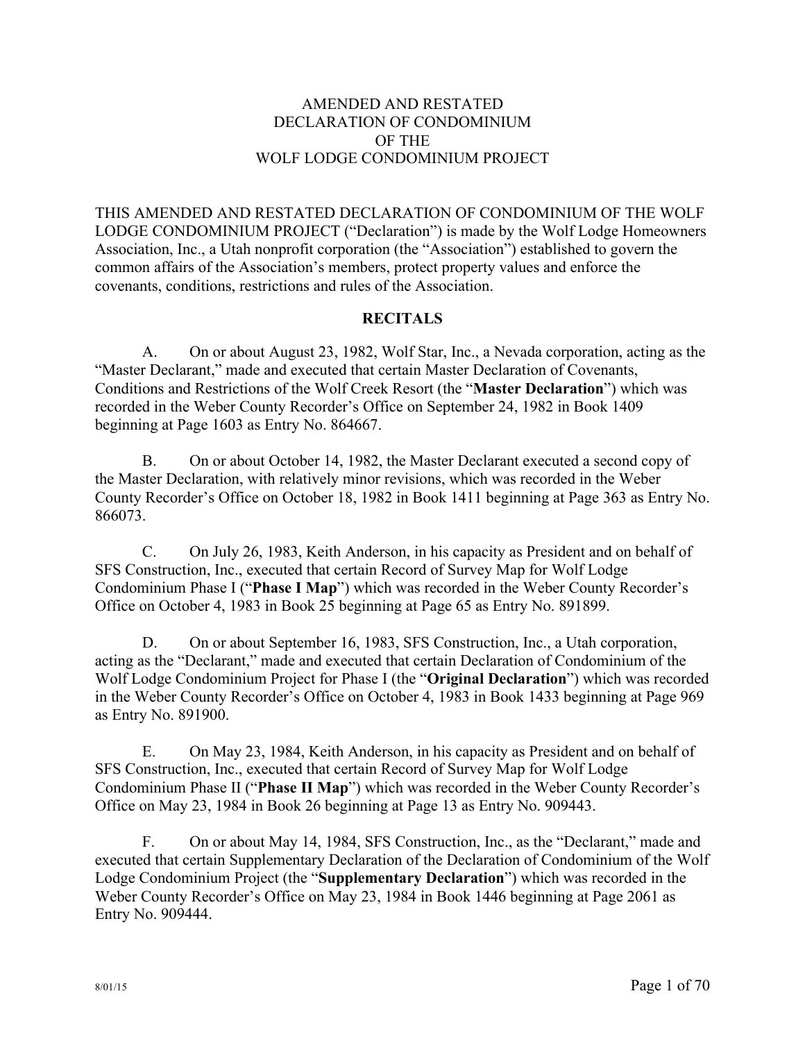# AMENDED AND RESTATED DECLARATION OF CONDOMINIUM OF THE WOLF LODGE CONDOMINIUM PROJECT

THIS AMENDED AND RESTATED DECLARATION OF CONDOMINIUM OF THE WOLF LODGE CONDOMINIUM PROJECT ("Declaration") is made by the Wolf Lodge Homeowners Association, Inc., a Utah nonprofit corporation (the "Association") established to govern the common affairs of the Association's members, protect property values and enforce the covenants, conditions, restrictions and rules of the Association.

## RECITALS

A. On or about August 23, 1982, Wolf Star, Inc., a Nevada corporation, acting as the "Master Declarant," made and executed that certain Master Declaration of Covenants, Conditions and Restrictions of the Wolf Creek Resort (the "**Master Declaration**") which was recorded in the Weber County Recorder's Office on September 24, 1982 in Book 1409 beginning at Page 1603 as Entry No. 864667.

B. On or about October 14, 1982, the Master Declarant executed a second copy of the Master Declaration, with relatively minor revisions, which was recorded in the Weber County Recorder's Office on October 18, 1982 in Book 1411 beginning at Page 363 as Entry No. 866073.

C. On July 26, 1983, Keith Anderson, in his capacity as President and on behalf of SFS Construction, Inc., executed that certain Record of Survey Map for Wolf Lodge Condominium Phase I ("**Phase I Map**") which was recorded in the Weber County Recorder's Office on October 4, 1983 in Book 25 beginning at Page 65 as Entry No. 891899.

D. On or about September 16, 1983, SFS Construction, Inc., a Utah corporation, acting as the "Declarant," made and executed that certain Declaration of Condominium of the Wolf Lodge Condominium Project for Phase I (the "**Original Declaration**") which was recorded in the Weber County Recorder's Office on October 4, 1983 in Book 1433 beginning at Page 969 as Entry No. 891900.

E. On May 23, 1984, Keith Anderson, in his capacity as President and on behalf of SFS Construction, Inc., executed that certain Record of Survey Map for Wolf Lodge Condominium Phase II ("**Phase II Map**") which was recorded in the Weber County Recorder's Office on May 23, 1984 in Book 26 beginning at Page 13 as Entry No. 909443.

F. On or about May 14, 1984, SFS Construction, Inc., as the "Declarant," made and executed that certain Supplementary Declaration of the Declaration of Condominium of the Wolf Lodge Condominium Project (the "**Supplementary Declaration**") which was recorded in the Weber County Recorder's Office on May 23, 1984 in Book 1446 beginning at Page 2061 as Entry No. 909444.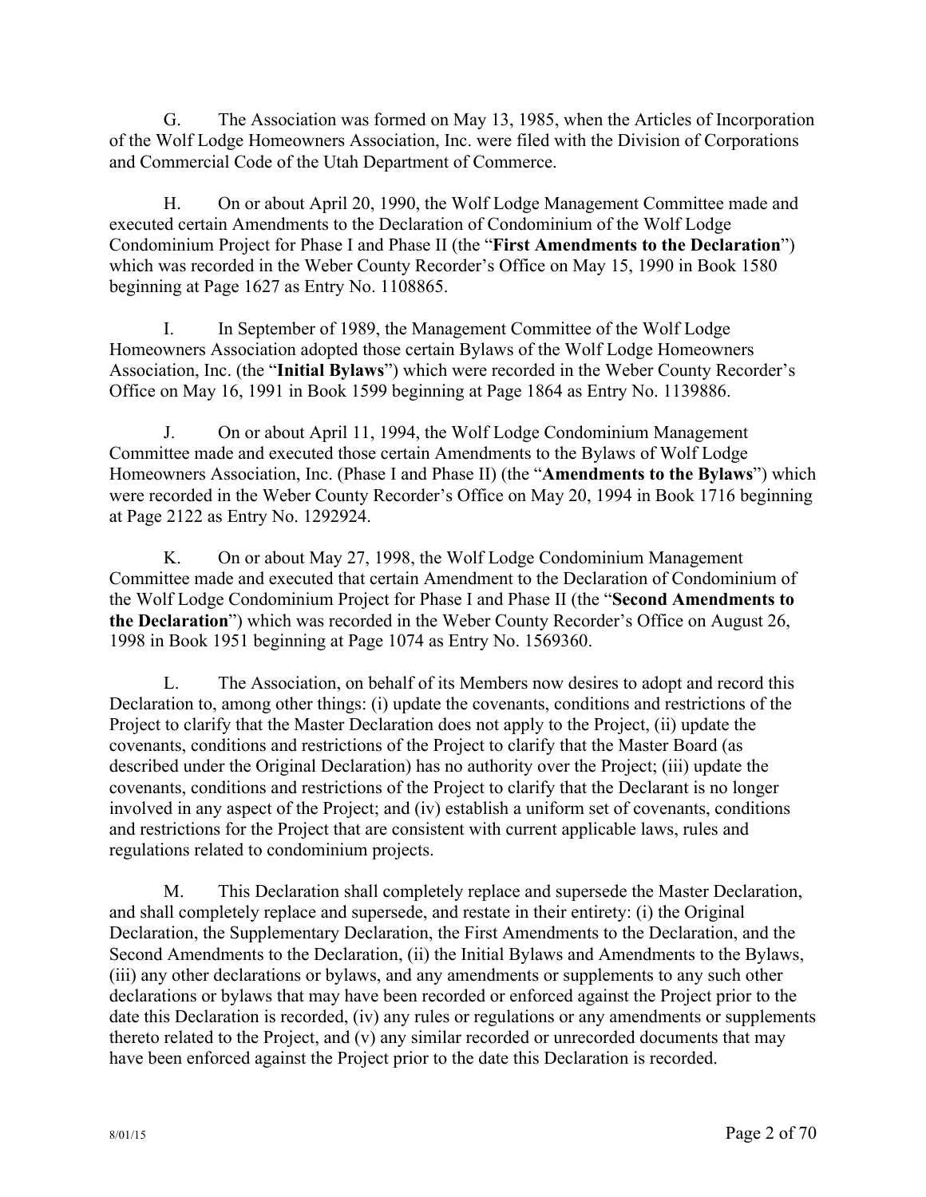G. The Association was formed on May 13, 1985, when the Articles of Incorporation of the Wolf Lodge Homeowners Association, Inc. were filed with the Division of Corporations and Commercial Code of the Utah Department of Commerce.

H. On or about April 20, 1990, the Wolf Lodge Management Committee made and executed certain Amendments to the Declaration of Condominium of the Wolf Lodge Condominium Project for Phase I and Phase II (the "**First Amendments to the Declaration**") which was recorded in the Weber County Recorder's Office on May 15, 1990 in Book 1580 beginning at Page 1627 as Entry No. 1108865.

I. In September of 1989, the Management Committee of the Wolf Lodge Homeowners Association adopted those certain Bylaws of the Wolf Lodge Homeowners Association, Inc. (the "**Initial Bylaws**") which were recorded in the Weber County Recorder's Office on May 16, 1991 in Book 1599 beginning at Page 1864 as Entry No. 1139886.

J. On or about April 11, 1994, the Wolf Lodge Condominium Management Committee made and executed those certain Amendments to the Bylaws of Wolf Lodge Homeowners Association, Inc. (Phase I and Phase II) (the "**Amendments to the Bylaws**") which were recorded in the Weber County Recorder's Office on May 20, 1994 in Book 1716 beginning at Page 2122 as Entry No. 1292924.

K. On or about May 27, 1998, the Wolf Lodge Condominium Management Committee made and executed that certain Amendment to the Declaration of Condominium of the Wolf Lodge Condominium Project for Phase I and Phase II (the "**Second Amendments to the Declaration**") which was recorded in the Weber County Recorder's Office on August 26, 1998 in Book 1951 beginning at Page 1074 as Entry No. 1569360.

L. The Association, on behalf of its Members now desires to adopt and record this Declaration to, among other things: (i) update the covenants, conditions and restrictions of the Project to clarify that the Master Declaration does not apply to the Project, (ii) update the covenants, conditions and restrictions of the Project to clarify that the Master Board (as described under the Original Declaration) has no authority over the Project; (iii) update the covenants, conditions and restrictions of the Project to clarify that the Declarant is no longer involved in any aspect of the Project; and (iv) establish a uniform set of covenants, conditions and restrictions for the Project that are consistent with current applicable laws, rules and regulations related to condominium projects.

M. This Declaration shall completely replace and supersede the Master Declaration, and shall completely replace and supersede, and restate in their entirety: (i) the Original Declaration, the Supplementary Declaration, the First Amendments to the Declaration, and the Second Amendments to the Declaration, (ii) the Initial Bylaws and Amendments to the Bylaws, (iii) any other declarations or bylaws, and any amendments or supplements to any such other declarations or bylaws that may have been recorded or enforced against the Project prior to the date this Declaration is recorded, (iv) any rules or regulations or any amendments or supplements thereto related to the Project, and (v) any similar recorded or unrecorded documents that may have been enforced against the Project prior to the date this Declaration is recorded.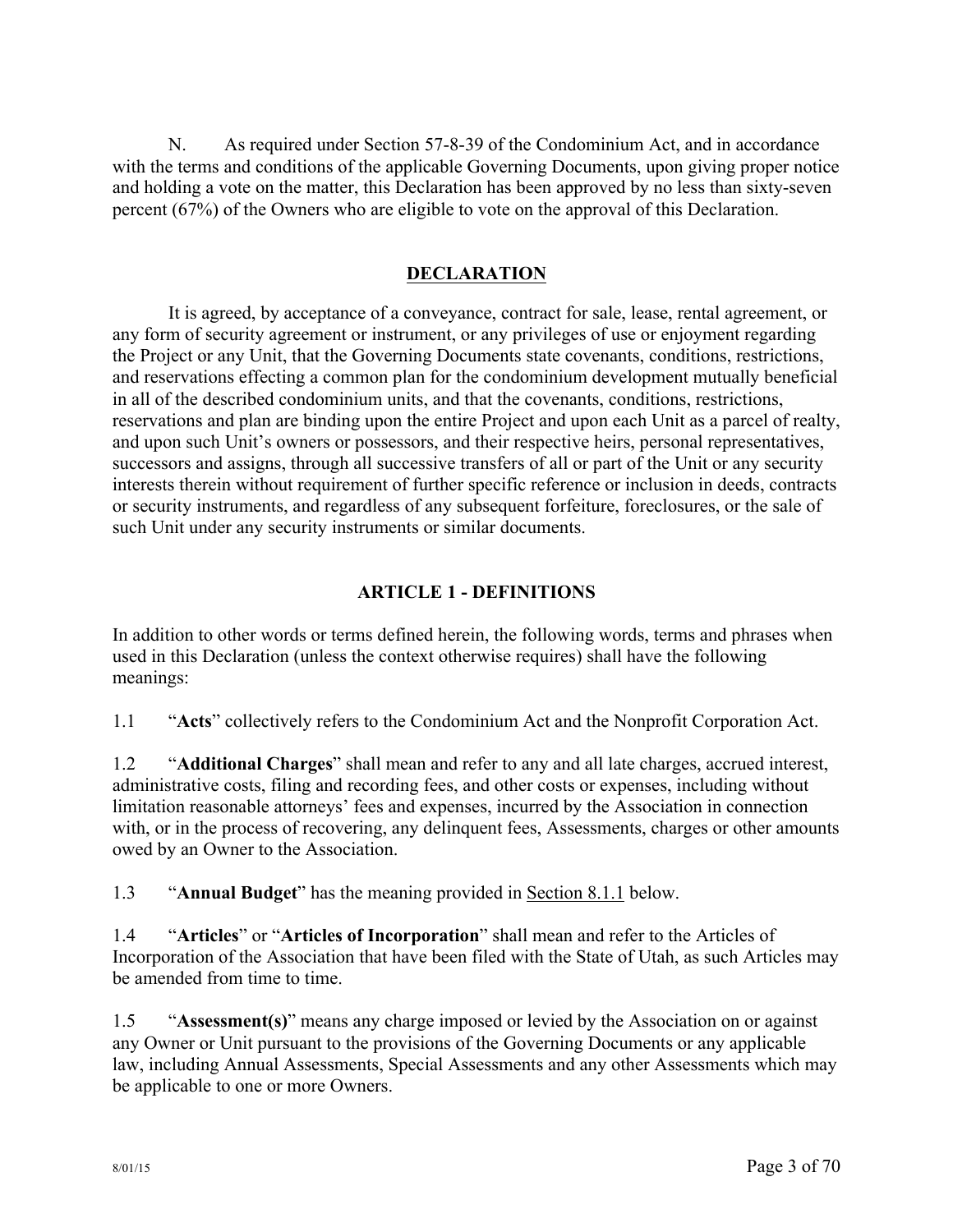N. As required under Section 57-8-39 of the Condominium Act, and in accordance with the terms and conditions of the applicable Governing Documents, upon giving proper notice and holding a vote on the matter, this Declaration has been approved by no less than sixty-seven percent (67%) of the Owners who are eligible to vote on the approval of this Declaration.

## DECLARATION

It is agreed, by acceptance of a conveyance, contract for sale, lease, rental agreement, or any form of security agreement or instrument, or any privileges of use or enjoyment regarding the Project or any Unit, that the Governing Documents state covenants, conditions, restrictions, and reservations effecting a common plan for the condominium development mutually beneficial in all of the described condominium units, and that the covenants, conditions, restrictions, reservations and plan are binding upon the entire Project and upon each Unit as a parcel of realty, and upon such Unit's owners or possessors, and their respective heirs, personal representatives, successors and assigns, through all successive transfers of all or part of the Unit or any security interests therein without requirement of further specific reference or inclusion in deeds, contracts or security instruments, and regardless of any subsequent forfeiture, foreclosures, or the sale of such Unit under any security instruments or similar documents.

## ARTICLE 1 - DEFINITIONS

In addition to other words or terms defined herein, the following words, terms and phrases when used in this Declaration (unless the context otherwise requires) shall have the following meanings:

1.1 "**Acts**" collectively refers to the Condominium Act and the Nonprofit Corporation Act.

1.2 "**Additional Charges**" shall mean and refer to any and all late charges, accrued interest, administrative costs, filing and recording fees, and other costs or expenses, including without limitation reasonable attorneys' fees and expenses, incurred by the Association in connection with, or in the process of recovering, any delinquent fees, Assessments, charges or other amounts owed by an Owner to the Association.

1.3 "**Annual Budget**" has the meaning provided in Section 8.1.1 below.

1.4 "**Articles**" or "**Articles of Incorporation**" shall mean and refer to the Articles of Incorporation of the Association that have been filed with the State of Utah, as such Articles may be amended from time to time.

1.5 "**Assessment(s)**" means any charge imposed or levied by the Association on or against any Owner or Unit pursuant to the provisions of the Governing Documents or any applicable law, including Annual Assessments, Special Assessments and any other Assessments which may be applicable to one or more Owners.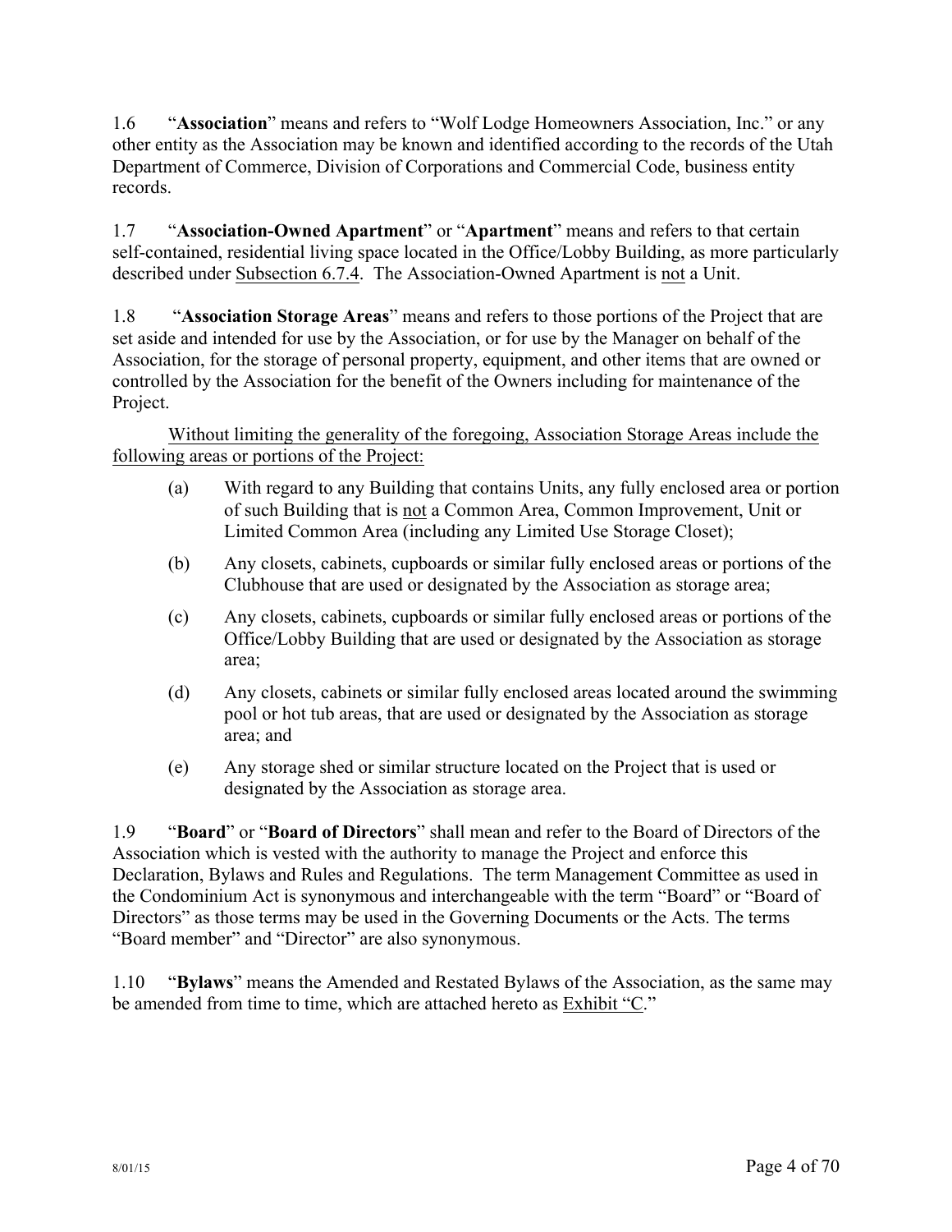1.6 "**Association**" means and refers to "Wolf Lodge Homeowners Association, Inc." or any other entity as the Association may be known and identified according to the records of the Utah Department of Commerce, Division of Corporations and Commercial Code, business entity records.

1.7 "**Association-Owned Apartment**" or "**Apartment**" means and refers to that certain self-contained, residential living space located in the Office/Lobby Building, as more particularly described under <u>Subsection 6.7.4</u>. The Association-Owned Apartment is <u>not</u> a Unit.

1.8 "**Association Storage Areas**" means and refers to those portions of the Project that are set aside and intended for use by the Association, or for use by the Manager on behalf of the Association, for the storage of personal property, equipment, and other items that are owned or controlled by the Association for the benefit of the Owners including for maintenance of the Project.

<u>Without limiting the generality of the foregoing, Association Storage Areas include the following areas or portions of the Project:</u>

(a) With regard to any Building that contains Units, any fully enclosed area or portion of such Building that is <u>not</u> a Common Area, Common Improvement, Unit or Limited Common Area (including any Limited Use Storage Closet);

(b) Any closets, cabinets, cupboards or similar fully enclosed areas or portions of the Clubhouse that are used or designated by the Association as storage area;

(c) Any closets, cabinets, cupboards or similar fully enclosed areas or portions of the Office/Lobby Building that are used or designated by the Association as storage area;

(d) Any closets, cabinets or similar fully enclosed areas located around the swimming pool or hot tub areas, that are used or designated by the Association as storage area; and

(e) Any storage shed or similar structure located on the Project that is used or designated by the Association as storage area.

1.9 "**Board**" or "**Board of Directors**" shall mean and refer to the Board of Directors of the Association which is vested with the authority to manage the Project and enforce this Declaration, Bylaws and Rules and Regulations. The term Management Committee as used in the Condominium Act is synonymous and interchangeable with the term "Board" or "Board of Directors" as those terms may be used in the Governing Documents or the Acts. The terms "Board member" and "Director" are also synonymous.

1.10 "**Bylaws**" means the Amended and Restated Bylaws of the Association, as the same may be amended from time to time, which are attached hereto as <u>Exhibit "C</u>."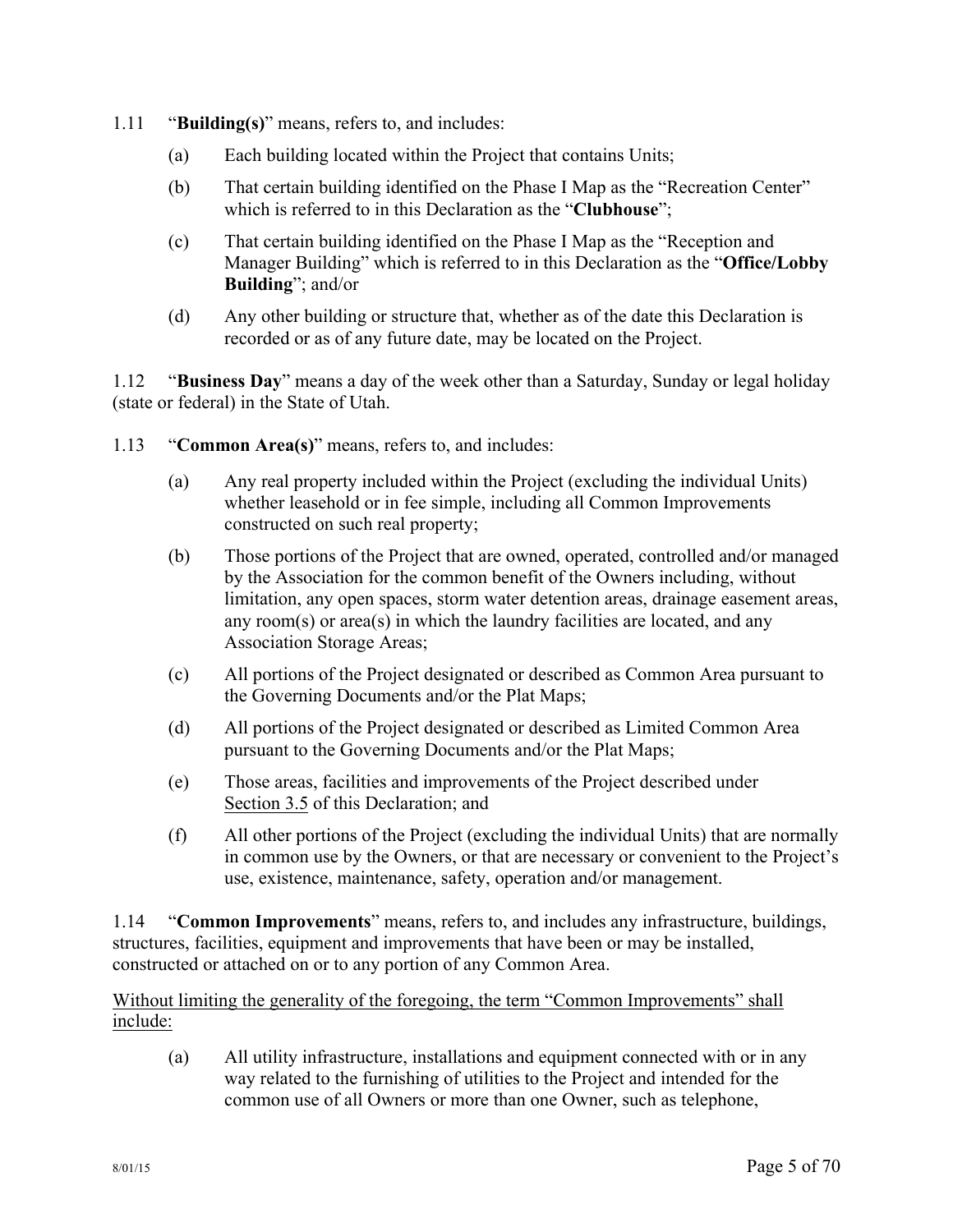1.11 "**Building(s)**" means, refers to, and includes:

(a) Each building located within the Project that contains Units;

(b) That certain building identified on the Phase I Map as the "Recreation Center" which is referred to in this Declaration as the "**Clubhouse**";

(c) That certain building identified on the Phase I Map as the "Reception and Manager Building" which is referred to in this Declaration as the "**Office/Lobby Building**"; and/or

(d) Any other building or structure that, whether as of the date this Declaration is recorded or as of any future date, may be located on the Project.

1.12 "**Business Day**" means a day of the week other than a Saturday, Sunday or legal holiday (state or federal) in the State of Utah.

1.13 "**Common Area(s)**" means, refers to, and includes:

(a) Any real property included within the Project (excluding the individual Units) whether leasehold or in fee simple, including all Common Improvements constructed on such real property;

(b) Those portions of the Project that are owned, operated, controlled and/or managed by the Association for the common benefit of the Owners including, without limitation, any open spaces, storm water detention areas, drainage easement areas, any room(s) or area(s) in which the laundry facilities are located, and any Association Storage Areas;

(c) All portions of the Project designated or described as Common Area pursuant to the Governing Documents and/or the Plat Maps;

(d) All portions of the Project designated or described as Limited Common Area pursuant to the Governing Documents and/or the Plat Maps;

(e) Those areas, facilities and improvements of the Project described under <u>Section 3.5</u> of this Declaration; and

(f) All other portions of the Project (excluding the individual Units) that are normally in common use by the Owners, or that are necessary or convenient to the Project's use, existence, maintenance, safety, operation and/or management.

1.14 "**Common Improvements**" means, refers to, and includes any infrastructure, buildings, structures, facilities, equipment and improvements that have been or may be installed, constructed or attached on or to any portion of any Common Area.

<u>Without limiting the generality of the foregoing, the term "Common Improvements" shall include:</u>

(a) All utility infrastructure, installations and equipment connected with or in any way related to the furnishing of utilities to the Project and intended for the common use of all Owners or more than one Owner, such as telephone,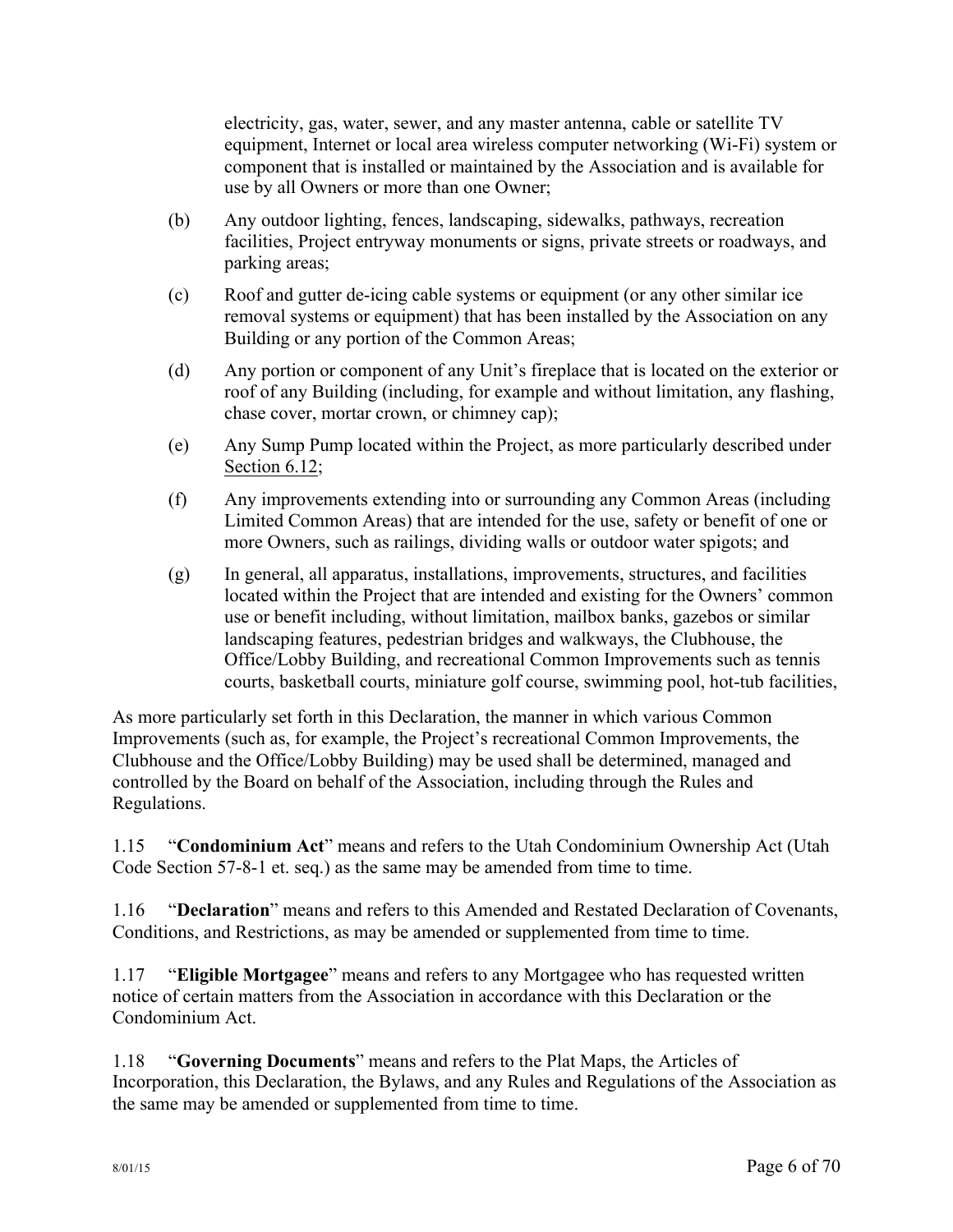electricity, gas, water, sewer, and any master antenna, cable or satellite TV equipment, Internet or local area wireless computer networking (Wi-Fi) system or component that is installed or maintained by the Association and is available for use by all Owners or more than one Owner;

(b) Any outdoor lighting, fences, landscaping, sidewalks, pathways, recreation facilities, Project entryway monuments or signs, private streets or roadways, and parking areas;

(c) Roof and gutter de-icing cable systems or equipment (or any other similar ice removal systems or equipment) that has been installed by the Association on any Building or any portion of the Common Areas;

(d) Any portion or component of any Unit's fireplace that is located on the exterior or roof of any Building (including, for example and without limitation, any flashing, chase cover, mortar crown, or chimney cap);

(e) Any Sump Pump located within the Project, as more particularly described under Section 6.12;

(f) Any improvements extending into or surrounding any Common Areas (including Limited Common Areas) that are intended for the use, safety or benefit of one or more Owners, such as railings, dividing walls or outdoor water spigots; and

(g) In general, all apparatus, installations, improvements, structures, and facilities located within the Project that are intended and existing for the Owners' common use or benefit including, without limitation, mailbox banks, gazebos or similar landscaping features, pedestrian bridges and walkways, the Clubhouse, the Office/Lobby Building, and recreational Common Improvements such as tennis courts, basketball courts, miniature golf course, swimming pool, hot-tub facilities,

As more particularly set forth in this Declaration, the manner in which various Common Improvements (such as, for example, the Project's recreational Common Improvements, the Clubhouse and the Office/Lobby Building) may be used shall be determined, managed and controlled by the Board on behalf of the Association, including through the Rules and Regulations.

1.15 "**Condominium Act**" means and refers to the Utah Condominium Ownership Act (Utah Code Section 57-8-1 et. seq.) as the same may be amended from time to time.

1.16 "**Declaration**" means and refers to this Amended and Restated Declaration of Covenants, Conditions, and Restrictions, as may be amended or supplemented from time to time.

1.17 "**Eligible Mortgagee**" means and refers to any Mortgagee who has requested written notice of certain matters from the Association in accordance with this Declaration or the Condominium Act.

1.18 "**Governing Documents**" means and refers to the Plat Maps, the Articles of Incorporation, this Declaration, the Bylaws, and any Rules and Regulations of the Association as the same may be amended or supplemented from time to time.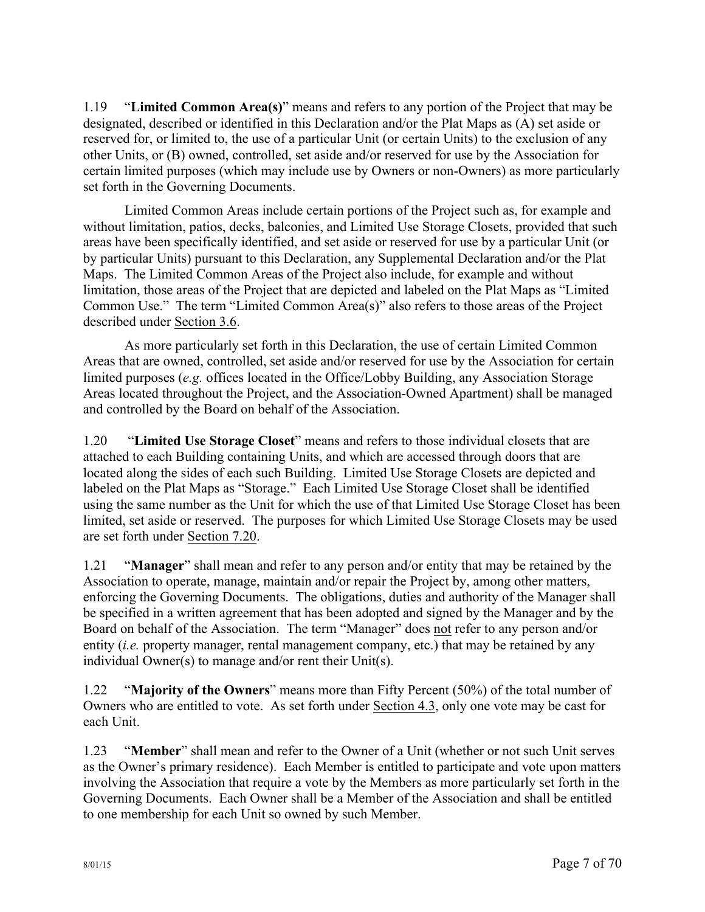1.19 "**Limited Common Area(s)**" means and refers to any portion of the Project that may be designated, described or identified in this Declaration and/or the Plat Maps as (A) set aside or reserved for, or limited to, the use of a particular Unit (or certain Units) to the exclusion of any other Units, or (B) owned, controlled, set aside and/or reserved for use by the Association for certain limited purposes (which may include use by Owners or non-Owners) as more particularly set forth in the Governing Documents.

Limited Common Areas include certain portions of the Project such as, for example and without limitation, patios, decks, balconies, and Limited Use Storage Closets, provided that such areas have been specifically identified, and set aside or reserved for use by a particular Unit (or by particular Units) pursuant to this Declaration, any Supplemental Declaration and/or the Plat Maps. The Limited Common Areas of the Project also include, for example and without limitation, those areas of the Project that are depicted and labeled on the Plat Maps as "Limited Common Use." The term "Limited Common Area(s)" also refers to those areas of the Project described under Section 3.6.

As more particularly set forth in this Declaration, the use of certain Limited Common Areas that are owned, controlled, set aside and/or reserved for use by the Association for certain limited purposes (*e.g.* offices located in the Office/Lobby Building, any Association Storage Areas located throughout the Project, and the Association-Owned Apartment) shall be managed and controlled by the Board on behalf of the Association.

1.20 "**Limited Use Storage Closet**" means and refers to those individual closets that are attached to each Building containing Units, and which are accessed through doors that are located along the sides of each such Building. Limited Use Storage Closets are depicted and labeled on the Plat Maps as "Storage." Each Limited Use Storage Closet shall be identified using the same number as the Unit for which the use of that Limited Use Storage Closet has been limited, set aside or reserved. The purposes for which Limited Use Storage Closets may be used are set forth under Section 7.20.

1.21 "**Manager**" shall mean and refer to any person and/or entity that may be retained by the Association to operate, manage, maintain and/or repair the Project by, among other matters, enforcing the Governing Documents. The obligations, duties and authority of the Manager shall be specified in a written agreement that has been adopted and signed by the Manager and by the Board on behalf of the Association. The term "Manager" does not refer to any person and/or entity (*i.e.* property manager, rental management company, etc.) that may be retained by any individual Owner(s) to manage and/or rent their Unit(s).

1.22 "**Majority of the Owners**" means more than Fifty Percent (50%) of the total number of Owners who are entitled to vote. As set forth under Section 4.3, only one vote may be cast for each Unit.

1.23 "**Member**" shall mean and refer to the Owner of a Unit (whether or not such Unit serves as the Owner's primary residence). Each Member is entitled to participate and vote upon matters involving the Association that require a vote by the Members as more particularly set forth in the Governing Documents. Each Owner shall be a Member of the Association and shall be entitled to one membership for each Unit so owned by such Member.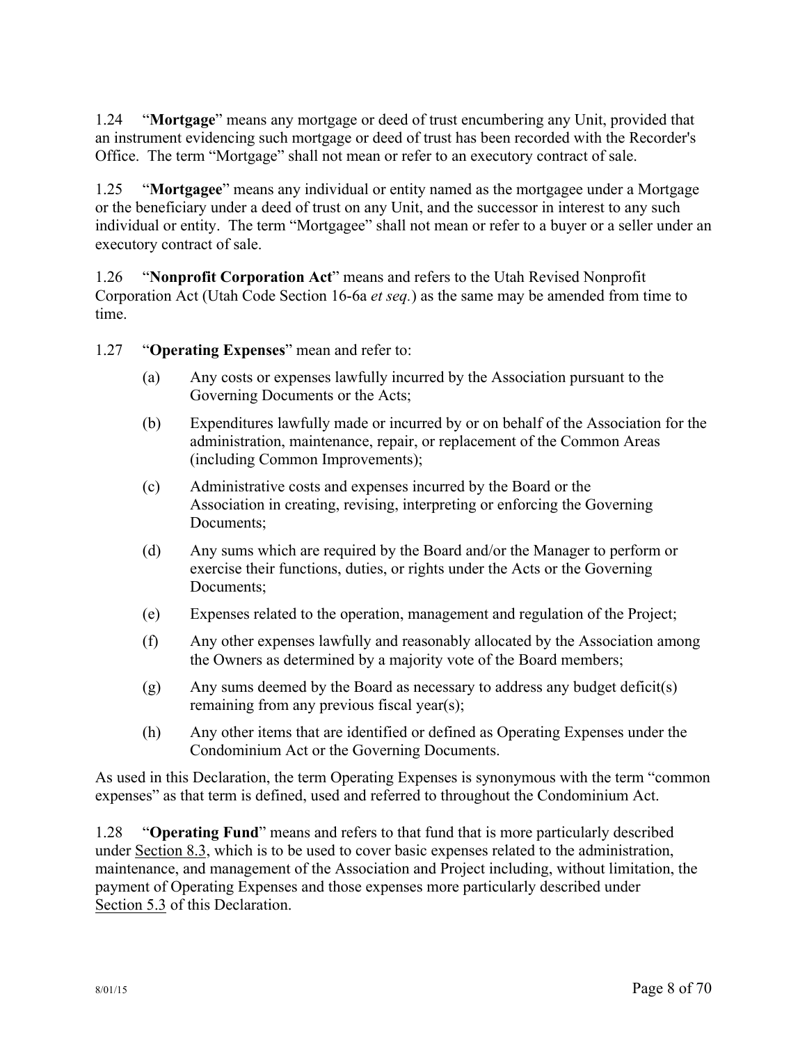1.24 "**Mortgage**" means any mortgage or deed of trust encumbering any Unit, provided that an instrument evidencing such mortgage or deed of trust has been recorded with the Recorder's Office. The term "Mortgage" shall not mean or refer to an executory contract of sale.

1.25 "**Mortgagee**" means any individual or entity named as the mortgagee under a Mortgage or the beneficiary under a deed of trust on any Unit, and the successor in interest to any such individual or entity. The term "Mortgagee" shall not mean or refer to a buyer or a seller under an executory contract of sale.

1.26 "**Nonprofit Corporation Act**" means and refers to the Utah Revised Nonprofit Corporation Act (Utah Code Section 16-6a *et seq.*) as the same may be amended from time to time.

1.27 "**Operating Expenses**" mean and refer to:

(a) Any costs or expenses lawfully incurred by the Association pursuant to the Governing Documents or the Acts;

(b) Expenditures lawfully made or incurred by or on behalf of the Association for the administration, maintenance, repair, or replacement of the Common Areas (including Common Improvements);

(c) Administrative costs and expenses incurred by the Board or the Association in creating, revising, interpreting or enforcing the Governing Documents;

(d) Any sums which are required by the Board and/or the Manager to perform or exercise their functions, duties, or rights under the Acts or the Governing Documents;

(e) Expenses related to the operation, management and regulation of the Project;

(f) Any other expenses lawfully and reasonably allocated by the Association among the Owners as determined by a majority vote of the Board members;

(g) Any sums deemed by the Board as necessary to address any budget deficit(s) remaining from any previous fiscal year(s);

(h) Any other items that are identified or defined as Operating Expenses under the Condominium Act or the Governing Documents.

As used in this Declaration, the term Operating Expenses is synonymous with the term "common expenses" as that term is defined, used and referred to throughout the Condominium Act.

1.28 "**Operating Fund**" means and refers to that fund that is more particularly described under Section 8.3, which is to be used to cover basic expenses related to the administration, maintenance, and management of the Association and Project including, without limitation, the payment of Operating Expenses and those expenses more particularly described under Section 5.3 of this Declaration.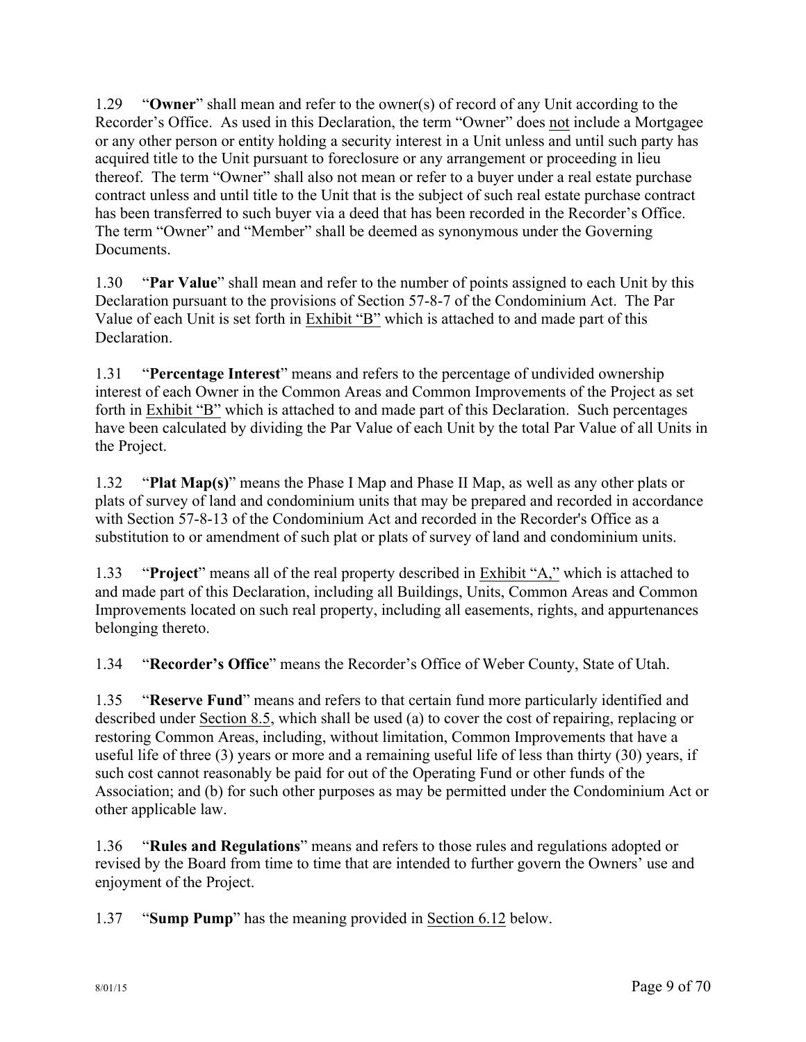1.29 "**Owner**" shall mean and refer to the owner(s) of record of any Unit according to the Recorder's Office. As used in this Declaration, the term "Owner" does not include a Mortgagee or any other person or entity holding a security interest in a Unit unless and until such party has acquired title to the Unit pursuant to foreclosure or any arrangement or proceeding in lieu thereof. The term "Owner" shall also not mean or refer to a buyer under a real estate purchase contract unless and until title to the Unit that is the subject of such real estate purchase contract has been transferred to such buyer via a deed that has been recorded in the Recorder's Office. The term "Owner" and "Member" shall be deemed as synonymous under the Governing Documents.

1.30 "**Par Value**" shall mean and refer to the number of points assigned to each Unit by this Declaration pursuant to the provisions of Section 57-8-7 of the Condominium Act. The Par Value of each Unit is set forth in Exhibit "B" which is attached to and made part of this Declaration.

1.31 "**Percentage Interest**" means and refers to the percentage of undivided ownership interest of each Owner in the Common Areas and Common Improvements of the Project as set forth in Exhibit "B" which is attached to and made part of this Declaration. Such percentages have been calculated by dividing the Par Value of each Unit by the total Par Value of all Units in the Project.

1.32 "**Plat Map(s)**" means the Phase I Map and Phase II Map, as well as any other plats or plats of survey of land and condominium units that may be prepared and recorded in accordance with Section 57-8-13 of the Condominium Act and recorded in the Recorder's Office as a substitution to or amendment of such plat or plats of survey of land and condominium units.

1.33 "**Project**" means all of the real property described in Exhibit "A," which is attached to and made part of this Declaration, including all Buildings, Units, Common Areas and Common Improvements located on such real property, including all easements, rights, and appurtenances belonging thereto.

1.34 "**Recorder's Office**" means the Recorder's Office of Weber County, State of Utah.

1.35 "**Reserve Fund**" means and refers to that certain fund more particularly identified and described under Section 8.5, which shall be used (a) to cover the cost of repairing, replacing or restoring Common Areas, including, without limitation, Common Improvements that have a useful life of three (3) years or more and a remaining useful life of less than thirty (30) years, if such cost cannot reasonably be paid for out of the Operating Fund or other funds of the Association; and (b) for such other purposes as may be permitted under the Condominium Act or other applicable law.

1.36 "**Rules and Regulations**" means and refers to those rules and regulations adopted or revised by the Board from time to time that are intended to further govern the Owners' use and enjoyment of the Project.

1.37 "**Sump Pump**" has the meaning provided in Section 6.12 below.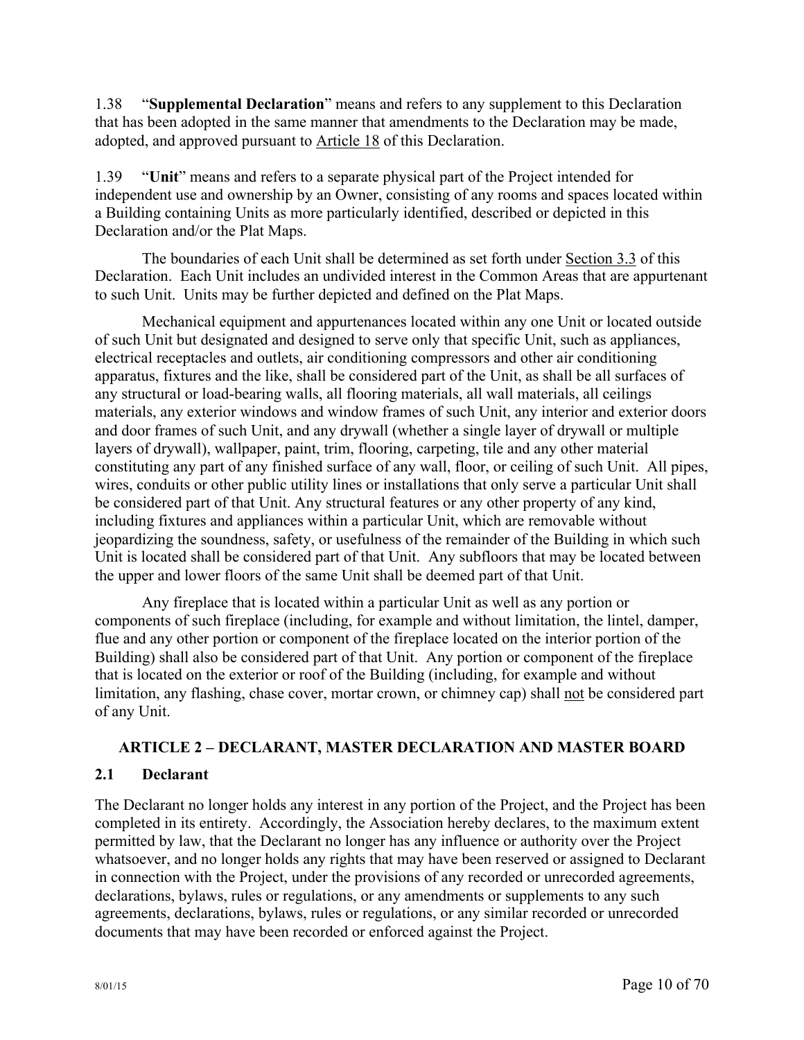1.38 "**Supplemental Declaration**" means and refers to any supplement to this Declaration that has been adopted in the same manner that amendments to the Declaration may be made, adopted, and approved pursuant to Article 18 of this Declaration.

1.39 "**Unit**" means and refers to a separate physical part of the Project intended for independent use and ownership by an Owner, consisting of any rooms and spaces located within a Building containing Units as more particularly identified, described or depicted in this Declaration and/or the Plat Maps.

The boundaries of each Unit shall be determined as set forth under Section 3.3 of this Declaration. Each Unit includes an undivided interest in the Common Areas that are appurtenant to such Unit. Units may be further depicted and defined on the Plat Maps.

Mechanical equipment and appurtenances located within any one Unit or located outside of such Unit but designated and designed to serve only that specific Unit, such as appliances, electrical receptacles and outlets, air conditioning compressors and other air conditioning apparatus, fixtures and the like, shall be considered part of the Unit, as shall be all surfaces of any structural or load-bearing walls, all flooring materials, all wall materials, all ceilings materials, any exterior windows and window frames of such Unit, any interior and exterior doors and door frames of such Unit, and any drywall (whether a single layer of drywall or multiple layers of drywall), wallpaper, paint, trim, flooring, carpeting, tile and any other material constituting any part of any finished surface of any wall, floor, or ceiling of such Unit. All pipes, wires, conduits or other public utility lines or installations that only serve a particular Unit shall be considered part of that Unit. Any structural features or any other property of any kind, including fixtures and appliances within a particular Unit, which are removable without jeopardizing the soundness, safety, or usefulness of the remainder of the Building in which such Unit is located shall be considered part of that Unit. Any subfloors that may be located between the upper and lower floors of the same Unit shall be deemed part of that Unit.

Any fireplace that is located within a particular Unit as well as any portion or components of such fireplace (including, for example and without limitation, the lintel, damper, flue and any other portion or component of the fireplace located on the interior portion of the Building) shall also be considered part of that Unit. Any portion or component of the fireplace that is located on the exterior or roof of the Building (including, for example and without limitation, any flashing, chase cover, mortar crown, or chimney cap) shall not be considered part of any Unit.

## ARTICLE 2 – DECLARANT, MASTER DECLARATION AND MASTER BOARD

### 2.1 Declarant

The Declarant no longer holds any interest in any portion of the Project, and the Project has been completed in its entirety. Accordingly, the Association hereby declares, to the maximum extent permitted by law, that the Declarant no longer has any influence or authority over the Project whatsoever, and no longer holds any rights that may have been reserved or assigned to Declarant in connection with the Project, under the provisions of any recorded or unrecorded agreements, declarations, bylaws, rules or regulations, or any amendments or supplements to any such agreements, declarations, bylaws, rules or regulations, or any similar recorded or unrecorded documents that may have been recorded or enforced against the Project.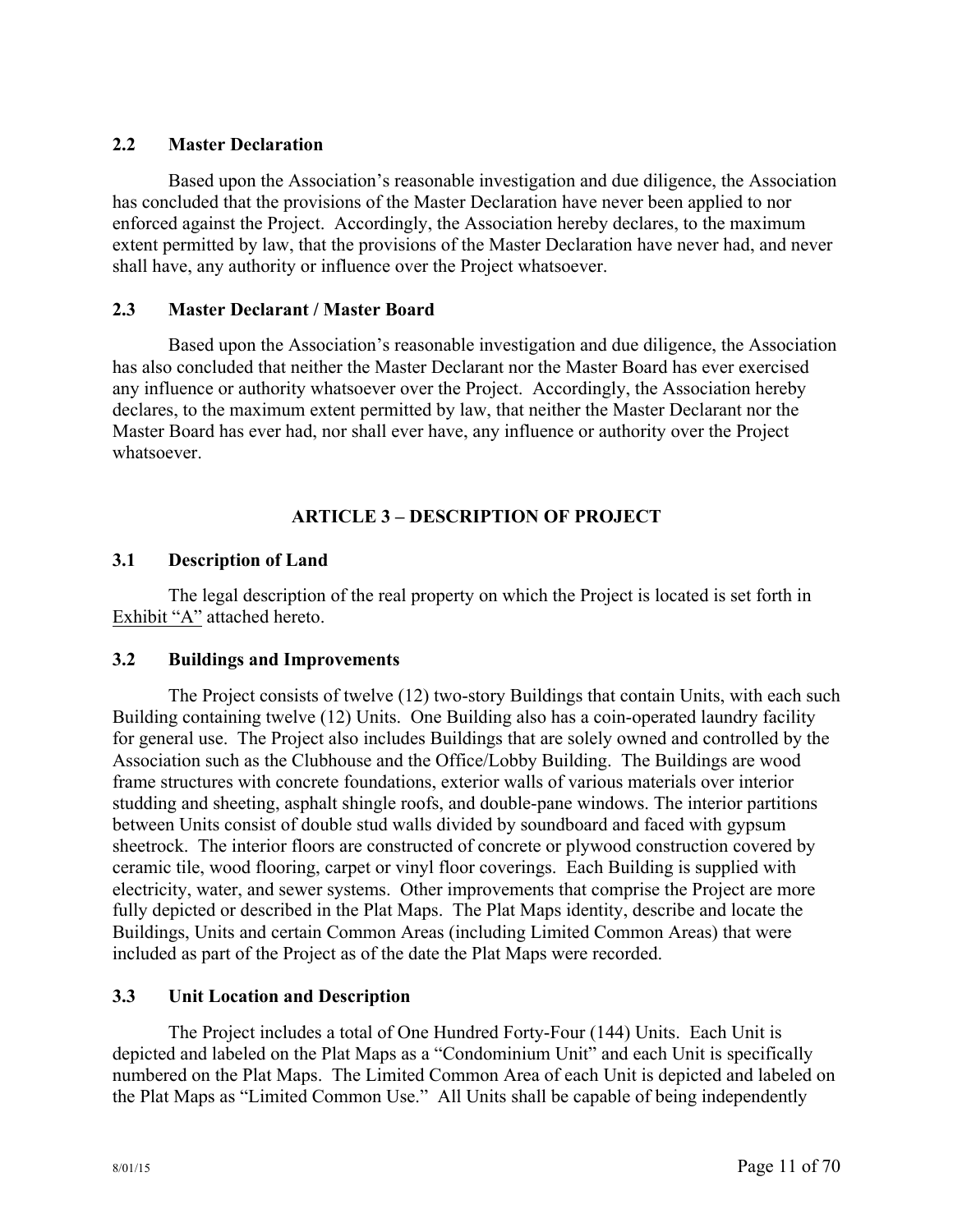### 2.2 Master Declaration

Based upon the Association's reasonable investigation and due diligence, the Association has concluded that the provisions of the Master Declaration have never been applied to nor enforced against the Project. Accordingly, the Association hereby declares, to the maximum extent permitted by law, that the provisions of the Master Declaration have never had, and never shall have, any authority or influence over the Project whatsoever.

### 2.3 Master Declarant / Master Board

Based upon the Association's reasonable investigation and due diligence, the Association has also concluded that neither the Master Declarant nor the Master Board has ever exercised any influence or authority whatsoever over the Project. Accordingly, the Association hereby declares, to the maximum extent permitted by law, that neither the Master Declarant nor the Master Board has ever had, nor shall ever have, any influence or authority over the Project whatsoever.

## ARTICLE 3 – DESCRIPTION OF PROJECT

### 3.1 Description of Land

The legal description of the real property on which the Project is located is set forth in Exhibit "A" attached hereto.

### 3.2 Buildings and Improvements

The Project consists of twelve (12) two-story Buildings that contain Units, with each such Building containing twelve (12) Units. One Building also has a coin-operated laundry facility for general use. The Project also includes Buildings that are solely owned and controlled by the Association such as the Clubhouse and the Office/Lobby Building. The Buildings are wood frame structures with concrete foundations, exterior walls of various materials over interior studding and sheeting, asphalt shingle roofs, and double-pane windows. The interior partitions between Units consist of double stud walls divided by soundboard and faced with gypsum sheetrock. The interior floors are constructed of concrete or plywood construction covered by ceramic tile, wood flooring, carpet or vinyl floor coverings. Each Building is supplied with electricity, water, and sewer systems. Other improvements that comprise the Project are more fully depicted or described in the Plat Maps. The Plat Maps identity, describe and locate the Buildings, Units and certain Common Areas (including Limited Common Areas) that were included as part of the Project as of the date the Plat Maps were recorded.

### 3.3 Unit Location and Description

The Project includes a total of One Hundred Forty-Four (144) Units. Each Unit is depicted and labeled on the Plat Maps as a "Condominium Unit" and each Unit is specifically numbered on the Plat Maps. The Limited Common Area of each Unit is depicted and labeled on the Plat Maps as "Limited Common Use." All Units shall be capable of being independently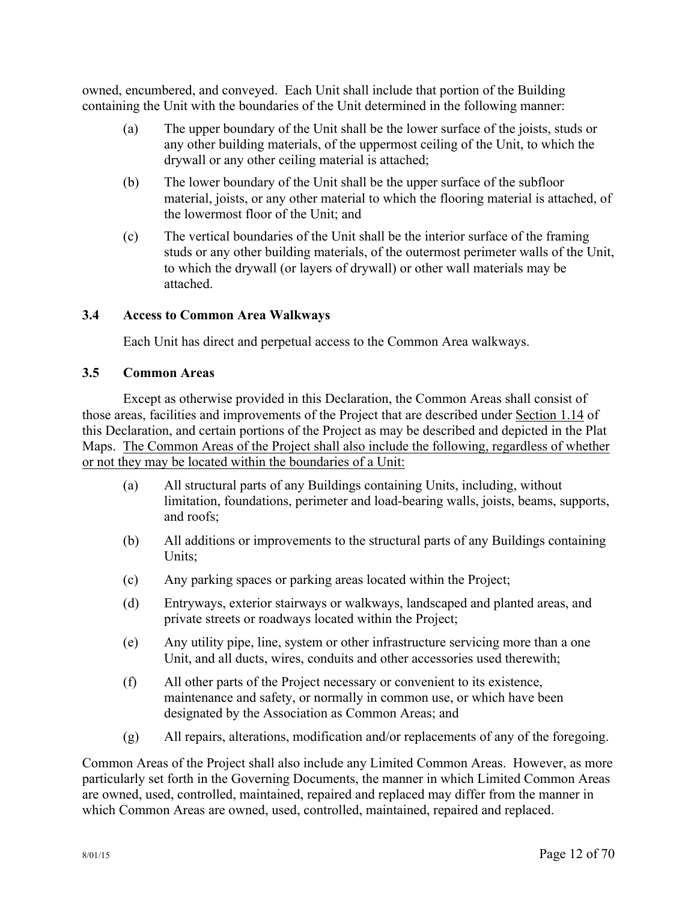owned, encumbered, and conveyed. Each Unit shall include that portion of the Building containing the Unit with the boundaries of the Unit determined in the following manner:

(a) The upper boundary of the Unit shall be the lower surface of the joists, studs or any other building materials, of the uppermost ceiling of the Unit, to which the drywall or any other ceiling material is attached;

(b) The lower boundary of the Unit shall be the upper surface of the subfloor material, joists, or any other material to which the flooring material is attached, of the lowermost floor of the Unit; and

(c) The vertical boundaries of the Unit shall be the interior surface of the framing studs or any other building materials, of the outermost perimeter walls of the Unit, to which the drywall (or layers of drywall) or other wall materials may be attached.

### 3.4 Access to Common Area Walkways

Each Unit has direct and perpetual access to the Common Area walkways.

### 3.5 Common Areas

Except as otherwise provided in this Declaration, the Common Areas shall consist of those areas, facilities and improvements of the Project that are described under Section 1.14 of this Declaration, and certain portions of the Project as may be described and depicted in the Plat Maps. The Common Areas of the Project shall also include the following, regardless of whether or not they may be located within the boundaries of a Unit:

(a) All structural parts of any Buildings containing Units, including, without limitation, foundations, perimeter and load-bearing walls, joists, beams, supports, and roofs;

(b) All additions or improvements to the structural parts of any Buildings containing Units;

(c) Any parking spaces or parking areas located within the Project;

(d) Entryways, exterior stairways or walkways, landscaped and planted areas, and private streets or roadways located within the Project;

(e) Any utility pipe, line, system or other infrastructure servicing more than a one Unit, and all ducts, wires, conduits and other accessories used therewith;

(f) All other parts of the Project necessary or convenient to its existence, maintenance and safety, or normally in common use, or which have been designated by the Association as Common Areas; and

(g) All repairs, alterations, modification and/or replacements of any of the foregoing.

Common Areas of the Project shall also include any Limited Common Areas. However, as more particularly set forth in the Governing Documents, the manner in which Limited Common Areas are owned, used, controlled, maintained, repaired and replaced may differ from the manner in which Common Areas are owned, used, controlled, maintained, repaired and replaced.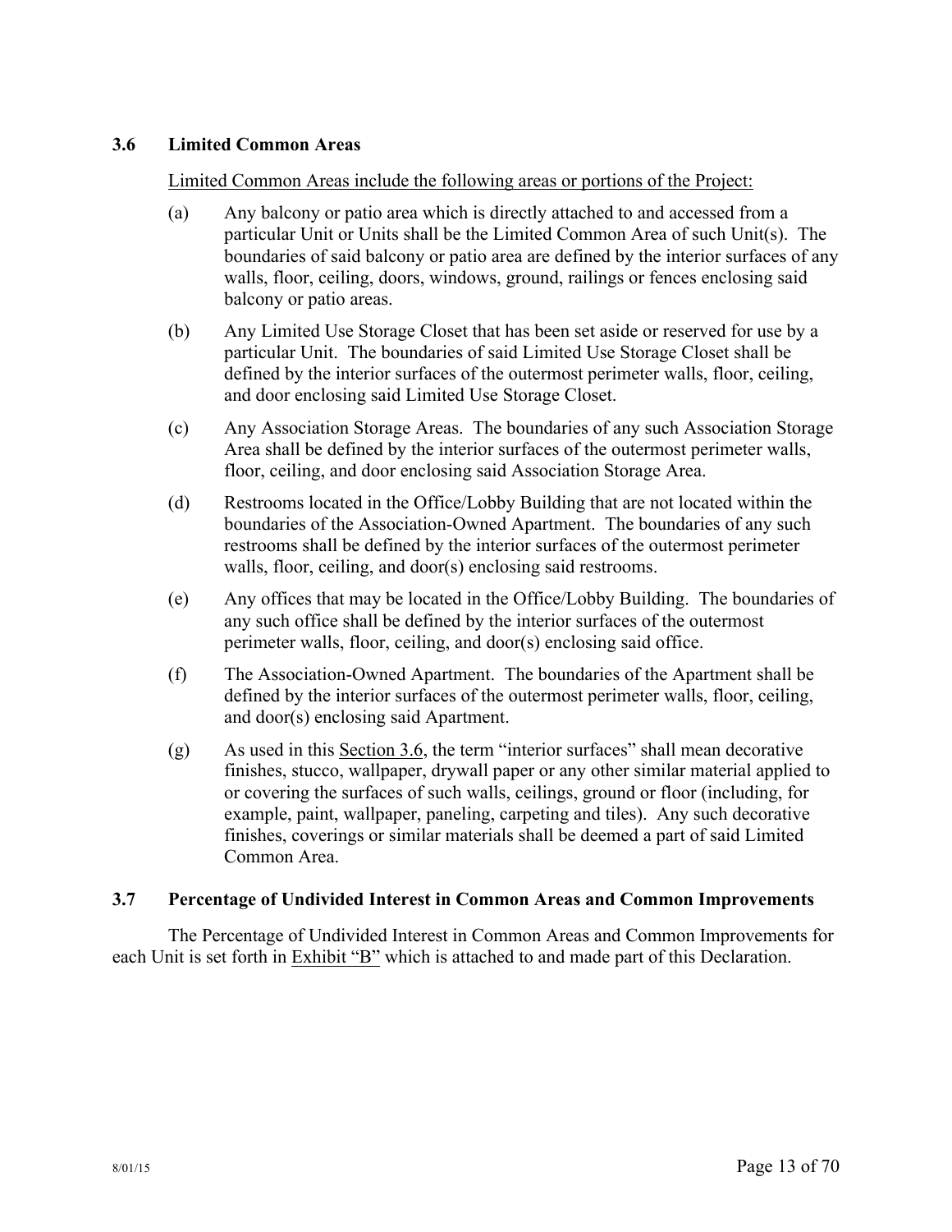### 3.6 Limited Common Areas

Limited Common Areas include the following areas or portions of the Project:

(a) Any balcony or patio area which is directly attached to and accessed from a particular Unit or Units shall be the Limited Common Area of such Unit(s). The boundaries of said balcony or patio area are defined by the interior surfaces of any walls, floor, ceiling, doors, windows, ground, railings or fences enclosing said balcony or patio areas.

(b) Any Limited Use Storage Closet that has been set aside or reserved for use by a particular Unit. The boundaries of said Limited Use Storage Closet shall be defined by the interior surfaces of the outermost perimeter walls, floor, ceiling, and door enclosing said Limited Use Storage Closet.

(c) Any Association Storage Areas. The boundaries of any such Association Storage Area shall be defined by the interior surfaces of the outermost perimeter walls, floor, ceiling, and door enclosing said Association Storage Area.

(d) Restrooms located in the Office/Lobby Building that are not located within the boundaries of the Association-Owned Apartment. The boundaries of any such restrooms shall be defined by the interior surfaces of the outermost perimeter walls, floor, ceiling, and door(s) enclosing said restrooms.

(e) Any offices that may be located in the Office/Lobby Building. The boundaries of any such office shall be defined by the interior surfaces of the outermost perimeter walls, floor, ceiling, and door(s) enclosing said office.

(f) The Association-Owned Apartment. The boundaries of the Apartment shall be defined by the interior surfaces of the outermost perimeter walls, floor, ceiling, and door(s) enclosing said Apartment.

(g) As used in this Section 3.6, the term "interior surfaces" shall mean decorative finishes, stucco, wallpaper, drywall paper or any other similar material applied to or covering the surfaces of such walls, ceilings, ground or floor (including, for example, paint, wallpaper, paneling, carpeting and tiles). Any such decorative finishes, coverings or similar materials shall be deemed a part of said Limited Common Area.

### 3.7 Percentage of Undivided Interest in Common Areas and Common Improvements

The Percentage of Undivided Interest in Common Areas and Common Improvements for each Unit is set forth in Exhibit "B" which is attached to and made part of this Declaration.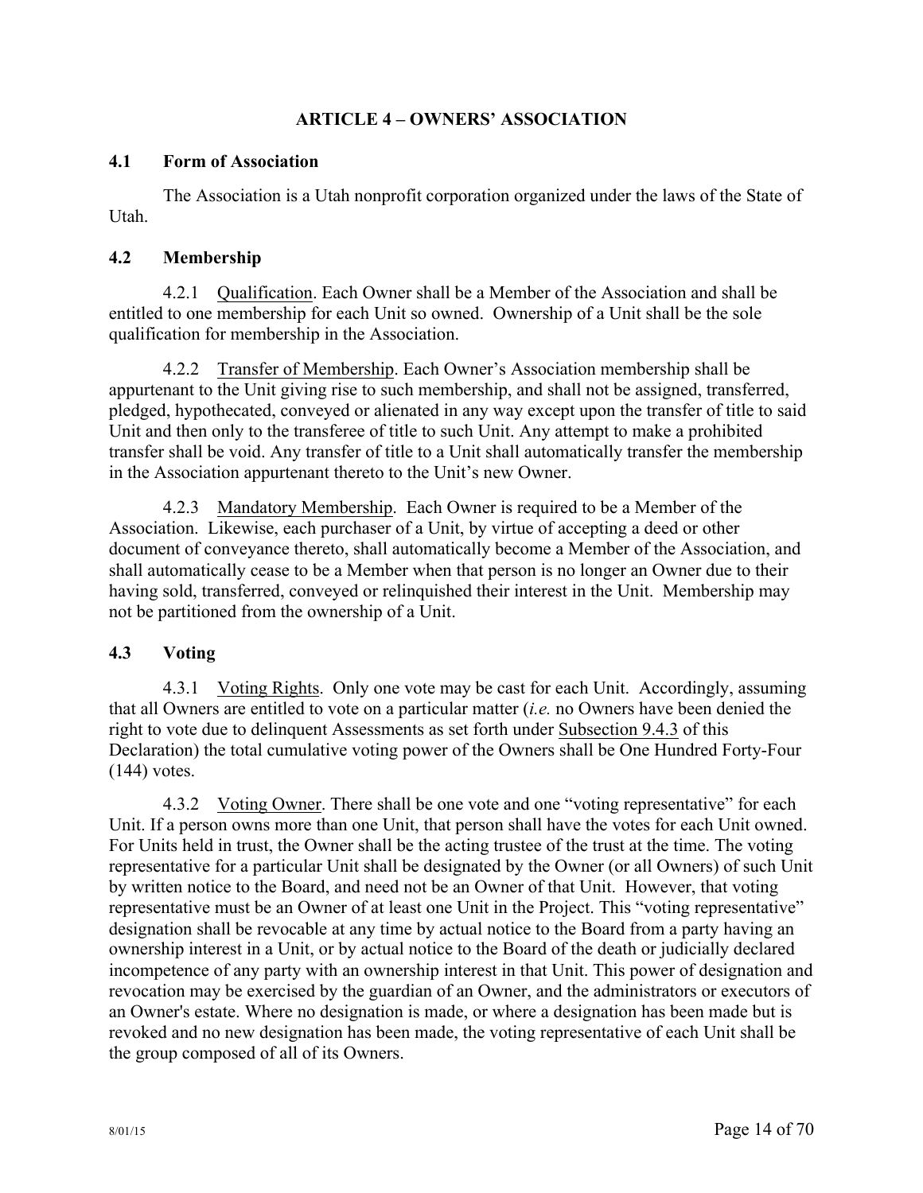# ARTICLE 4 – OWNERS' ASSOCIATION

## 4.1 Form of Association

The Association is a Utah nonprofit corporation organized under the laws of the State of Utah.

## 4.2 Membership

4.2.1 Qualification. Each Owner shall be a Member of the Association and shall be entitled to one membership for each Unit so owned. Ownership of a Unit shall be the sole qualification for membership in the Association.

4.2.2 Transfer of Membership. Each Owner's Association membership shall be appurtenant to the Unit giving rise to such membership, and shall not be assigned, transferred, pledged, hypothecated, conveyed or alienated in any way except upon the transfer of title to said Unit and then only to the transferee of title to such Unit. Any attempt to make a prohibited transfer shall be void. Any transfer of title to a Unit shall automatically transfer the membership in the Association appurtenant thereto to the Unit's new Owner.

4.2.3 Mandatory Membership. Each Owner is required to be a Member of the Association. Likewise, each purchaser of a Unit, by virtue of accepting a deed or other document of conveyance thereto, shall automatically become a Member of the Association, and shall automatically cease to be a Member when that person is no longer an Owner due to their having sold, transferred, conveyed or relinquished their interest in the Unit. Membership may not be partitioned from the ownership of a Unit.

## 4.3 Voting

4.3.1 Voting Rights. Only one vote may be cast for each Unit. Accordingly, assuming that all Owners are entitled to vote on a particular matter (*i.e.* no Owners have been denied the right to vote due to delinquent Assessments as set forth under Subsection 9.4.3 of this Declaration) the total cumulative voting power of the Owners shall be One Hundred Forty-Four (144) votes.

4.3.2 Voting Owner. There shall be one vote and one "voting representative" for each Unit. If a person owns more than one Unit, that person shall have the votes for each Unit owned. For Units held in trust, the Owner shall be the acting trustee of the trust at the time. The voting representative for a particular Unit shall be designated by the Owner (or all Owners) of such Unit by written notice to the Board, and need not be an Owner of that Unit. However, that voting representative must be an Owner of at least one Unit in the Project. This "voting representative" designation shall be revocable at any time by actual notice to the Board from a party having an ownership interest in a Unit, or by actual notice to the Board of the death or judicially declared incompetence of any party with an ownership interest in that Unit. This power of designation and revocation may be exercised by the guardian of an Owner, and the administrators or executors of an Owner's estate. Where no designation is made, or where a designation has been made but is revoked and no new designation has been made, the voting representative of each Unit shall be the group composed of all of its Owners.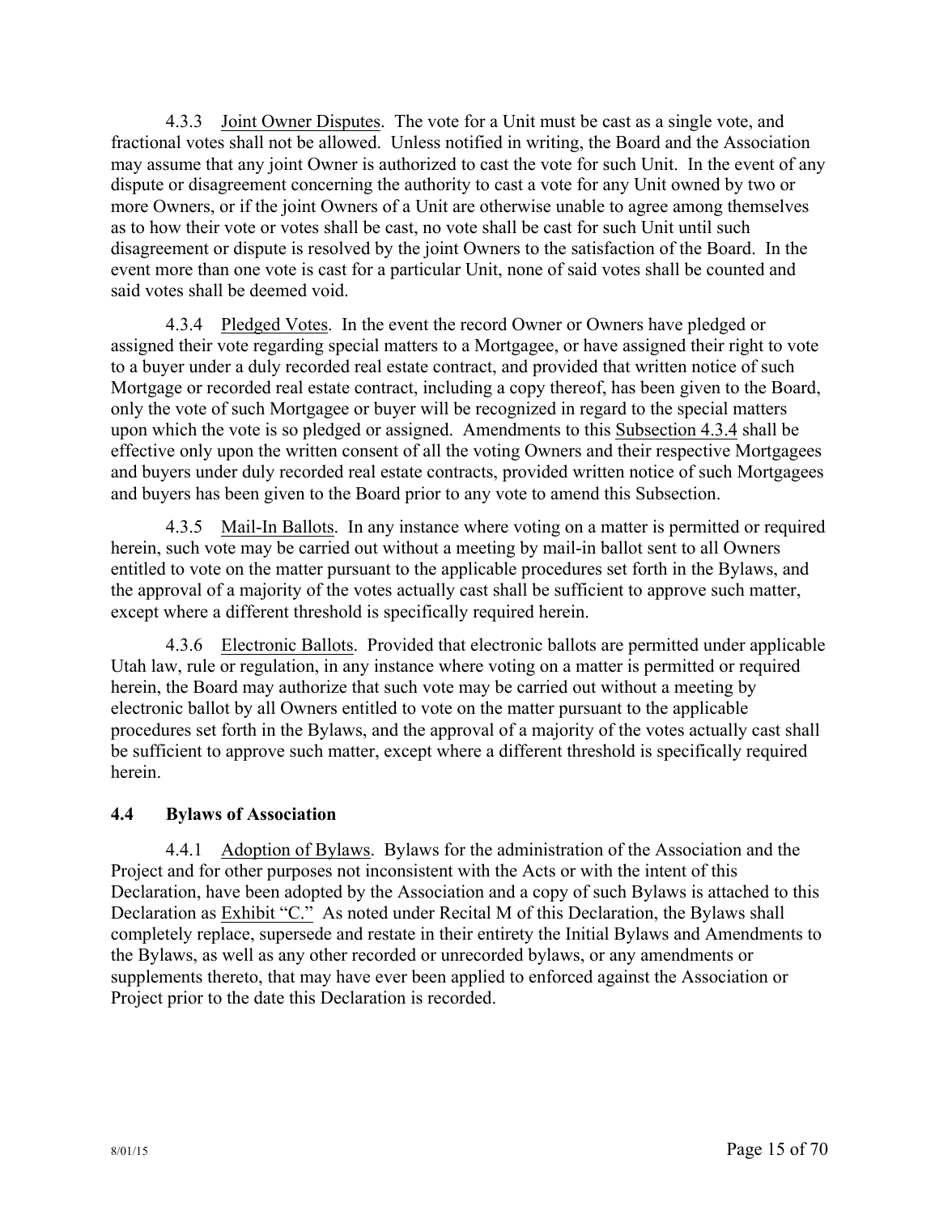4.3.3 Joint Owner Disputes. The vote for a Unit must be cast as a single vote, and fractional votes shall not be allowed. Unless notified in writing, the Board and the Association may assume that any joint Owner is authorized to cast the vote for such Unit. In the event of any dispute or disagreement concerning the authority to cast a vote for any Unit owned by two or more Owners, or if the joint Owners of a Unit are otherwise unable to agree among themselves as to how their vote or votes shall be cast, no vote shall be cast for such Unit until such disagreement or dispute is resolved by the joint Owners to the satisfaction of the Board. In the event more than one vote is cast for a particular Unit, none of said votes shall be counted and said votes shall be deemed void.

4.3.4 Pledged Votes. In the event the record Owner or Owners have pledged or assigned their vote regarding special matters to a Mortgagee, or have assigned their right to vote to a buyer under a duly recorded real estate contract, and provided that written notice of such Mortgage or recorded real estate contract, including a copy thereof, has been given to the Board, only the vote of such Mortgagee or buyer will be recognized in regard to the special matters upon which the vote is so pledged or assigned. Amendments to this Subsection 4.3.4 shall be effective only upon the written consent of all the voting Owners and their respective Mortgagees and buyers under duly recorded real estate contracts, provided written notice of such Mortgagees and buyers has been given to the Board prior to any vote to amend this Subsection.

4.3.5 Mail-In Ballots. In any instance where voting on a matter is permitted or required herein, such vote may be carried out without a meeting by mail-in ballot sent to all Owners entitled to vote on the matter pursuant to the applicable procedures set forth in the Bylaws, and the approval of a majority of the votes actually cast shall be sufficient to approve such matter, except where a different threshold is specifically required herein.

4.3.6 Electronic Ballots. Provided that electronic ballots are permitted under applicable Utah law, rule or regulation, in any instance where voting on a matter is permitted or required herein, the Board may authorize that such vote may be carried out without a meeting by electronic ballot by all Owners entitled to vote on the matter pursuant to the applicable procedures set forth in the Bylaws, and the approval of a majority of the votes actually cast shall be sufficient to approve such matter, except where a different threshold is specifically required herein.

### 4.4 Bylaws of Association

4.4.1 Adoption of Bylaws. Bylaws for the administration of the Association and the Project and for other purposes not inconsistent with the Acts or with the intent of this Declaration, have been adopted by the Association and a copy of such Bylaws is attached to this Declaration as Exhibit "C." As noted under Recital M of this Declaration, the Bylaws shall completely replace, supersede and restate in their entirety the Initial Bylaws and Amendments to the Bylaws, as well as any other recorded or unrecorded bylaws, or any amendments or supplements thereto, that may have ever been applied to enforced against the Association or Project prior to the date this Declaration is recorded.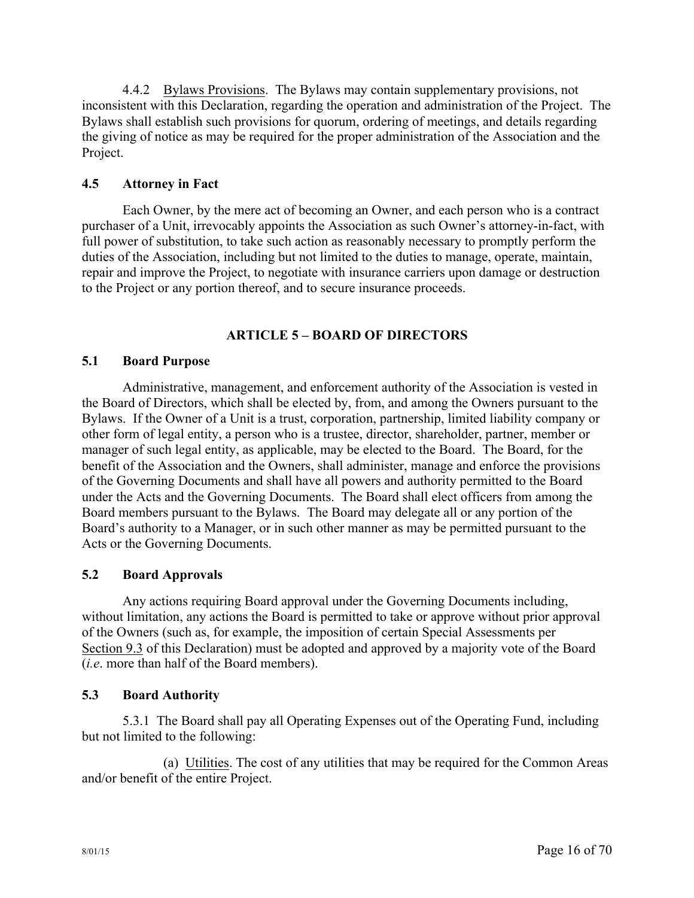4.4.2 Bylaws Provisions. The Bylaws may contain supplementary provisions, not inconsistent with this Declaration, regarding the operation and administration of the Project. The Bylaws shall establish such provisions for quorum, ordering of meetings, and details regarding the giving of notice as may be required for the proper administration of the Association and the Project.

### 4.5 Attorney in Fact

Each Owner, by the mere act of becoming an Owner, and each person who is a contract purchaser of a Unit, irrevocably appoints the Association as such Owner's attorney-in-fact, with full power of substitution, to take such action as reasonably necessary to promptly perform the duties of the Association, including but not limited to the duties to manage, operate, maintain, repair and improve the Project, to negotiate with insurance carriers upon damage or destruction to the Project or any portion thereof, and to secure insurance proceeds.

## ARTICLE 5 – BOARD OF DIRECTORS

### 5.1 Board Purpose

Administrative, management, and enforcement authority of the Association is vested in the Board of Directors, which shall be elected by, from, and among the Owners pursuant to the Bylaws. If the Owner of a Unit is a trust, corporation, partnership, limited liability company or other form of legal entity, a person who is a trustee, director, shareholder, partner, member or manager of such legal entity, as applicable, may be elected to the Board. The Board, for the benefit of the Association and the Owners, shall administer, manage and enforce the provisions of the Governing Documents and shall have all powers and authority permitted to the Board under the Acts and the Governing Documents. The Board shall elect officers from among the Board members pursuant to the Bylaws. The Board may delegate all or any portion of the Board's authority to a Manager, or in such other manner as may be permitted pursuant to the Acts or the Governing Documents.

### 5.2 Board Approvals

Any actions requiring Board approval under the Governing Documents including, without limitation, any actions the Board is permitted to take or approve without prior approval of the Owners (such as, for example, the imposition of certain Special Assessments per Section 9.3 of this Declaration) must be adopted and approved by a majority vote of the Board (*i.e.* more than half of the Board members).

### 5.3 Board Authority

5.3.1 The Board shall pay all Operating Expenses out of the Operating Fund, including but not limited to the following:

(a) Utilities. The cost of any utilities that may be required for the Common Areas and/or benefit of the entire Project.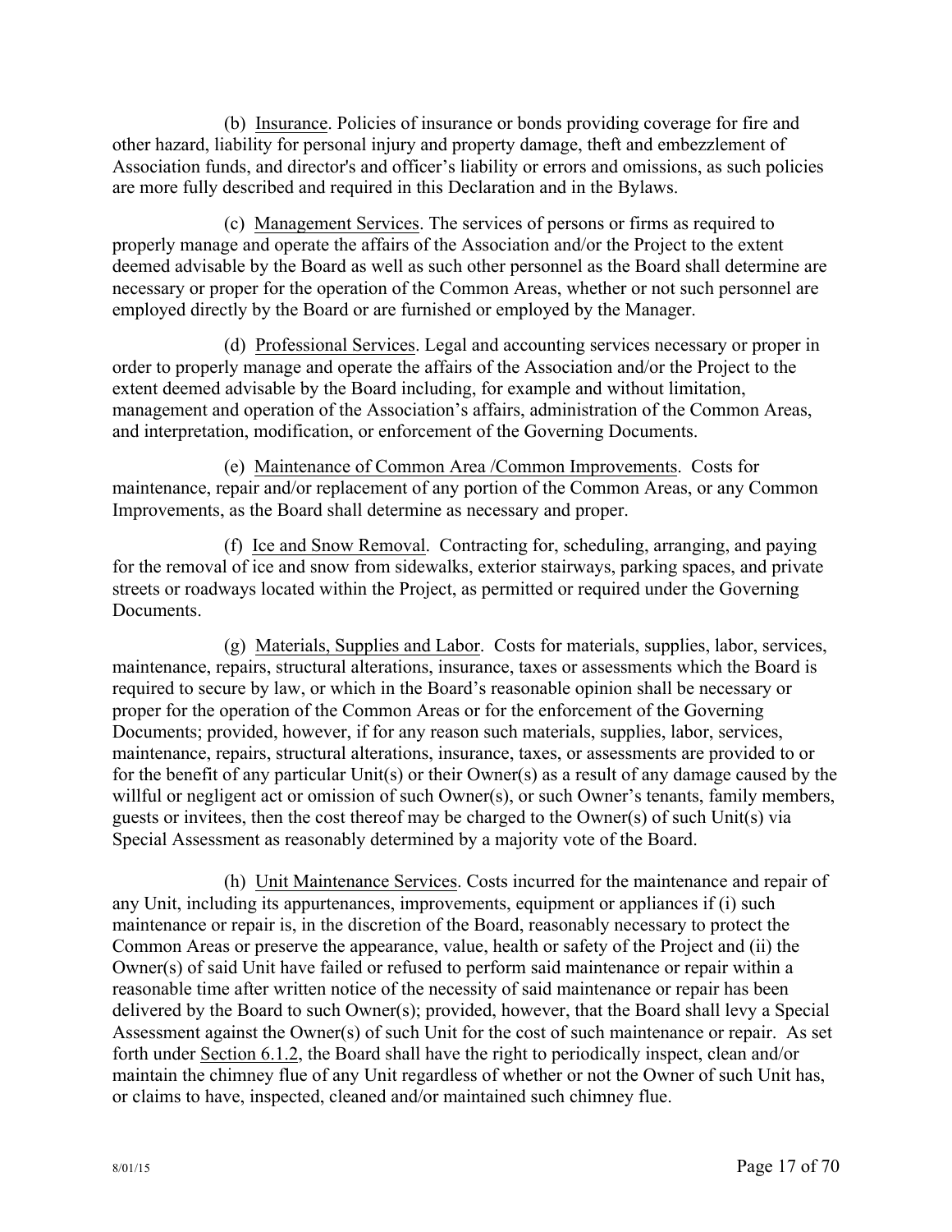(b) Insurance. Policies of insurance or bonds providing coverage for fire and other hazard, liability for personal injury and property damage, theft and embezzlement of Association funds, and director's and officer's liability or errors and omissions, as such policies are more fully described and required in this Declaration and in the Bylaws.

(c) Management Services. The services of persons or firms as required to properly manage and operate the affairs of the Association and/or the Project to the extent deemed advisable by the Board as well as such other personnel as the Board shall determine are necessary or proper for the operation of the Common Areas, whether or not such personnel are employed directly by the Board or are furnished or employed by the Manager.

(d) Professional Services. Legal and accounting services necessary or proper in order to properly manage and operate the affairs of the Association and/or the Project to the extent deemed advisable by the Board including, for example and without limitation, management and operation of the Association's affairs, administration of the Common Areas, and interpretation, modification, or enforcement of the Governing Documents.

(e) Maintenance of Common Area /Common Improvements. Costs for maintenance, repair and/or replacement of any portion of the Common Areas, or any Common Improvements, as the Board shall determine as necessary and proper.

(f) Ice and Snow Removal. Contracting for, scheduling, arranging, and paying for the removal of ice and snow from sidewalks, exterior stairways, parking spaces, and private streets or roadways located within the Project, as permitted or required under the Governing Documents.

(g) Materials, Supplies and Labor. Costs for materials, supplies, labor, services, maintenance, repairs, structural alterations, insurance, taxes or assessments which the Board is required to secure by law, or which in the Board's reasonable opinion shall be necessary or proper for the operation of the Common Areas or for the enforcement of the Governing Documents; provided, however, if for any reason such materials, supplies, labor, services, maintenance, repairs, structural alterations, insurance, taxes, or assessments are provided to or for the benefit of any particular Unit(s) or their Owner(s) as a result of any damage caused by the willful or negligent act or omission of such Owner(s), or such Owner's tenants, family members, guests or invitees, then the cost thereof may be charged to the Owner(s) of such Unit(s) via Special Assessment as reasonably determined by a majority vote of the Board.

(h) Unit Maintenance Services. Costs incurred for the maintenance and repair of any Unit, including its appurtenances, improvements, equipment or appliances if (i) such maintenance or repair is, in the discretion of the Board, reasonably necessary to protect the Common Areas or preserve the appearance, value, health or safety of the Project and (ii) the Owner(s) of said Unit have failed or refused to perform said maintenance or repair within a reasonable time after written notice of the necessity of said maintenance or repair has been delivered by the Board to such Owner(s); provided, however, that the Board shall levy a Special Assessment against the Owner(s) of such Unit for the cost of such maintenance or repair. As set forth under Section 6.1.2, the Board shall have the right to periodically inspect, clean and/or maintain the chimney flue of any Unit regardless of whether or not the Owner of such Unit has, or claims to have, inspected, cleaned and/or maintained such chimney flue.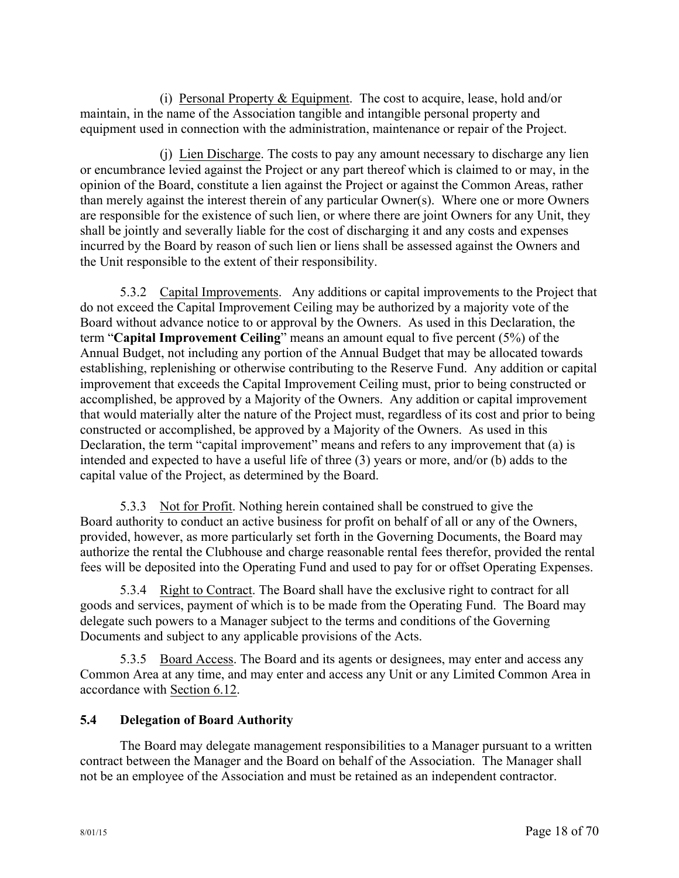(i) Personal Property & Equipment. The cost to acquire, lease, hold and/or maintain, in the name of the Association tangible and intangible personal property and equipment used in connection with the administration, maintenance or repair of the Project.

(j) Lien Discharge. The costs to pay any amount necessary to discharge any lien or encumbrance levied against the Project or any part thereof which is claimed to or may, in the opinion of the Board, constitute a lien against the Project or against the Common Areas, rather than merely against the interest therein of any particular Owner(s). Where one or more Owners are responsible for the existence of such lien, or where there are joint Owners for any Unit, they shall be jointly and severally liable for the cost of discharging it and any costs and expenses incurred by the Board by reason of such lien or liens shall be assessed against the Owners and the Unit responsible to the extent of their responsibility.

5.3.2 Capital Improvements. Any additions or capital improvements to the Project that do not exceed the Capital Improvement Ceiling may be authorized by a majority vote of the Board without advance notice to or approval by the Owners. As used in this Declaration, the term "**Capital Improvement Ceiling**" means an amount equal to five percent (5%) of the Annual Budget, not including any portion of the Annual Budget that may be allocated towards establishing, replenishing or otherwise contributing to the Reserve Fund. Any addition or capital improvement that exceeds the Capital Improvement Ceiling must, prior to being constructed or accomplished, be approved by a Majority of the Owners. Any addition or capital improvement that would materially alter the nature of the Project must, regardless of its cost and prior to being constructed or accomplished, be approved by a Majority of the Owners. As used in this Declaration, the term "capital improvement" means and refers to any improvement that (a) is intended and expected to have a useful life of three (3) years or more, and/or (b) adds to the capital value of the Project, as determined by the Board.

5.3.3 Not for Profit. Nothing herein contained shall be construed to give the Board authority to conduct an active business for profit on behalf of all or any of the Owners, provided, however, as more particularly set forth in the Governing Documents, the Board may authorize the rental the Clubhouse and charge reasonable rental fees therefor, provided the rental fees will be deposited into the Operating Fund and used to pay for or offset Operating Expenses.

5.3.4 Right to Contract. The Board shall have the exclusive right to contract for all goods and services, payment of which is to be made from the Operating Fund. The Board may delegate such powers to a Manager subject to the terms and conditions of the Governing Documents and subject to any applicable provisions of the Acts.

5.3.5 Board Access. The Board and its agents or designees, may enter and access any Common Area at any time, and may enter and access any Unit or any Limited Common Area in accordance with Section 6.12.

### 5.4 Delegation of Board Authority

The Board may delegate management responsibilities to a Manager pursuant to a written contract between the Manager and the Board on behalf of the Association. The Manager shall not be an employee of the Association and must be retained as an independent contractor.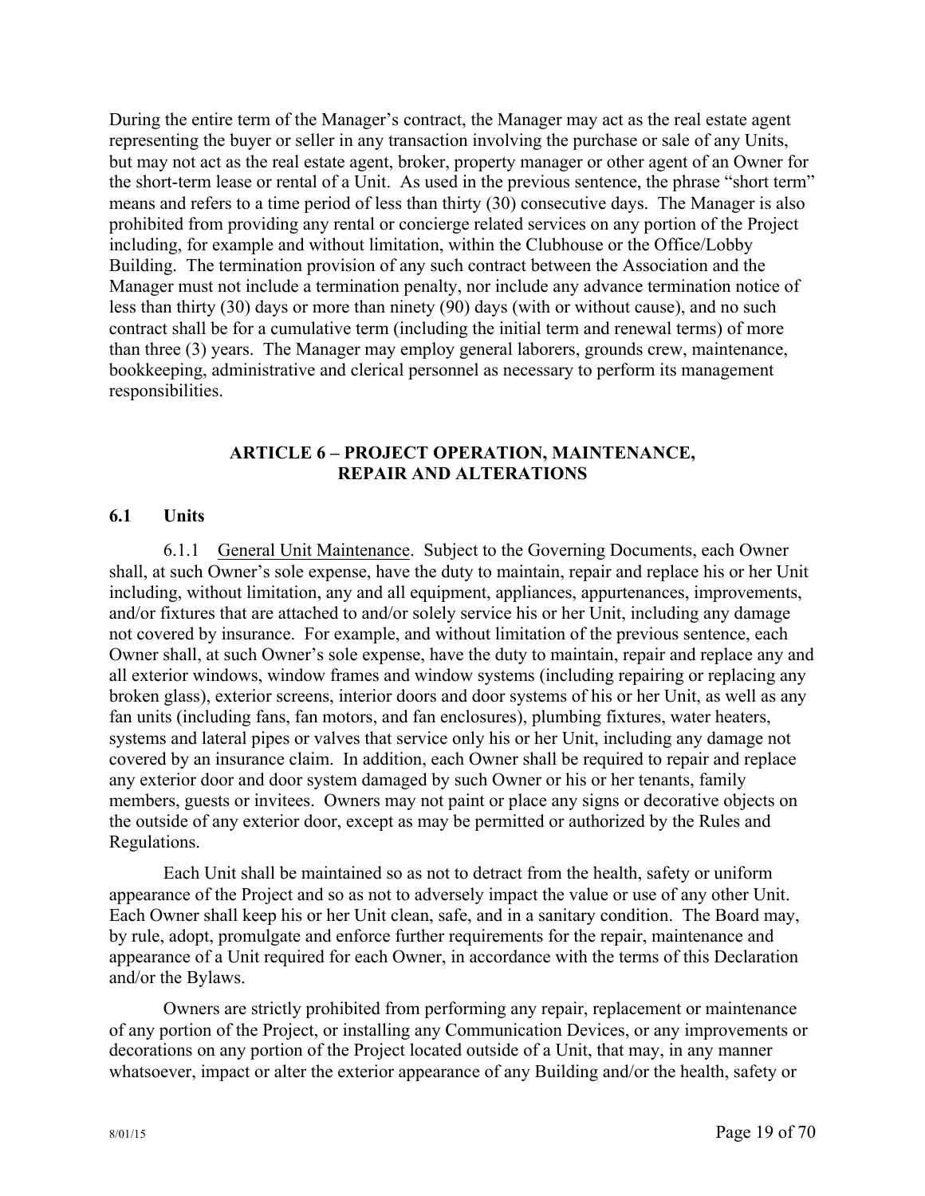During the entire term of the Manager's contract, the Manager may act as the real estate agent representing the buyer or seller in any transaction involving the purchase or sale of any Units, but may not act as the real estate agent, broker, property manager or other agent of an Owner for the short-term lease or rental of a Unit. As used in the previous sentence, the phrase "short term" means and refers to a time period of less than thirty (30) consecutive days. The Manager is also prohibited from providing any rental or concierge related services on any portion of the Project including, for example and without limitation, within the Clubhouse or the Office/Lobby Building. The termination provision of any such contract between the Association and the Manager must not include a termination penalty, nor include any advance termination notice of less than thirty (30) days or more than ninety (90) days (with or without cause), and no such contract shall be for a cumulative term (including the initial term and renewal terms) of more than three (3) years. The Manager may employ general laborers, grounds crew, maintenance, bookkeeping, administrative and clerical personnel as necessary to perform its management responsibilities.

## ARTICLE 6 – PROJECT OPERATION, MAINTENANCE, REPAIR AND ALTERATIONS

### 6.1 Units

6.1.1 General Unit Maintenance. Subject to the Governing Documents, each Owner shall, at such Owner's sole expense, have the duty to maintain, repair and replace his or her Unit including, without limitation, any and all equipment, appliances, appurtenances, improvements, and/or fixtures that are attached to and/or solely service his or her Unit, including any damage not covered by insurance. For example, and without limitation of the previous sentence, each Owner shall, at such Owner's sole expense, have the duty to maintain, repair and replace any and all exterior windows, window frames and window systems (including repairing or replacing any broken glass), exterior screens, interior doors and door systems of his or her Unit, as well as any fan units (including fans, fan motors, and fan enclosures), plumbing fixtures, water heaters, systems and lateral pipes or valves that service only his or her Unit, including any damage not covered by an insurance claim. In addition, each Owner shall be required to repair and replace any exterior door and door system damaged by such Owner or his or her tenants, family members, guests or invitees. Owners may not paint or place any signs or decorative objects on the outside of any exterior door, except as may be permitted or authorized by the Rules and Regulations.

Each Unit shall be maintained so as not to detract from the health, safety or uniform appearance of the Project and so as not to adversely impact the value or use of any other Unit. Each Owner shall keep his or her Unit clean, safe, and in a sanitary condition. The Board may, by rule, adopt, promulgate and enforce further requirements for the repair, maintenance and appearance of a Unit required for each Owner, in accordance with the terms of this Declaration and/or the Bylaws.

Owners are strictly prohibited from performing any repair, replacement or maintenance of any portion of the Project, or installing any Communication Devices, or any improvements or decorations on any portion of the Project located outside of a Unit, that may, in any manner whatsoever, impact or alter the exterior appearance of any Building and/or the health, safety or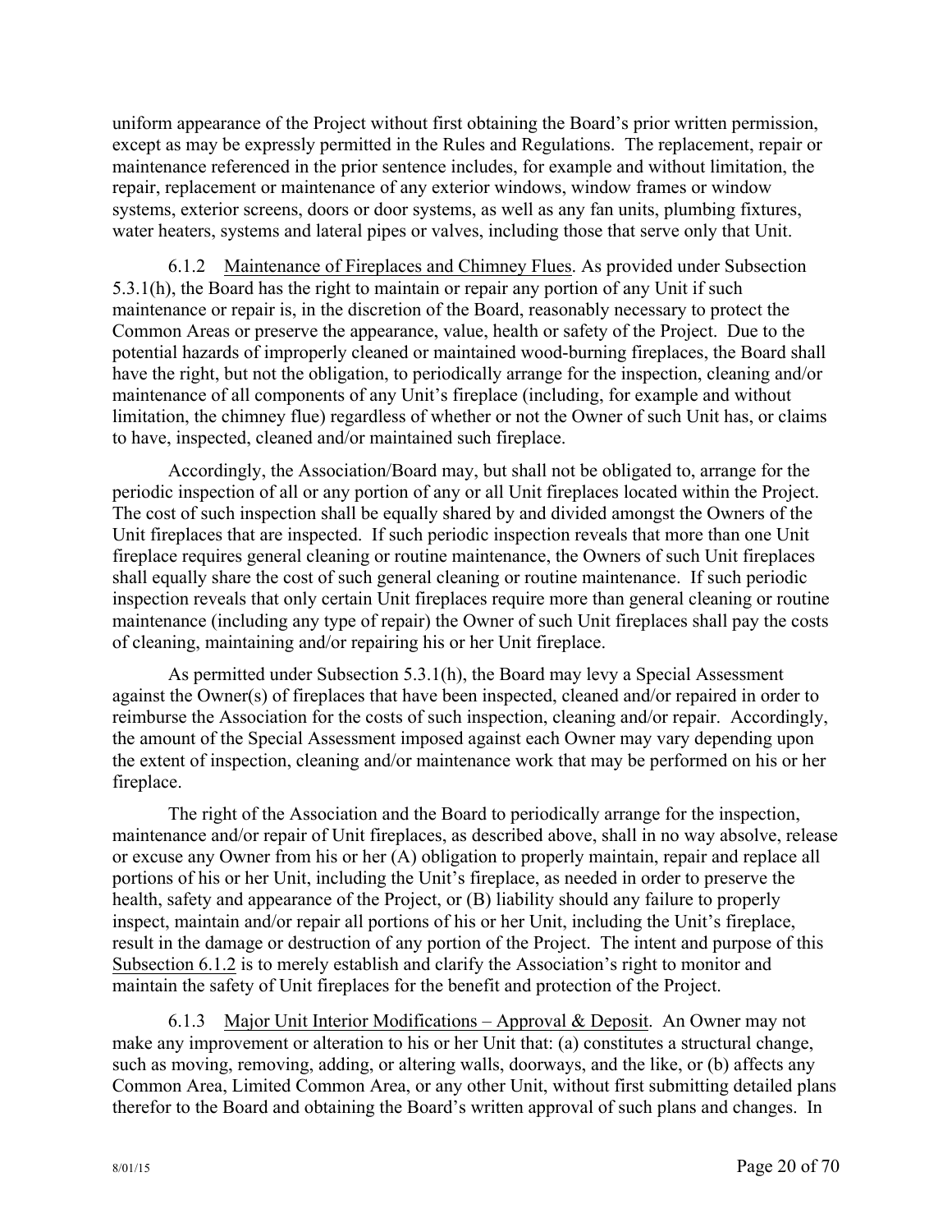uniform appearance of the Project without first obtaining the Board's prior written permission, except as may be expressly permitted in the Rules and Regulations. The replacement, repair or maintenance referenced in the prior sentence includes, for example and without limitation, the repair, replacement or maintenance of any exterior windows, window frames or window systems, exterior screens, doors or door systems, as well as any fan units, plumbing fixtures, water heaters, systems and lateral pipes or valves, including those that serve only that Unit.

6.1.2 Maintenance of Fireplaces and Chimney Flues. As provided under Subsection 5.3.1(h), the Board has the right to maintain or repair any portion of any Unit if such maintenance or repair is, in the discretion of the Board, reasonably necessary to protect the Common Areas or preserve the appearance, value, health or safety of the Project. Due to the potential hazards of improperly cleaned or maintained wood-burning fireplaces, the Board shall have the right, but not the obligation, to periodically arrange for the inspection, cleaning and/or maintenance of all components of any Unit's fireplace (including, for example and without limitation, the chimney flue) regardless of whether or not the Owner of such Unit has, or claims to have, inspected, cleaned and/or maintained such fireplace.

Accordingly, the Association/Board may, but shall not be obligated to, arrange for the periodic inspection of all or any portion of any or all Unit fireplaces located within the Project. The cost of such inspection shall be equally shared by and divided amongst the Owners of the Unit fireplaces that are inspected. If such periodic inspection reveals that more than one Unit fireplace requires general cleaning or routine maintenance, the Owners of such Unit fireplaces shall equally share the cost of such general cleaning or routine maintenance. If such periodic inspection reveals that only certain Unit fireplaces require more than general cleaning or routine maintenance (including any type of repair) the Owner of such Unit fireplaces shall pay the costs of cleaning, maintaining and/or repairing his or her Unit fireplace.

As permitted under Subsection 5.3.1(h), the Board may levy a Special Assessment against the Owner(s) of fireplaces that have been inspected, cleaned and/or repaired in order to reimburse the Association for the costs of such inspection, cleaning and/or repair. Accordingly, the amount of the Special Assessment imposed against each Owner may vary depending upon the extent of inspection, cleaning and/or maintenance work that may be performed on his or her fireplace.

The right of the Association and the Board to periodically arrange for the inspection, maintenance and/or repair of Unit fireplaces, as described above, shall in no way absolve, release or excuse any Owner from his or her (A) obligation to properly maintain, repair and replace all portions of his or her Unit, including the Unit's fireplace, as needed in order to preserve the health, safety and appearance of the Project, or (B) liability should any failure to properly inspect, maintain and/or repair all portions of his or her Unit, including the Unit's fireplace, result in the damage or destruction of any portion of the Project. The intent and purpose of this Subsection 6.1.2 is to merely establish and clarify the Association's right to monitor and maintain the safety of Unit fireplaces for the benefit and protection of the Project.

6.1.3 Major Unit Interior Modifications – Approval & Deposit. An Owner may not make any improvement or alteration to his or her Unit that: (a) constitutes a structural change, such as moving, removing, adding, or altering walls, doorways, and the like, or (b) affects any Common Area, Limited Common Area, or any other Unit, without first submitting detailed plans therefor to the Board and obtaining the Board's written approval of such plans and changes. In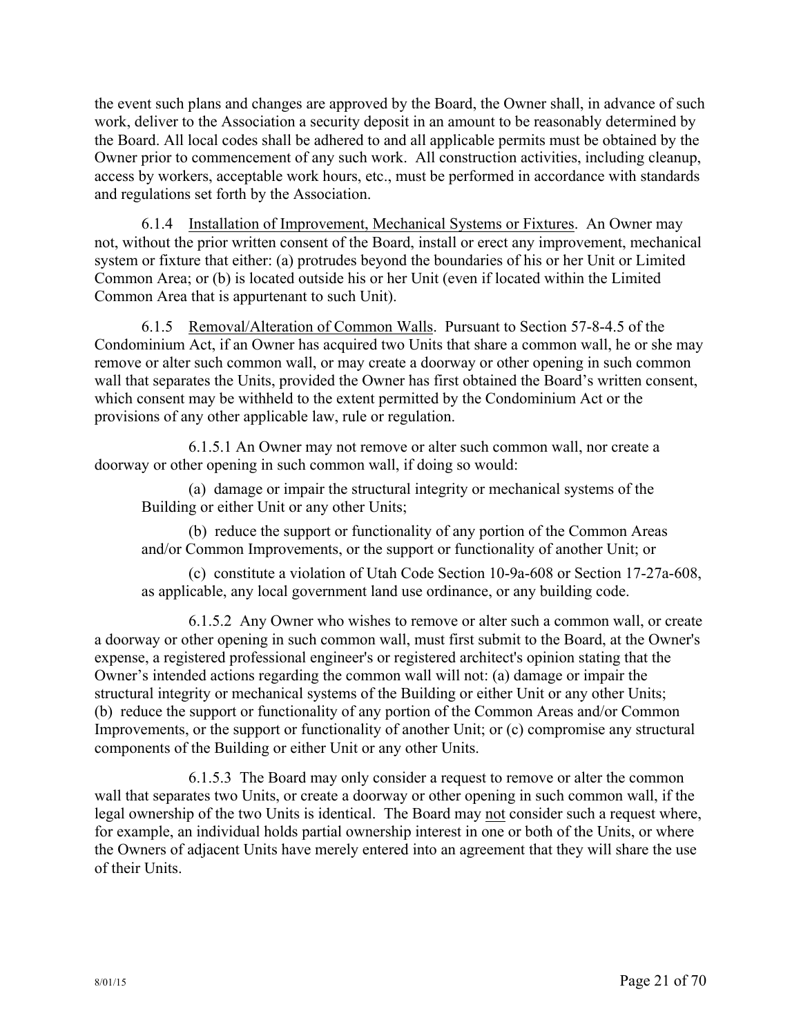the event such plans and changes are approved by the Board, the Owner shall, in advance of such work, deliver to the Association a security deposit in an amount to be reasonably determined by the Board. All local codes shall be adhered to and all applicable permits must be obtained by the Owner prior to commencement of any such work. All construction activities, including cleanup, access by workers, acceptable work hours, etc., must be performed in accordance with standards and regulations set forth by the Association.

6.1.4 Installation of Improvement, Mechanical Systems or Fixtures. An Owner may not, without the prior written consent of the Board, install or erect any improvement, mechanical system or fixture that either: (a) protrudes beyond the boundaries of his or her Unit or Limited Common Area; or (b) is located outside his or her Unit (even if located within the Limited Common Area that is appurtenant to such Unit).

6.1.5 Removal/Alteration of Common Walls. Pursuant to Section 57-8-4.5 of the Condominium Act, if an Owner has acquired two Units that share a common wall, he or she may remove or alter such common wall, or may create a doorway or other opening in such common wall that separates the Units, provided the Owner has first obtained the Board's written consent, which consent may be withheld to the extent permitted by the Condominium Act or the provisions of any other applicable law, rule or regulation.

6.1.5.1 An Owner may not remove or alter such common wall, nor create a doorway or other opening in such common wall, if doing so would:

(a) damage or impair the structural integrity or mechanical systems of the Building or either Unit or any other Units;

(b) reduce the support or functionality of any portion of the Common Areas and/or Common Improvements, or the support or functionality of another Unit; or

(c) constitute a violation of Utah Code Section 10-9a-608 or Section 17-27a-608, as applicable, any local government land use ordinance, or any building code.

6.1.5.2 Any Owner who wishes to remove or alter such a common wall, or create a doorway or other opening in such common wall, must first submit to the Board, at the Owner's expense, a registered professional engineer's or registered architect's opinion stating that the Owner's intended actions regarding the common wall will not: (a) damage or impair the structural integrity or mechanical systems of the Building or either Unit or any other Units; (b) reduce the support or functionality of any portion of the Common Areas and/or Common Improvements, or the support or functionality of another Unit; or (c) compromise any structural components of the Building or either Unit or any other Units.

6.1.5.3 The Board may only consider a request to remove or alter the common wall that separates two Units, or create a doorway or other opening in such common wall, if the legal ownership of the two Units is identical. The Board may not consider such a request where, for example, an individual holds partial ownership interest in one or both of the Units, or where the Owners of adjacent Units have merely entered into an agreement that they will share the use of their Units.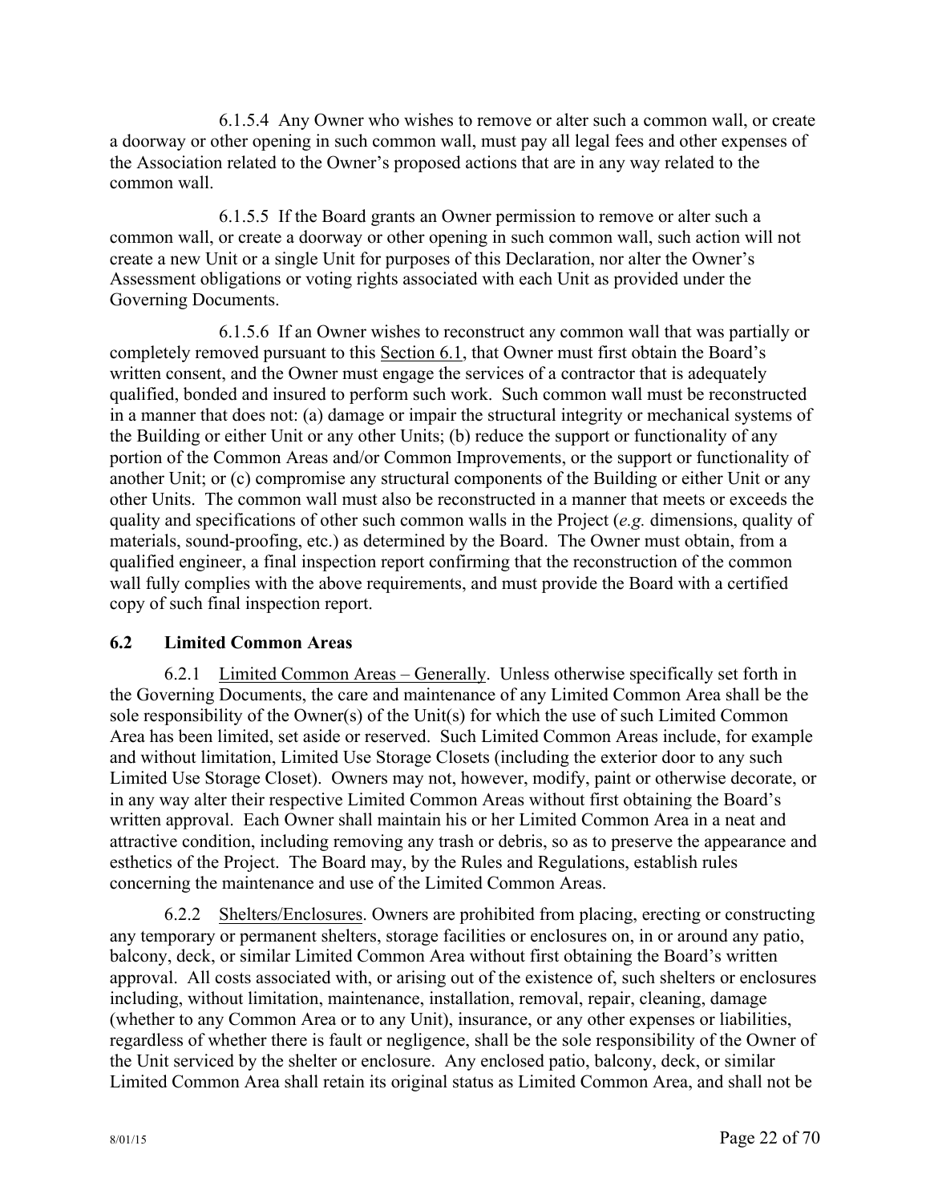6.1.5.4 Any Owner who wishes to remove or alter such a common wall, or create a doorway or other opening in such common wall, must pay all legal fees and other expenses of the Association related to the Owner's proposed actions that are in any way related to the common wall.

6.1.5.5 If the Board grants an Owner permission to remove or alter such a common wall, or create a doorway or other opening in such common wall, such action will not create a new Unit or a single Unit for purposes of this Declaration, nor alter the Owner's Assessment obligations or voting rights associated with each Unit as provided under the Governing Documents.

6.1.5.6 If an Owner wishes to reconstruct any common wall that was partially or completely removed pursuant to this Section 6.1, that Owner must first obtain the Board's written consent, and the Owner must engage the services of a contractor that is adequately qualified, bonded and insured to perform such work. Such common wall must be reconstructed in a manner that does not: (a) damage or impair the structural integrity or mechanical systems of the Building or either Unit or any other Units; (b) reduce the support or functionality of any portion of the Common Areas and/or Common Improvements, or the support or functionality of another Unit; or (c) compromise any structural components of the Building or either Unit or any other Units. The common wall must also be reconstructed in a manner that meets or exceeds the quality and specifications of other such common walls in the Project (*e.g.* dimensions, quality of materials, sound-proofing, etc.) as determined by the Board. The Owner must obtain, from a qualified engineer, a final inspection report confirming that the reconstruction of the common wall fully complies with the above requirements, and must provide the Board with a certified copy of such final inspection report.

### 6.2 Limited Common Areas

6.2.1 Limited Common Areas – Generally. Unless otherwise specifically set forth in the Governing Documents, the care and maintenance of any Limited Common Area shall be the sole responsibility of the Owner(s) of the Unit(s) for which the use of such Limited Common Area has been limited, set aside or reserved. Such Limited Common Areas include, for example and without limitation, Limited Use Storage Closets (including the exterior door to any such Limited Use Storage Closet). Owners may not, however, modify, paint or otherwise decorate, or in any way alter their respective Limited Common Areas without first obtaining the Board's written approval. Each Owner shall maintain his or her Limited Common Area in a neat and attractive condition, including removing any trash or debris, so as to preserve the appearance and esthetics of the Project. The Board may, by the Rules and Regulations, establish rules concerning the maintenance and use of the Limited Common Areas.

6.2.2 Shelters/Enclosures. Owners are prohibited from placing, erecting or constructing any temporary or permanent shelters, storage facilities or enclosures on, in or around any patio, balcony, deck, or similar Limited Common Area without first obtaining the Board's written approval. All costs associated with, or arising out of the existence of, such shelters or enclosures including, without limitation, maintenance, installation, removal, repair, cleaning, damage (whether to any Common Area or to any Unit), insurance, or any other expenses or liabilities, regardless of whether there is fault or negligence, shall be the sole responsibility of the Owner of the Unit serviced by the shelter or enclosure. Any enclosed patio, balcony, deck, or similar Limited Common Area shall retain its original status as Limited Common Area, and shall not be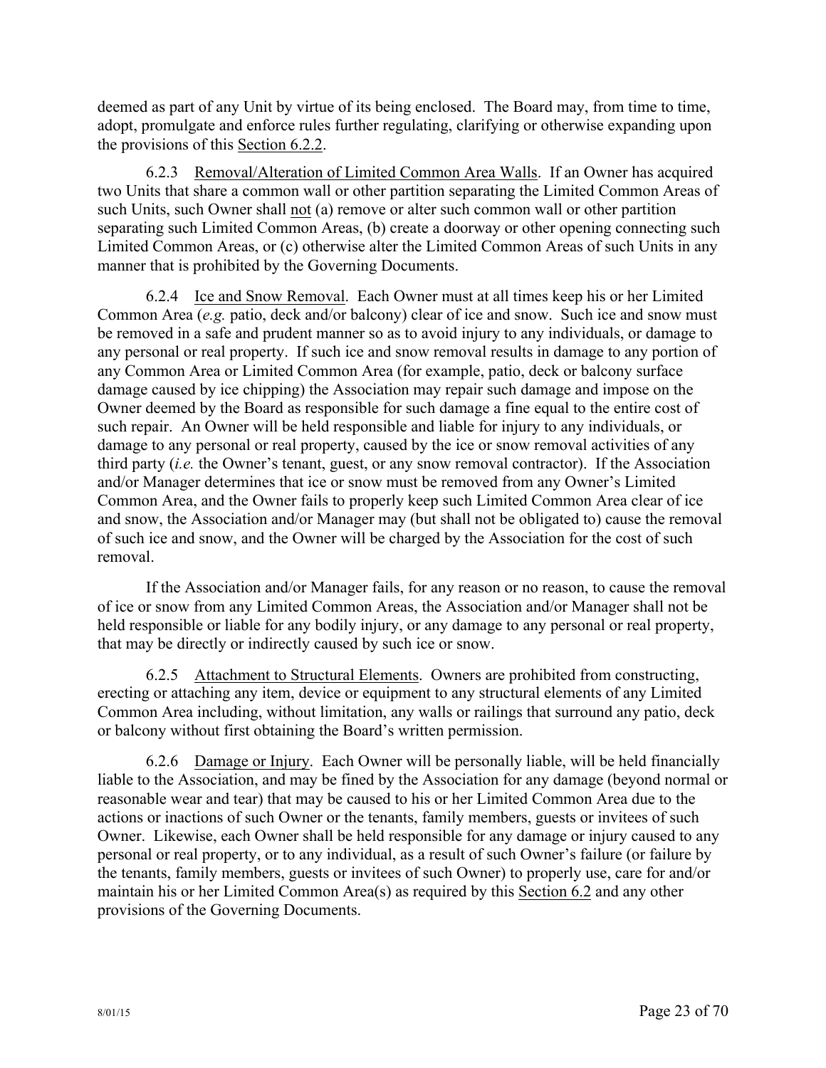deemed as part of any Unit by virtue of its being enclosed. The Board may, from time to time, adopt, promulgate and enforce rules further regulating, clarifying or otherwise expanding upon the provisions of this Section 6.2.2.

6.2.3 Removal/Alteration of Limited Common Area Walls. If an Owner has acquired two Units that share a common wall or other partition separating the Limited Common Areas of such Units, such Owner shall not (a) remove or alter such common wall or other partition separating such Limited Common Areas, (b) create a doorway or other opening connecting such Limited Common Areas, or (c) otherwise alter the Limited Common Areas of such Units in any manner that is prohibited by the Governing Documents.

6.2.4 Ice and Snow Removal. Each Owner must at all times keep his or her Limited Common Area (*e.g.* patio, deck and/or balcony) clear of ice and snow. Such ice and snow must be removed in a safe and prudent manner so as to avoid injury to any individuals, or damage to any personal or real property. If such ice and snow removal results in damage to any portion of any Common Area or Limited Common Area (for example, patio, deck or balcony surface damage caused by ice chipping) the Association may repair such damage and impose on the Owner deemed by the Board as responsible for such damage a fine equal to the entire cost of such repair. An Owner will be held responsible and liable for injury to any individuals, or damage to any personal or real property, caused by the ice or snow removal activities of any third party (*i.e.* the Owner's tenant, guest, or any snow removal contractor). If the Association and/or Manager determines that ice or snow must be removed from any Owner's Limited Common Area, and the Owner fails to properly keep such Limited Common Area clear of ice and snow, the Association and/or Manager may (but shall not be obligated to) cause the removal of such ice and snow, and the Owner will be charged by the Association for the cost of such removal.

If the Association and/or Manager fails, for any reason or no reason, to cause the removal of ice or snow from any Limited Common Areas, the Association and/or Manager shall not be held responsible or liable for any bodily injury, or any damage to any personal or real property, that may be directly or indirectly caused by such ice or snow.

6.2.5 Attachment to Structural Elements. Owners are prohibited from constructing, erecting or attaching any item, device or equipment to any structural elements of any Limited Common Area including, without limitation, any walls or railings that surround any patio, deck or balcony without first obtaining the Board's written permission.

6.2.6 Damage or Injury. Each Owner will be personally liable, will be held financially liable to the Association, and may be fined by the Association for any damage (beyond normal or reasonable wear and tear) that may be caused to his or her Limited Common Area due to the actions or inactions of such Owner or the tenants, family members, guests or invitees of such Owner. Likewise, each Owner shall be held responsible for any damage or injury caused to any personal or real property, or to any individual, as a result of such Owner's failure (or failure by the tenants, family members, guests or invitees of such Owner) to properly use, care for and/or maintain his or her Limited Common Area(s) as required by this Section 6.2 and any other provisions of the Governing Documents.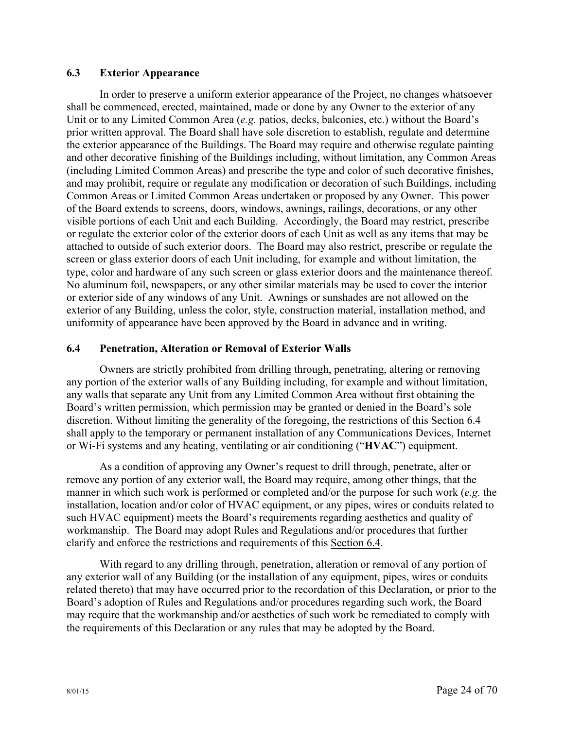### 6.3 Exterior Appearance

In order to preserve a uniform exterior appearance of the Project, no changes whatsoever shall be commenced, erected, maintained, made or done by any Owner to the exterior of any Unit or to any Limited Common Area (*e.g.* patios, decks, balconies, etc.) without the Board's prior written approval. The Board shall have sole discretion to establish, regulate and determine the exterior appearance of the Buildings. The Board may require and otherwise regulate painting and other decorative finishing of the Buildings including, without limitation, any Common Areas (including Limited Common Areas) and prescribe the type and color of such decorative finishes, and may prohibit, require or regulate any modification or decoration of such Buildings, including Common Areas or Limited Common Areas undertaken or proposed by any Owner. This power of the Board extends to screens, doors, windows, awnings, railings, decorations, or any other visible portions of each Unit and each Building. Accordingly, the Board may restrict, prescribe or regulate the exterior color of the exterior doors of each Unit as well as any items that may be attached to outside of such exterior doors. The Board may also restrict, prescribe or regulate the screen or glass exterior doors of each Unit including, for example and without limitation, the type, color and hardware of any such screen or glass exterior doors and the maintenance thereof. No aluminum foil, newspapers, or any other similar materials may be used to cover the interior or exterior side of any windows of any Unit. Awnings or sunshades are not allowed on the exterior of any Building, unless the color, style, construction material, installation method, and uniformity of appearance have been approved by the Board in advance and in writing.

### 6.4 Penetration, Alteration or Removal of Exterior Walls

Owners are strictly prohibited from drilling through, penetrating, altering or removing any portion of the exterior walls of any Building including, for example and without limitation, any walls that separate any Unit from any Limited Common Area without first obtaining the Board's written permission, which permission may be granted or denied in the Board's sole discretion. Without limiting the generality of the foregoing, the restrictions of this Section 6.4 shall apply to the temporary or permanent installation of any Communications Devices, Internet or Wi-Fi systems and any heating, ventilating or air conditioning ("**HVAC**") equipment.

As a condition of approving any Owner's request to drill through, penetrate, alter or remove any portion of any exterior wall, the Board may require, among other things, that the manner in which such work is performed or completed and/or the purpose for such work (*e.g.* the installation, location and/or color of HVAC equipment, or any pipes, wires or conduits related to such HVAC equipment) meets the Board's requirements regarding aesthetics and quality of workmanship. The Board may adopt Rules and Regulations and/or procedures that further clarify and enforce the restrictions and requirements of this Section 6.4.

With regard to any drilling through, penetration, alteration or removal of any portion of any exterior wall of any Building (or the installation of any equipment, pipes, wires or conduits related thereto) that may have occurred prior to the recordation of this Declaration, or prior to the Board's adoption of Rules and Regulations and/or procedures regarding such work, the Board may require that the workmanship and/or aesthetics of such work be remediated to comply with the requirements of this Declaration or any rules that may be adopted by the Board.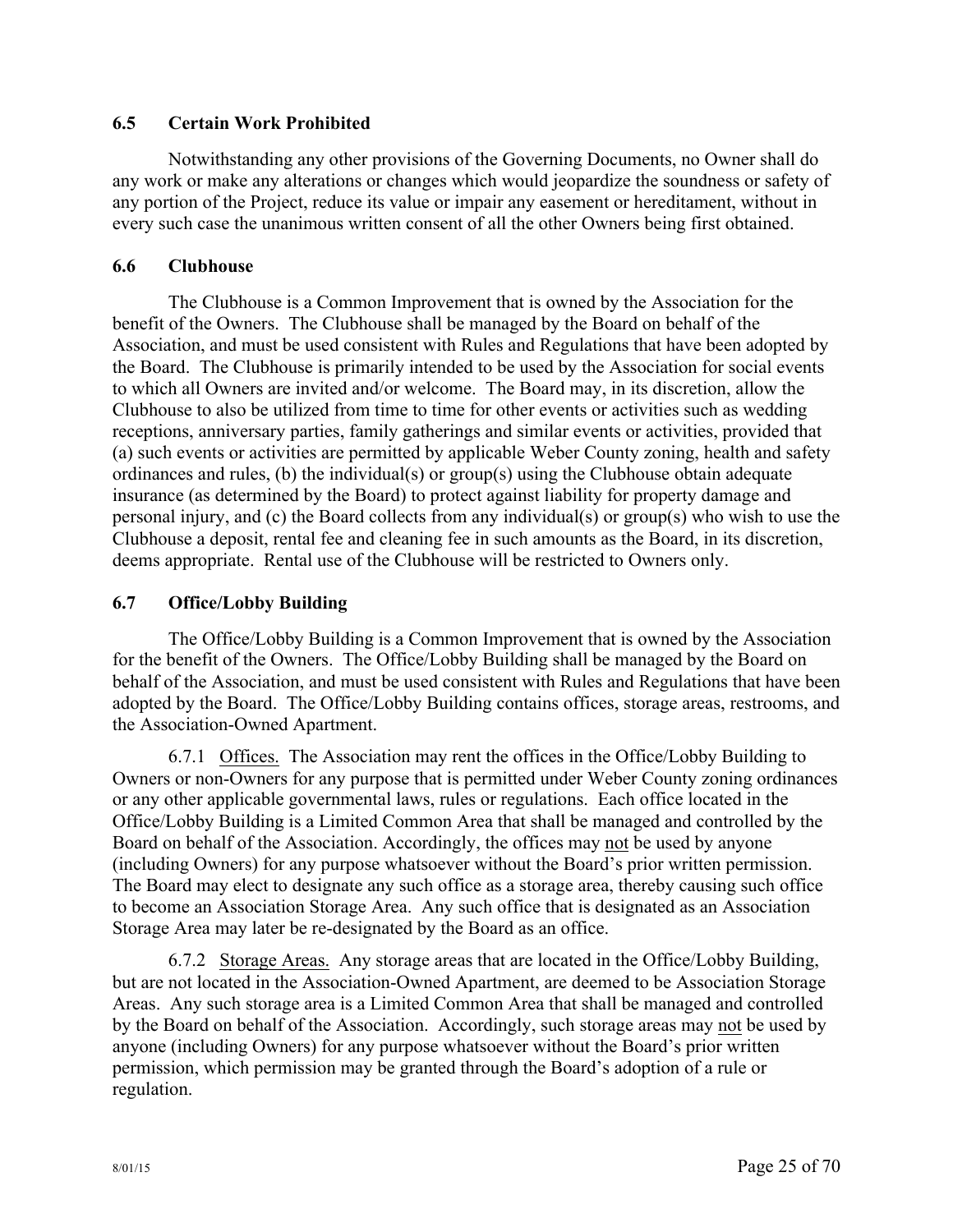### 6.5 Certain Work Prohibited

Notwithstanding any other provisions of the Governing Documents, no Owner shall do any work or make any alterations or changes which would jeopardize the soundness or safety of any portion of the Project, reduce its value or impair any easement or hereditament, without in every such case the unanimous written consent of all the other Owners being first obtained.

### 6.6 Clubhouse

The Clubhouse is a Common Improvement that is owned by the Association for the benefit of the Owners. The Clubhouse shall be managed by the Board on behalf of the Association, and must be used consistent with Rules and Regulations that have been adopted by the Board. The Clubhouse is primarily intended to be used by the Association for social events to which all Owners are invited and/or welcome. The Board may, in its discretion, allow the Clubhouse to also be utilized from time to time for other events or activities such as wedding receptions, anniversary parties, family gatherings and similar events or activities, provided that (a) such events or activities are permitted by applicable Weber County zoning, health and safety ordinances and rules, (b) the individual(s) or group(s) using the Clubhouse obtain adequate insurance (as determined by the Board) to protect against liability for property damage and personal injury, and (c) the Board collects from any individual(s) or group(s) who wish to use the Clubhouse a deposit, rental fee and cleaning fee in such amounts as the Board, in its discretion, deems appropriate. Rental use of the Clubhouse will be restricted to Owners only.

### 6.7 Office/Lobby Building

The Office/Lobby Building is a Common Improvement that is owned by the Association for the benefit of the Owners. The Office/Lobby Building shall be managed by the Board on behalf of the Association, and must be used consistent with Rules and Regulations that have been adopted by the Board. The Office/Lobby Building contains offices, storage areas, restrooms, and the Association-Owned Apartment.

6.7.1 Offices. The Association may rent the offices in the Office/Lobby Building to Owners or non-Owners for any purpose that is permitted under Weber County zoning ordinances or any other applicable governmental laws, rules or regulations. Each office located in the Office/Lobby Building is a Limited Common Area that shall be managed and controlled by the Board on behalf of the Association. Accordingly, the offices may not be used by anyone (including Owners) for any purpose whatsoever without the Board's prior written permission. The Board may elect to designate any such office as a storage area, thereby causing such office to become an Association Storage Area. Any such office that is designated as an Association Storage Area may later be re-designated by the Board as an office.

6.7.2 Storage Areas. Any storage areas that are located in the Office/Lobby Building, but are not located in the Association-Owned Apartment, are deemed to be Association Storage Areas. Any such storage area is a Limited Common Area that shall be managed and controlled by the Board on behalf of the Association. Accordingly, such storage areas may not be used by anyone (including Owners) for any purpose whatsoever without the Board's prior written permission, which permission may be granted through the Board's adoption of a rule or regulation.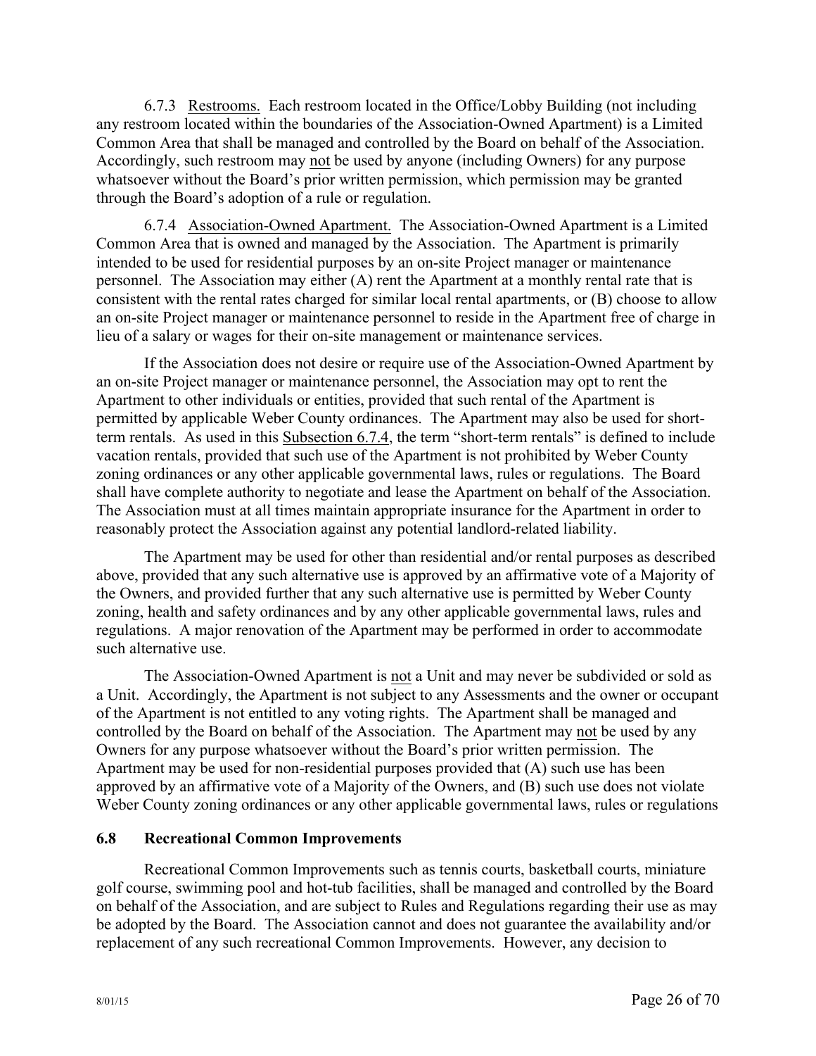6.7.3 Restrooms. Each restroom located in the Office/Lobby Building (not including any restroom located within the boundaries of the Association-Owned Apartment) is a Limited Common Area that shall be managed and controlled by the Board on behalf of the Association. Accordingly, such restroom may not be used by anyone (including Owners) for any purpose whatsoever without the Board's prior written permission, which permission may be granted through the Board's adoption of a rule or regulation.

6.7.4 Association-Owned Apartment. The Association-Owned Apartment is a Limited Common Area that is owned and managed by the Association. The Apartment is primarily intended to be used for residential purposes by an on-site Project manager or maintenance personnel. The Association may either (A) rent the Apartment at a monthly rental rate that is consistent with the rental rates charged for similar local rental apartments, or (B) choose to allow an on-site Project manager or maintenance personnel to reside in the Apartment free of charge in lieu of a salary or wages for their on-site management or maintenance services.

If the Association does not desire or require use of the Association-Owned Apartment by an on-site Project manager or maintenance personnel, the Association may opt to rent the Apartment to other individuals or entities, provided that such rental of the Apartment is permitted by applicable Weber County ordinances. The Apartment may also be used for short-term rentals. As used in this Subsection 6.7.4, the term "short-term rentals" is defined to include vacation rentals, provided that such use of the Apartment is not prohibited by Weber County zoning ordinances or any other applicable governmental laws, rules or regulations. The Board shall have complete authority to negotiate and lease the Apartment on behalf of the Association. The Association must at all times maintain appropriate insurance for the Apartment in order to reasonably protect the Association against any potential landlord-related liability.

The Apartment may be used for other than residential and/or rental purposes as described above, provided that any such alternative use is approved by an affirmative vote of a Majority of the Owners, and provided further that any such alternative use is permitted by Weber County zoning, health and safety ordinances and by any other applicable governmental laws, rules and regulations. A major renovation of the Apartment may be performed in order to accommodate such alternative use.

The Association-Owned Apartment is not a Unit and may never be subdivided or sold as a Unit. Accordingly, the Apartment is not subject to any Assessments and the owner or occupant of the Apartment is not entitled to any voting rights. The Apartment shall be managed and controlled by the Board on behalf of the Association. The Apartment may not be used by any Owners for any purpose whatsoever without the Board's prior written permission. The Apartment may be used for non-residential purposes provided that (A) such use has been approved by an affirmative vote of a Majority of the Owners, and (B) such use does not violate Weber County zoning ordinances or any other applicable governmental laws, rules or regulations

### 6.8 Recreational Common Improvements

Recreational Common Improvements such as tennis courts, basketball courts, miniature golf course, swimming pool and hot-tub facilities, shall be managed and controlled by the Board on behalf of the Association, and are subject to Rules and Regulations regarding their use as may be adopted by the Board. The Association cannot and does not guarantee the availability and/or replacement of any such recreational Common Improvements. However, any decision to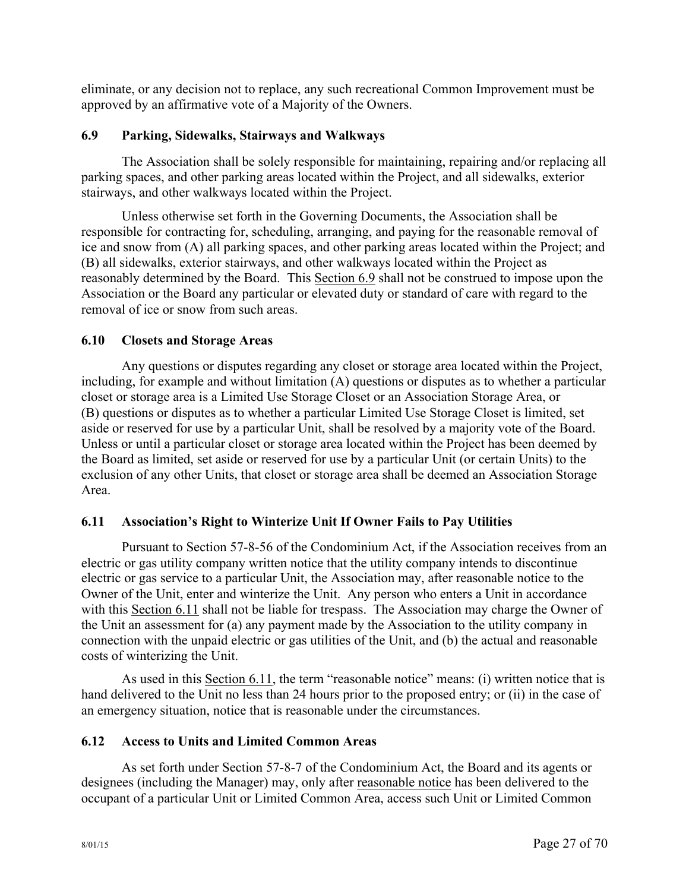eliminate, or any decision not to replace, any such recreational Common Improvement must be approved by an affirmative vote of a Majority of the Owners.

### 6.9 Parking, Sidewalks, Stairways and Walkways

The Association shall be solely responsible for maintaining, repairing and/or replacing all parking spaces, and other parking areas located within the Project, and all sidewalks, exterior stairways, and other walkways located within the Project.

Unless otherwise set forth in the Governing Documents, the Association shall be responsible for contracting for, scheduling, arranging, and paying for the reasonable removal of ice and snow from (A) all parking spaces, and other parking areas located within the Project; and (B) all sidewalks, exterior stairways, and other walkways located within the Project as reasonably determined by the Board. This Section 6.9 shall not be construed to impose upon the Association or the Board any particular or elevated duty or standard of care with regard to the removal of ice or snow from such areas.

### 6.10 Closets and Storage Areas

Any questions or disputes regarding any closet or storage area located within the Project, including, for example and without limitation (A) questions or disputes as to whether a particular closet or storage area is a Limited Use Storage Closet or an Association Storage Area, or (B) questions or disputes as to whether a particular Limited Use Storage Closet is limited, set aside or reserved for use by a particular Unit, shall be resolved by a majority vote of the Board. Unless or until a particular closet or storage area located within the Project has been deemed by the Board as limited, set aside or reserved for use by a particular Unit (or certain Units) to the exclusion of any other Units, that closet or storage area shall be deemed an Association Storage Area.

### 6.11 Association's Right to Winterize Unit If Owner Fails to Pay Utilities

Pursuant to Section 57-8-56 of the Condominium Act, if the Association receives from an electric or gas utility company written notice that the utility company intends to discontinue electric or gas service to a particular Unit, the Association may, after reasonable notice to the Owner of the Unit, enter and winterize the Unit. Any person who enters a Unit in accordance with this Section 6.11 shall not be liable for trespass. The Association may charge the Owner of the Unit an assessment for (a) any payment made by the Association to the utility company in connection with the unpaid electric or gas utilities of the Unit, and (b) the actual and reasonable costs of winterizing the Unit.

As used in this Section 6.11, the term "reasonable notice" means: (i) written notice that is hand delivered to the Unit no less than 24 hours prior to the proposed entry; or (ii) in the case of an emergency situation, notice that is reasonable under the circumstances.

### 6.12 Access to Units and Limited Common Areas

As set forth under Section 57-8-7 of the Condominium Act, the Board and its agents or designees (including the Manager) may, only after reasonable notice has been delivered to the occupant of a particular Unit or Limited Common Area, access such Unit or Limited Common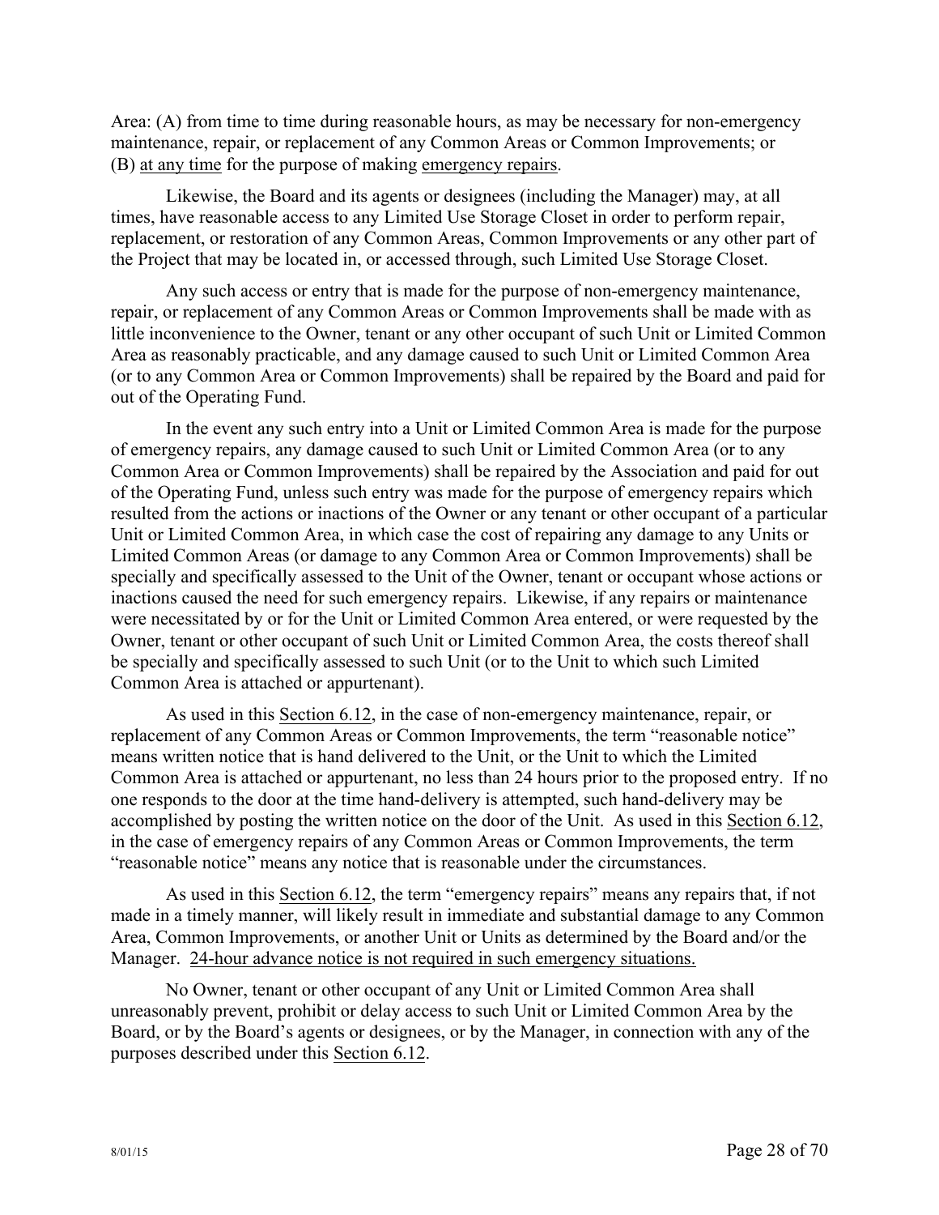Area: (A) from time to time during reasonable hours, as may be necessary for non-emergency maintenance, repair, or replacement of any Common Areas or Common Improvements; or (B) <u>at any time</u> for the purpose of making <u>emergency repairs</u>.

Likewise, the Board and its agents or designees (including the Manager) may, at all times, have reasonable access to any Limited Use Storage Closet in order to perform repair, replacement, or restoration of any Common Areas, Common Improvements or any other part of the Project that may be located in, or accessed through, such Limited Use Storage Closet.

Any such access or entry that is made for the purpose of non-emergency maintenance, repair, or replacement of any Common Areas or Common Improvements shall be made with as little inconvenience to the Owner, tenant or any other occupant of such Unit or Limited Common Area as reasonably practicable, and any damage caused to such Unit or Limited Common Area (or to any Common Area or Common Improvements) shall be repaired by the Board and paid for out of the Operating Fund.

In the event any such entry into a Unit or Limited Common Area is made for the purpose of emergency repairs, any damage caused to such Unit or Limited Common Area (or to any Common Area or Common Improvements) shall be repaired by the Association and paid for out of the Operating Fund, unless such entry was made for the purpose of emergency repairs which resulted from the actions or inactions of the Owner or any tenant or other occupant of a particular Unit or Limited Common Area, in which case the cost of repairing any damage to any Units or Limited Common Areas (or damage to any Common Area or Common Improvements) shall be specially and specifically assessed to the Unit of the Owner, tenant or occupant whose actions or inactions caused the need for such emergency repairs. Likewise, if any repairs or maintenance were necessitated by or for the Unit or Limited Common Area entered, or were requested by the Owner, tenant or other occupant of such Unit or Limited Common Area, the costs thereof shall be specially and specifically assessed to such Unit (or to the Unit to which such Limited Common Area is attached or appurtenant).

As used in this <u>Section 6.12</u>, in the case of non-emergency maintenance, repair, or replacement of any Common Areas or Common Improvements, the term "reasonable notice" means written notice that is hand delivered to the Unit, or the Unit to which the Limited Common Area is attached or appurtenant, no less than 24 hours prior to the proposed entry. If no one responds to the door at the time hand-delivery is attempted, such hand-delivery may be accomplished by posting the written notice on the door of the Unit. As used in this <u>Section 6.12</u>, in the case of emergency repairs of any Common Areas or Common Improvements, the term "reasonable notice" means any notice that is reasonable under the circumstances.

As used in this <u>Section 6.12</u>, the term "emergency repairs" means any repairs that, if not made in a timely manner, will likely result in immediate and substantial damage to any Common Area, Common Improvements, or another Unit or Units as determined by the Board and/or the Manager. <u>24-hour advance notice is not required in such emergency situations.</u>

No Owner, tenant or other occupant of any Unit or Limited Common Area shall unreasonably prevent, prohibit or delay access to such Unit or Limited Common Area by the Board, or by the Board's agents or designees, or by the Manager, in connection with any of the purposes described under this <u>Section 6.12</u>.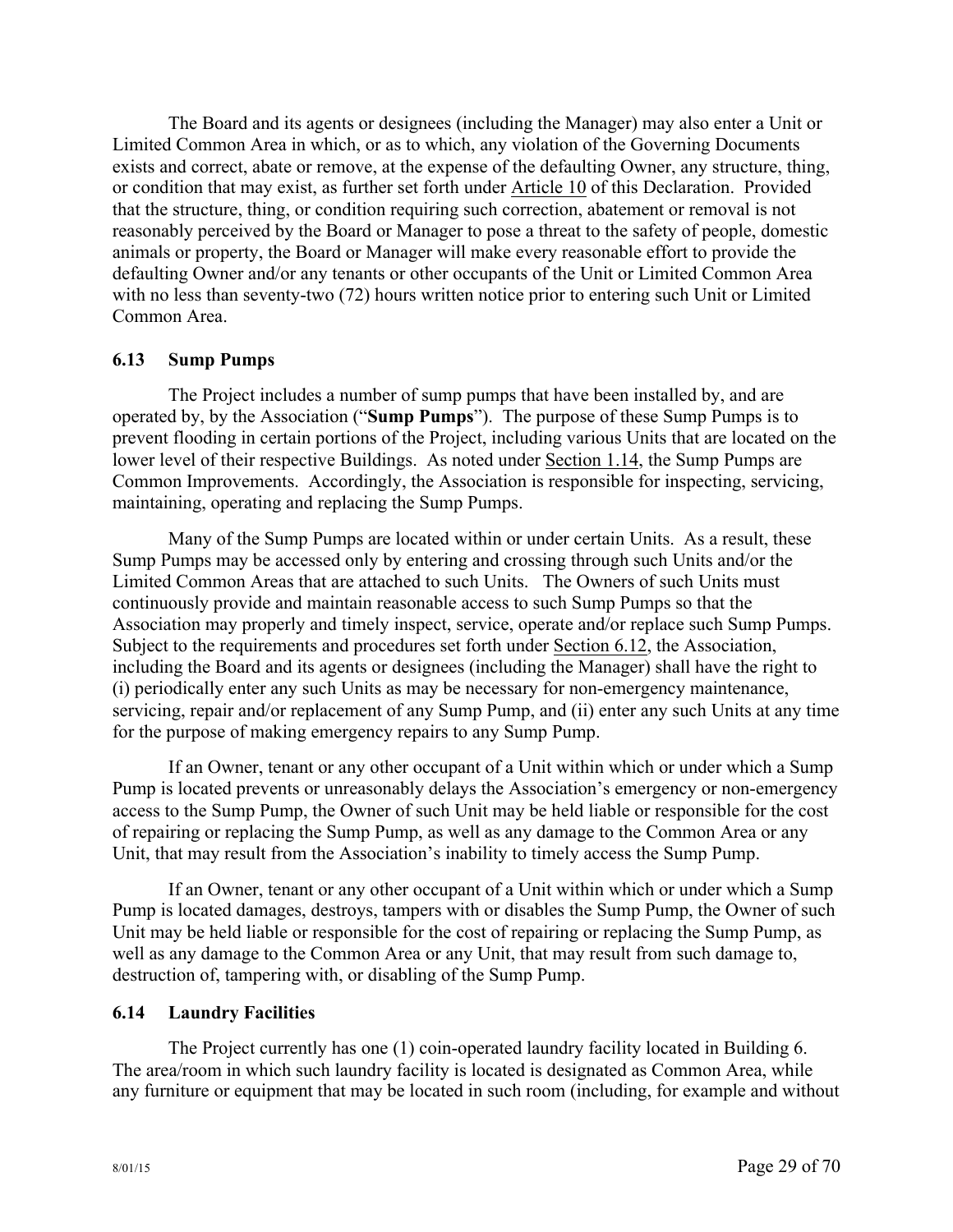The Board and its agents or designees (including the Manager) may also enter a Unit or Limited Common Area in which, or as to which, any violation of the Governing Documents exists and correct, abate or remove, at the expense of the defaulting Owner, any structure, thing, or condition that may exist, as further set forth under Article 10 of this Declaration. Provided that the structure, thing, or condition requiring such correction, abatement or removal is not reasonably perceived by the Board or Manager to pose a threat to the safety of people, domestic animals or property, the Board or Manager will make every reasonable effort to provide the defaulting Owner and/or any tenants or other occupants of the Unit or Limited Common Area with no less than seventy-two (72) hours written notice prior to entering such Unit or Limited Common Area.

### 6.13 Sump Pumps

The Project includes a number of sump pumps that have been installed by, and are operated by, by the Association ("**Sump Pumps**"). The purpose of these Sump Pumps is to prevent flooding in certain portions of the Project, including various Units that are located on the lower level of their respective Buildings. As noted under Section 1.14, the Sump Pumps are Common Improvements. Accordingly, the Association is responsible for inspecting, servicing, maintaining, operating and replacing the Sump Pumps.

Many of the Sump Pumps are located within or under certain Units. As a result, these Sump Pumps may be accessed only by entering and crossing through such Units and/or the Limited Common Areas that are attached to such Units. The Owners of such Units must continuously provide and maintain reasonable access to such Sump Pumps so that the Association may properly and timely inspect, service, operate and/or replace such Sump Pumps. Subject to the requirements and procedures set forth under Section 6.12, the Association, including the Board and its agents or designees (including the Manager) shall have the right to (i) periodically enter any such Units as may be necessary for non-emergency maintenance, servicing, repair and/or replacement of any Sump Pump, and (ii) enter any such Units at any time for the purpose of making emergency repairs to any Sump Pump.

If an Owner, tenant or any other occupant of a Unit within which or under which a Sump Pump is located prevents or unreasonably delays the Association's emergency or non-emergency access to the Sump Pump, the Owner of such Unit may be held liable or responsible for the cost of repairing or replacing the Sump Pump, as well as any damage to the Common Area or any Unit, that may result from the Association's inability to timely access the Sump Pump.

If an Owner, tenant or any other occupant of a Unit within which or under which a Sump Pump is located damages, destroys, tampers with or disables the Sump Pump, the Owner of such Unit may be held liable or responsible for the cost of repairing or replacing the Sump Pump, as well as any damage to the Common Area or any Unit, that may result from such damage to, destruction of, tampering with, or disabling of the Sump Pump.

### 6.14 Laundry Facilities

The Project currently has one (1) coin-operated laundry facility located in Building 6. The area/room in which such laundry facility is located is designated as Common Area, while any furniture or equipment that may be located in such room (including, for example and without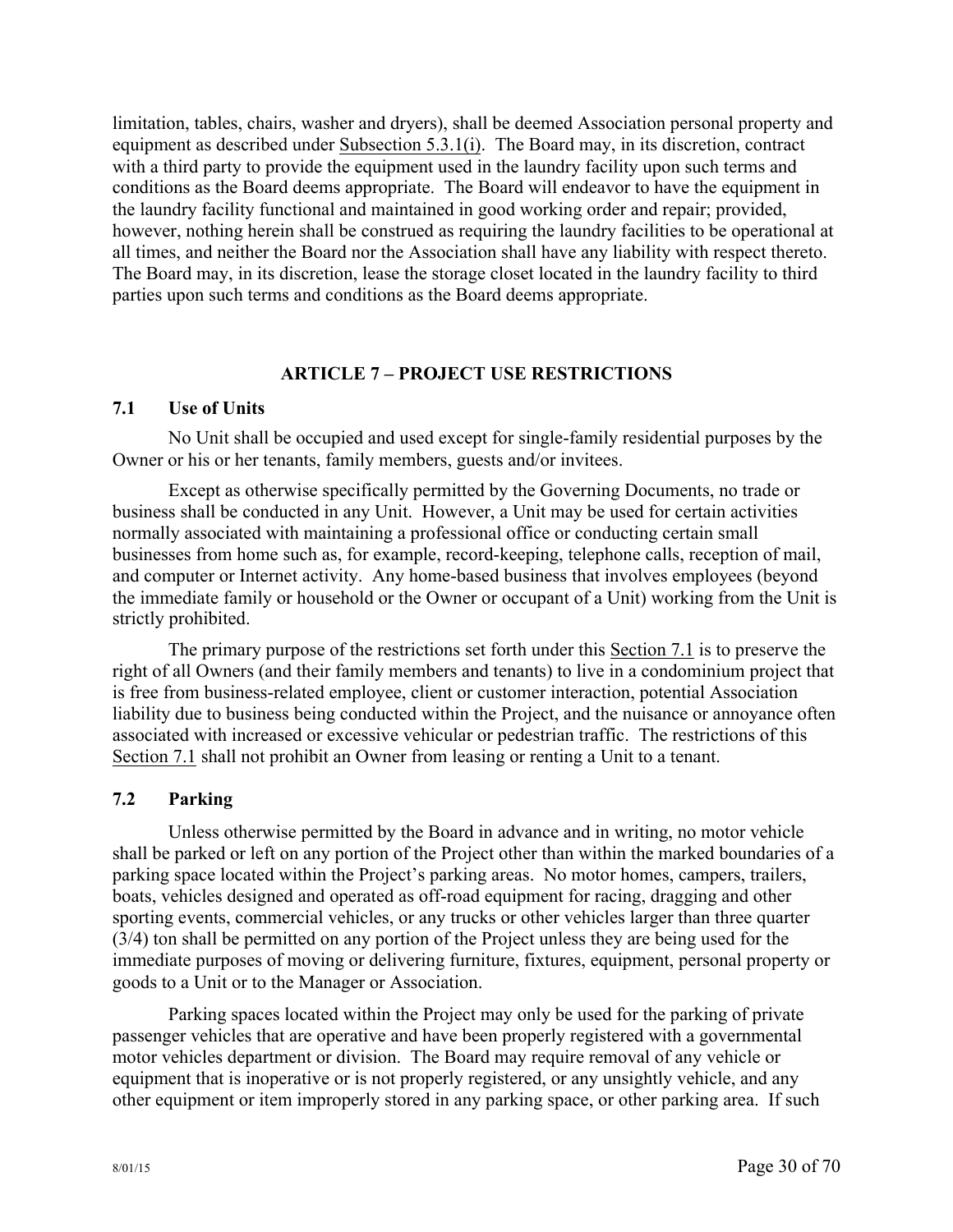limitation, tables, chairs, washer and dryers), shall be deemed Association personal property and equipment as described under Subsection 5.3.1(i). The Board may, in its discretion, contract with a third party to provide the equipment used in the laundry facility upon such terms and conditions as the Board deems appropriate. The Board will endeavor to have the equipment in the laundry facility functional and maintained in good working order and repair; provided, however, nothing herein shall be construed as requiring the laundry facilities to be operational at all times, and neither the Board nor the Association shall have any liability with respect thereto. The Board may, in its discretion, lease the storage closet located in the laundry facility to third parties upon such terms and conditions as the Board deems appropriate.

## ARTICLE 7 – PROJECT USE RESTRICTIONS

### 7.1 Use of Units

No Unit shall be occupied and used except for single-family residential purposes by the Owner or his or her tenants, family members, guests and/or invitees.

Except as otherwise specifically permitted by the Governing Documents, no trade or business shall be conducted in any Unit. However, a Unit may be used for certain activities normally associated with maintaining a professional office or conducting certain small businesses from home such as, for example, record-keeping, telephone calls, reception of mail, and computer or Internet activity. Any home-based business that involves employees (beyond the immediate family or household or the Owner or occupant of a Unit) working from the Unit is strictly prohibited.

The primary purpose of the restrictions set forth under this Section 7.1 is to preserve the right of all Owners (and their family members and tenants) to live in a condominium project that is free from business-related employee, client or customer interaction, potential Association liability due to business being conducted within the Project, and the nuisance or annoyance often associated with increased or excessive vehicular or pedestrian traffic. The restrictions of this Section 7.1 shall not prohibit an Owner from leasing or renting a Unit to a tenant.

### 7.2 Parking

Unless otherwise permitted by the Board in advance and in writing, no motor vehicle shall be parked or left on any portion of the Project other than within the marked boundaries of a parking space located within the Project's parking areas. No motor homes, campers, trailers, boats, vehicles designed and operated as off-road equipment for racing, dragging and other sporting events, commercial vehicles, or any trucks or other vehicles larger than three quarter (3/4) ton shall be permitted on any portion of the Project unless they are being used for the immediate purposes of moving or delivering furniture, fixtures, equipment, personal property or goods to a Unit or to the Manager or Association.

Parking spaces located within the Project may only be used for the parking of private passenger vehicles that are operative and have been properly registered with a governmental motor vehicles department or division. The Board may require removal of any vehicle or equipment that is inoperative or is not properly registered, or any unsightly vehicle, and any other equipment or item improperly stored in any parking space, or other parking area. If such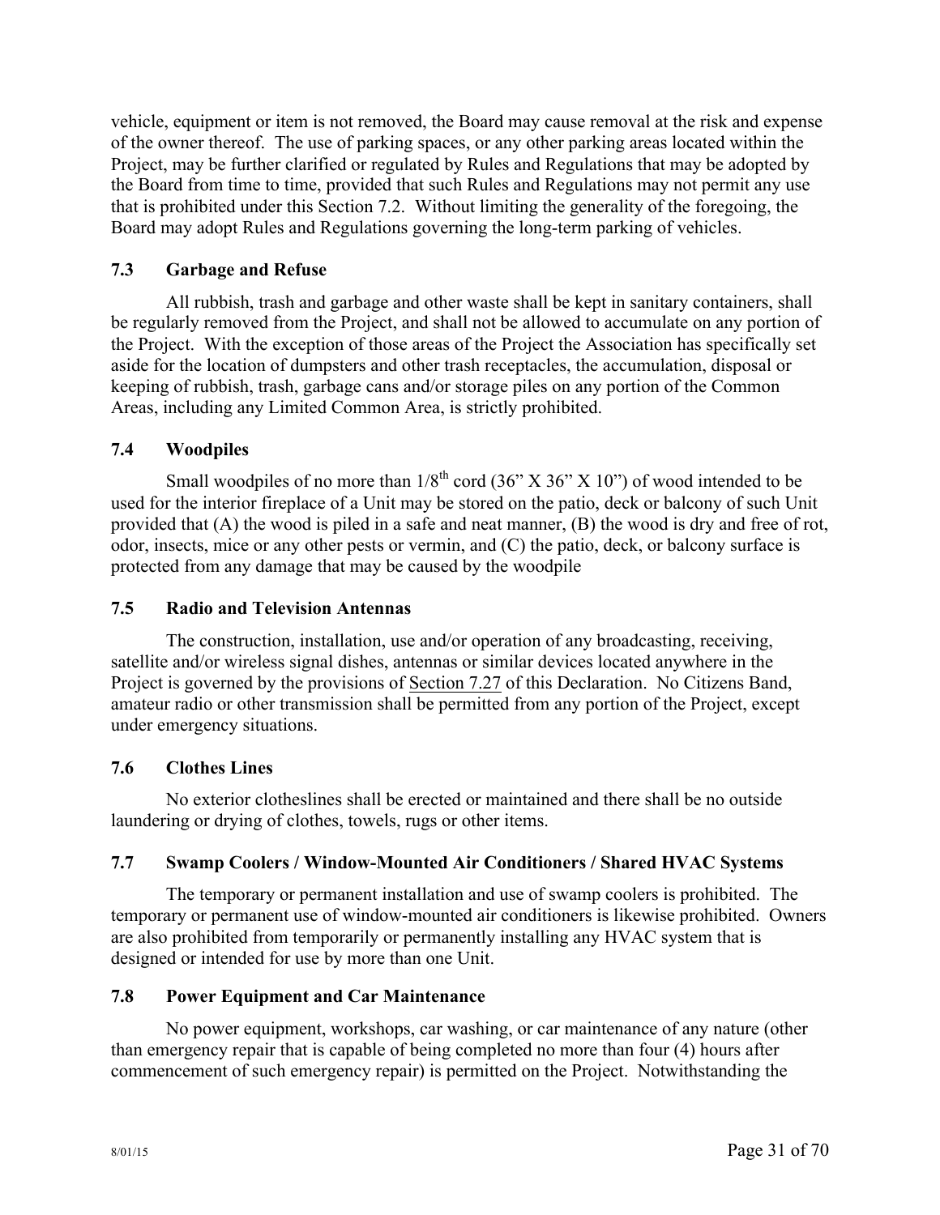vehicle, equipment or item is not removed, the Board may cause removal at the risk and expense of the owner thereof. The use of parking spaces, or any other parking areas located within the Project, may be further clarified or regulated by Rules and Regulations that may be adopted by the Board from time to time, provided that such Rules and Regulations may not permit any use that is prohibited under this Section 7.2. Without limiting the generality of the foregoing, the Board may adopt Rules and Regulations governing the long-term parking of vehicles.

### 7.3 Garbage and Refuse

All rubbish, trash and garbage and other waste shall be kept in sanitary containers, shall be regularly removed from the Project, and shall not be allowed to accumulate on any portion of the Project. With the exception of those areas of the Project the Association has specifically set aside for the location of dumpsters and other trash receptacles, the accumulation, disposal or keeping of rubbish, trash, garbage cans and/or storage piles on any portion of the Common Areas, including any Limited Common Area, is strictly prohibited.

### 7.4 Woodpiles

Small woodpiles of no more than 1/8th cord (36" X 36" X 10") of wood intended to be used for the interior fireplace of a Unit may be stored on the patio, deck or balcony of such Unit provided that (A) the wood is piled in a safe and neat manner, (B) the wood is dry and free of rot, odor, insects, mice or any other pests or vermin, and (C) the patio, deck, or balcony surface is protected from any damage that may be caused by the woodpile

### 7.5 Radio and Television Antennas

The construction, installation, use and/or operation of any broadcasting, receiving, satellite and/or wireless signal dishes, antennas or similar devices located anywhere in the Project is governed by the provisions of Section 7.27 of this Declaration. No Citizens Band, amateur radio or other transmission shall be permitted from any portion of the Project, except under emergency situations.

### 7.6 Clothes Lines

No exterior clotheslines shall be erected or maintained and there shall be no outside laundering or drying of clothes, towels, rugs or other items.

### 7.7 Swamp Coolers / Window-Mounted Air Conditioners / Shared HVAC Systems

The temporary or permanent installation and use of swamp coolers is prohibited. The temporary or permanent use of window-mounted air conditioners is likewise prohibited. Owners are also prohibited from temporarily or permanently installing any HVAC system that is designed or intended for use by more than one Unit.

### 7.8 Power Equipment and Car Maintenance

No power equipment, workshops, car washing, or car maintenance of any nature (other than emergency repair that is capable of being completed no more than four (4) hours after commencement of such emergency repair) is permitted on the Project. Notwithstanding the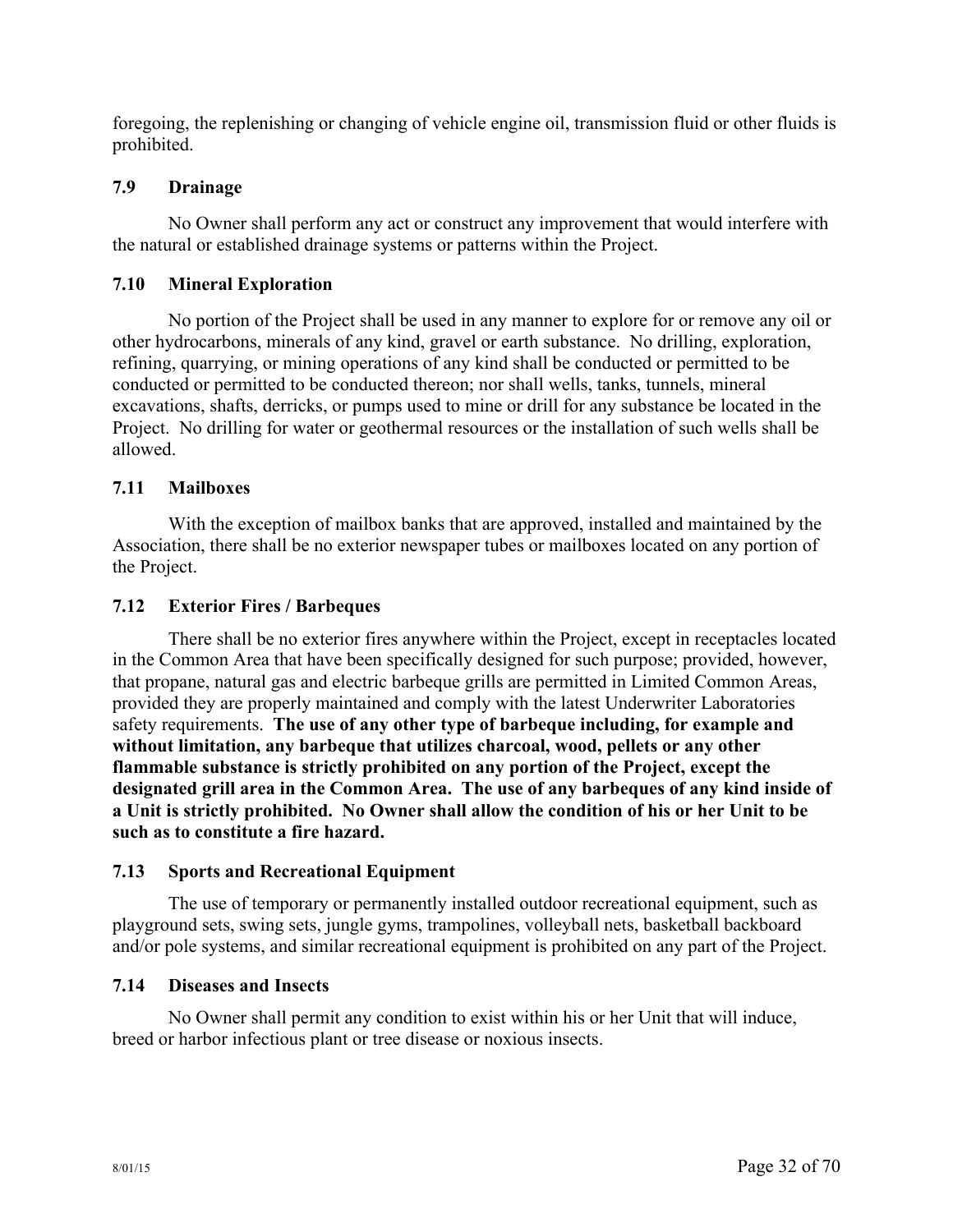foregoing, the replenishing or changing of vehicle engine oil, transmission fluid or other fluids is prohibited.

### 7.9 Drainage

No Owner shall perform any act or construct any improvement that would interfere with the natural or established drainage systems or patterns within the Project.

### 7.10 Mineral Exploration

No portion of the Project shall be used in any manner to explore for or remove any oil or other hydrocarbons, minerals of any kind, gravel or earth substance. No drilling, exploration, refining, quarrying, or mining operations of any kind shall be conducted or permitted to be conducted or permitted to be conducted thereon; nor shall wells, tanks, tunnels, mineral excavations, shafts, derricks, or pumps used to mine or drill for any substance be located in the Project. No drilling for water or geothermal resources or the installation of such wells shall be allowed.

### 7.11 Mailboxes

With the exception of mailbox banks that are approved, installed and maintained by the Association, there shall be no exterior newspaper tubes or mailboxes located on any portion of the Project.

### 7.12 Exterior Fires / Barbeques

There shall be no exterior fires anywhere within the Project, except in receptacles located in the Common Area that have been specifically designed for such purpose; provided, however, that propane, natural gas and electric barbeque grills are permitted in Limited Common Areas, provided they are properly maintained and comply with the latest Underwriter Laboratories safety requirements. **The use of any other type of barbeque including, for example and without limitation, any barbeque that utilizes charcoal, wood, pellets or any other flammable substance is strictly prohibited on any portion of the Project, except the designated grill area in the Common Area. The use of any barbeques of any kind inside of a Unit is strictly prohibited. No Owner shall allow the condition of his or her Unit to be such as to constitute a fire hazard.**

### 7.13 Sports and Recreational Equipment

The use of temporary or permanently installed outdoor recreational equipment, such as playground sets, swing sets, jungle gyms, trampolines, volleyball nets, basketball backboard and/or pole systems, and similar recreational equipment is prohibited on any part of the Project.

### 7.14 Diseases and Insects

No Owner shall permit any condition to exist within his or her Unit that will induce, breed or harbor infectious plant or tree disease or noxious insects.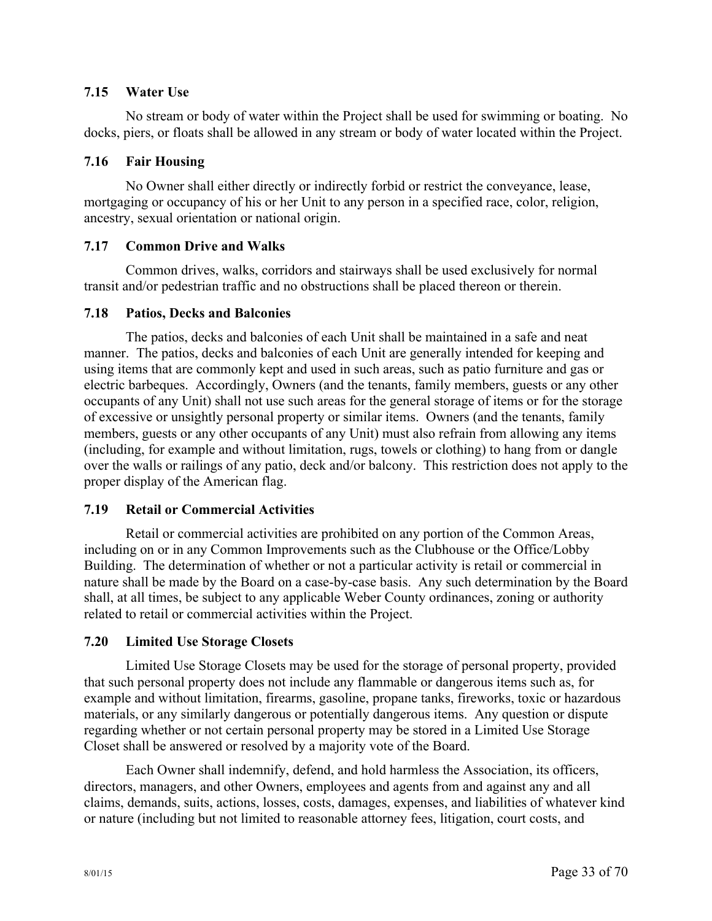### 7.15 Water Use

No stream or body of water within the Project shall be used for swimming or boating. No docks, piers, or floats shall be allowed in any stream or body of water located within the Project.

### 7.16 Fair Housing

No Owner shall either directly or indirectly forbid or restrict the conveyance, lease, mortgaging or occupancy of his or her Unit to any person in a specified race, color, religion, ancestry, sexual orientation or national origin.

### 7.17 Common Drive and Walks

Common drives, walks, corridors and stairways shall be used exclusively for normal transit and/or pedestrian traffic and no obstructions shall be placed thereon or therein.

### 7.18 Patios, Decks and Balconies

The patios, decks and balconies of each Unit shall be maintained in a safe and neat manner. The patios, decks and balconies of each Unit are generally intended for keeping and using items that are commonly kept and used in such areas, such as patio furniture and gas or electric barbeques. Accordingly, Owners (and the tenants, family members, guests or any other occupants of any Unit) shall not use such areas for the general storage of items or for the storage of excessive or unsightly personal property or similar items. Owners (and the tenants, family members, guests or any other occupants of any Unit) must also refrain from allowing any items (including, for example and without limitation, rugs, towels or clothing) to hang from or dangle over the walls or railings of any patio, deck and/or balcony. This restriction does not apply to the proper display of the American flag.

### 7.19 Retail or Commercial Activities

Retail or commercial activities are prohibited on any portion of the Common Areas, including on or in any Common Improvements such as the Clubhouse or the Office/Lobby Building. The determination of whether or not a particular activity is retail or commercial in nature shall be made by the Board on a case-by-case basis. Any such determination by the Board shall, at all times, be subject to any applicable Weber County ordinances, zoning or authority related to retail or commercial activities within the Project.

### 7.20 Limited Use Storage Closets

Limited Use Storage Closets may be used for the storage of personal property, provided that such personal property does not include any flammable or dangerous items such as, for example and without limitation, firearms, gasoline, propane tanks, fireworks, toxic or hazardous materials, or any similarly dangerous or potentially dangerous items. Any question or dispute regarding whether or not certain personal property may be stored in a Limited Use Storage Closet shall be answered or resolved by a majority vote of the Board.

Each Owner shall indemnify, defend, and hold harmless the Association, its officers, directors, managers, and other Owners, employees and agents from and against any and all claims, demands, suits, actions, losses, costs, damages, expenses, and liabilities of whatever kind or nature (including but not limited to reasonable attorney fees, litigation, court costs, and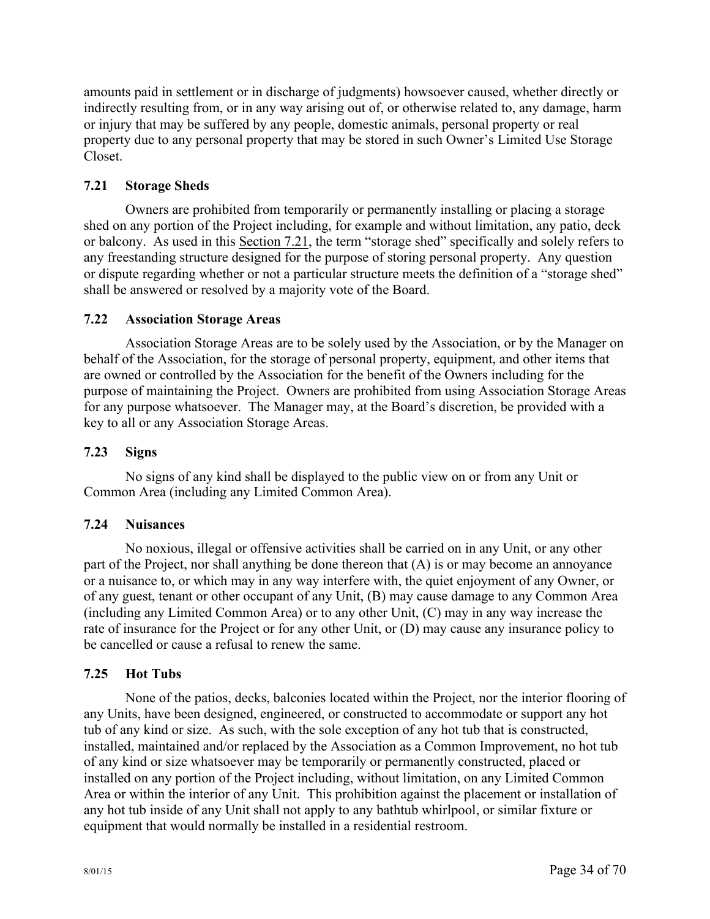amounts paid in settlement or in discharge of judgments) howsoever caused, whether directly or indirectly resulting from, or in any way arising out of, or otherwise related to, any damage, harm or injury that may be suffered by any people, domestic animals, personal property or real property due to any personal property that may be stored in such Owner's Limited Use Storage Closet.

### 7.21 Storage Sheds

Owners are prohibited from temporarily or permanently installing or placing a storage shed on any portion of the Project including, for example and without limitation, any patio, deck or balcony. As used in this Section 7.21, the term "storage shed" specifically and solely refers to any freestanding structure designed for the purpose of storing personal property. Any question or dispute regarding whether or not a particular structure meets the definition of a "storage shed" shall be answered or resolved by a majority vote of the Board.

### 7.22 Association Storage Areas

Association Storage Areas are to be solely used by the Association, or by the Manager on behalf of the Association, for the storage of personal property, equipment, and other items that are owned or controlled by the Association for the benefit of the Owners including for the purpose of maintaining the Project. Owners are prohibited from using Association Storage Areas for any purpose whatsoever. The Manager may, at the Board's discretion, be provided with a key to all or any Association Storage Areas.

### 7.23 Signs

No signs of any kind shall be displayed to the public view on or from any Unit or Common Area (including any Limited Common Area).

### 7.24 Nuisances

No noxious, illegal or offensive activities shall be carried on in any Unit, or any other part of the Project, nor shall anything be done thereon that (A) is or may become an annoyance or a nuisance to, or which may in any way interfere with, the quiet enjoyment of any Owner, or of any guest, tenant or other occupant of any Unit, (B) may cause damage to any Common Area (including any Limited Common Area) or to any other Unit, (C) may in any way increase the rate of insurance for the Project or for any other Unit, or (D) may cause any insurance policy to be cancelled or cause a refusal to renew the same.

### 7.25 Hot Tubs

None of the patios, decks, balconies located within the Project, nor the interior flooring of any Units, have been designed, engineered, or constructed to accommodate or support any hot tub of any kind or size. As such, with the sole exception of any hot tub that is constructed, installed, maintained and/or replaced by the Association as a Common Improvement, no hot tub of any kind or size whatsoever may be temporarily or permanently constructed, placed or installed on any portion of the Project including, without limitation, on any Limited Common Area or within the interior of any Unit. This prohibition against the placement or installation of any hot tub inside of any Unit shall not apply to any bathtub whirlpool, or similar fixture or equipment that would normally be installed in a residential restroom.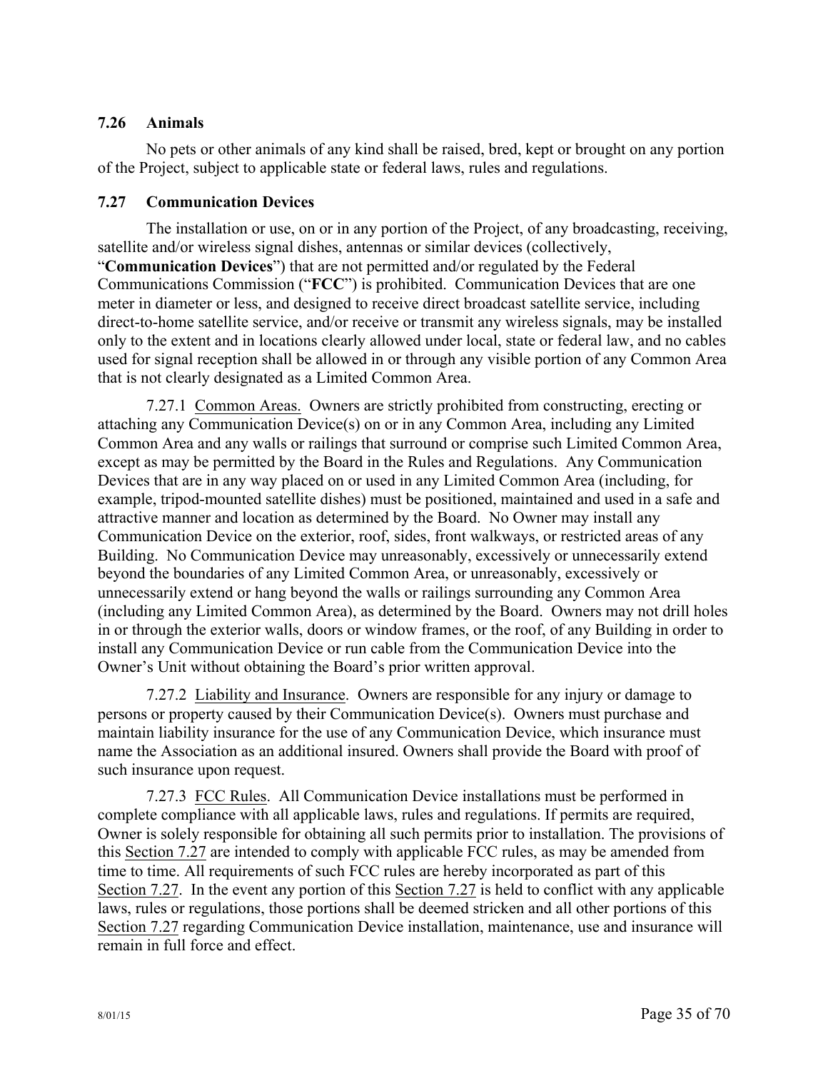### 7.26 Animals

No pets or other animals of any kind shall be raised, bred, kept or brought on any portion of the Project, subject to applicable state or federal laws, rules and regulations.

### 7.27 Communication Devices

The installation or use, on or in any portion of the Project, of any broadcasting, receiving, satellite and/or wireless signal dishes, antennas or similar devices (collectively, "**Communication Devices**") that are not permitted and/or regulated by the Federal Communications Commission ("**FCC**") is prohibited. Communication Devices that are one meter in diameter or less, and designed to receive direct broadcast satellite service, including direct-to-home satellite service, and/or receive or transmit any wireless signals, may be installed only to the extent and in locations clearly allowed under local, state or federal law, and no cables used for signal reception shall be allowed in or through any visible portion of any Common Area that is not clearly designated as a Limited Common Area.

7.27.1 Common Areas. Owners are strictly prohibited from constructing, erecting or attaching any Communication Device(s) on or in any Common Area, including any Limited Common Area and any walls or railings that surround or comprise such Limited Common Area, except as may be permitted by the Board in the Rules and Regulations. Any Communication Devices that are in any way placed on or used in any Limited Common Area (including, for example, tripod-mounted satellite dishes) must be positioned, maintained and used in a safe and attractive manner and location as determined by the Board. No Owner may install any Communication Device on the exterior, roof, sides, front walkways, or restricted areas of any Building. No Communication Device may unreasonably, excessively or unnecessarily extend beyond the boundaries of any Limited Common Area, or unreasonably, excessively or unnecessarily extend or hang beyond the walls or railings surrounding any Common Area (including any Limited Common Area), as determined by the Board. Owners may not drill holes in or through the exterior walls, doors or window frames, or the roof, of any Building in order to install any Communication Device or run cable from the Communication Device into the Owner's Unit without obtaining the Board's prior written approval.

7.27.2 Liability and Insurance. Owners are responsible for any injury or damage to persons or property caused by their Communication Device(s). Owners must purchase and maintain liability insurance for the use of any Communication Device, which insurance must name the Association as an additional insured. Owners shall provide the Board with proof of such insurance upon request.

7.27.3 FCC Rules. All Communication Device installations must be performed in complete compliance with all applicable laws, rules and regulations. If permits are required, Owner is solely responsible for obtaining all such permits prior to installation. The provisions of this Section 7.27 are intended to comply with applicable FCC rules, as may be amended from time to time. All requirements of such FCC rules are hereby incorporated as part of this Section 7.27. In the event any portion of this Section 7.27 is held to conflict with any applicable laws, rules or regulations, those portions shall be deemed stricken and all other portions of this Section 7.27 regarding Communication Device installation, maintenance, use and insurance will remain in full force and effect.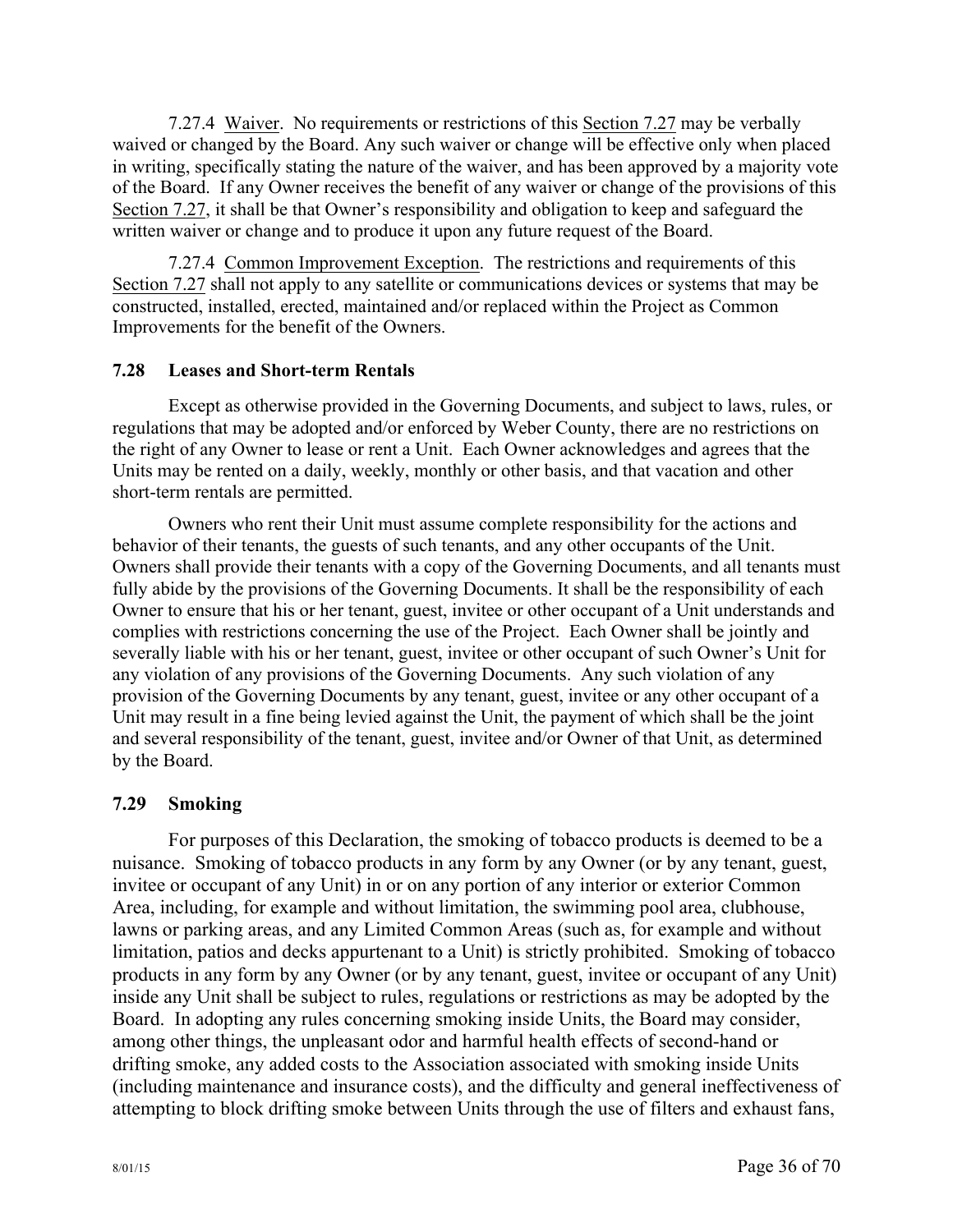7.27.4 Waiver. No requirements or restrictions of this Section 7.27 may be verbally waived or changed by the Board. Any such waiver or change will be effective only when placed in writing, specifically stating the nature of the waiver, and has been approved by a majority vote of the Board. If any Owner receives the benefit of any waiver or change of the provisions of this Section 7.27, it shall be that Owner's responsibility and obligation to keep and safeguard the written waiver or change and to produce it upon any future request of the Board.

7.27.4 Common Improvement Exception. The restrictions and requirements of this Section 7.27 shall not apply to any satellite or communications devices or systems that may be constructed, installed, erected, maintained and/or replaced within the Project as Common Improvements for the benefit of the Owners.

### 7.28 Leases and Short-term Rentals

Except as otherwise provided in the Governing Documents, and subject to laws, rules, or regulations that may be adopted and/or enforced by Weber County, there are no restrictions on the right of any Owner to lease or rent a Unit. Each Owner acknowledges and agrees that the Units may be rented on a daily, weekly, monthly or other basis, and that vacation and other short-term rentals are permitted.

Owners who rent their Unit must assume complete responsibility for the actions and behavior of their tenants, the guests of such tenants, and any other occupants of the Unit. Owners shall provide their tenants with a copy of the Governing Documents, and all tenants must fully abide by the provisions of the Governing Documents. It shall be the responsibility of each Owner to ensure that his or her tenant, guest, invitee or other occupant of a Unit understands and complies with restrictions concerning the use of the Project. Each Owner shall be jointly and severally liable with his or her tenant, guest, invitee or other occupant of such Owner's Unit for any violation of any provisions of the Governing Documents. Any such violation of any provision of the Governing Documents by any tenant, guest, invitee or any other occupant of a Unit may result in a fine being levied against the Unit, the payment of which shall be the joint and several responsibility of the tenant, guest, invitee and/or Owner of that Unit, as determined by the Board.

### 7.29 Smoking

For purposes of this Declaration, the smoking of tobacco products is deemed to be a nuisance. Smoking of tobacco products in any form by any Owner (or by any tenant, guest, invitee or occupant of any Unit) in or on any portion of any interior or exterior Common Area, including, for example and without limitation, the swimming pool area, clubhouse, lawns or parking areas, and any Limited Common Areas (such as, for example and without limitation, patios and decks appurtenant to a Unit) is strictly prohibited. Smoking of tobacco products in any form by any Owner (or by any tenant, guest, invitee or occupant of any Unit) inside any Unit shall be subject to rules, regulations or restrictions as may be adopted by the Board. In adopting any rules concerning smoking inside Units, the Board may consider, among other things, the unpleasant odor and harmful health effects of second-hand or drifting smoke, any added costs to the Association associated with smoking inside Units (including maintenance and insurance costs), and the difficulty and general ineffectiveness of attempting to block drifting smoke between Units through the use of filters and exhaust fans,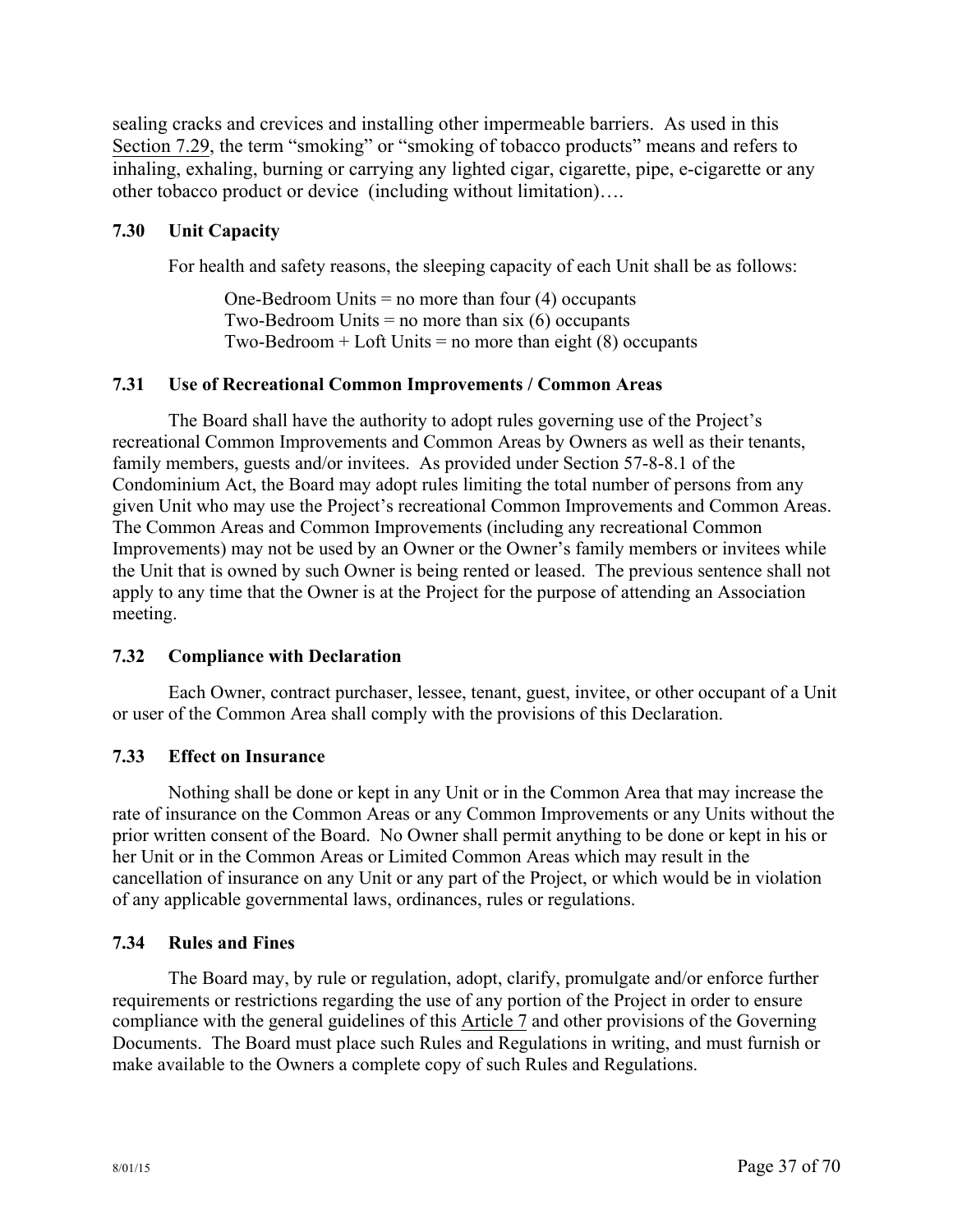sealing cracks and crevices and installing other impermeable barriers. As used in this Section 7.29, the term "smoking" or "smoking of tobacco products" means and refers to inhaling, exhaling, burning or carrying any lighted cigar, cigarette, pipe, e-cigarette or any other tobacco product or device (including without limitation)….

### 7.30 Unit Capacity

For health and safety reasons, the sleeping capacity of each Unit shall be as follows:

One-Bedroom Units = no more than four (4) occupants
Two-Bedroom Units = no more than six (6) occupants
Two-Bedroom + Loft Units = no more than eight (8) occupants

### 7.31 Use of Recreational Common Improvements / Common Areas

The Board shall have the authority to adopt rules governing use of the Project's recreational Common Improvements and Common Areas by Owners as well as their tenants, family members, guests and/or invitees. As provided under Section 57-8-8.1 of the Condominium Act, the Board may adopt rules limiting the total number of persons from any given Unit who may use the Project's recreational Common Improvements and Common Areas. The Common Areas and Common Improvements (including any recreational Common Improvements) may not be used by an Owner or the Owner's family members or invitees while the Unit that is owned by such Owner is being rented or leased. The previous sentence shall not apply to any time that the Owner is at the Project for the purpose of attending an Association meeting.

### 7.32 Compliance with Declaration

Each Owner, contract purchaser, lessee, tenant, guest, invitee, or other occupant of a Unit or user of the Common Area shall comply with the provisions of this Declaration.

### 7.33 Effect on Insurance

Nothing shall be done or kept in any Unit or in the Common Area that may increase the rate of insurance on the Common Areas or any Common Improvements or any Units without the prior written consent of the Board. No Owner shall permit anything to be done or kept in his or her Unit or in the Common Areas or Limited Common Areas which may result in the cancellation of insurance on any Unit or any part of the Project, or which would be in violation of any applicable governmental laws, ordinances, rules or regulations.

### 7.34 Rules and Fines

The Board may, by rule or regulation, adopt, clarify, promulgate and/or enforce further requirements or restrictions regarding the use of any portion of the Project in order to ensure compliance with the general guidelines of this Article 7 and other provisions of the Governing Documents. The Board must place such Rules and Regulations in writing, and must furnish or make available to the Owners a complete copy of such Rules and Regulations.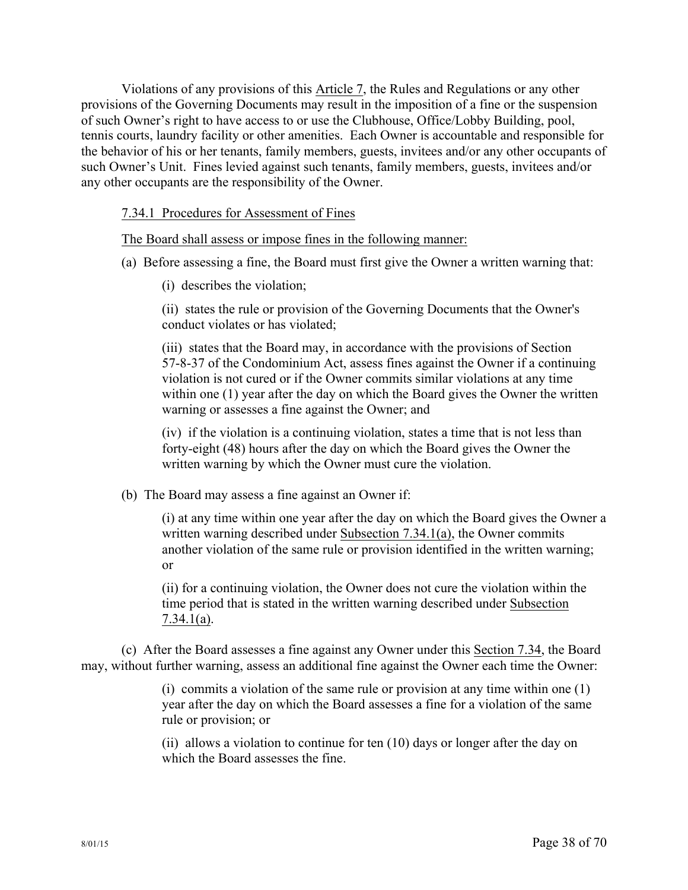Violations of any provisions of this Article 7, the Rules and Regulations or any other provisions of the Governing Documents may result in the imposition of a fine or the suspension of such Owner's right to have access to or use the Clubhouse, Office/Lobby Building, pool, tennis courts, laundry facility or other amenities. Each Owner is accountable and responsible for the behavior of his or her tenants, family members, guests, invitees and/or any other occupants of such Owner's Unit. Fines levied against such tenants, family members, guests, invitees and/or any other occupants are the responsibility of the Owner.

7.34.1 Procedures for Assessment of Fines

The Board shall assess or impose fines in the following manner:

(a) Before assessing a fine, the Board must first give the Owner a written warning that:

(i) describes the violation;

(ii) states the rule or provision of the Governing Documents that the Owner's conduct violates or has violated;

(iii) states that the Board may, in accordance with the provisions of Section 57-8-37 of the Condominium Act, assess fines against the Owner if a continuing violation is not cured or if the Owner commits similar violations at any time within one (1) year after the day on which the Board gives the Owner the written warning or assesses a fine against the Owner; and

(iv) if the violation is a continuing violation, states a time that is not less than forty-eight (48) hours after the day on which the Board gives the Owner the written warning by which the Owner must cure the violation.

(b) The Board may assess a fine against an Owner if:

(i) at any time within one year after the day on which the Board gives the Owner a written warning described under Subsection 7.34.1(a), the Owner commits another violation of the same rule or provision identified in the written warning; or

(ii) for a continuing violation, the Owner does not cure the violation within the time period that is stated in the written warning described under Subsection 7.34.1(a).

(c) After the Board assesses a fine against any Owner under this Section 7.34, the Board may, without further warning, assess an additional fine against the Owner each time the Owner:

(i) commits a violation of the same rule or provision at any time within one (1) year after the day on which the Board assesses a fine for a violation of the same rule or provision; or

(ii) allows a violation to continue for ten (10) days or longer after the day on which the Board assesses the fine.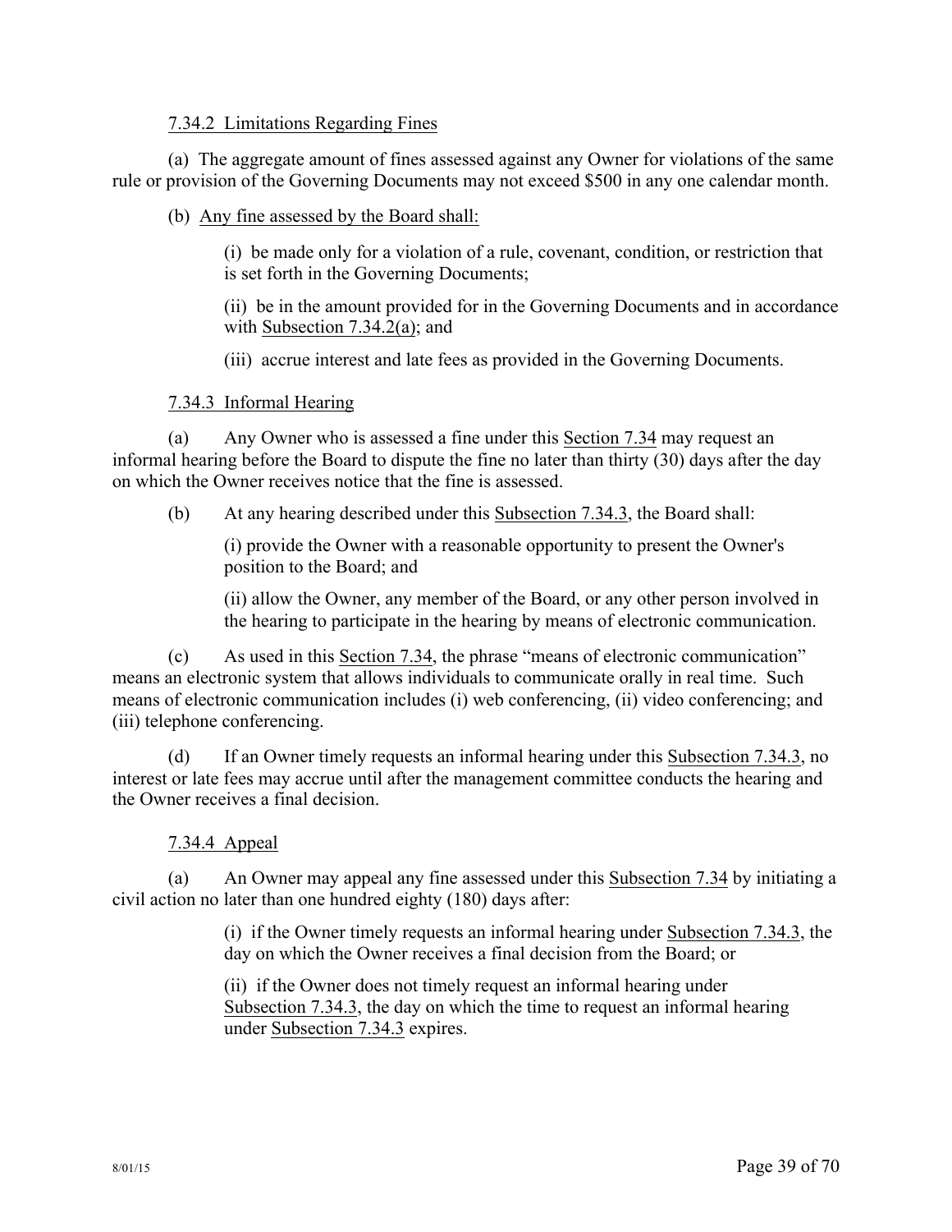7.34.2 Limitations Regarding Fines

(a) The aggregate amount of fines assessed against any Owner for violations of the same rule or provision of the Governing Documents may not exceed $500 in any one calendar month.

(b) Any fine assessed by the Board shall:

> (i) be made only for a violation of a rule, covenant, condition, or restriction that is set forth in the Governing Documents;
>
> (ii) be in the amount provided for in the Governing Documents and in accordance with Subsection 7.34.2(a); and
>
> (iii) accrue interest and late fees as provided in the Governing Documents.

7.34.3 Informal Hearing

(a) Any Owner who is assessed a fine under this Section 7.34 may request an informal hearing before the Board to dispute the fine no later than thirty (30) days after the day on which the Owner receives notice that the fine is assessed.

(b) At any hearing described under this Subsection 7.34.3, the Board shall:

> (i) provide the Owner with a reasonable opportunity to present the Owner's position to the Board; and
>
> (ii) allow the Owner, any member of the Board, or any other person involved in the hearing to participate in the hearing by means of electronic communication.

(c) As used in this Section 7.34, the phrase "means of electronic communication" means an electronic system that allows individuals to communicate orally in real time. Such means of electronic communication includes (i) web conferencing, (ii) video conferencing; and (iii) telephone conferencing.

(d) If an Owner timely requests an informal hearing under this Subsection 7.34.3, no interest or late fees may accrue until after the management committee conducts the hearing and the Owner receives a final decision.

7.34.4 Appeal

(a) An Owner may appeal any fine assessed under this Subsection 7.34 by initiating a civil action no later than one hundred eighty (180) days after:

> (i) if the Owner timely requests an informal hearing under Subsection 7.34.3, the day on which the Owner receives a final decision from the Board; or
>
> (ii) if the Owner does not timely request an informal hearing under Subsection 7.34.3, the day on which the time to request an informal hearing under Subsection 7.34.3 expires.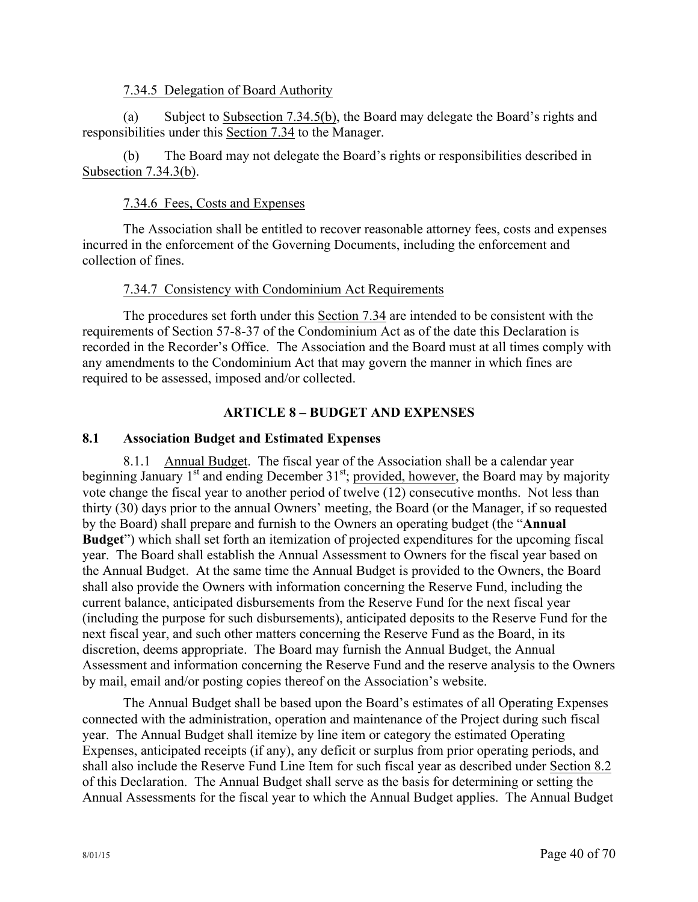7.34.5 Delegation of Board Authority

(a) Subject to Subsection 7.34.5(b), the Board may delegate the Board's rights and responsibilities under this Section 7.34 to the Manager.

(b) The Board may not delegate the Board's rights or responsibilities described in Subsection 7.34.3(b).

7.34.6 Fees, Costs and Expenses

The Association shall be entitled to recover reasonable attorney fees, costs and expenses incurred in the enforcement of the Governing Documents, including the enforcement and collection of fines.

7.34.7 Consistency with Condominium Act Requirements

The procedures set forth under this Section 7.34 are intended to be consistent with the requirements of Section 57-8-37 of the Condominium Act as of the date this Declaration is recorded in the Recorder's Office. The Association and the Board must at all times comply with any amendments to the Condominium Act that may govern the manner in which fines are required to be assessed, imposed and/or collected.

## ARTICLE 8 – BUDGET AND EXPENSES

### 8.1 Association Budget and Estimated Expenses

8.1.1 Annual Budget. The fiscal year of the Association shall be a calendar year beginning January 1st and ending December 31st; provided, however, the Board may by majority vote change the fiscal year to another period of twelve (12) consecutive months. Not less than thirty (30) days prior to the annual Owners' meeting, the Board (or the Manager, if so requested by the Board) shall prepare and furnish to the Owners an operating budget (the "**Annual Budget**") which shall set forth an itemization of projected expenditures for the upcoming fiscal year. The Board shall establish the Annual Assessment to Owners for the fiscal year based on the Annual Budget. At the same time the Annual Budget is provided to the Owners, the Board shall also provide the Owners with information concerning the Reserve Fund, including the current balance, anticipated disbursements from the Reserve Fund for the next fiscal year (including the purpose for such disbursements), anticipated deposits to the Reserve Fund for the next fiscal year, and such other matters concerning the Reserve Fund as the Board, in its discretion, deems appropriate. The Board may furnish the Annual Budget, the Annual Assessment and information concerning the Reserve Fund and the reserve analysis to the Owners by mail, email and/or posting copies thereof on the Association's website.

The Annual Budget shall be based upon the Board's estimates of all Operating Expenses connected with the administration, operation and maintenance of the Project during such fiscal year. The Annual Budget shall itemize by line item or category the estimated Operating Expenses, anticipated receipts (if any), any deficit or surplus from prior operating periods, and shall also include the Reserve Fund Line Item for such fiscal year as described under Section 8.2 of this Declaration. The Annual Budget shall serve as the basis for determining or setting the Annual Assessments for the fiscal year to which the Annual Budget applies. The Annual Budget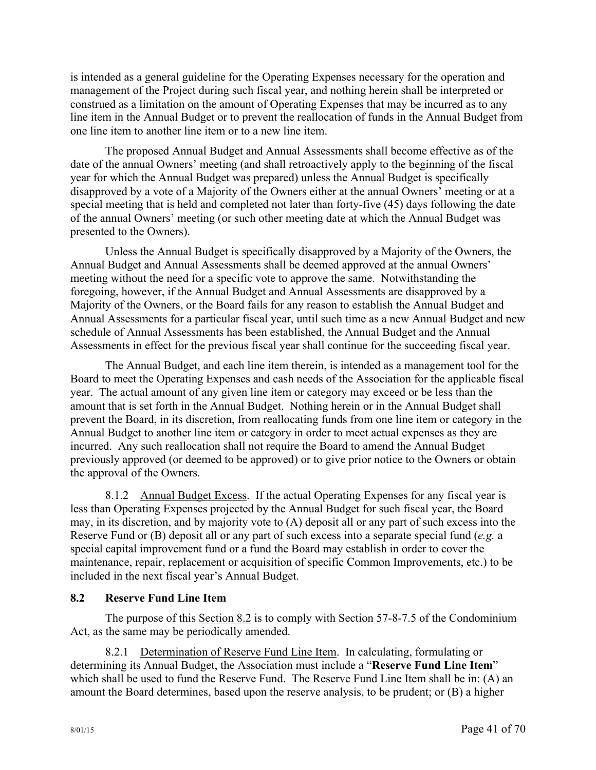is intended as a general guideline for the Operating Expenses necessary for the operation and management of the Project during such fiscal year, and nothing herein shall be interpreted or construed as a limitation on the amount of Operating Expenses that may be incurred as to any line item in the Annual Budget or to prevent the reallocation of funds in the Annual Budget from one line item to another line item or to a new line item.

The proposed Annual Budget and Annual Assessments shall become effective as of the date of the annual Owners' meeting (and shall retroactively apply to the beginning of the fiscal year for which the Annual Budget was prepared) unless the Annual Budget is specifically disapproved by a vote of a Majority of the Owners either at the annual Owners' meeting or at a special meeting that is held and completed not later than forty-five (45) days following the date of the annual Owners' meeting (or such other meeting date at which the Annual Budget was presented to the Owners).

Unless the Annual Budget is specifically disapproved by a Majority of the Owners, the Annual Budget and Annual Assessments shall be deemed approved at the annual Owners' meeting without the need for a specific vote to approve the same. Notwithstanding the foregoing, however, if the Annual Budget and Annual Assessments are disapproved by a Majority of the Owners, or the Board fails for any reason to establish the Annual Budget and Annual Assessments for a particular fiscal year, until such time as a new Annual Budget and new schedule of Annual Assessments has been established, the Annual Budget and the Annual Assessments in effect for the previous fiscal year shall continue for the succeeding fiscal year.

The Annual Budget, and each line item therein, is intended as a management tool for the Board to meet the Operating Expenses and cash needs of the Association for the applicable fiscal year. The actual amount of any given line item or category may exceed or be less than the amount that is set forth in the Annual Budget. Nothing herein or in the Annual Budget shall prevent the Board, in its discretion, from reallocating funds from one line item or category in the Annual Budget to another line item or category in order to meet actual expenses as they are incurred. Any such reallocation shall not require the Board to amend the Annual Budget previously approved (or deemed to be approved) or to give prior notice to the Owners or obtain the approval of the Owners.

8.1.2 Annual Budget Excess. If the actual Operating Expenses for any fiscal year is less than Operating Expenses projected by the Annual Budget for such fiscal year, the Board may, in its discretion, and by majority vote to (A) deposit all or any part of such excess into the Reserve Fund or (B) deposit all or any part of such excess into a separate special fund (*e.g.* a special capital improvement fund or a fund the Board may establish in order to cover the maintenance, repair, replacement or acquisition of specific Common Improvements, etc.) to be included in the next fiscal year's Annual Budget.

### 8.2 Reserve Fund Line Item

The purpose of this Section 8.2 is to comply with Section 57-8-7.5 of the Condominium Act, as the same may be periodically amended.

8.2.1 Determination of Reserve Fund Line Item. In calculating, formulating or determining its Annual Budget, the Association must include a "**Reserve Fund Line Item**" which shall be used to fund the Reserve Fund. The Reserve Fund Line Item shall be in: (A) an amount the Board determines, based upon the reserve analysis, to be prudent; or (B) a higher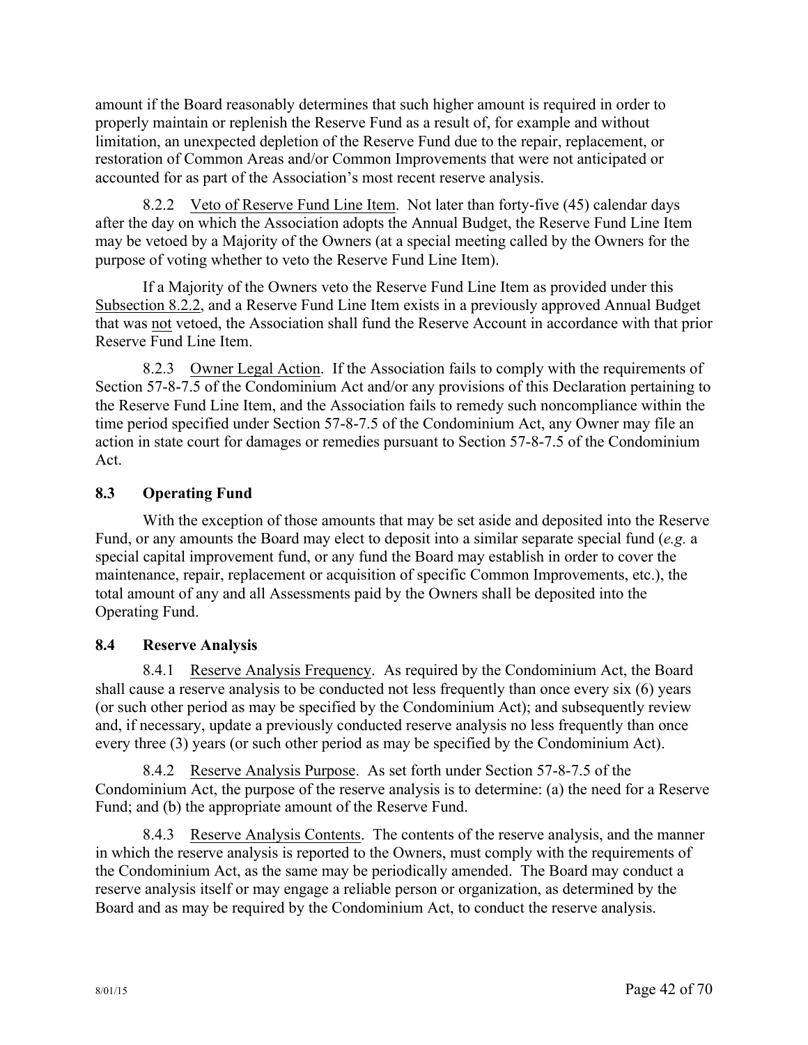amount if the Board reasonably determines that such higher amount is required in order to properly maintain or replenish the Reserve Fund as a result of, for example and without limitation, an unexpected depletion of the Reserve Fund due to the repair, replacement, or restoration of Common Areas and/or Common Improvements that were not anticipated or accounted for as part of the Association's most recent reserve analysis.

8.2.2 Veto of Reserve Fund Line Item. Not later than forty-five (45) calendar days after the day on which the Association adopts the Annual Budget, the Reserve Fund Line Item may be vetoed by a Majority of the Owners (at a special meeting called by the Owners for the purpose of voting whether to veto the Reserve Fund Line Item).

If a Majority of the Owners veto the Reserve Fund Line Item as provided under this Subsection 8.2.2, and a Reserve Fund Line Item exists in a previously approved Annual Budget that was not vetoed, the Association shall fund the Reserve Account in accordance with that prior Reserve Fund Line Item.

8.2.3 Owner Legal Action. If the Association fails to comply with the requirements of Section 57-8-7.5 of the Condominium Act and/or any provisions of this Declaration pertaining to the Reserve Fund Line Item, and the Association fails to remedy such noncompliance within the time period specified under Section 57-8-7.5 of the Condominium Act, any Owner may file an action in state court for damages or remedies pursuant to Section 57-8-7.5 of the Condominium Act.

### 8.3 Operating Fund

With the exception of those amounts that may be set aside and deposited into the Reserve Fund, or any amounts the Board may elect to deposit into a similar separate special fund (*e.g.* a special capital improvement fund, or any fund the Board may establish in order to cover the maintenance, repair, replacement or acquisition of specific Common Improvements, etc.), the total amount of any and all Assessments paid by the Owners shall be deposited into the Operating Fund.

### 8.4 Reserve Analysis

8.4.1 Reserve Analysis Frequency. As required by the Condominium Act, the Board shall cause a reserve analysis to be conducted not less frequently than once every six (6) years (or such other period as may be specified by the Condominium Act); and subsequently review and, if necessary, update a previously conducted reserve analysis no less frequently than once every three (3) years (or such other period as may be specified by the Condominium Act).

8.4.2 Reserve Analysis Purpose. As set forth under Section 57-8-7.5 of the Condominium Act, the purpose of the reserve analysis is to determine: (a) the need for a Reserve Fund; and (b) the appropriate amount of the Reserve Fund.

8.4.3 Reserve Analysis Contents. The contents of the reserve analysis, and the manner in which the reserve analysis is reported to the Owners, must comply with the requirements of the Condominium Act, as the same may be periodically amended. The Board may conduct a reserve analysis itself or may engage a reliable person or organization, as determined by the Board and as may be required by the Condominium Act, to conduct the reserve analysis.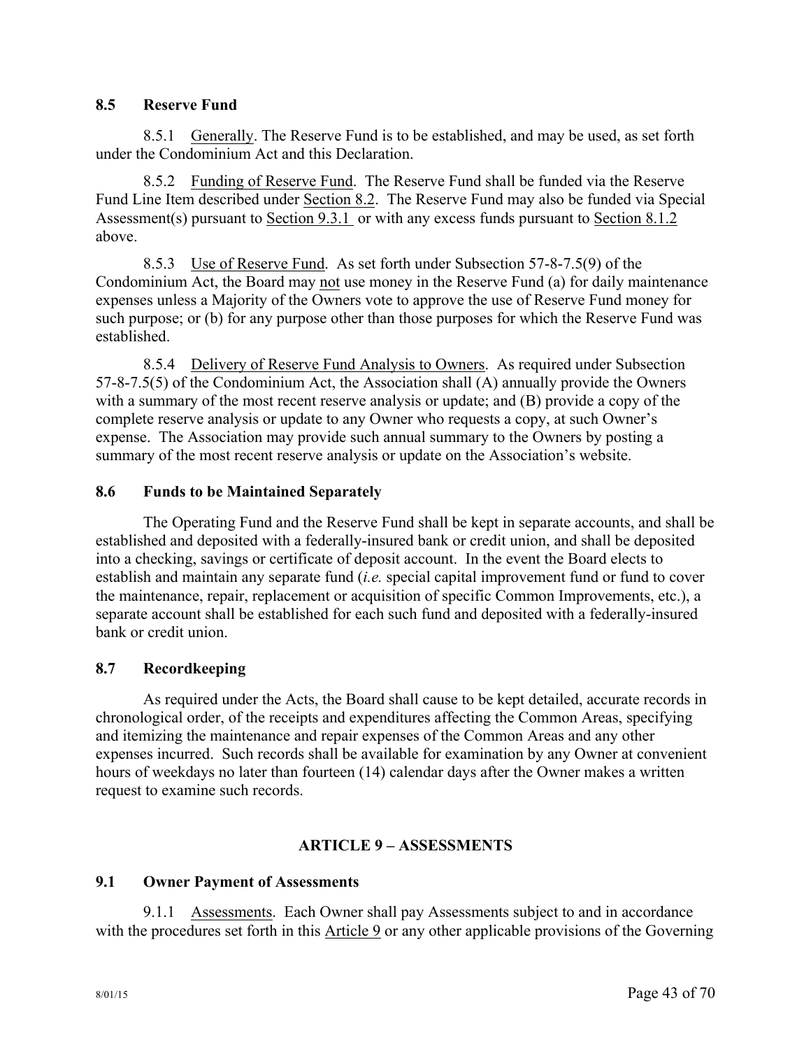### 8.5 Reserve Fund

8.5.1 Generally. The Reserve Fund is to be established, and may be used, as set forth under the Condominium Act and this Declaration.

8.5.2 Funding of Reserve Fund. The Reserve Fund shall be funded via the Reserve Fund Line Item described under Section 8.2. The Reserve Fund may also be funded via Special Assessment(s) pursuant to Section 9.3.1 or with any excess funds pursuant to Section 8.1.2 above.

8.5.3 Use of Reserve Fund. As set forth under Subsection 57-8-7.5(9) of the Condominium Act, the Board may not use money in the Reserve Fund (a) for daily maintenance expenses unless a Majority of the Owners vote to approve the use of Reserve Fund money for such purpose; or (b) for any purpose other than those purposes for which the Reserve Fund was established.

8.5.4 Delivery of Reserve Fund Analysis to Owners. As required under Subsection 57-8-7.5(5) of the Condominium Act, the Association shall (A) annually provide the Owners with a summary of the most recent reserve analysis or update; and (B) provide a copy of the complete reserve analysis or update to any Owner who requests a copy, at such Owner's expense. The Association may provide such annual summary to the Owners by posting a summary of the most recent reserve analysis or update on the Association's website.

### 8.6 Funds to be Maintained Separately

The Operating Fund and the Reserve Fund shall be kept in separate accounts, and shall be established and deposited with a federally-insured bank or credit union, and shall be deposited into a checking, savings or certificate of deposit account. In the event the Board elects to establish and maintain any separate fund (*i.e.* special capital improvement fund or fund to cover the maintenance, repair, replacement or acquisition of specific Common Improvements, etc.), a separate account shall be established for each such fund and deposited with a federally-insured bank or credit union.

### 8.7 Recordkeeping

As required under the Acts, the Board shall cause to be kept detailed, accurate records in chronological order, of the receipts and expenditures affecting the Common Areas, specifying and itemizing the maintenance and repair expenses of the Common Areas and any other expenses incurred. Such records shall be available for examination by any Owner at convenient hours of weekdays no later than fourteen (14) calendar days after the Owner makes a written request to examine such records.

## ARTICLE 9 – ASSESSMENTS

### 9.1 Owner Payment of Assessments

9.1.1 Assessments. Each Owner shall pay Assessments subject to and in accordance with the procedures set forth in this Article 9 or any other applicable provisions of the Governing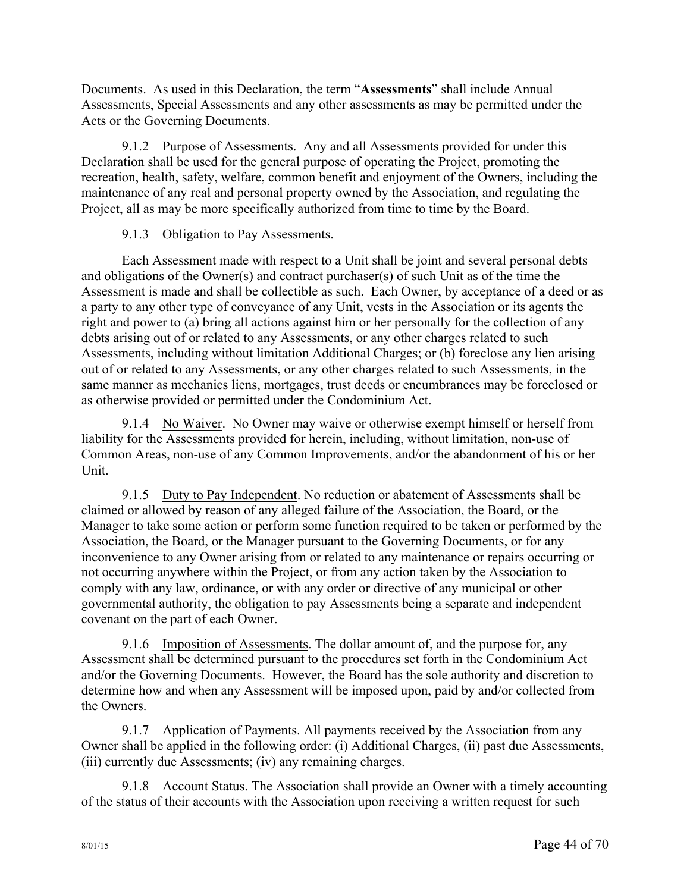Documents. As used in this Declaration, the term "**Assessments**" shall include Annual Assessments, Special Assessments and any other assessments as may be permitted under the Acts or the Governing Documents.

9.1.2 Purpose of Assessments. Any and all Assessments provided for under this Declaration shall be used for the general purpose of operating the Project, promoting the recreation, health, safety, welfare, common benefit and enjoyment of the Owners, including the maintenance of any real and personal property owned by the Association, and regulating the Project, all as may be more specifically authorized from time to time by the Board.

9.1.3 Obligation to Pay Assessments.

Each Assessment made with respect to a Unit shall be joint and several personal debts and obligations of the Owner(s) and contract purchaser(s) of such Unit as of the time the Assessment is made and shall be collectible as such. Each Owner, by acceptance of a deed or as a party to any other type of conveyance of any Unit, vests in the Association or its agents the right and power to (a) bring all actions against him or her personally for the collection of any debts arising out of or related to any Assessments, or any other charges related to such Assessments, including without limitation Additional Charges; or (b) foreclose any lien arising out of or related to any Assessments, or any other charges related to such Assessments, in the same manner as mechanics liens, mortgages, trust deeds or encumbrances may be foreclosed or as otherwise provided or permitted under the Condominium Act.

9.1.4 No Waiver. No Owner may waive or otherwise exempt himself or herself from liability for the Assessments provided for herein, including, without limitation, non-use of Common Areas, non-use of any Common Improvements, and/or the abandonment of his or her Unit.

9.1.5 Duty to Pay Independent. No reduction or abatement of Assessments shall be claimed or allowed by reason of any alleged failure of the Association, the Board, or the Manager to take some action or perform some function required to be taken or performed by the Association, the Board, or the Manager pursuant to the Governing Documents, or for any inconvenience to any Owner arising from or related to any maintenance or repairs occurring or not occurring anywhere within the Project, or from any action taken by the Association to comply with any law, ordinance, or with any order or directive of any municipal or other governmental authority, the obligation to pay Assessments being a separate and independent covenant on the part of each Owner.

9.1.6 Imposition of Assessments. The dollar amount of, and the purpose for, any Assessment shall be determined pursuant to the procedures set forth in the Condominium Act and/or the Governing Documents. However, the Board has the sole authority and discretion to determine how and when any Assessment will be imposed upon, paid by and/or collected from the Owners.

9.1.7 Application of Payments. All payments received by the Association from any Owner shall be applied in the following order: (i) Additional Charges, (ii) past due Assessments, (iii) currently due Assessments; (iv) any remaining charges.

9.1.8 Account Status. The Association shall provide an Owner with a timely accounting of the status of their accounts with the Association upon receiving a written request for such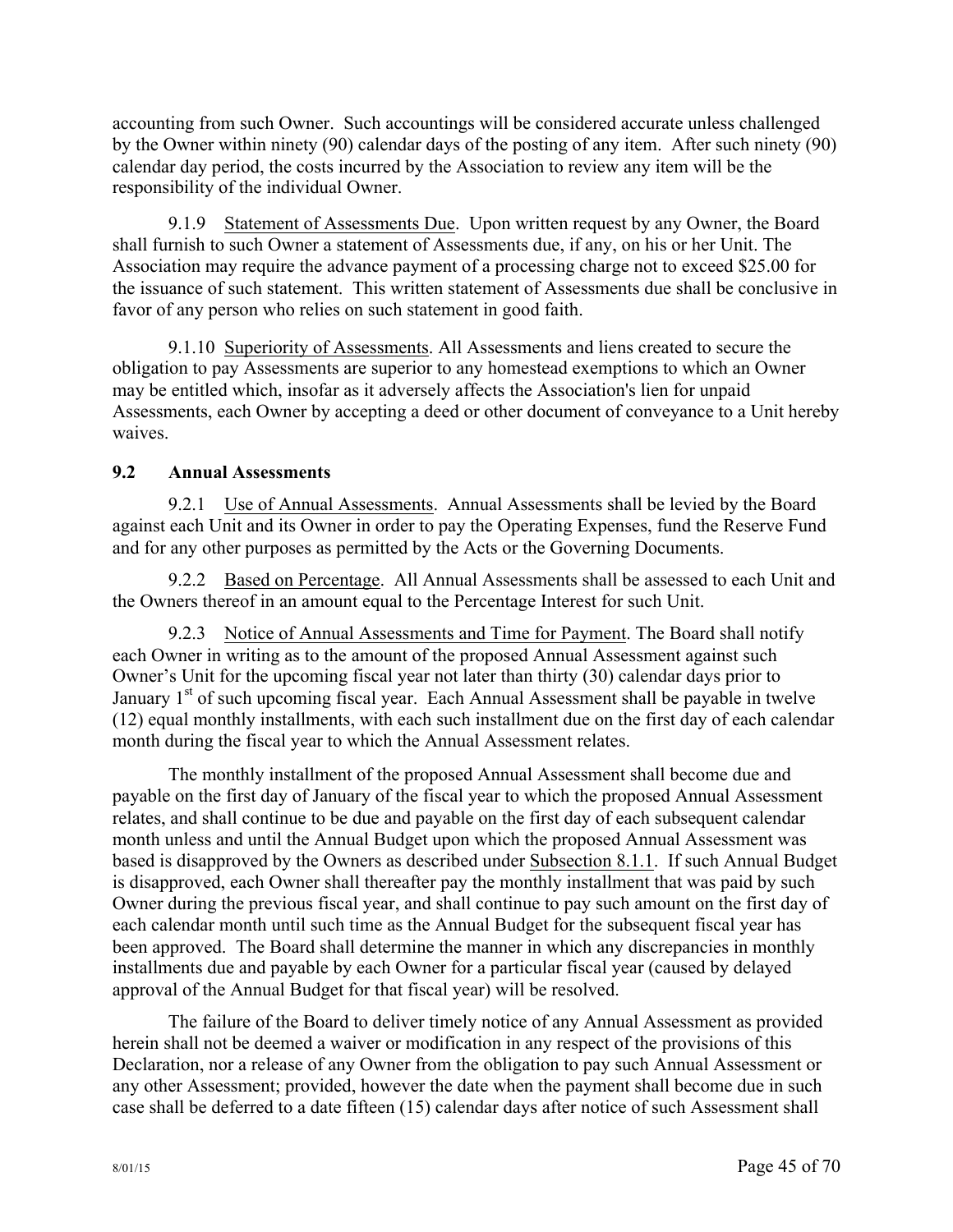accounting from such Owner. Such accountings will be considered accurate unless challenged by the Owner within ninety (90) calendar days of the posting of any item. After such ninety (90) calendar day period, the costs incurred by the Association to review any item will be the responsibility of the individual Owner.

9.1.9 Statement of Assessments Due. Upon written request by any Owner, the Board shall furnish to such Owner a statement of Assessments due, if any, on his or her Unit. The Association may require the advance payment of a processing charge not to exceed $25.00 for the issuance of such statement. This written statement of Assessments due shall be conclusive in favor of any person who relies on such statement in good faith.

9.1.10 Superiority of Assessments. All Assessments and liens created to secure the obligation to pay Assessments are superior to any homestead exemptions to which an Owner may be entitled which, insofar as it adversely affects the Association's lien for unpaid Assessments, each Owner by accepting a deed or other document of conveyance to a Unit hereby waives.

### 9.2 Annual Assessments

9.2.1 Use of Annual Assessments. Annual Assessments shall be levied by the Board against each Unit and its Owner in order to pay the Operating Expenses, fund the Reserve Fund and for any other purposes as permitted by the Acts or the Governing Documents.

9.2.2 Based on Percentage. All Annual Assessments shall be assessed to each Unit and the Owners thereof in an amount equal to the Percentage Interest for such Unit.

9.2.3 Notice of Annual Assessments and Time for Payment. The Board shall notify each Owner in writing as to the amount of the proposed Annual Assessment against such Owner's Unit for the upcoming fiscal year not later than thirty (30) calendar days prior to January 1st of such upcoming fiscal year. Each Annual Assessment shall be payable in twelve (12) equal monthly installments, with each such installment due on the first day of each calendar month during the fiscal year to which the Annual Assessment relates.

The monthly installment of the proposed Annual Assessment shall become due and payable on the first day of January of the fiscal year to which the proposed Annual Assessment relates, and shall continue to be due and payable on the first day of each subsequent calendar month unless and until the Annual Budget upon which the proposed Annual Assessment was based is disapproved by the Owners as described under Subsection 8.1.1. If such Annual Budget is disapproved, each Owner shall thereafter pay the monthly installment that was paid by such Owner during the previous fiscal year, and shall continue to pay such amount on the first day of each calendar month until such time as the Annual Budget for the subsequent fiscal year has been approved. The Board shall determine the manner in which any discrepancies in monthly installments due and payable by each Owner for a particular fiscal year (caused by delayed approval of the Annual Budget for that fiscal year) will be resolved.

The failure of the Board to deliver timely notice of any Annual Assessment as provided herein shall not be deemed a waiver or modification in any respect of the provisions of this Declaration, nor a release of any Owner from the obligation to pay such Annual Assessment or any other Assessment; provided, however the date when the payment shall become due in such case shall be deferred to a date fifteen (15) calendar days after notice of such Assessment shall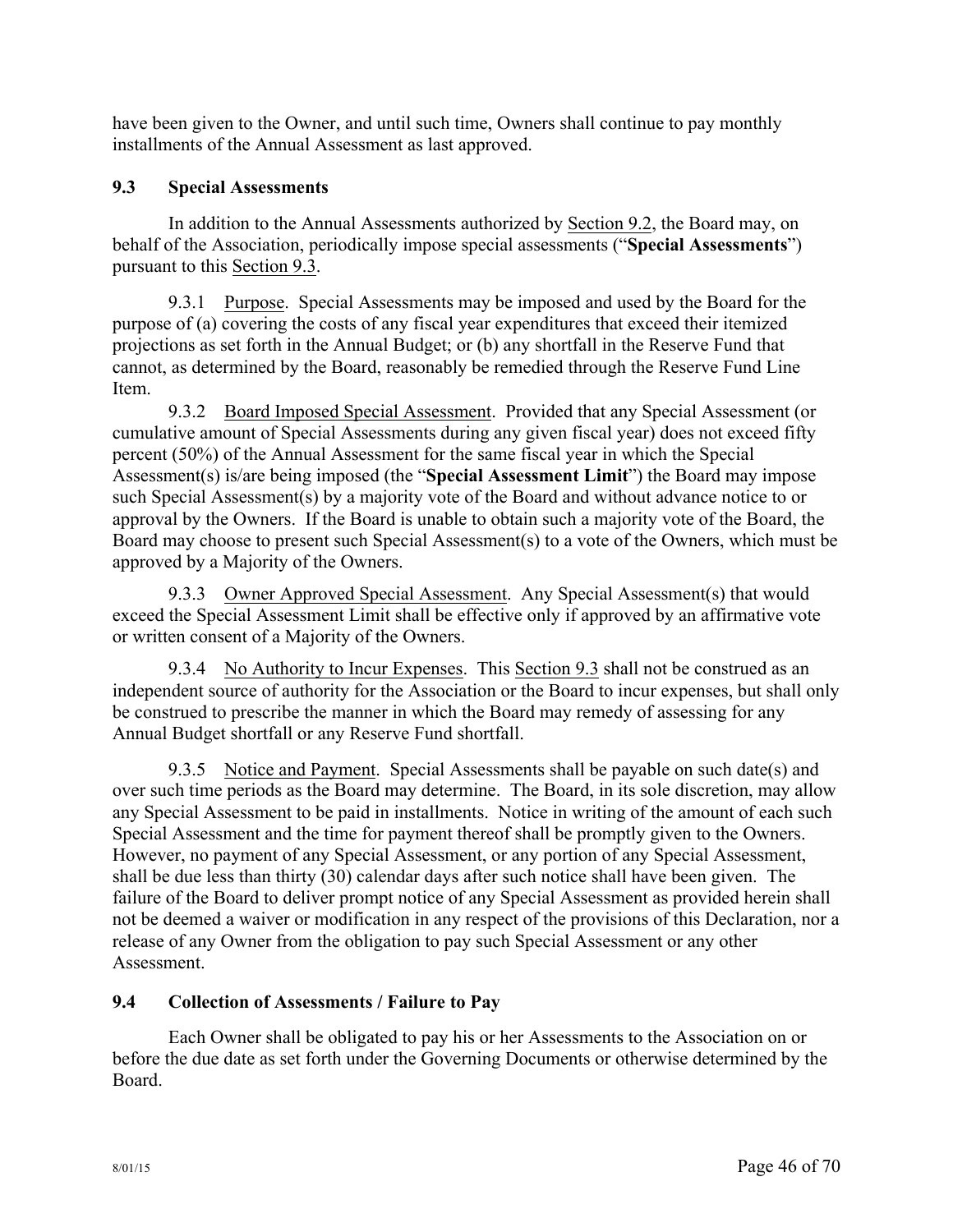have been given to the Owner, and until such time, Owners shall continue to pay monthly installments of the Annual Assessment as last approved.

### 9.3 Special Assessments

In addition to the Annual Assessments authorized by Section 9.2, the Board may, on behalf of the Association, periodically impose special assessments ("**Special Assessments**") pursuant to this Section 9.3.

9.3.1 Purpose. Special Assessments may be imposed and used by the Board for the purpose of (a) covering the costs of any fiscal year expenditures that exceed their itemized projections as set forth in the Annual Budget; or (b) any shortfall in the Reserve Fund that cannot, as determined by the Board, reasonably be remedied through the Reserve Fund Line Item.

9.3.2 Board Imposed Special Assessment. Provided that any Special Assessment (or cumulative amount of Special Assessments during any given fiscal year) does not exceed fifty percent (50%) of the Annual Assessment for the same fiscal year in which the Special Assessment(s) is/are being imposed (the "**Special Assessment Limit**") the Board may impose such Special Assessment(s) by a majority vote of the Board and without advance notice to or approval by the Owners. If the Board is unable to obtain such a majority vote of the Board, the Board may choose to present such Special Assessment(s) to a vote of the Owners, which must be approved by a Majority of the Owners.

9.3.3 Owner Approved Special Assessment. Any Special Assessment(s) that would exceed the Special Assessment Limit shall be effective only if approved by an affirmative vote or written consent of a Majority of the Owners.

9.3.4 No Authority to Incur Expenses. This Section 9.3 shall not be construed as an independent source of authority for the Association or the Board to incur expenses, but shall only be construed to prescribe the manner in which the Board may remedy of assessing for any Annual Budget shortfall or any Reserve Fund shortfall.

9.3.5 Notice and Payment. Special Assessments shall be payable on such date(s) and over such time periods as the Board may determine. The Board, in its sole discretion, may allow any Special Assessment to be paid in installments. Notice in writing of the amount of each such Special Assessment and the time for payment thereof shall be promptly given to the Owners. However, no payment of any Special Assessment, or any portion of any Special Assessment, shall be due less than thirty (30) calendar days after such notice shall have been given. The failure of the Board to deliver prompt notice of any Special Assessment as provided herein shall not be deemed a waiver or modification in any respect of the provisions of this Declaration, nor a release of any Owner from the obligation to pay such Special Assessment or any other Assessment.

### 9.4 Collection of Assessments / Failure to Pay

Each Owner shall be obligated to pay his or her Assessments to the Association on or before the due date as set forth under the Governing Documents or otherwise determined by the Board.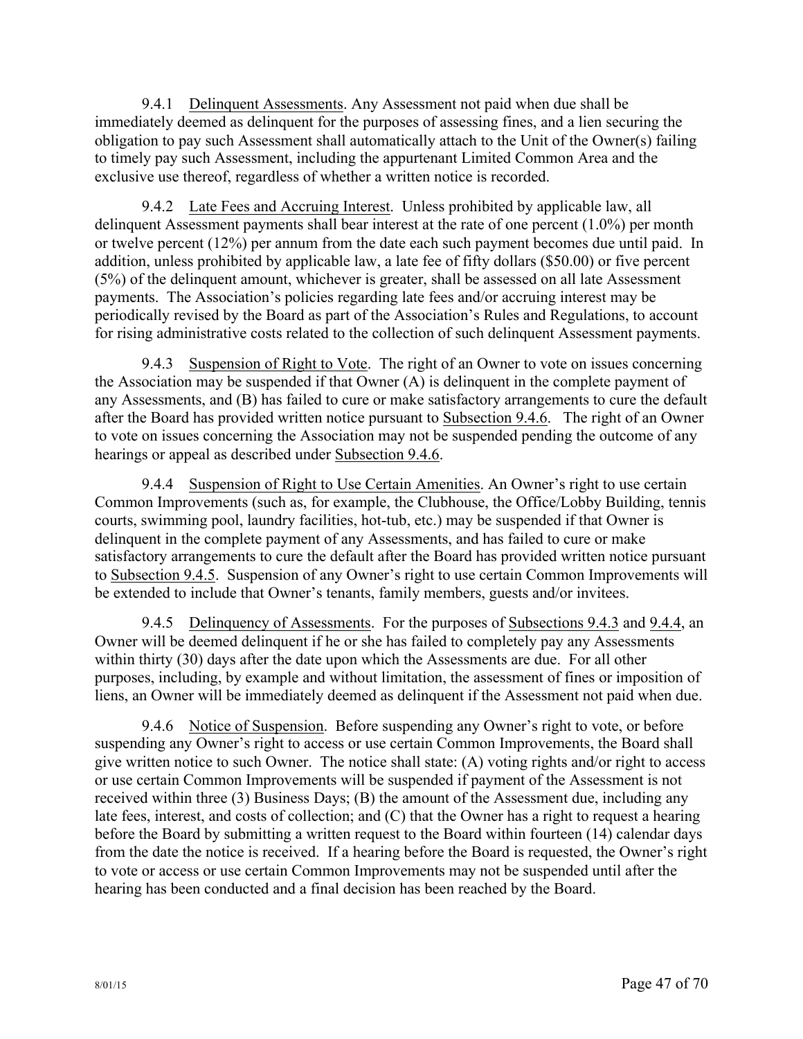9.4.1 Delinquent Assessments. Any Assessment not paid when due shall be immediately deemed as delinquent for the purposes of assessing fines, and a lien securing the obligation to pay such Assessment shall automatically attach to the Unit of the Owner(s) failing to timely pay such Assessment, including the appurtenant Limited Common Area and the exclusive use thereof, regardless of whether a written notice is recorded.

9.4.2 Late Fees and Accruing Interest. Unless prohibited by applicable law, all delinquent Assessment payments shall bear interest at the rate of one percent (1.0%) per month or twelve percent (12%) per annum from the date each such payment becomes due until paid. In addition, unless prohibited by applicable law, a late fee of fifty dollars ($50.00) or five percent (5%) of the delinquent amount, whichever is greater, shall be assessed on all late Assessment payments. The Association's policies regarding late fees and/or accruing interest may be periodically revised by the Board as part of the Association's Rules and Regulations, to account for rising administrative costs related to the collection of such delinquent Assessment payments.

9.4.3 Suspension of Right to Vote. The right of an Owner to vote on issues concerning the Association may be suspended if that Owner (A) is delinquent in the complete payment of any Assessments, and (B) has failed to cure or make satisfactory arrangements to cure the default after the Board has provided written notice pursuant to Subsection 9.4.6. The right of an Owner to vote on issues concerning the Association may not be suspended pending the outcome of any hearings or appeal as described under Subsection 9.4.6.

9.4.4 Suspension of Right to Use Certain Amenities. An Owner's right to use certain Common Improvements (such as, for example, the Clubhouse, the Office/Lobby Building, tennis courts, swimming pool, laundry facilities, hot-tub, etc.) may be suspended if that Owner is delinquent in the complete payment of any Assessments, and has failed to cure or make satisfactory arrangements to cure the default after the Board has provided written notice pursuant to Subsection 9.4.5. Suspension of any Owner's right to use certain Common Improvements will be extended to include that Owner's tenants, family members, guests and/or invitees.

9.4.5 Delinquency of Assessments. For the purposes of Subsections 9.4.3 and 9.4.4, an Owner will be deemed delinquent if he or she has failed to completely pay any Assessments within thirty (30) days after the date upon which the Assessments are due. For all other purposes, including, by example and without limitation, the assessment of fines or imposition of liens, an Owner will be immediately deemed as delinquent if the Assessment not paid when due.

9.4.6 Notice of Suspension. Before suspending any Owner's right to vote, or before suspending any Owner's right to access or use certain Common Improvements, the Board shall give written notice to such Owner. The notice shall state: (A) voting rights and/or right to access or use certain Common Improvements will be suspended if payment of the Assessment is not received within three (3) Business Days; (B) the amount of the Assessment due, including any late fees, interest, and costs of collection; and (C) that the Owner has a right to request a hearing before the Board by submitting a written request to the Board within fourteen (14) calendar days from the date the notice is received. If a hearing before the Board is requested, the Owner's right to vote or access or use certain Common Improvements may not be suspended until after the hearing has been conducted and a final decision has been reached by the Board.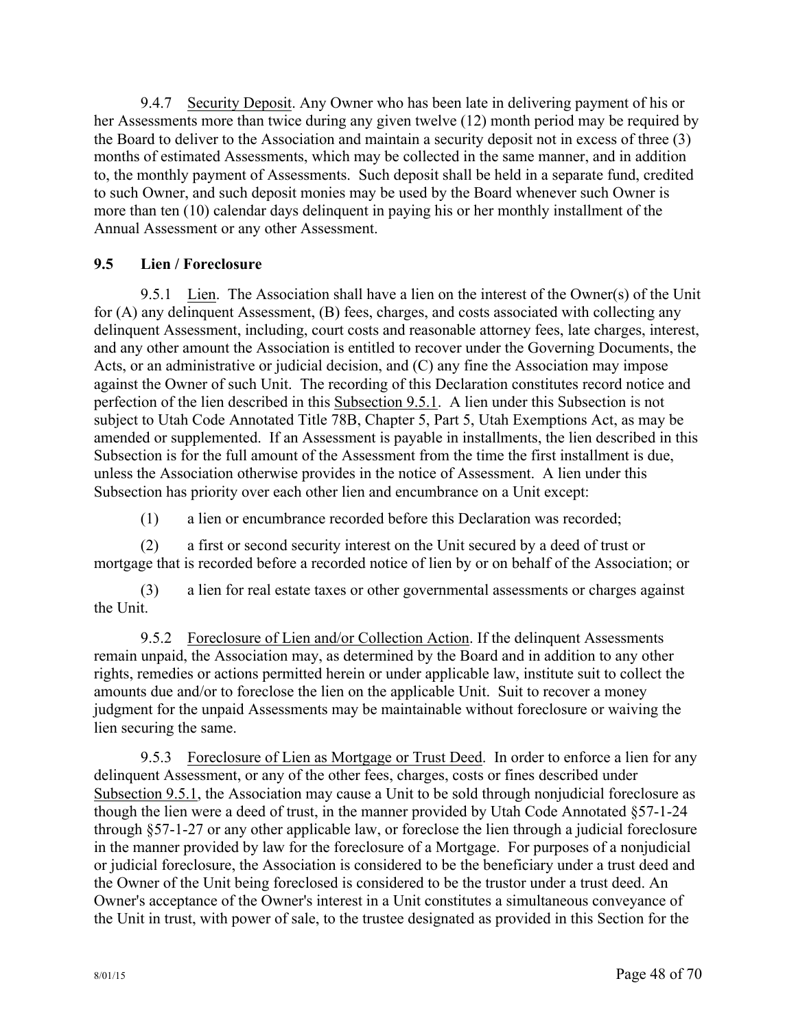9.4.7 Security Deposit. Any Owner who has been late in delivering payment of his or her Assessments more than twice during any given twelve (12) month period may be required by the Board to deliver to the Association and maintain a security deposit not in excess of three (3) months of estimated Assessments, which may be collected in the same manner, and in addition to, the monthly payment of Assessments. Such deposit shall be held in a separate fund, credited to such Owner, and such deposit monies may be used by the Board whenever such Owner is more than ten (10) calendar days delinquent in paying his or her monthly installment of the Annual Assessment or any other Assessment.

### 9.5 Lien / Foreclosure

9.5.1 Lien. The Association shall have a lien on the interest of the Owner(s) of the Unit for (A) any delinquent Assessment, (B) fees, charges, and costs associated with collecting any delinquent Assessment, including, court costs and reasonable attorney fees, late charges, interest, and any other amount the Association is entitled to recover under the Governing Documents, the Acts, or an administrative or judicial decision, and (C) any fine the Association may impose against the Owner of such Unit. The recording of this Declaration constitutes record notice and perfection of the lien described in this Subsection 9.5.1. A lien under this Subsection is not subject to Utah Code Annotated Title 78B, Chapter 5, Part 5, Utah Exemptions Act, as may be amended or supplemented. If an Assessment is payable in installments, the lien described in this Subsection is for the full amount of the Assessment from the time the first installment is due, unless the Association otherwise provides in the notice of Assessment. A lien under this Subsection has priority over each other lien and encumbrance on a Unit except:

(1) a lien or encumbrance recorded before this Declaration was recorded;

(2) a first or second security interest on the Unit secured by a deed of trust or mortgage that is recorded before a recorded notice of lien by or on behalf of the Association; or

(3) a lien for real estate taxes or other governmental assessments or charges against the Unit.

9.5.2 Foreclosure of Lien and/or Collection Action. If the delinquent Assessments remain unpaid, the Association may, as determined by the Board and in addition to any other rights, remedies or actions permitted herein or under applicable law, institute suit to collect the amounts due and/or to foreclose the lien on the applicable Unit. Suit to recover a money judgment for the unpaid Assessments may be maintainable without foreclosure or waiving the lien securing the same.

9.5.3 Foreclosure of Lien as Mortgage or Trust Deed. In order to enforce a lien for any delinquent Assessment, or any of the other fees, charges, costs or fines described under Subsection 9.5.1, the Association may cause a Unit to be sold through nonjudicial foreclosure as though the lien were a deed of trust, in the manner provided by Utah Code Annotated §57-1-24 through §57-1-27 or any other applicable law, or foreclose the lien through a judicial foreclosure in the manner provided by law for the foreclosure of a Mortgage. For purposes of a nonjudicial or judicial foreclosure, the Association is considered to be the beneficiary under a trust deed and the Owner of the Unit being foreclosed is considered to be the trustor under a trust deed. An Owner's acceptance of the Owner's interest in a Unit constitutes a simultaneous conveyance of the Unit in trust, with power of sale, to the trustee designated as provided in this Section for the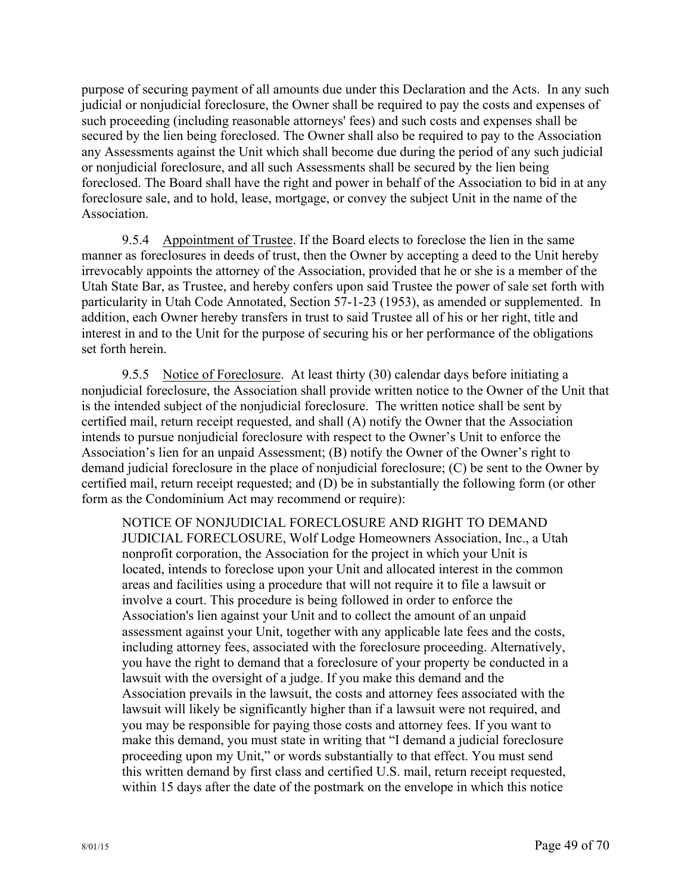purpose of securing payment of all amounts due under this Declaration and the Acts. In any such judicial or nonjudicial foreclosure, the Owner shall be required to pay the costs and expenses of such proceeding (including reasonable attorneys' fees) and such costs and expenses shall be secured by the lien being foreclosed. The Owner shall also be required to pay to the Association any Assessments against the Unit which shall become due during the period of any such judicial or nonjudicial foreclosure, and all such Assessments shall be secured by the lien being foreclosed. The Board shall have the right and power in behalf of the Association to bid in at any foreclosure sale, and to hold, lease, mortgage, or convey the subject Unit in the name of the Association.

9.5.4 Appointment of Trustee. If the Board elects to foreclose the lien in the same manner as foreclosures in deeds of trust, then the Owner by accepting a deed to the Unit hereby irrevocably appoints the attorney of the Association, provided that he or she is a member of the Utah State Bar, as Trustee, and hereby confers upon said Trustee the power of sale set forth with particularity in Utah Code Annotated, Section 57-1-23 (1953), as amended or supplemented. In addition, each Owner hereby transfers in trust to said Trustee all of his or her right, title and interest in and to the Unit for the purpose of securing his or her performance of the obligations set forth herein.

9.5.5 Notice of Foreclosure. At least thirty (30) calendar days before initiating a nonjudicial foreclosure, the Association shall provide written notice to the Owner of the Unit that is the intended subject of the nonjudicial foreclosure. The written notice shall be sent by certified mail, return receipt requested, and shall (A) notify the Owner that the Association intends to pursue nonjudicial foreclosure with respect to the Owner's Unit to enforce the Association's lien for an unpaid Assessment; (B) notify the Owner of the Owner's right to demand judicial foreclosure in the place of nonjudicial foreclosure; (C) be sent to the Owner by certified mail, return receipt requested; and (D) be in substantially the following form (or other form as the Condominium Act may recommend or require):

> NOTICE OF NONJUDICIAL FORECLOSURE AND RIGHT TO DEMAND JUDICIAL FORECLOSURE, Wolf Lodge Homeowners Association, Inc., a Utah nonprofit corporation, the Association for the project in which your Unit is located, intends to foreclose upon your Unit and allocated interest in the common areas and facilities using a procedure that will not require it to file a lawsuit or involve a court. This procedure is being followed in order to enforce the Association's lien against your Unit and to collect the amount of an unpaid assessment against your Unit, together with any applicable late fees and the costs, including attorney fees, associated with the foreclosure proceeding. Alternatively, you have the right to demand that a foreclosure of your property be conducted in a lawsuit with the oversight of a judge. If you make this demand and the Association prevails in the lawsuit, the costs and attorney fees associated with the lawsuit will likely be significantly higher than if a lawsuit were not required, and you may be responsible for paying those costs and attorney fees. If you want to make this demand, you must state in writing that "I demand a judicial foreclosure proceeding upon my Unit," or words substantially to that effect. You must send this written demand by first class and certified U.S. mail, return receipt requested, within 15 days after the date of the postmark on the envelope in which this notice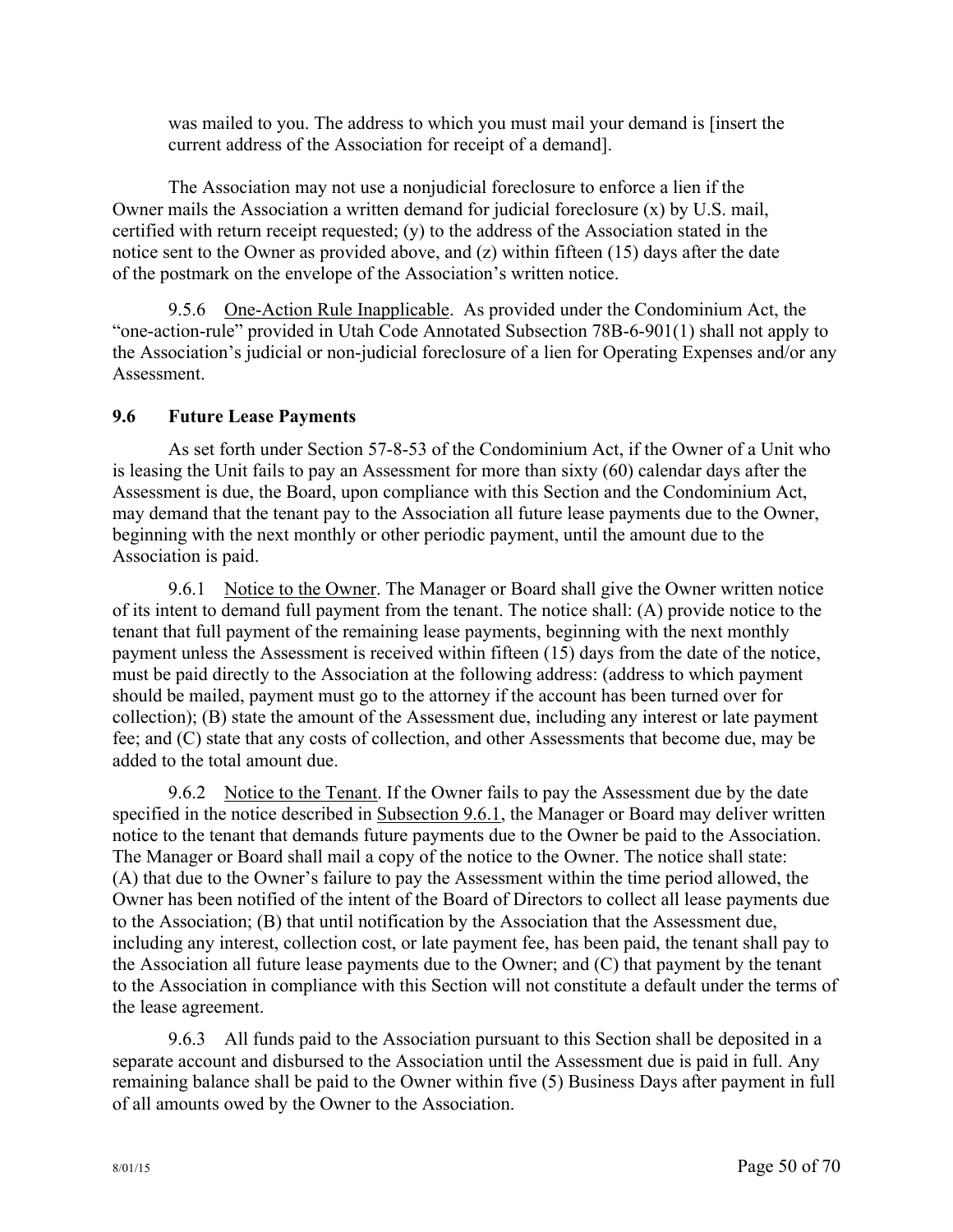was mailed to you. The address to which you must mail your demand is [insert the current address of the Association for receipt of a demand].

The Association may not use a nonjudicial foreclosure to enforce a lien if the Owner mails the Association a written demand for judicial foreclosure (x) by U.S. mail, certified with return receipt requested; (y) to the address of the Association stated in the notice sent to the Owner as provided above, and (z) within fifteen (15) days after the date of the postmark on the envelope of the Association's written notice.

9.5.6 One-Action Rule Inapplicable. As provided under the Condominium Act, the "one-action-rule" provided in Utah Code Annotated Subsection 78B-6-901(1) shall not apply to the Association's judicial or non-judicial foreclosure of a lien for Operating Expenses and/or any Assessment.

### 9.6 Future Lease Payments

As set forth under Section 57-8-53 of the Condominium Act, if the Owner of a Unit who is leasing the Unit fails to pay an Assessment for more than sixty (60) calendar days after the Assessment is due, the Board, upon compliance with this Section and the Condominium Act, may demand that the tenant pay to the Association all future lease payments due to the Owner, beginning with the next monthly or other periodic payment, until the amount due to the Association is paid.

9.6.1 Notice to the Owner. The Manager or Board shall give the Owner written notice of its intent to demand full payment from the tenant. The notice shall: (A) provide notice to the tenant that full payment of the remaining lease payments, beginning with the next monthly payment unless the Assessment is received within fifteen (15) days from the date of the notice, must be paid directly to the Association at the following address: (address to which payment should be mailed, payment must go to the attorney if the account has been turned over for collection); (B) state the amount of the Assessment due, including any interest or late payment fee; and (C) state that any costs of collection, and other Assessments that become due, may be added to the total amount due.

9.6.2 Notice to the Tenant. If the Owner fails to pay the Assessment due by the date specified in the notice described in Subsection 9.6.1, the Manager or Board may deliver written notice to the tenant that demands future payments due to the Owner be paid to the Association. The Manager or Board shall mail a copy of the notice to the Owner. The notice shall state: (A) that due to the Owner's failure to pay the Assessment within the time period allowed, the Owner has been notified of the intent of the Board of Directors to collect all lease payments due to the Association; (B) that until notification by the Association that the Assessment due, including any interest, collection cost, or late payment fee, has been paid, the tenant shall pay to the Association all future lease payments due to the Owner; and (C) that payment by the tenant to the Association in compliance with this Section will not constitute a default under the terms of the lease agreement.

9.6.3 All funds paid to the Association pursuant to this Section shall be deposited in a separate account and disbursed to the Association until the Assessment due is paid in full. Any remaining balance shall be paid to the Owner within five (5) Business Days after payment in full of all amounts owed by the Owner to the Association.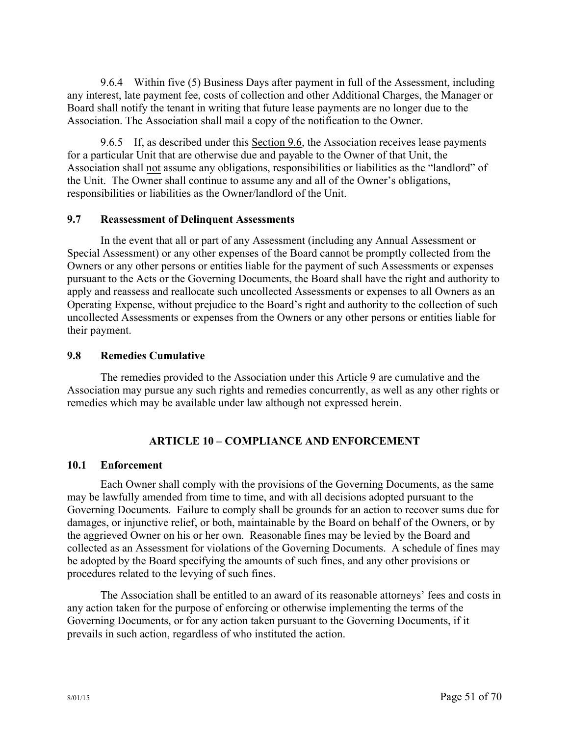9.6.4 Within five (5) Business Days after payment in full of the Assessment, including any interest, late payment fee, costs of collection and other Additional Charges, the Manager or Board shall notify the tenant in writing that future lease payments are no longer due to the Association. The Association shall mail a copy of the notification to the Owner.

9.6.5 If, as described under this Section 9.6, the Association receives lease payments for a particular Unit that are otherwise due and payable to the Owner of that Unit, the Association shall not assume any obligations, responsibilities or liabilities as the "landlord" of the Unit. The Owner shall continue to assume any and all of the Owner's obligations, responsibilities or liabilities as the Owner/landlord of the Unit.

### 9.7 Reassessment of Delinquent Assessments

In the event that all or part of any Assessment (including any Annual Assessment or Special Assessment) or any other expenses of the Board cannot be promptly collected from the Owners or any other persons or entities liable for the payment of such Assessments or expenses pursuant to the Acts or the Governing Documents, the Board shall have the right and authority to apply and reassess and reallocate such uncollected Assessments or expenses to all Owners as an Operating Expense, without prejudice to the Board's right and authority to the collection of such uncollected Assessments or expenses from the Owners or any other persons or entities liable for their payment.

### 9.8 Remedies Cumulative

The remedies provided to the Association under this Article 9 are cumulative and the Association may pursue any such rights and remedies concurrently, as well as any other rights or remedies which may be available under law although not expressed herein.

## ARTICLE 10 – COMPLIANCE AND ENFORCEMENT

### 10.1 Enforcement

Each Owner shall comply with the provisions of the Governing Documents, as the same may be lawfully amended from time to time, and with all decisions adopted pursuant to the Governing Documents. Failure to comply shall be grounds for an action to recover sums due for damages, or injunctive relief, or both, maintainable by the Board on behalf of the Owners, or by the aggrieved Owner on his or her own. Reasonable fines may be levied by the Board and collected as an Assessment for violations of the Governing Documents. A schedule of fines may be adopted by the Board specifying the amounts of such fines, and any other provisions or procedures related to the levying of such fines.

The Association shall be entitled to an award of its reasonable attorneys' fees and costs in any action taken for the purpose of enforcing or otherwise implementing the terms of the Governing Documents, or for any action taken pursuant to the Governing Documents, if it prevails in such action, regardless of who instituted the action.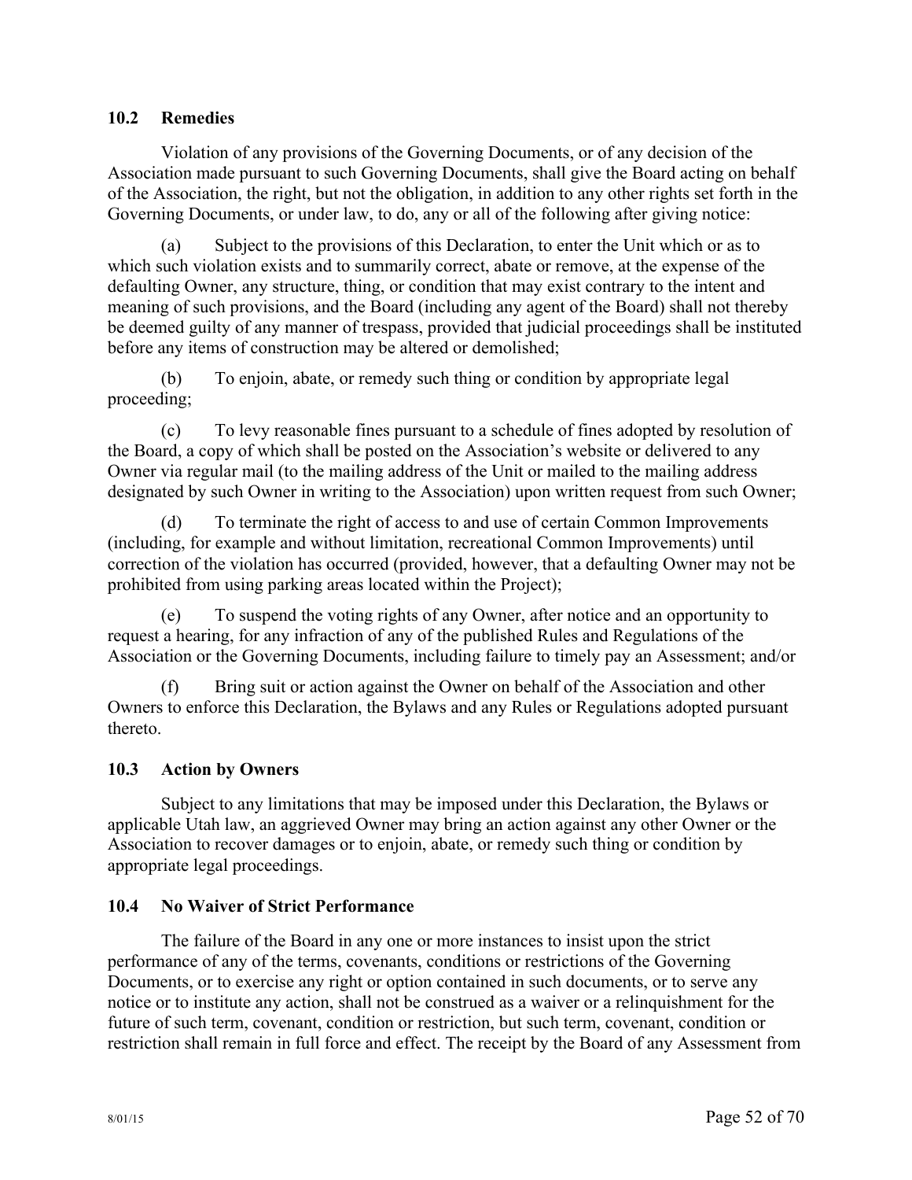### 10.2 Remedies

Violation of any provisions of the Governing Documents, or of any decision of the Association made pursuant to such Governing Documents, shall give the Board acting on behalf of the Association, the right, but not the obligation, in addition to any other rights set forth in the Governing Documents, or under law, to do, any or all of the following after giving notice:

(a) Subject to the provisions of this Declaration, to enter the Unit which or as to which such violation exists and to summarily correct, abate or remove, at the expense of the defaulting Owner, any structure, thing, or condition that may exist contrary to the intent and meaning of such provisions, and the Board (including any agent of the Board) shall not thereby be deemed guilty of any manner of trespass, provided that judicial proceedings shall be instituted before any items of construction may be altered or demolished;

(b) To enjoin, abate, or remedy such thing or condition by appropriate legal proceeding;

(c) To levy reasonable fines pursuant to a schedule of fines adopted by resolution of the Board, a copy of which shall be posted on the Association's website or delivered to any Owner via regular mail (to the mailing address of the Unit or mailed to the mailing address designated by such Owner in writing to the Association) upon written request from such Owner;

(d) To terminate the right of access to and use of certain Common Improvements (including, for example and without limitation, recreational Common Improvements) until correction of the violation has occurred (provided, however, that a defaulting Owner may not be prohibited from using parking areas located within the Project);

(e) To suspend the voting rights of any Owner, after notice and an opportunity to request a hearing, for any infraction of any of the published Rules and Regulations of the Association or the Governing Documents, including failure to timely pay an Assessment; and/or

(f) Bring suit or action against the Owner on behalf of the Association and other Owners to enforce this Declaration, the Bylaws and any Rules or Regulations adopted pursuant thereto.

### 10.3 Action by Owners

Subject to any limitations that may be imposed under this Declaration, the Bylaws or applicable Utah law, an aggrieved Owner may bring an action against any other Owner or the Association to recover damages or to enjoin, abate, or remedy such thing or condition by appropriate legal proceedings.

### 10.4 No Waiver of Strict Performance

The failure of the Board in any one or more instances to insist upon the strict performance of any of the terms, covenants, conditions or restrictions of the Governing Documents, or to exercise any right or option contained in such documents, or to serve any notice or to institute any action, shall not be construed as a waiver or a relinquishment for the future of such term, covenant, condition or restriction, but such term, covenant, condition or restriction shall remain in full force and effect. The receipt by the Board of any Assessment from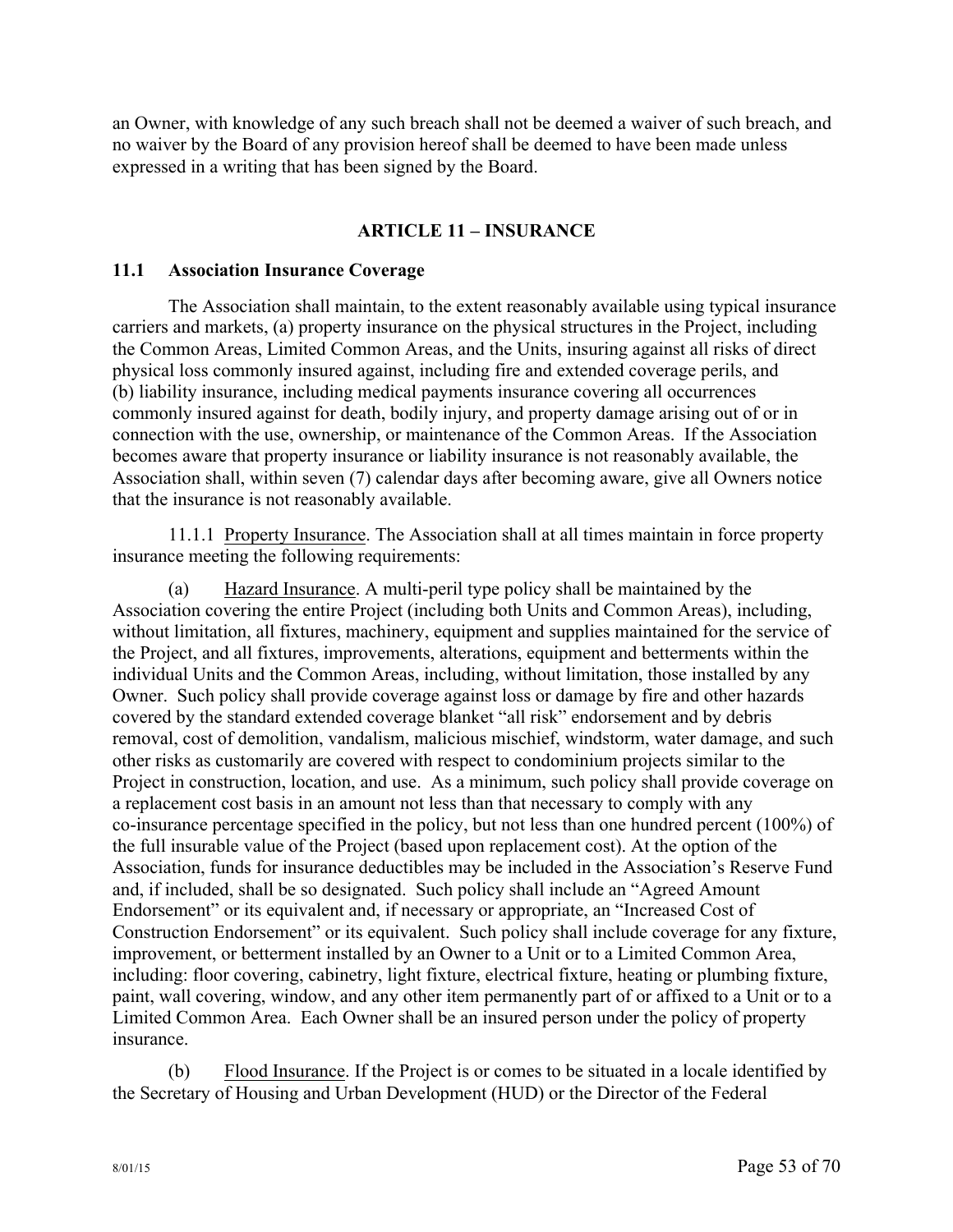an Owner, with knowledge of any such breach shall not be deemed a waiver of such breach, and no waiver by the Board of any provision hereof shall be deemed to have been made unless expressed in a writing that has been signed by the Board.

## ARTICLE 11 – INSURANCE

### 11.1 Association Insurance Coverage

The Association shall maintain, to the extent reasonably available using typical insurance carriers and markets, (a) property insurance on the physical structures in the Project, including the Common Areas, Limited Common Areas, and the Units, insuring against all risks of direct physical loss commonly insured against, including fire and extended coverage perils, and (b) liability insurance, including medical payments insurance covering all occurrences commonly insured against for death, bodily injury, and property damage arising out of or in connection with the use, ownership, or maintenance of the Common Areas. If the Association becomes aware that property insurance or liability insurance is not reasonably available, the Association shall, within seven (7) calendar days after becoming aware, give all Owners notice that the insurance is not reasonably available.

11.1.1 Property Insurance. The Association shall at all times maintain in force property insurance meeting the following requirements:

(a) Hazard Insurance. A multi-peril type policy shall be maintained by the Association covering the entire Project (including both Units and Common Areas), including, without limitation, all fixtures, machinery, equipment and supplies maintained for the service of the Project, and all fixtures, improvements, alterations, equipment and betterments within the individual Units and the Common Areas, including, without limitation, those installed by any Owner. Such policy shall provide coverage against loss or damage by fire and other hazards covered by the standard extended coverage blanket "all risk" endorsement and by debris removal, cost of demolition, vandalism, malicious mischief, windstorm, water damage, and such other risks as customarily are covered with respect to condominium projects similar to the Project in construction, location, and use. As a minimum, such policy shall provide coverage on a replacement cost basis in an amount not less than that necessary to comply with any co-insurance percentage specified in the policy, but not less than one hundred percent (100%) of the full insurable value of the Project (based upon replacement cost). At the option of the Association, funds for insurance deductibles may be included in the Association's Reserve Fund and, if included, shall be so designated. Such policy shall include an "Agreed Amount Endorsement" or its equivalent and, if necessary or appropriate, an "Increased Cost of Construction Endorsement" or its equivalent. Such policy shall include coverage for any fixture, improvement, or betterment installed by an Owner to a Unit or to a Limited Common Area, including: floor covering, cabinetry, light fixture, electrical fixture, heating or plumbing fixture, paint, wall covering, window, and any other item permanently part of or affixed to a Unit or to a Limited Common Area. Each Owner shall be an insured person under the policy of property insurance.

(b) Flood Insurance. If the Project is or comes to be situated in a locale identified by the Secretary of Housing and Urban Development (HUD) or the Director of the Federal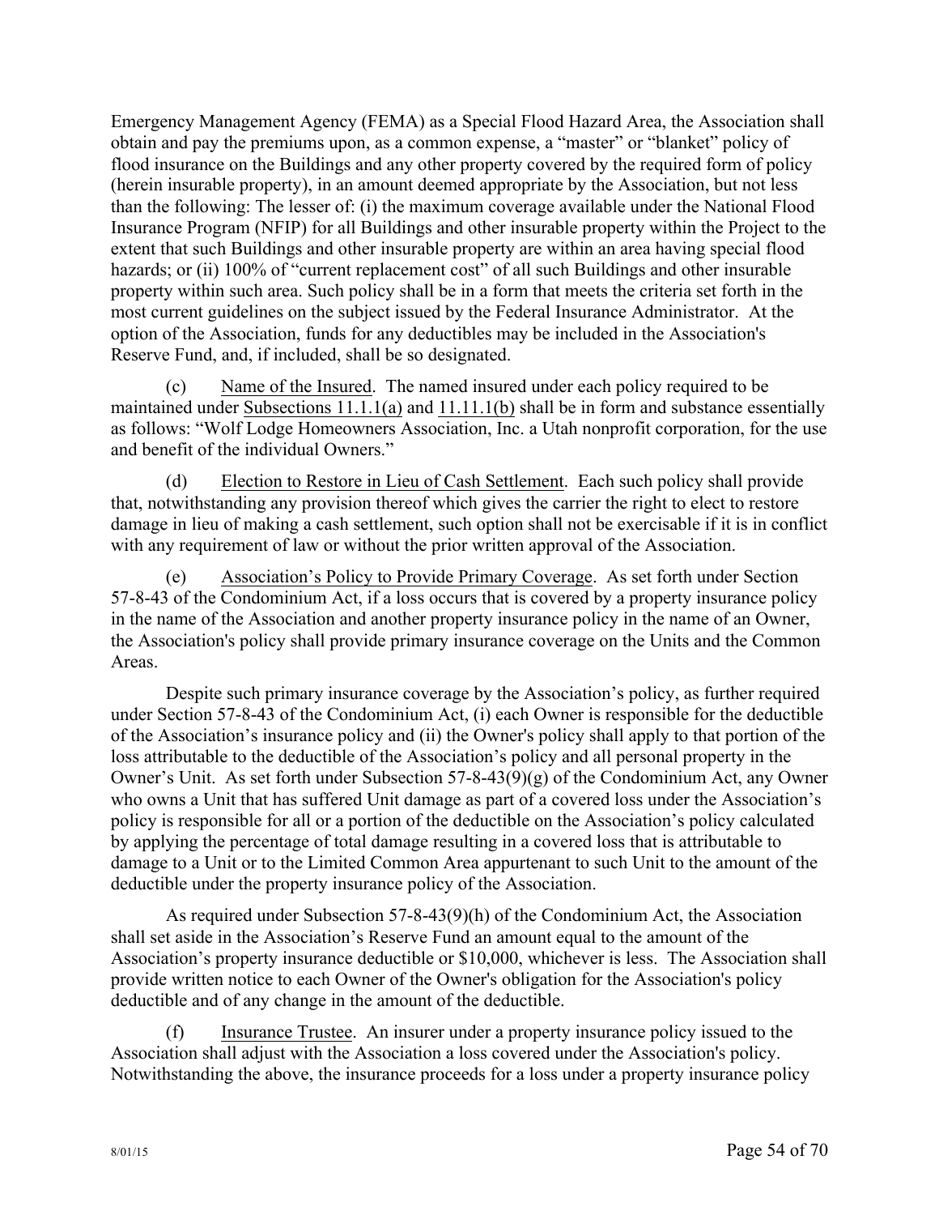Emergency Management Agency (FEMA) as a Special Flood Hazard Area, the Association shall obtain and pay the premiums upon, as a common expense, a "master" or "blanket" policy of flood insurance on the Buildings and any other property covered by the required form of policy (herein insurable property), in an amount deemed appropriate by the Association, but not less than the following: The lesser of: (i) the maximum coverage available under the National Flood Insurance Program (NFIP) for all Buildings and other insurable property within the Project to the extent that such Buildings and other insurable property are within an area having special flood hazards; or (ii) 100% of "current replacement cost" of all such Buildings and other insurable property within such area. Such policy shall be in a form that meets the criteria set forth in the most current guidelines on the subject issued by the Federal Insurance Administrator. At the option of the Association, funds for any deductibles may be included in the Association's Reserve Fund, and, if included, shall be so designated.

(c) Name of the Insured. The named insured under each policy required to be maintained under Subsections 11.1.1(a) and 11.11.1(b) shall be in form and substance essentially as follows: "Wolf Lodge Homeowners Association, Inc. a Utah nonprofit corporation, for the use and benefit of the individual Owners."

(d) Election to Restore in Lieu of Cash Settlement. Each such policy shall provide that, notwithstanding any provision thereof which gives the carrier the right to elect to restore damage in lieu of making a cash settlement, such option shall not be exercisable if it is in conflict with any requirement of law or without the prior written approval of the Association.

(e) Association's Policy to Provide Primary Coverage. As set forth under Section 57-8-43 of the Condominium Act, if a loss occurs that is covered by a property insurance policy in the name of the Association and another property insurance policy in the name of an Owner, the Association's policy shall provide primary insurance coverage on the Units and the Common Areas.

Despite such primary insurance coverage by the Association's policy, as further required under Section 57-8-43 of the Condominium Act, (i) each Owner is responsible for the deductible of the Association's insurance policy and (ii) the Owner's policy shall apply to that portion of the loss attributable to the deductible of the Association's policy and all personal property in the Owner's Unit. As set forth under Subsection 57-8-43(9)(g) of the Condominium Act, any Owner who owns a Unit that has suffered Unit damage as part of a covered loss under the Association's policy is responsible for all or a portion of the deductible on the Association's policy calculated by applying the percentage of total damage resulting in a covered loss that is attributable to damage to a Unit or to the Limited Common Area appurtenant to such Unit to the amount of the deductible under the property insurance policy of the Association.

As required under Subsection 57-8-43(9)(h) of the Condominium Act, the Association shall set aside in the Association's Reserve Fund an amount equal to the amount of the Association's property insurance deductible or $10,000, whichever is less. The Association shall provide written notice to each Owner of the Owner's obligation for the Association's policy deductible and of any change in the amount of the deductible.

(f) Insurance Trustee. An insurer under a property insurance policy issued to the Association shall adjust with the Association a loss covered under the Association's policy. Notwithstanding the above, the insurance proceeds for a loss under a property insurance policy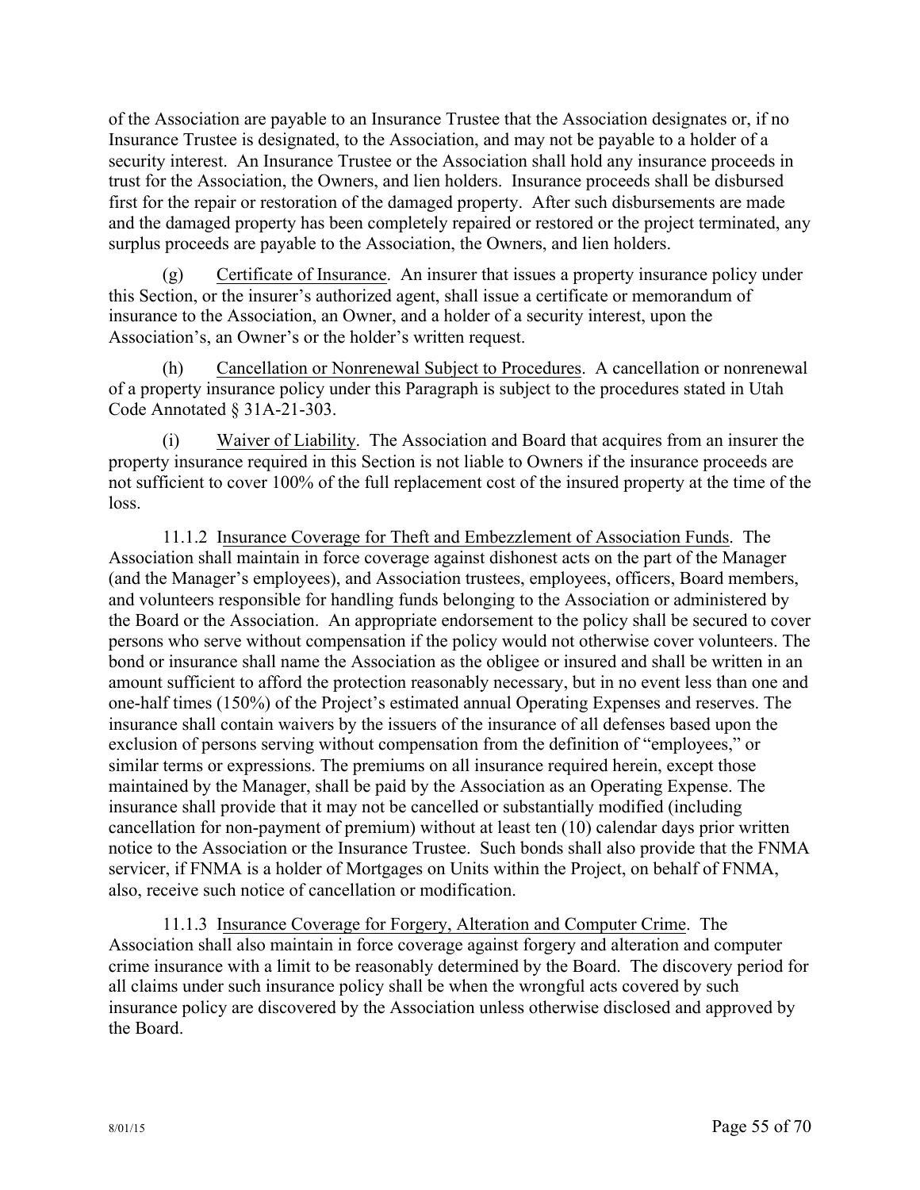of the Association are payable to an Insurance Trustee that the Association designates or, if no Insurance Trustee is designated, to the Association, and may not be payable to a holder of a security interest. An Insurance Trustee or the Association shall hold any insurance proceeds in trust for the Association, the Owners, and lien holders. Insurance proceeds shall be disbursed first for the repair or restoration of the damaged property. After such disbursements are made and the damaged property has been completely repaired or restored or the project terminated, any surplus proceeds are payable to the Association, the Owners, and lien holders.

(g) Certificate of Insurance. An insurer that issues a property insurance policy under this Section, or the insurer's authorized agent, shall issue a certificate or memorandum of insurance to the Association, an Owner, and a holder of a security interest, upon the Association's, an Owner's or the holder's written request.

(h) Cancellation or Nonrenewal Subject to Procedures. A cancellation or nonrenewal of a property insurance policy under this Paragraph is subject to the procedures stated in Utah Code Annotated § 31A-21-303.

(i) Waiver of Liability. The Association and Board that acquires from an insurer the property insurance required in this Section is not liable to Owners if the insurance proceeds are not sufficient to cover 100% of the full replacement cost of the insured property at the time of the loss.

11.1.2 Insurance Coverage for Theft and Embezzlement of Association Funds. The Association shall maintain in force coverage against dishonest acts on the part of the Manager (and the Manager's employees), and Association trustees, employees, officers, Board members, and volunteers responsible for handling funds belonging to the Association or administered by the Board or the Association. An appropriate endorsement to the policy shall be secured to cover persons who serve without compensation if the policy would not otherwise cover volunteers. The bond or insurance shall name the Association as the obligee or insured and shall be written in an amount sufficient to afford the protection reasonably necessary, but in no event less than one and one-half times (150%) of the Project's estimated annual Operating Expenses and reserves. The insurance shall contain waivers by the issuers of the insurance of all defenses based upon the exclusion of persons serving without compensation from the definition of "employees," or similar terms or expressions. The premiums on all insurance required herein, except those maintained by the Manager, shall be paid by the Association as an Operating Expense. The insurance shall provide that it may not be cancelled or substantially modified (including cancellation for non-payment of premium) without at least ten (10) calendar days prior written notice to the Association or the Insurance Trustee. Such bonds shall also provide that the FNMA servicer, if FNMA is a holder of Mortgages on Units within the Project, on behalf of FNMA, also, receive such notice of cancellation or modification.

11.1.3 Insurance Coverage for Forgery, Alteration and Computer Crime. The Association shall also maintain in force coverage against forgery and alteration and computer crime insurance with a limit to be reasonably determined by the Board. The discovery period for all claims under such insurance policy shall be when the wrongful acts covered by such insurance policy are discovered by the Association unless otherwise disclosed and approved by the Board.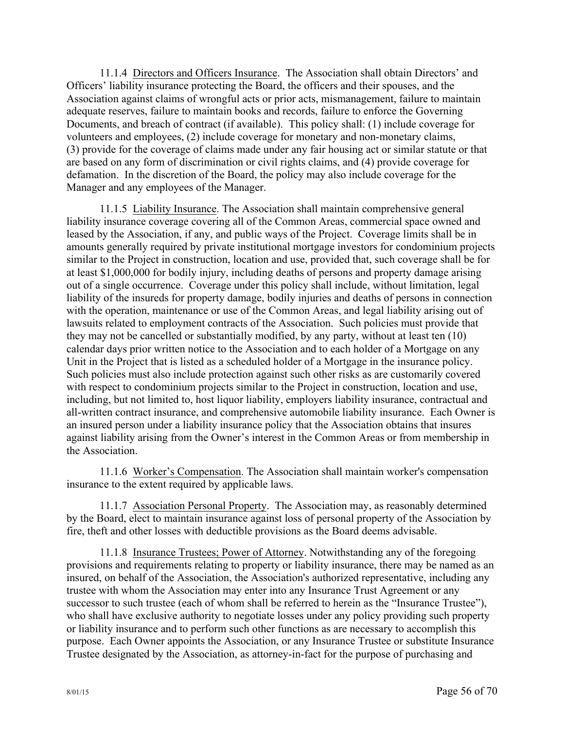11.1.4 Directors and Officers Insurance. The Association shall obtain Directors' and Officers' liability insurance protecting the Board, the officers and their spouses, and the Association against claims of wrongful acts or prior acts, mismanagement, failure to maintain adequate reserves, failure to maintain books and records, failure to enforce the Governing Documents, and breach of contract (if available). This policy shall: (1) include coverage for volunteers and employees, (2) include coverage for monetary and non-monetary claims, (3) provide for the coverage of claims made under any fair housing act or similar statute or that are based on any form of discrimination or civil rights claims, and (4) provide coverage for defamation. In the discretion of the Board, the policy may also include coverage for the Manager and any employees of the Manager.

11.1.5 Liability Insurance. The Association shall maintain comprehensive general liability insurance coverage covering all of the Common Areas, commercial space owned and leased by the Association, if any, and public ways of the Project. Coverage limits shall be in amounts generally required by private institutional mortgage investors for condominium projects similar to the Project in construction, location and use, provided that, such coverage shall be for at least $1,000,000 for bodily injury, including deaths of persons and property damage arising out of a single occurrence. Coverage under this policy shall include, without limitation, legal liability of the insureds for property damage, bodily injuries and deaths of persons in connection with the operation, maintenance or use of the Common Areas, and legal liability arising out of lawsuits related to employment contracts of the Association. Such policies must provide that they may not be cancelled or substantially modified, by any party, without at least ten (10) calendar days prior written notice to the Association and to each holder of a Mortgage on any Unit in the Project that is listed as a scheduled holder of a Mortgage in the insurance policy. Such policies must also include protection against such other risks as are customarily covered with respect to condominium projects similar to the Project in construction, location and use, including, but not limited to, host liquor liability, employers liability insurance, contractual and all-written contract insurance, and comprehensive automobile liability insurance. Each Owner is an insured person under a liability insurance policy that the Association obtains that insures against liability arising from the Owner's interest in the Common Areas or from membership in the Association.

11.1.6 Worker's Compensation. The Association shall maintain worker's compensation insurance to the extent required by applicable laws.

11.1.7 Association Personal Property. The Association may, as reasonably determined by the Board, elect to maintain insurance against loss of personal property of the Association by fire, theft and other losses with deductible provisions as the Board deems advisable.

11.1.8 Insurance Trustees; Power of Attorney. Notwithstanding any of the foregoing provisions and requirements relating to property or liability insurance, there may be named as an insured, on behalf of the Association, the Association's authorized representative, including any trustee with whom the Association may enter into any Insurance Trust Agreement or any successor to such trustee (each of whom shall be referred to herein as the "Insurance Trustee"), who shall have exclusive authority to negotiate losses under any policy providing such property or liability insurance and to perform such other functions as are necessary to accomplish this purpose. Each Owner appoints the Association, or any Insurance Trustee or substitute Insurance Trustee designated by the Association, as attorney-in-fact for the purpose of purchasing and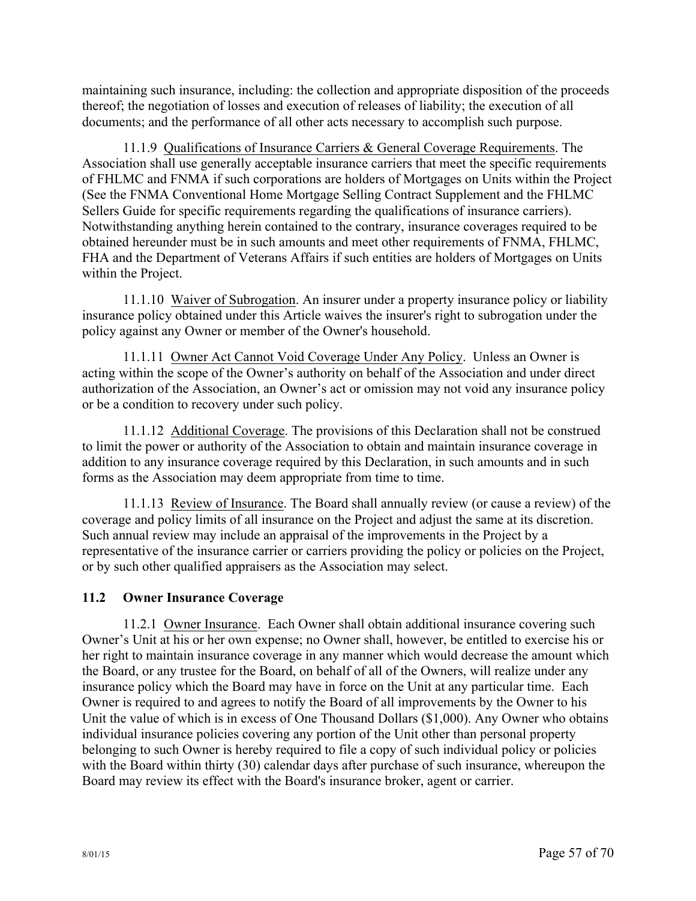maintaining such insurance, including: the collection and appropriate disposition of the proceeds thereof; the negotiation of losses and execution of releases of liability; the execution of all documents; and the performance of all other acts necessary to accomplish such purpose.

11.1.9 Qualifications of Insurance Carriers & General Coverage Requirements. The Association shall use generally acceptable insurance carriers that meet the specific requirements of FHLMC and FNMA if such corporations are holders of Mortgages on Units within the Project (See the FNMA Conventional Home Mortgage Selling Contract Supplement and the FHLMC Sellers Guide for specific requirements regarding the qualifications of insurance carriers). Notwithstanding anything herein contained to the contrary, insurance coverages required to be obtained hereunder must be in such amounts and meet other requirements of FNMA, FHLMC, FHA and the Department of Veterans Affairs if such entities are holders of Mortgages on Units within the Project.

11.1.10 Waiver of Subrogation. An insurer under a property insurance policy or liability insurance policy obtained under this Article waives the insurer's right to subrogation under the policy against any Owner or member of the Owner's household.

11.1.11 Owner Act Cannot Void Coverage Under Any Policy. Unless an Owner is acting within the scope of the Owner's authority on behalf of the Association and under direct authorization of the Association, an Owner's act or omission may not void any insurance policy or be a condition to recovery under such policy.

11.1.12 Additional Coverage. The provisions of this Declaration shall not be construed to limit the power or authority of the Association to obtain and maintain insurance coverage in addition to any insurance coverage required by this Declaration, in such amounts and in such forms as the Association may deem appropriate from time to time.

11.1.13 Review of Insurance. The Board shall annually review (or cause a review) of the coverage and policy limits of all insurance on the Project and adjust the same at its discretion. Such annual review may include an appraisal of the improvements in the Project by a representative of the insurance carrier or carriers providing the policy or policies on the Project, or by such other qualified appraisers as the Association may select.

## 11.2 Owner Insurance Coverage

11.2.1 Owner Insurance. Each Owner shall obtain additional insurance covering such Owner's Unit at his or her own expense; no Owner shall, however, be entitled to exercise his or her right to maintain insurance coverage in any manner which would decrease the amount which the Board, or any trustee for the Board, on behalf of all of the Owners, will realize under any insurance policy which the Board may have in force on the Unit at any particular time. Each Owner is required to and agrees to notify the Board of all improvements by the Owner to his Unit the value of which is in excess of One Thousand Dollars ($1,000). Any Owner who obtains individual insurance policies covering any portion of the Unit other than personal property belonging to such Owner is hereby required to file a copy of such individual policy or policies with the Board within thirty (30) calendar days after purchase of such insurance, whereupon the Board may review its effect with the Board's insurance broker, agent or carrier.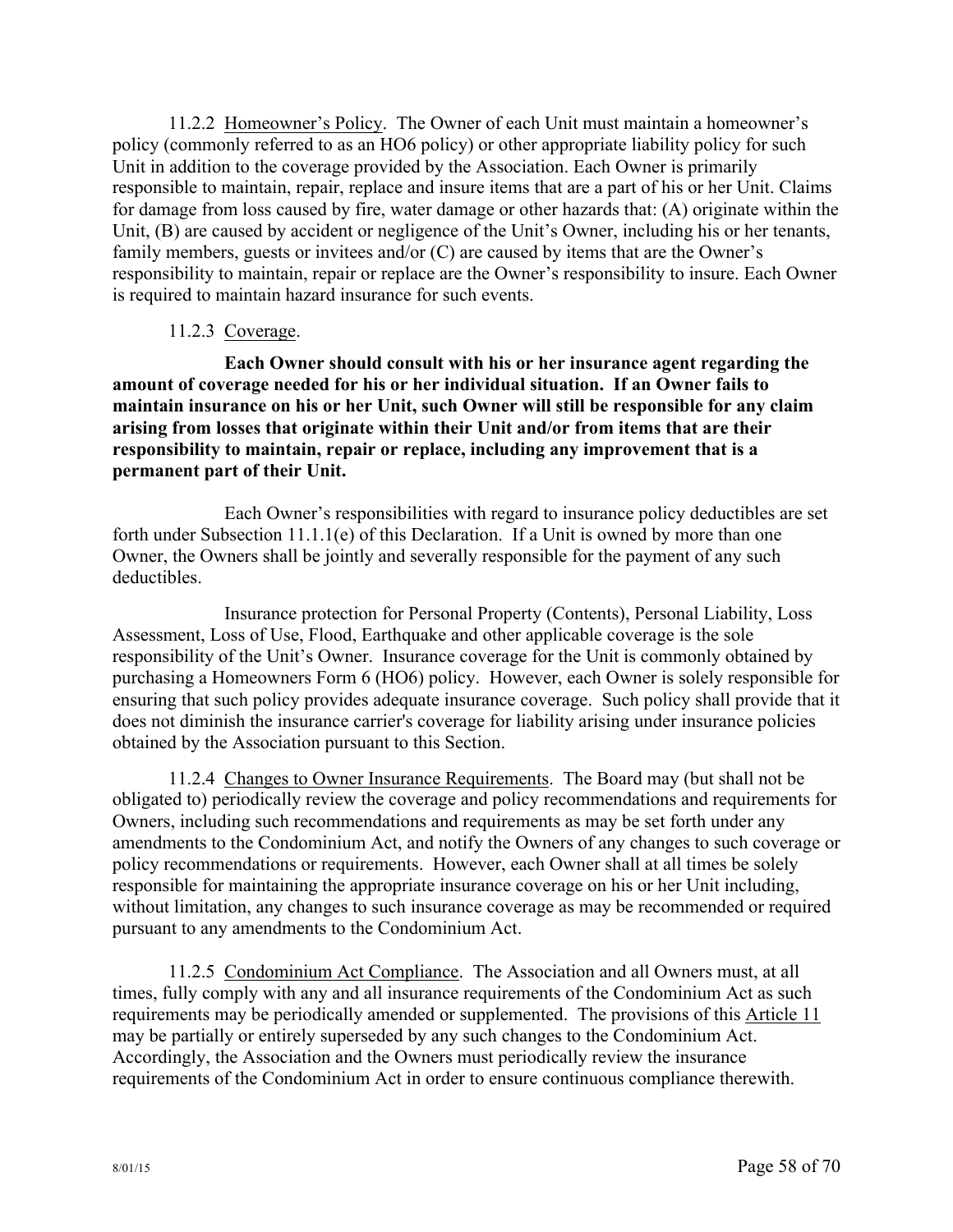11.2.2 <u>Homeowner's Policy</u>. The Owner of each Unit must maintain a homeowner's policy (commonly referred to as an HO6 policy) or other appropriate liability policy for such Unit in addition to the coverage provided by the Association. Each Owner is primarily responsible to maintain, repair, replace and insure items that are a part of his or her Unit. Claims for damage from loss caused by fire, water damage or other hazards that: (A) originate within the Unit, (B) are caused by accident or negligence of the Unit's Owner, including his or her tenants, family members, guests or invitees and/or (C) are caused by items that are the Owner's responsibility to maintain, repair or replace are the Owner's responsibility to insure. Each Owner is required to maintain hazard insurance for such events.

11.2.3 <u>Coverage</u>.

**Each Owner should consult with his or her insurance agent regarding the amount of coverage needed for his or her individual situation. If an Owner fails to maintain insurance on his or her Unit, such Owner will still be responsible for any claim arising from losses that originate within their Unit and/or from items that are their responsibility to maintain, repair or replace, including any improvement that is a permanent part of their Unit.**

Each Owner's responsibilities with regard to insurance policy deductibles are set forth under Subsection 11.1.1(e) of this Declaration. If a Unit is owned by more than one Owner, the Owners shall be jointly and severally responsible for the payment of any such deductibles.

Insurance protection for Personal Property (Contents), Personal Liability, Loss Assessment, Loss of Use, Flood, Earthquake and other applicable coverage is the sole responsibility of the Unit's Owner. Insurance coverage for the Unit is commonly obtained by purchasing a Homeowners Form 6 (HO6) policy. However, each Owner is solely responsible for ensuring that such policy provides adequate insurance coverage. Such policy shall provide that it does not diminish the insurance carrier's coverage for liability arising under insurance policies obtained by the Association pursuant to this Section.

11.2.4 <u>Changes to Owner Insurance Requirements</u>. The Board may (but shall not be obligated to) periodically review the coverage and policy recommendations and requirements for Owners, including such recommendations and requirements as may be set forth under any amendments to the Condominium Act, and notify the Owners of any changes to such coverage or policy recommendations or requirements. However, each Owner shall at all times be solely responsible for maintaining the appropriate insurance coverage on his or her Unit including, without limitation, any changes to such insurance coverage as may be recommended or required pursuant to any amendments to the Condominium Act.

11.2.5 <u>Condominium Act Compliance</u>. The Association and all Owners must, at all times, fully comply with any and all insurance requirements of the Condominium Act as such requirements may be periodically amended or supplemented. The provisions of this <u>Article 11</u> may be partially or entirely superseded by any such changes to the Condominium Act. Accordingly, the Association and the Owners must periodically review the insurance requirements of the Condominium Act in order to ensure continuous compliance therewith.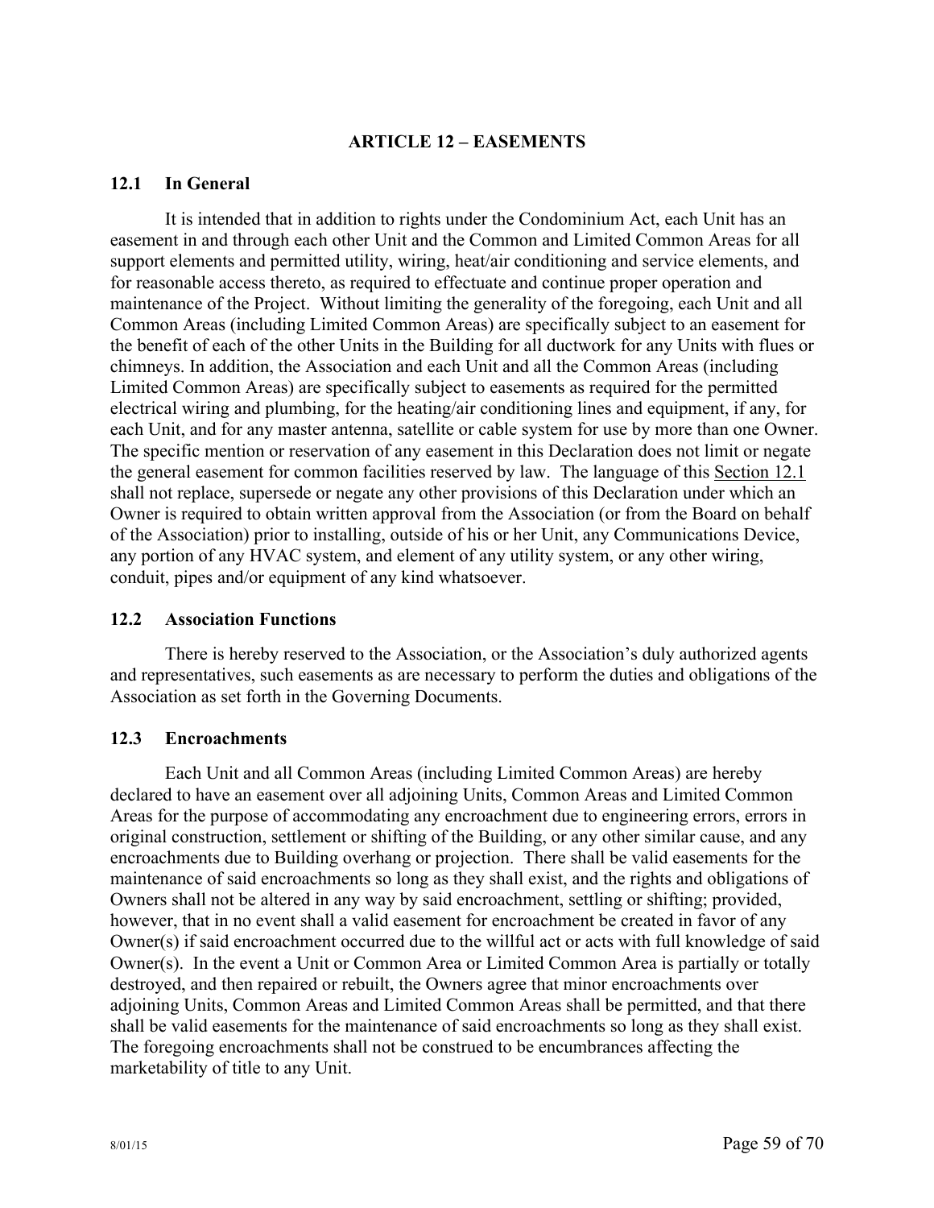## ARTICLE 12 – EASEMENTS

### 12.1 In General

It is intended that in addition to rights under the Condominium Act, each Unit has an easement in and through each other Unit and the Common and Limited Common Areas for all support elements and permitted utility, wiring, heat/air conditioning and service elements, and for reasonable access thereto, as required to effectuate and continue proper operation and maintenance of the Project. Without limiting the generality of the foregoing, each Unit and all Common Areas (including Limited Common Areas) are specifically subject to an easement for the benefit of each of the other Units in the Building for all ductwork for any Units with flues or chimneys. In addition, the Association and each Unit and all the Common Areas (including Limited Common Areas) are specifically subject to easements as required for the permitted electrical wiring and plumbing, for the heating/air conditioning lines and equipment, if any, for each Unit, and for any master antenna, satellite or cable system for use by more than one Owner. The specific mention or reservation of any easement in this Declaration does not limit or negate the general easement for common facilities reserved by law. The language of this Section 12.1 shall not replace, supersede or negate any other provisions of this Declaration under which an Owner is required to obtain written approval from the Association (or from the Board on behalf of the Association) prior to installing, outside of his or her Unit, any Communications Device, any portion of any HVAC system, and element of any utility system, or any other wiring, conduit, pipes and/or equipment of any kind whatsoever.

### 12.2 Association Functions

There is hereby reserved to the Association, or the Association's duly authorized agents and representatives, such easements as are necessary to perform the duties and obligations of the Association as set forth in the Governing Documents.

### 12.3 Encroachments

Each Unit and all Common Areas (including Limited Common Areas) are hereby declared to have an easement over all adjoining Units, Common Areas and Limited Common Areas for the purpose of accommodating any encroachment due to engineering errors, errors in original construction, settlement or shifting of the Building, or any other similar cause, and any encroachments due to Building overhang or projection. There shall be valid easements for the maintenance of said encroachments so long as they shall exist, and the rights and obligations of Owners shall not be altered in any way by said encroachment, settling or shifting; provided, however, that in no event shall a valid easement for encroachment be created in favor of any Owner(s) if said encroachment occurred due to the willful act or acts with full knowledge of said Owner(s). In the event a Unit or Common Area or Limited Common Area is partially or totally destroyed, and then repaired or rebuilt, the Owners agree that minor encroachments over adjoining Units, Common Areas and Limited Common Areas shall be permitted, and that there shall be valid easements for the maintenance of said encroachments so long as they shall exist. The foregoing encroachments shall not be construed to be encumbrances affecting the marketability of title to any Unit.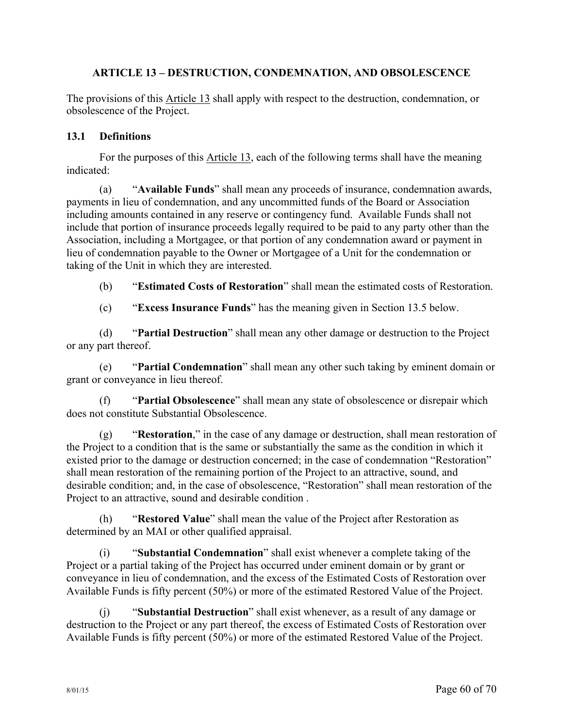## ARTICLE 13 – DESTRUCTION, CONDEMNATION, AND OBSOLESCENCE

The provisions of this Article 13 shall apply with respect to the destruction, condemnation, or obsolescence of the Project.

### 13.1 Definitions

For the purposes of this Article 13, each of the following terms shall have the meaning indicated:

(a) "**Available Funds**" shall mean any proceeds of insurance, condemnation awards, payments in lieu of condemnation, and any uncommitted funds of the Board or Association including amounts contained in any reserve or contingency fund. Available Funds shall not include that portion of insurance proceeds legally required to be paid to any party other than the Association, including a Mortgagee, or that portion of any condemnation award or payment in lieu of condemnation payable to the Owner or Mortgagee of a Unit for the condemnation or taking of the Unit in which they are interested.

(b) "**Estimated Costs of Restoration**" shall mean the estimated costs of Restoration.

(c) "**Excess Insurance Funds**" has the meaning given in Section 13.5 below.

(d) "**Partial Destruction**" shall mean any other damage or destruction to the Project or any part thereof.

(e) "**Partial Condemnation**" shall mean any other such taking by eminent domain or grant or conveyance in lieu thereof.

(f) "**Partial Obsolescence**" shall mean any state of obsolescence or disrepair which does not constitute Substantial Obsolescence.

(g) "**Restoration**," in the case of any damage or destruction, shall mean restoration of the Project to a condition that is the same or substantially the same as the condition in which it existed prior to the damage or destruction concerned; in the case of condemnation "Restoration" shall mean restoration of the remaining portion of the Project to an attractive, sound, and desirable condition; and, in the case of obsolescence, "Restoration" shall mean restoration of the Project to an attractive, sound and desirable condition .

(h) "**Restored Value**" shall mean the value of the Project after Restoration as determined by an MAI or other qualified appraisal.

(i) "**Substantial Condemnation**" shall exist whenever a complete taking of the Project or a partial taking of the Project has occurred under eminent domain or by grant or conveyance in lieu of condemnation, and the excess of the Estimated Costs of Restoration over Available Funds is fifty percent (50%) or more of the estimated Restored Value of the Project.

(j) "**Substantial Destruction**" shall exist whenever, as a result of any damage or destruction to the Project or any part thereof, the excess of Estimated Costs of Restoration over Available Funds is fifty percent (50%) or more of the estimated Restored Value of the Project.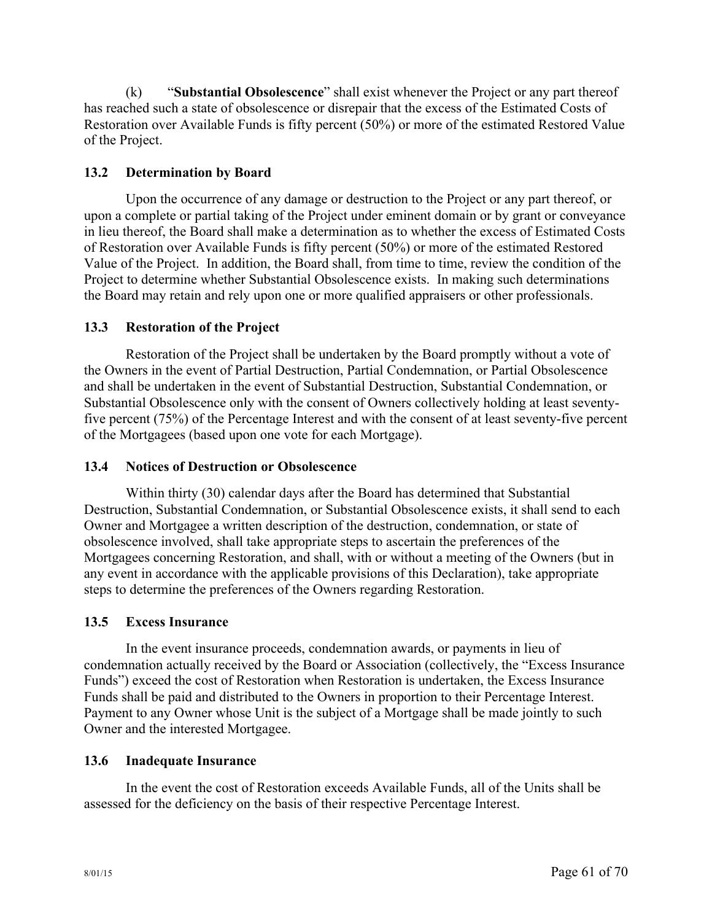(k) "**Substantial Obsolescence**" shall exist whenever the Project or any part thereof has reached such a state of obsolescence or disrepair that the excess of the Estimated Costs of Restoration over Available Funds is fifty percent (50%) or more of the estimated Restored Value of the Project.

### 13.2 Determination by Board

Upon the occurrence of any damage or destruction to the Project or any part thereof, or upon a complete or partial taking of the Project under eminent domain or by grant or conveyance in lieu thereof, the Board shall make a determination as to whether the excess of Estimated Costs of Restoration over Available Funds is fifty percent (50%) or more of the estimated Restored Value of the Project. In addition, the Board shall, from time to time, review the condition of the Project to determine whether Substantial Obsolescence exists. In making such determinations the Board may retain and rely upon one or more qualified appraisers or other professionals.

### 13.3 Restoration of the Project

Restoration of the Project shall be undertaken by the Board promptly without a vote of the Owners in the event of Partial Destruction, Partial Condemnation, or Partial Obsolescence and shall be undertaken in the event of Substantial Destruction, Substantial Condemnation, or Substantial Obsolescence only with the consent of Owners collectively holding at least seventy-five percent (75%) of the Percentage Interest and with the consent of at least seventy-five percent of the Mortgagees (based upon one vote for each Mortgage).

### 13.4 Notices of Destruction or Obsolescence

Within thirty (30) calendar days after the Board has determined that Substantial Destruction, Substantial Condemnation, or Substantial Obsolescence exists, it shall send to each Owner and Mortgagee a written description of the destruction, condemnation, or state of obsolescence involved, shall take appropriate steps to ascertain the preferences of the Mortgagees concerning Restoration, and shall, with or without a meeting of the Owners (but in any event in accordance with the applicable provisions of this Declaration), take appropriate steps to determine the preferences of the Owners regarding Restoration.

### 13.5 Excess Insurance

In the event insurance proceeds, condemnation awards, or payments in lieu of condemnation actually received by the Board or Association (collectively, the "Excess Insurance Funds") exceed the cost of Restoration when Restoration is undertaken, the Excess Insurance Funds shall be paid and distributed to the Owners in proportion to their Percentage Interest. Payment to any Owner whose Unit is the subject of a Mortgage shall be made jointly to such Owner and the interested Mortgagee.

### 13.6 Inadequate Insurance

In the event the cost of Restoration exceeds Available Funds, all of the Units shall be assessed for the deficiency on the basis of their respective Percentage Interest.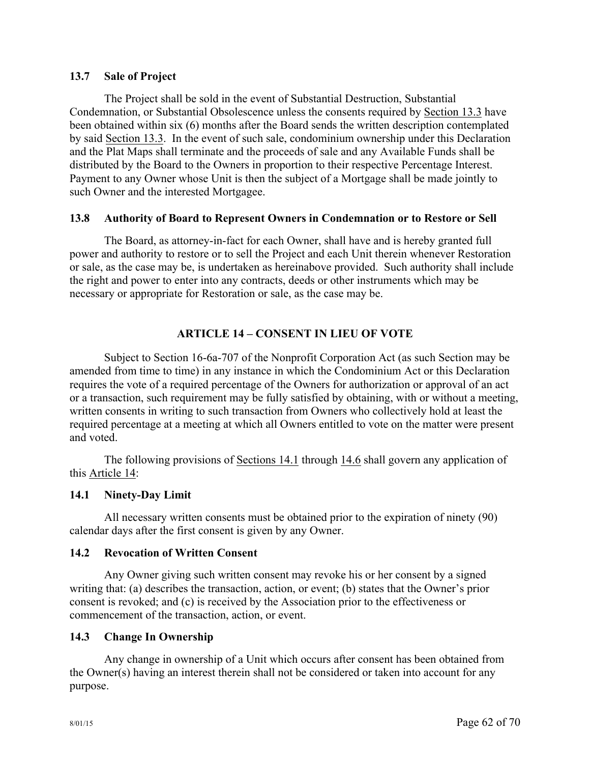### 13.7 Sale of Project

The Project shall be sold in the event of Substantial Destruction, Substantial Condemnation, or Substantial Obsolescence unless the consents required by Section 13.3 have been obtained within six (6) months after the Board sends the written description contemplated by said Section 13.3. In the event of such sale, condominium ownership under this Declaration and the Plat Maps shall terminate and the proceeds of sale and any Available Funds shall be distributed by the Board to the Owners in proportion to their respective Percentage Interest. Payment to any Owner whose Unit is then the subject of a Mortgage shall be made jointly to such Owner and the interested Mortgagee.

### 13.8 Authority of Board to Represent Owners in Condemnation or to Restore or Sell

The Board, as attorney-in-fact for each Owner, shall have and is hereby granted full power and authority to restore or to sell the Project and each Unit therein whenever Restoration or sale, as the case may be, is undertaken as hereinabove provided. Such authority shall include the right and power to enter into any contracts, deeds or other instruments which may be necessary or appropriate for Restoration or sale, as the case may be.

## ARTICLE 14 – CONSENT IN LIEU OF VOTE

Subject to Section 16-6a-707 of the Nonprofit Corporation Act (as such Section may be amended from time to time) in any instance in which the Condominium Act or this Declaration requires the vote of a required percentage of the Owners for authorization or approval of an act or a transaction, such requirement may be fully satisfied by obtaining, with or without a meeting, written consents in writing to such transaction from Owners who collectively hold at least the required percentage at a meeting at which all Owners entitled to vote on the matter were present and voted.

The following provisions of Sections 14.1 through 14.6 shall govern any application of this Article 14:

### 14.1 Ninety-Day Limit

All necessary written consents must be obtained prior to the expiration of ninety (90) calendar days after the first consent is given by any Owner.

### 14.2 Revocation of Written Consent

Any Owner giving such written consent may revoke his or her consent by a signed writing that: (a) describes the transaction, action, or event; (b) states that the Owner's prior consent is revoked; and (c) is received by the Association prior to the effectiveness or commencement of the transaction, action, or event.

### 14.3 Change In Ownership

Any change in ownership of a Unit which occurs after consent has been obtained from the Owner(s) having an interest therein shall not be considered or taken into account for any purpose.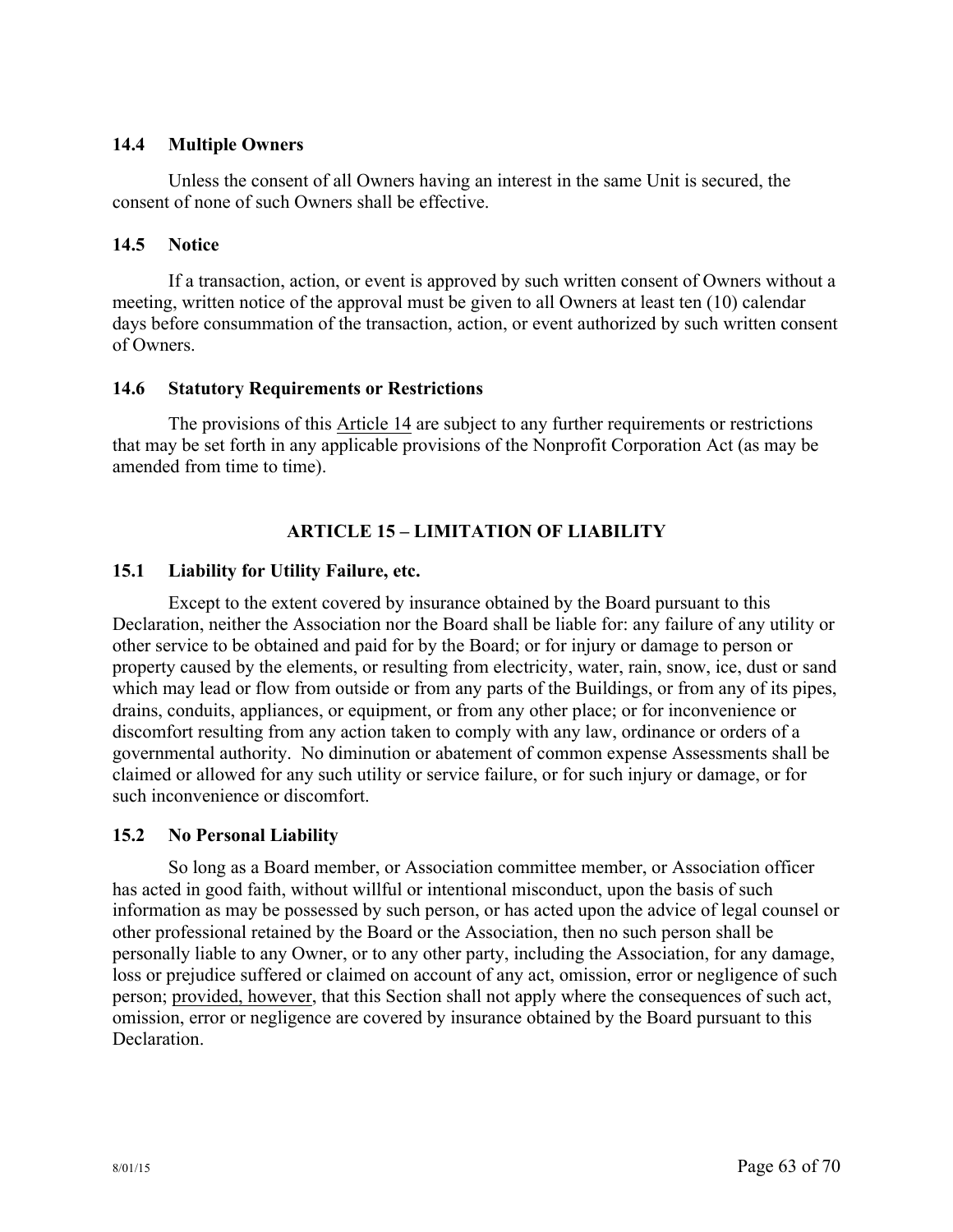### 14.4 Multiple Owners

Unless the consent of all Owners having an interest in the same Unit is secured, the consent of none of such Owners shall be effective.

### 14.5 Notice

If a transaction, action, or event is approved by such written consent of Owners without a meeting, written notice of the approval must be given to all Owners at least ten (10) calendar days before consummation of the transaction, action, or event authorized by such written consent of Owners.

### 14.6 Statutory Requirements or Restrictions

The provisions of this Article 14 are subject to any further requirements or restrictions that may be set forth in any applicable provisions of the Nonprofit Corporation Act (as may be amended from time to time).

## ARTICLE 15 – LIMITATION OF LIABILITY

### 15.1 Liability for Utility Failure, etc.

Except to the extent covered by insurance obtained by the Board pursuant to this Declaration, neither the Association nor the Board shall be liable for: any failure of any utility or other service to be obtained and paid for by the Board; or for injury or damage to person or property caused by the elements, or resulting from electricity, water, rain, snow, ice, dust or sand which may lead or flow from outside or from any parts of the Buildings, or from any of its pipes, drains, conduits, appliances, or equipment, or from any other place; or for inconvenience or discomfort resulting from any action taken to comply with any law, ordinance or orders of a governmental authority. No diminution or abatement of common expense Assessments shall be claimed or allowed for any such utility or service failure, or for such injury or damage, or for such inconvenience or discomfort.

### 15.2 No Personal Liability

So long as a Board member, or Association committee member, or Association officer has acted in good faith, without willful or intentional misconduct, upon the basis of such information as may be possessed by such person, or has acted upon the advice of legal counsel or other professional retained by the Board or the Association, then no such person shall be personally liable to any Owner, or to any other party, including the Association, for any damage, loss or prejudice suffered or claimed on account of any act, omission, error or negligence of such person; provided, however, that this Section shall not apply where the consequences of such act, omission, error or negligence are covered by insurance obtained by the Board pursuant to this Declaration.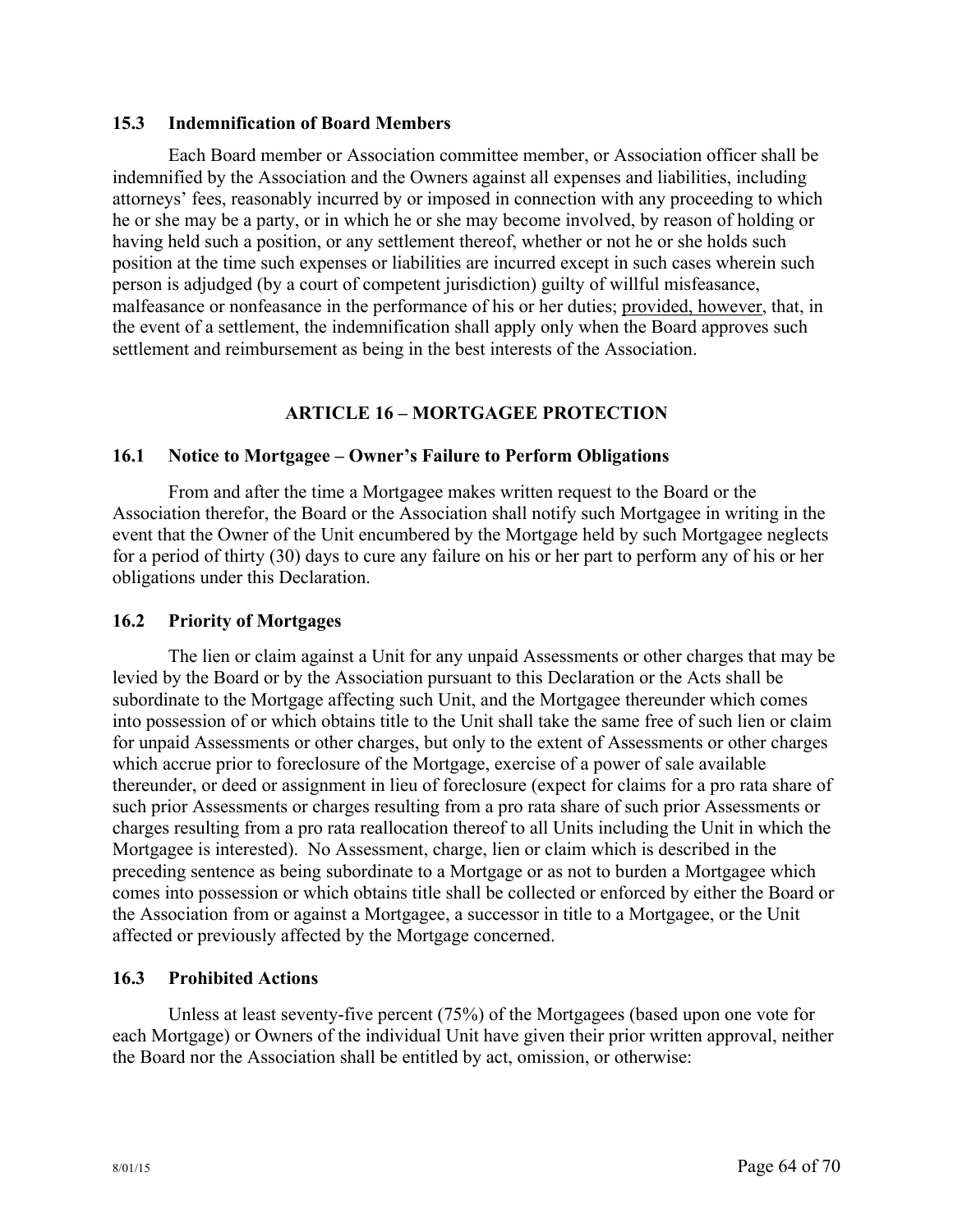### 15.3 Indemnification of Board Members

Each Board member or Association committee member, or Association officer shall be indemnified by the Association and the Owners against all expenses and liabilities, including attorneys' fees, reasonably incurred by or imposed in connection with any proceeding to which he or she may be a party, or in which he or she may become involved, by reason of holding or having held such a position, or any settlement thereof, whether or not he or she holds such position at the time such expenses or liabilities are incurred except in such cases wherein such person is adjudged (by a court of competent jurisdiction) guilty of willful misfeasance, malfeasance or nonfeasance in the performance of his or her duties; provided, however, that, in the event of a settlement, the indemnification shall apply only when the Board approves such settlement and reimbursement as being in the best interests of the Association.

## ARTICLE 16 – MORTGAGEE PROTECTION

### 16.1 Notice to Mortgagee – Owner's Failure to Perform Obligations

From and after the time a Mortgagee makes written request to the Board or the Association therefor, the Board or the Association shall notify such Mortgagee in writing in the event that the Owner of the Unit encumbered by the Mortgage held by such Mortgagee neglects for a period of thirty (30) days to cure any failure on his or her part to perform any of his or her obligations under this Declaration.

### 16.2 Priority of Mortgages

The lien or claim against a Unit for any unpaid Assessments or other charges that may be levied by the Board or by the Association pursuant to this Declaration or the Acts shall be subordinate to the Mortgage affecting such Unit, and the Mortgagee thereunder which comes into possession of or which obtains title to the Unit shall take the same free of such lien or claim for unpaid Assessments or other charges, but only to the extent of Assessments or other charges which accrue prior to foreclosure of the Mortgage, exercise of a power of sale available thereunder, or deed or assignment in lieu of foreclosure (expect for claims for a pro rata share of such prior Assessments or charges resulting from a pro rata share of such prior Assessments or charges resulting from a pro rata reallocation thereof to all Units including the Unit in which the Mortgagee is interested). No Assessment, charge, lien or claim which is described in the preceding sentence as being subordinate to a Mortgage or as not to burden a Mortgagee which comes into possession or which obtains title shall be collected or enforced by either the Board or the Association from or against a Mortgagee, a successor in title to a Mortgagee, or the Unit affected or previously affected by the Mortgage concerned.

### 16.3 Prohibited Actions

Unless at least seventy-five percent (75%) of the Mortgagees (based upon one vote for each Mortgage) or Owners of the individual Unit have given their prior written approval, neither the Board nor the Association shall be entitled by act, omission, or otherwise: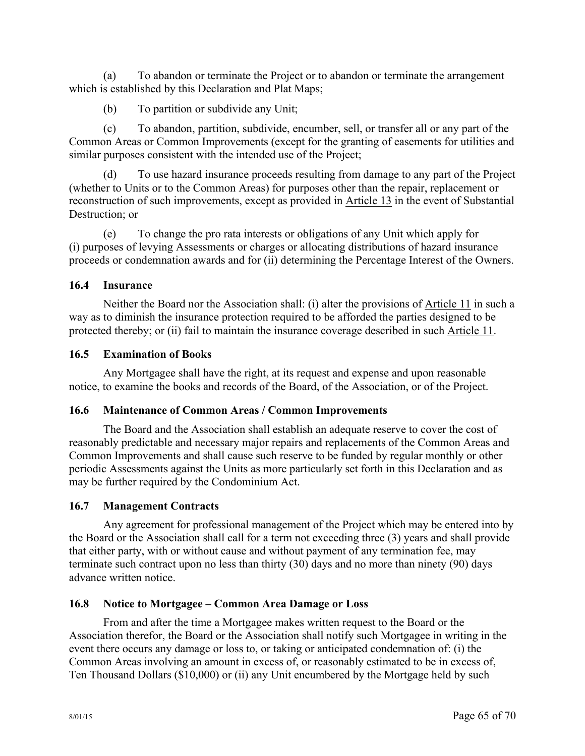(a) To abandon or terminate the Project or to abandon or terminate the arrangement which is established by this Declaration and Plat Maps;

(b) To partition or subdivide any Unit;

(c) To abandon, partition, subdivide, encumber, sell, or transfer all or any part of the Common Areas or Common Improvements (except for the granting of easements for utilities and similar purposes consistent with the intended use of the Project;

(d) To use hazard insurance proceeds resulting from damage to any part of the Project (whether to Units or to the Common Areas) for purposes other than the repair, replacement or reconstruction of such improvements, except as provided in Article 13 in the event of Substantial Destruction; or

(e) To change the pro rata interests or obligations of any Unit which apply for (i) purposes of levying Assessments or charges or allocating distributions of hazard insurance proceeds or condemnation awards and for (ii) determining the Percentage Interest of the Owners.

### 16.4 Insurance

Neither the Board nor the Association shall: (i) alter the provisions of Article 11 in such a way as to diminish the insurance protection required to be afforded the parties designed to be protected thereby; or (ii) fail to maintain the insurance coverage described in such Article 11.

### 16.5 Examination of Books

Any Mortgagee shall have the right, at its request and expense and upon reasonable notice, to examine the books and records of the Board, of the Association, or of the Project.

### 16.6 Maintenance of Common Areas / Common Improvements

The Board and the Association shall establish an adequate reserve to cover the cost of reasonably predictable and necessary major repairs and replacements of the Common Areas and Common Improvements and shall cause such reserve to be funded by regular monthly or other periodic Assessments against the Units as more particularly set forth in this Declaration and as may be further required by the Condominium Act.

### 16.7 Management Contracts

Any agreement for professional management of the Project which may be entered into by the Board or the Association shall call for a term not exceeding three (3) years and shall provide that either party, with or without cause and without payment of any termination fee, may terminate such contract upon no less than thirty (30) days and no more than ninety (90) days advance written notice.

### 16.8 Notice to Mortgagee – Common Area Damage or Loss

From and after the time a Mortgagee makes written request to the Board or the Association therefor, the Board or the Association shall notify such Mortgagee in writing in the event there occurs any damage or loss to, or taking or anticipated condemnation of: (i) the Common Areas involving an amount in excess of, or reasonably estimated to be in excess of, Ten Thousand Dollars ($10,000) or (ii) any Unit encumbered by the Mortgage held by such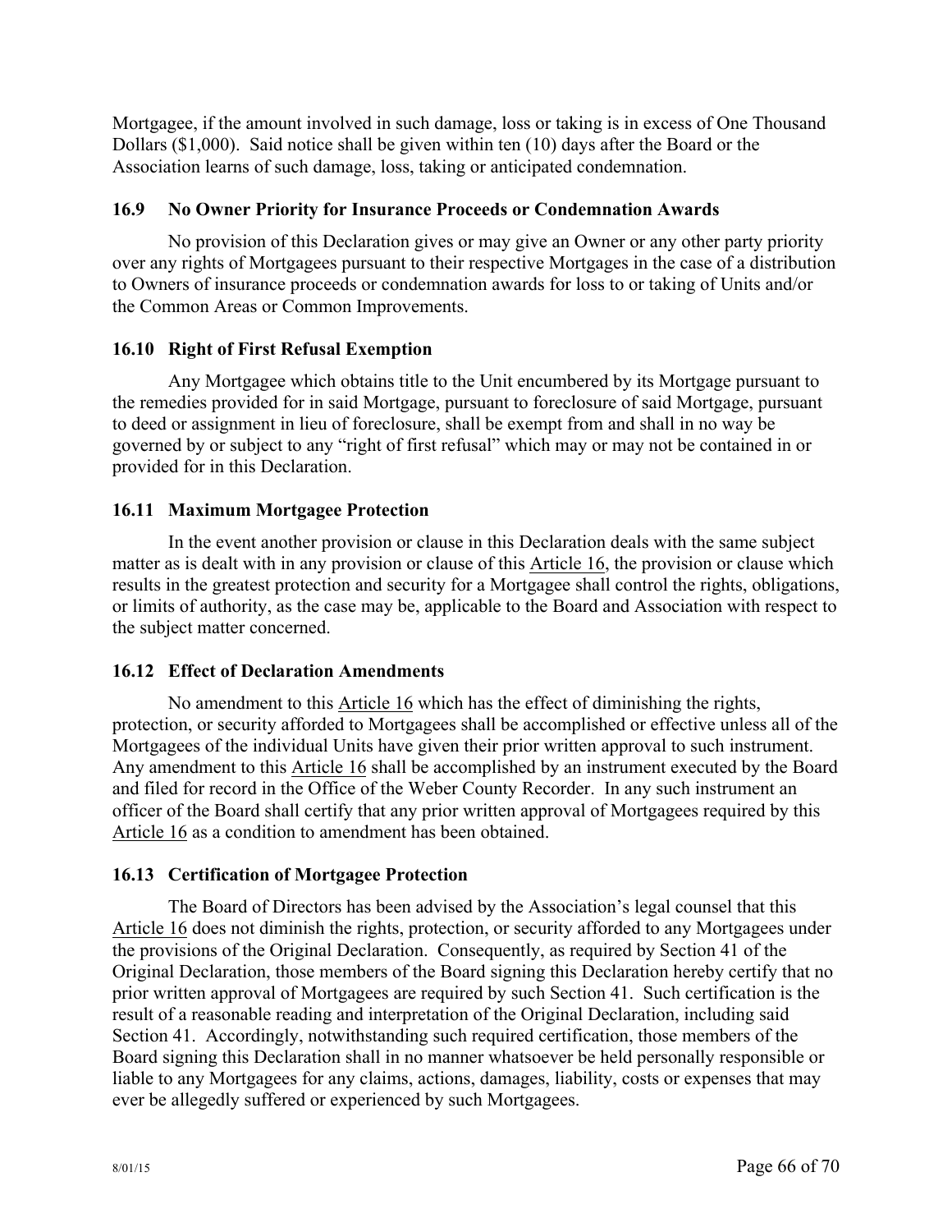Mortgagee, if the amount involved in such damage, loss or taking is in excess of One Thousand Dollars ($1,000). Said notice shall be given within ten (10) days after the Board or the Association learns of such damage, loss, taking or anticipated condemnation.

### 16.9 No Owner Priority for Insurance Proceeds or Condemnation Awards

No provision of this Declaration gives or may give an Owner or any other party priority over any rights of Mortgagees pursuant to their respective Mortgages in the case of a distribution to Owners of insurance proceeds or condemnation awards for loss to or taking of Units and/or the Common Areas or Common Improvements.

### 16.10 Right of First Refusal Exemption

Any Mortgagee which obtains title to the Unit encumbered by its Mortgage pursuant to the remedies provided for in said Mortgage, pursuant to foreclosure of said Mortgage, pursuant to deed or assignment in lieu of foreclosure, shall be exempt from and shall in no way be governed by or subject to any "right of first refusal" which may or may not be contained in or provided for in this Declaration.

### 16.11 Maximum Mortgagee Protection

In the event another provision or clause in this Declaration deals with the same subject matter as is dealt with in any provision or clause of this Article 16, the provision or clause which results in the greatest protection and security for a Mortgagee shall control the rights, obligations, or limits of authority, as the case may be, applicable to the Board and Association with respect to the subject matter concerned.

### 16.12 Effect of Declaration Amendments

No amendment to this Article 16 which has the effect of diminishing the rights, protection, or security afforded to Mortgagees shall be accomplished or effective unless all of the Mortgagees of the individual Units have given their prior written approval to such instrument. Any amendment to this Article 16 shall be accomplished by an instrument executed by the Board and filed for record in the Office of the Weber County Recorder. In any such instrument an officer of the Board shall certify that any prior written approval of Mortgagees required by this Article 16 as a condition to amendment has been obtained.

### 16.13 Certification of Mortgagee Protection

The Board of Directors has been advised by the Association's legal counsel that this Article 16 does not diminish the rights, protection, or security afforded to any Mortgagees under the provisions of the Original Declaration. Consequently, as required by Section 41 of the Original Declaration, those members of the Board signing this Declaration hereby certify that no prior written approval of Mortgagees are required by such Section 41. Such certification is the result of a reasonable reading and interpretation of the Original Declaration, including said Section 41. Accordingly, notwithstanding such required certification, those members of the Board signing this Declaration shall in no manner whatsoever be held personally responsible or liable to any Mortgagees for any claims, actions, damages, liability, costs or expenses that may ever be allegedly suffered or experienced by such Mortgagees.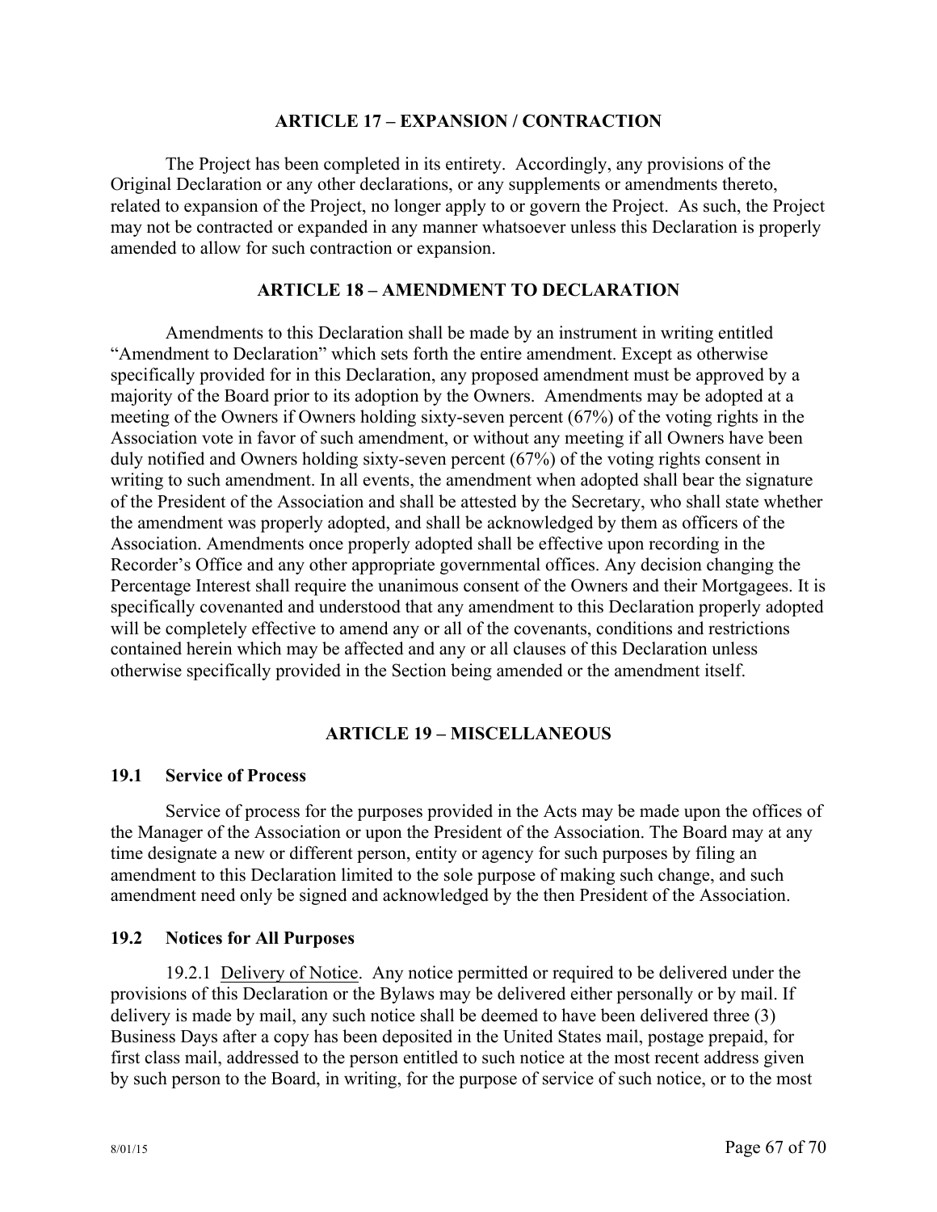## ARTICLE 17 – EXPANSION / CONTRACTION

The Project has been completed in its entirety. Accordingly, any provisions of the Original Declaration or any other declarations, or any supplements or amendments thereto, related to expansion of the Project, no longer apply to or govern the Project. As such, the Project may not be contracted or expanded in any manner whatsoever unless this Declaration is properly amended to allow for such contraction or expansion.

## ARTICLE 18 – AMENDMENT TO DECLARATION

Amendments to this Declaration shall be made by an instrument in writing entitled "Amendment to Declaration" which sets forth the entire amendment. Except as otherwise specifically provided for in this Declaration, any proposed amendment must be approved by a majority of the Board prior to its adoption by the Owners. Amendments may be adopted at a meeting of the Owners if Owners holding sixty-seven percent (67%) of the voting rights in the Association vote in favor of such amendment, or without any meeting if all Owners have been duly notified and Owners holding sixty-seven percent (67%) of the voting rights consent in writing to such amendment. In all events, the amendment when adopted shall bear the signature of the President of the Association and shall be attested by the Secretary, who shall state whether the amendment was properly adopted, and shall be acknowledged by them as officers of the Association. Amendments once properly adopted shall be effective upon recording in the Recorder's Office and any other appropriate governmental offices. Any decision changing the Percentage Interest shall require the unanimous consent of the Owners and their Mortgagees. It is specifically covenanted and understood that any amendment to this Declaration properly adopted will be completely effective to amend any or all of the covenants, conditions and restrictions contained herein which may be affected and any or all clauses of this Declaration unless otherwise specifically provided in the Section being amended or the amendment itself.

## ARTICLE 19 – MISCELLANEOUS

### 19.1 Service of Process

Service of process for the purposes provided in the Acts may be made upon the offices of the Manager of the Association or upon the President of the Association. The Board may at any time designate a new or different person, entity or agency for such purposes by filing an amendment to this Declaration limited to the sole purpose of making such change, and such amendment need only be signed and acknowledged by the then President of the Association.

### 19.2 Notices for All Purposes

19.2.1 Delivery of Notice. Any notice permitted or required to be delivered under the provisions of this Declaration or the Bylaws may be delivered either personally or by mail. If delivery is made by mail, any such notice shall be deemed to have been delivered three (3) Business Days after a copy has been deposited in the United States mail, postage prepaid, for first class mail, addressed to the person entitled to such notice at the most recent address given by such person to the Board, in writing, for the purpose of service of such notice, or to the most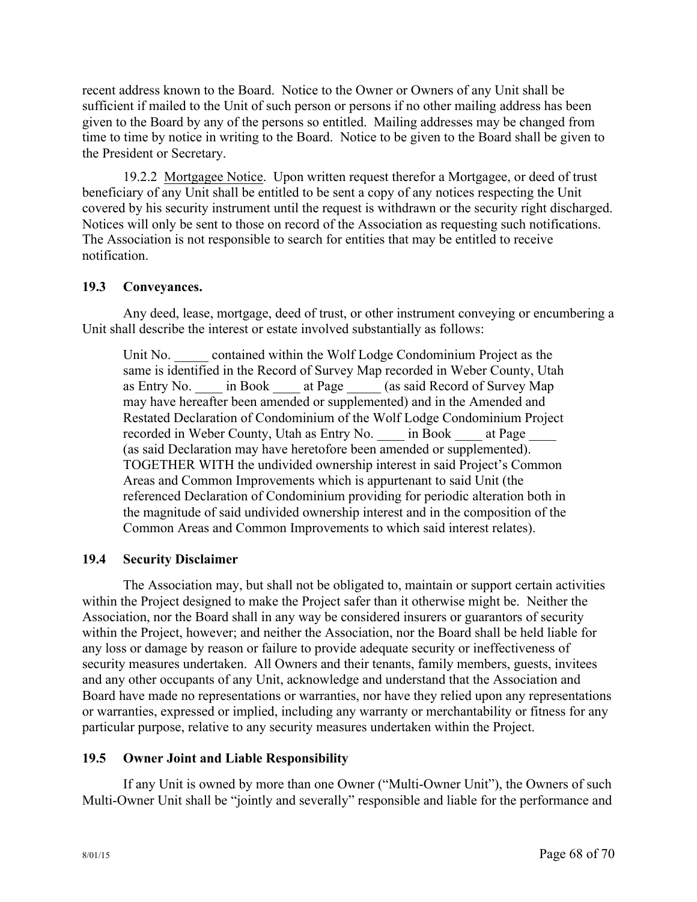recent address known to the Board. Notice to the Owner or Owners of any Unit shall be sufficient if mailed to the Unit of such person or persons if no other mailing address has been given to the Board by any of the persons so entitled. Mailing addresses may be changed from time to time by notice in writing to the Board. Notice to be given to the Board shall be given to the President or Secretary.

19.2.2 Mortgagee Notice. Upon written request therefor a Mortgagee, or deed of trust beneficiary of any Unit shall be entitled to be sent a copy of any notices respecting the Unit covered by his security instrument until the request is withdrawn or the security right discharged. Notices will only be sent to those on record of the Association as requesting such notifications. The Association is not responsible to search for entities that may be entitled to receive notification.

### 19.3 Conveyances.

Any deed, lease, mortgage, deed of trust, or other instrument conveying or encumbering a Unit shall describe the interest or estate involved substantially as follows:

> Unit No. _____ contained within the Wolf Lodge Condominium Project as the same is identified in the Record of Survey Map recorded in Weber County, Utah as Entry No. ____ in Book ____ at Page _____ (as said Record of Survey Map may have hereafter been amended or supplemented) and in the Amended and Restated Declaration of Condominium of the Wolf Lodge Condominium Project recorded in Weber County, Utah as Entry No. ____ in Book ____ at Page ____ (as said Declaration may have heretofore been amended or supplemented). TOGETHER WITH the undivided ownership interest in said Project's Common Areas and Common Improvements which is appurtenant to said Unit (the referenced Declaration of Condominium providing for periodic alteration both in the magnitude of said undivided ownership interest and in the composition of the Common Areas and Common Improvements to which said interest relates).

### 19.4 Security Disclaimer

The Association may, but shall not be obligated to, maintain or support certain activities within the Project designed to make the Project safer than it otherwise might be. Neither the Association, nor the Board shall in any way be considered insurers or guarantors of security within the Project, however; and neither the Association, nor the Board shall be held liable for any loss or damage by reason or failure to provide adequate security or ineffectiveness of security measures undertaken. All Owners and their tenants, family members, guests, invitees and any other occupants of any Unit, acknowledge and understand that the Association and Board have made no representations or warranties, nor have they relied upon any representations or warranties, expressed or implied, including any warranty or merchantability or fitness for any particular purpose, relative to any security measures undertaken within the Project.

### 19.5 Owner Joint and Liable Responsibility

If any Unit is owned by more than one Owner ("Multi-Owner Unit"), the Owners of such Multi-Owner Unit shall be "jointly and severally" responsible and liable for the performance and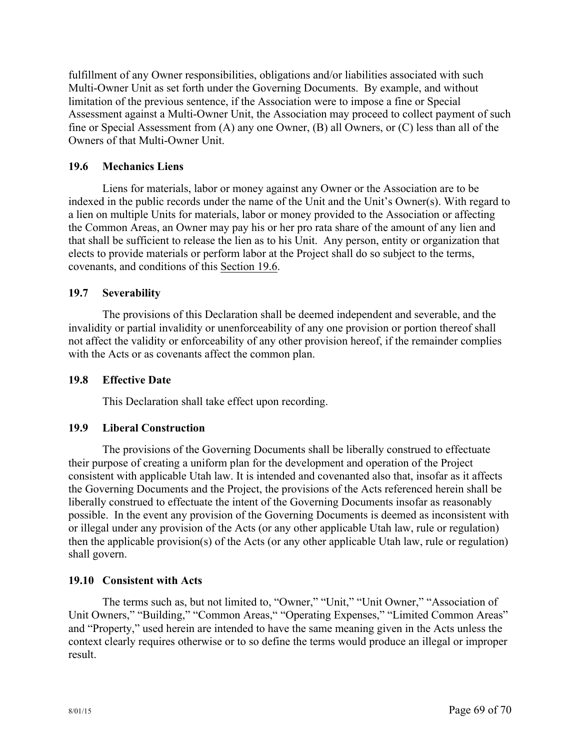fulfillment of any Owner responsibilities, obligations and/or liabilities associated with such Multi-Owner Unit as set forth under the Governing Documents. By example, and without limitation of the previous sentence, if the Association were to impose a fine or Special Assessment against a Multi-Owner Unit, the Association may proceed to collect payment of such fine or Special Assessment from (A) any one Owner, (B) all Owners, or (C) less than all of the Owners of that Multi-Owner Unit.

### 19.6 Mechanics Liens

Liens for materials, labor or money against any Owner or the Association are to be indexed in the public records under the name of the Unit and the Unit's Owner(s). With regard to a lien on multiple Units for materials, labor or money provided to the Association or affecting the Common Areas, an Owner may pay his or her pro rata share of the amount of any lien and that shall be sufficient to release the lien as to his Unit. Any person, entity or organization that elects to provide materials or perform labor at the Project shall do so subject to the terms, covenants, and conditions of this Section 19.6.

### 19.7 Severability

The provisions of this Declaration shall be deemed independent and severable, and the invalidity or partial invalidity or unenforceability of any one provision or portion thereof shall not affect the validity or enforceability of any other provision hereof, if the remainder complies with the Acts or as covenants affect the common plan.

### 19.8 Effective Date

This Declaration shall take effect upon recording.

### 19.9 Liberal Construction

The provisions of the Governing Documents shall be liberally construed to effectuate their purpose of creating a uniform plan for the development and operation of the Project consistent with applicable Utah law. It is intended and covenanted also that, insofar as it affects the Governing Documents and the Project, the provisions of the Acts referenced herein shall be liberally construed to effectuate the intent of the Governing Documents insofar as reasonably possible. In the event any provision of the Governing Documents is deemed as inconsistent with or illegal under any provision of the Acts (or any other applicable Utah law, rule or regulation) then the applicable provision(s) of the Acts (or any other applicable Utah law, rule or regulation) shall govern.

### 19.10 Consistent with Acts

The terms such as, but not limited to, "Owner," "Unit," "Unit Owner," "Association of Unit Owners," "Building," "Common Areas," "Operating Expenses," "Limited Common Areas" and "Property," used herein are intended to have the same meaning given in the Acts unless the context clearly requires otherwise or to so define the terms would produce an illegal or improper result.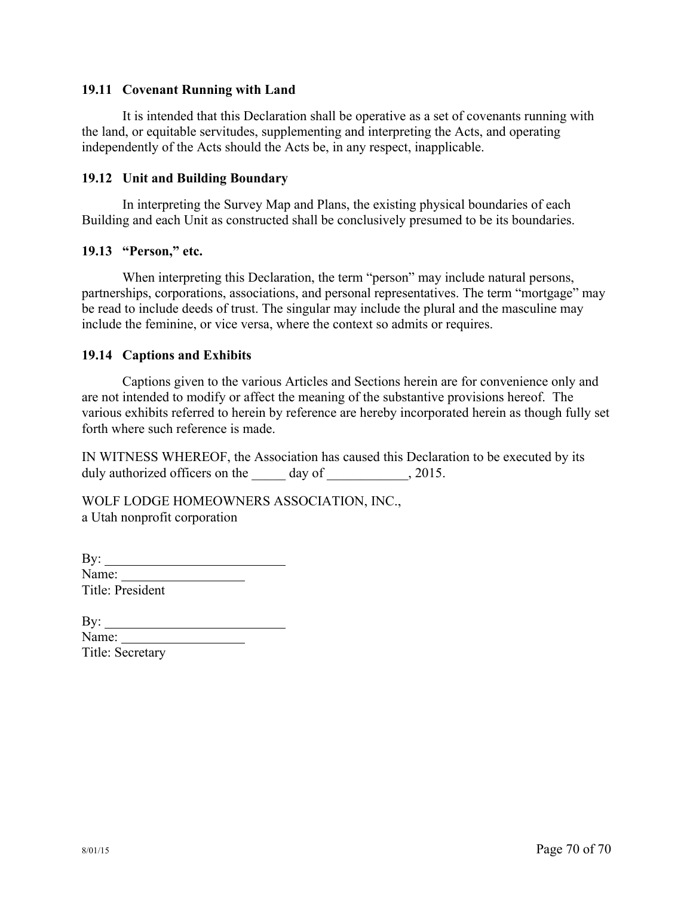### 19.11 Covenant Running with Land

It is intended that this Declaration shall be operative as a set of covenants running with the land, or equitable servitudes, supplementing and interpreting the Acts, and operating independently of the Acts should the Acts be, in any respect, inapplicable.

### 19.12 Unit and Building Boundary

In interpreting the Survey Map and Plans, the existing physical boundaries of each Building and each Unit as constructed shall be conclusively presumed to be its boundaries.

### 19.13 "Person," etc.

When interpreting this Declaration, the term "person" may include natural persons, partnerships, corporations, associations, and personal representatives. The term "mortgage" may be read to include deeds of trust. The singular may include the plural and the masculine may include the feminine, or vice versa, where the context so admits or requires.

### 19.14 Captions and Exhibits

Captions given to the various Articles and Sections herein are for convenience only and are not intended to modify or affect the meaning of the substantive provisions hereof. The various exhibits referred to herein by reference are hereby incorporated herein as though fully set forth where such reference is made.

IN WITNESS WHEREOF, the Association has caused this Declaration to be executed by its duly authorized officers on the _____ day of ____________, 2015.

WOLF LODGE HOMEOWNERS ASSOCIATION, INC.,
a Utah nonprofit corporation

By: ___________________________
Name: __________________
Title: President

By: ___________________________
Name: __________________
Title: Secretary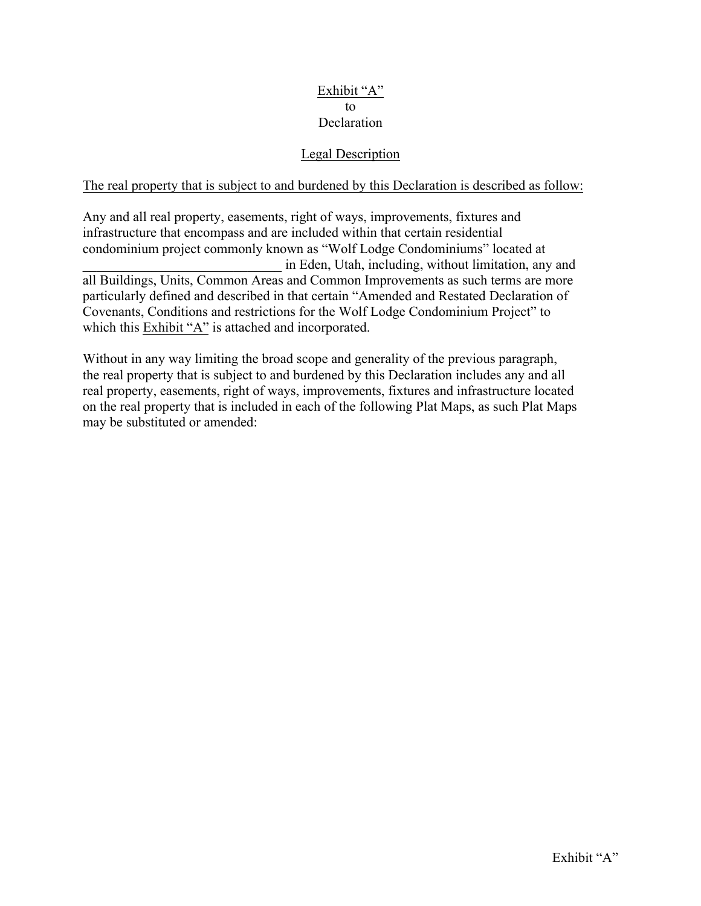<u>Exhibit "A"</u>
to
Declaration

<u>Legal Description</u>

<u>The real property that is subject to and burdened by this Declaration is described as follow:</u>

Any and all real property, easements, right of ways, improvements, fixtures and infrastructure that encompass and are included within that certain residential condominium project commonly known as "Wolf Lodge Condominiums" located at _____________________________ in Eden, Utah, including, without limitation, any and all Buildings, Units, Common Areas and Common Improvements as such terms are more particularly defined and described in that certain "Amended and Restated Declaration of Covenants, Conditions and restrictions for the Wolf Lodge Condominium Project" to which this <u>Exhibit "A"</u> is attached and incorporated.

Without in any way limiting the broad scope and generality of the previous paragraph, the real property that is subject to and burdened by this Declaration includes any and all real property, easements, right of ways, improvements, fixtures and infrastructure located on the real property that is included in each of the following Plat Maps, as such Plat Maps may be substituted or amended: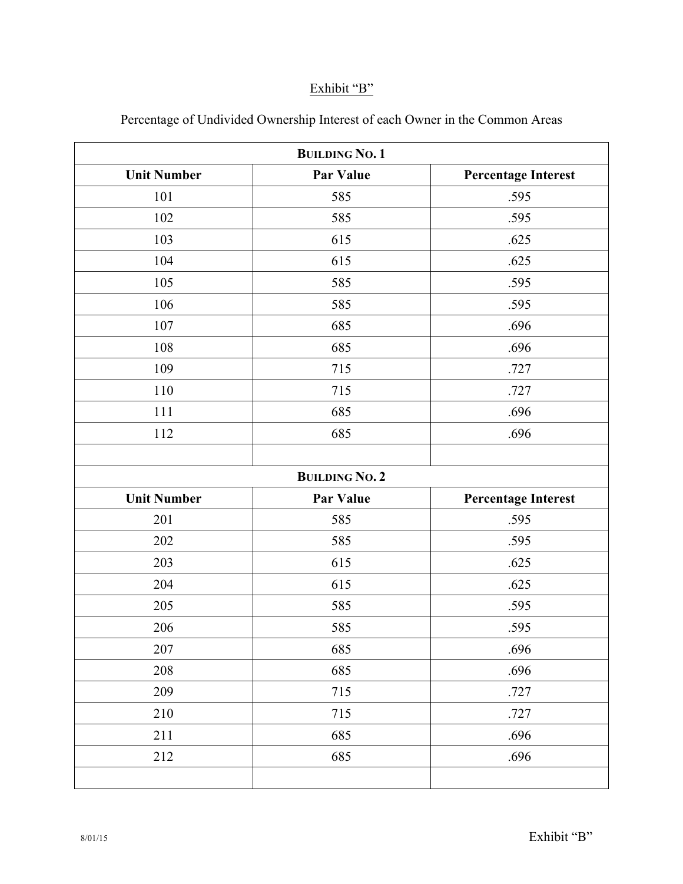Exhibit "B"

Percentage of Undivided Ownership Interest of each Owner in the Common Areas

| **BUILDING NO. 1** | | |
|---|---|---|
| **Unit Number** | **Par Value** | **Percentage Interest** |
| 101 | 585 | .595 |
| 102 | 585 | .595 |
| 103 | 615 | .625 |
| 104 | 615 | .625 |
| 105 | 585 | .595 |
| 106 | 585 | .595 |
| 107 | 685 | .696 |
| 108 | 685 | .696 |
| 109 | 715 | .727 |
| 110 | 715 | .727 |
| 111 | 685 | .696 |
| 112 | 685 | .696 |
| | | |
| **BUILDING NO. 2** | | |
| **Unit Number** | **Par Value** | **Percentage Interest** |
| 201 | 585 | .595 |
| 202 | 585 | .595 |
| 203 | 615 | .625 |
| 204 | 615 | .625 |
| 205 | 585 | .595 |
| 206 | 585 | .595 |
| 207 | 685 | .696 |
| 208 | 685 | .696 |
| 209 | 715 | .727 |
| 210 | 715 | .727 |
| 211 | 685 | .696 |
| 212 | 685 | .696 |
| | | |

8/01/15 Exhibit "B"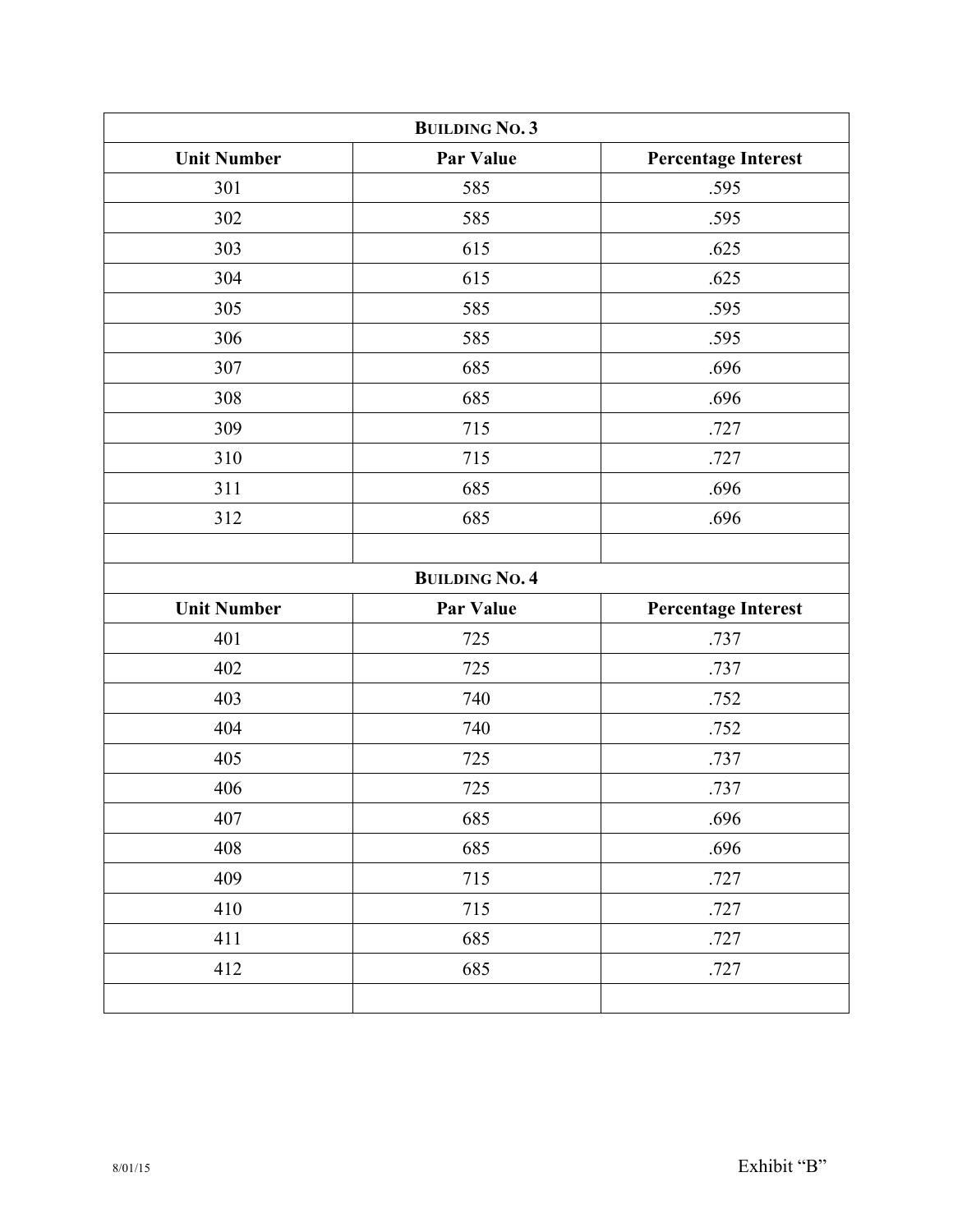| **BUILDING NO. 3** | | |
|---|---|---|
| **Unit Number** | **Par Value** | **Percentage Interest** |
| 301 | 585 | .595 |
| 302 | 585 | .595 |
| 303 | 615 | .625 |
| 304 | 615 | .625 |
| 305 | 585 | .595 |
| 306 | 585 | .595 |
| 307 | 685 | .696 |
| 308 | 685 | .696 |
| 309 | 715 | .727 |
| 310 | 715 | .727 |
| 311 | 685 | .696 |
| 312 | 685 | .696 |
| | | |

| **BUILDING NO. 4** | | |
|---|---|---|
| **Unit Number** | **Par Value** | **Percentage Interest** |
| 401 | 725 | .737 |
| 402 | 725 | .737 |
| 403 | 740 | .752 |
| 404 | 740 | .752 |
| 405 | 725 | .737 |
| 406 | 725 | .737 |
| 407 | 685 | .696 |
| 408 | 685 | .696 |
| 409 | 715 | .727 |
| 410 | 715 | .727 |
| 411 | 685 | .727 |
| 412 | 685 | .727 |
| | | |

8/01/15 Exhibit "B"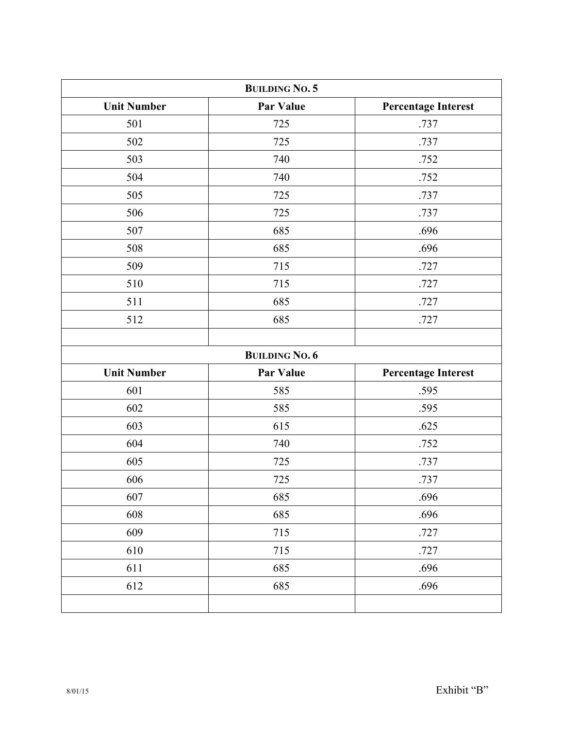| **BUILDING NO. 5** | | |
|---|---|---|
| **Unit Number** | **Par Value** | **Percentage Interest** |
| 501 | 725 | .737 |
| 502 | 725 | .737 |
| 503 | 740 | .752 |
| 504 | 740 | .752 |
| 505 | 725 | .737 |
| 506 | 725 | .737 |
| 507 | 685 | .696 |
| 508 | 685 | .696 |
| 509 | 715 | .727 |
| 510 | 715 | .727 |
| 511 | 685 | .727 |
| 512 | 685 | .727 |
| | | |
| **BUILDING NO. 6** | | |
| **Unit Number** | **Par Value** | **Percentage Interest** |
| 601 | 585 | .595 |
| 602 | 585 | .595 |
| 603 | 615 | .625 |
| 604 | 740 | .752 |
| 605 | 725 | .737 |
| 606 | 725 | .737 |
| 607 | 685 | .696 |
| 608 | 685 | .696 |
| 609 | 715 | .727 |
| 610 | 715 | .727 |
| 611 | 685 | .696 |
| 612 | 685 | .696 |
| | | |

8/01/15

Exhibit "B"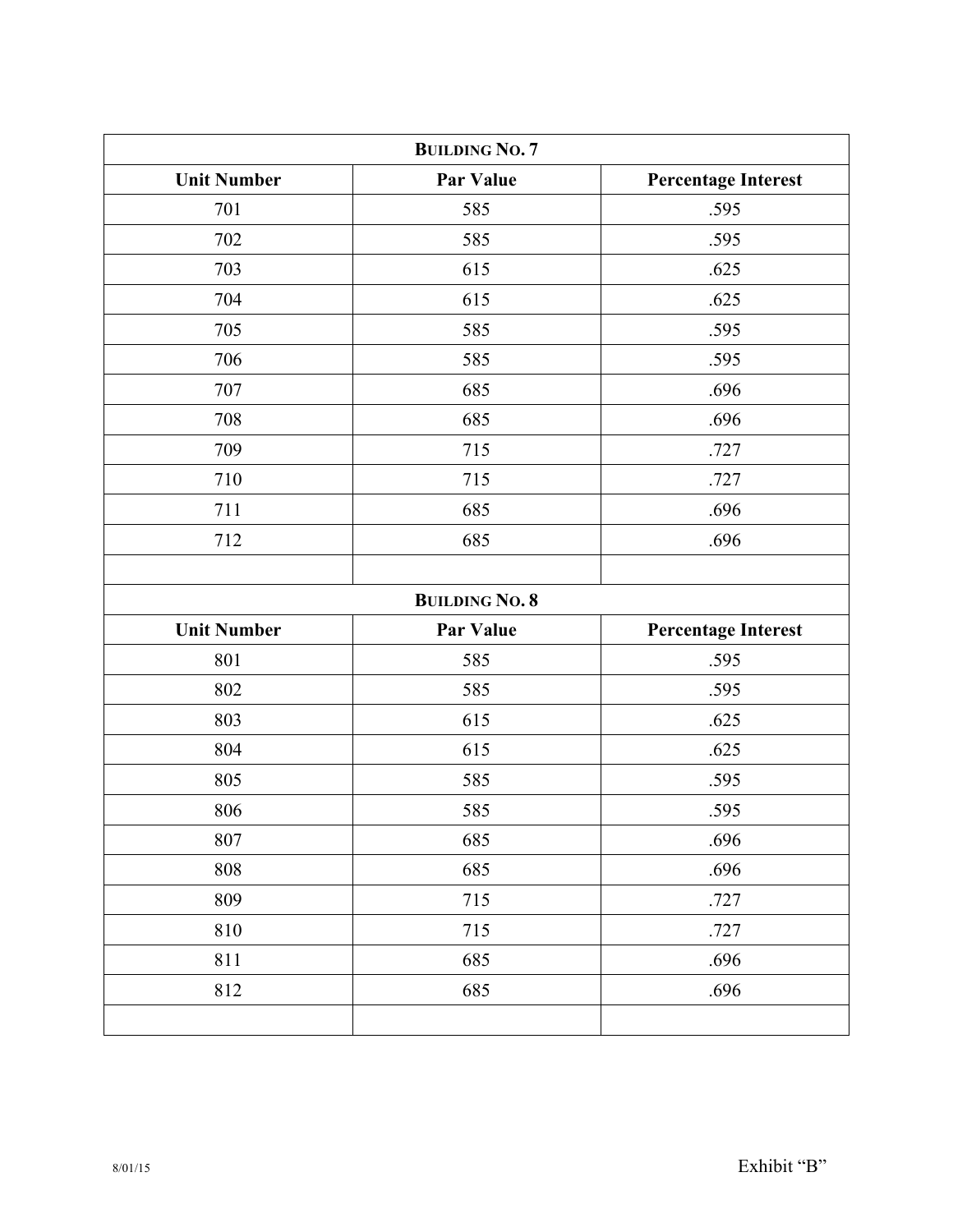| **BUILDING NO. 7** | | |
|---|---|---|
| **Unit Number** | **Par Value** | **Percentage Interest** |
| 701 | 585 | .595 |
| 702 | 585 | .595 |
| 703 | 615 | .625 |
| 704 | 615 | .625 |
| 705 | 585 | .595 |
| 706 | 585 | .595 |
| 707 | 685 | .696 |
| 708 | 685 | .696 |
| 709 | 715 | .727 |
| 710 | 715 | .727 |
| 711 | 685 | .696 |
| 712 | 685 | .696 |
| | | |
| **BUILDING NO. 8** | | |
| **Unit Number** | **Par Value** | **Percentage Interest** |
| 801 | 585 | .595 |
| 802 | 585 | .595 |
| 803 | 615 | .625 |
| 804 | 615 | .625 |
| 805 | 585 | .595 |
| 806 | 585 | .595 |
| 807 | 685 | .696 |
| 808 | 685 | .696 |
| 809 | 715 | .727 |
| 810 | 715 | .727 |
| 811 | 685 | .696 |
| 812 | 685 | .696 |
| | | |

8/01/15 Exhibit "B"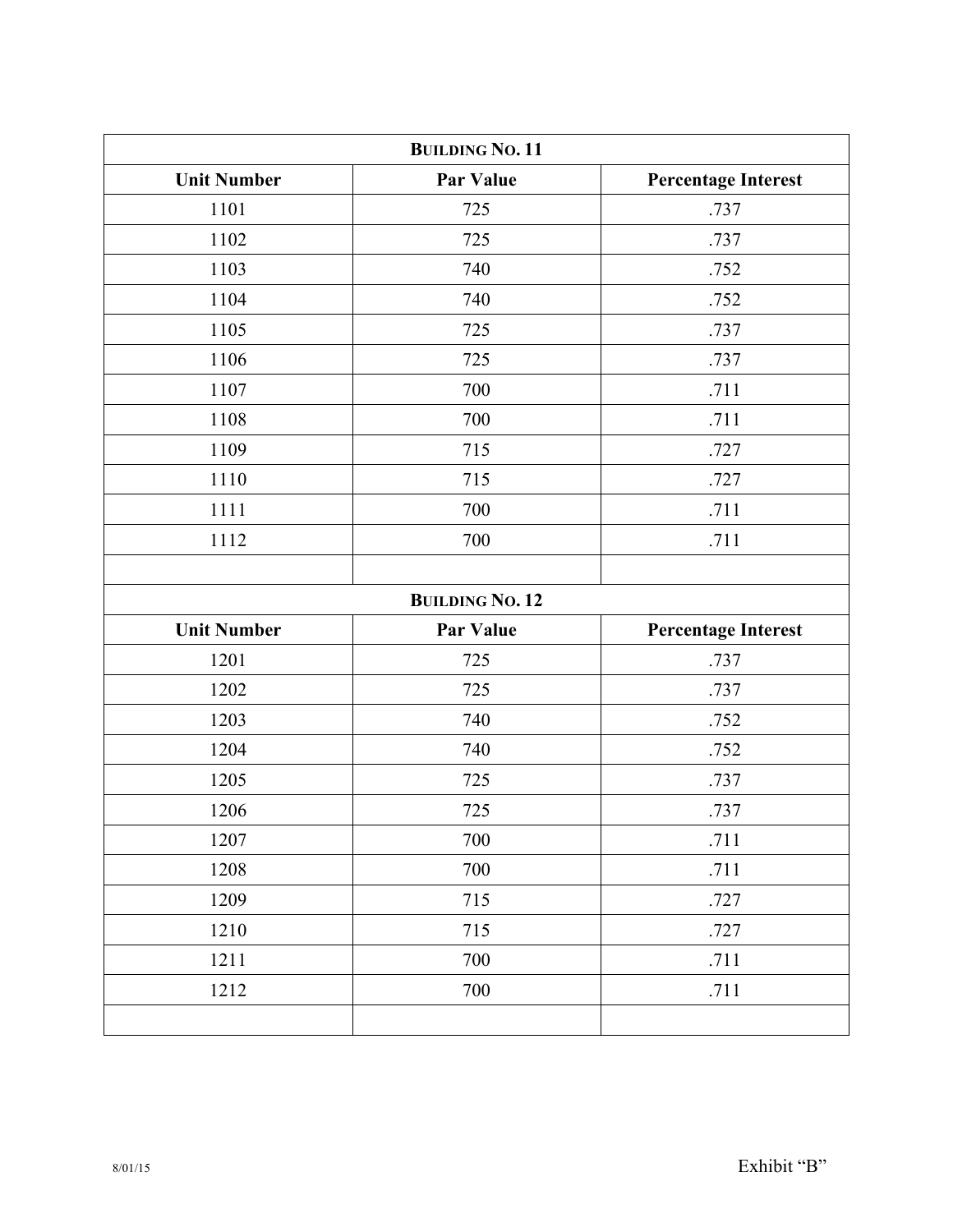| **Building No. 11** | | |
|---|---|---|
| **Unit Number** | **Par Value** | **Percentage Interest** |
| 1101 | 725 | .737 |
| 1102 | 725 | .737 |
| 1103 | 740 | .752 |
| 1104 | 740 | .752 |
| 1105 | 725 | .737 |
| 1106 | 725 | .737 |
| 1107 | 700 | .711 |
| 1108 | 700 | .711 |
| 1109 | 715 | .727 |
| 1110 | 715 | .727 |
| 1111 | 700 | .711 |
| 1112 | 700 | .711 |
| | | |

| **Building No. 12** | | |
|---|---|---|
| **Unit Number** | **Par Value** | **Percentage Interest** |
| 1201 | 725 | .737 |
| 1202 | 725 | .737 |
| 1203 | 740 | .752 |
| 1204 | 740 | .752 |
| 1205 | 725 | .737 |
| 1206 | 725 | .737 |
| 1207 | 700 | .711 |
| 1208 | 700 | .711 |
| 1209 | 715 | .727 |
| 1210 | 715 | .727 |
| 1211 | 700 | .711 |
| 1212 | 700 | .711 |
| | | |

8/01/15 Exhibit "B"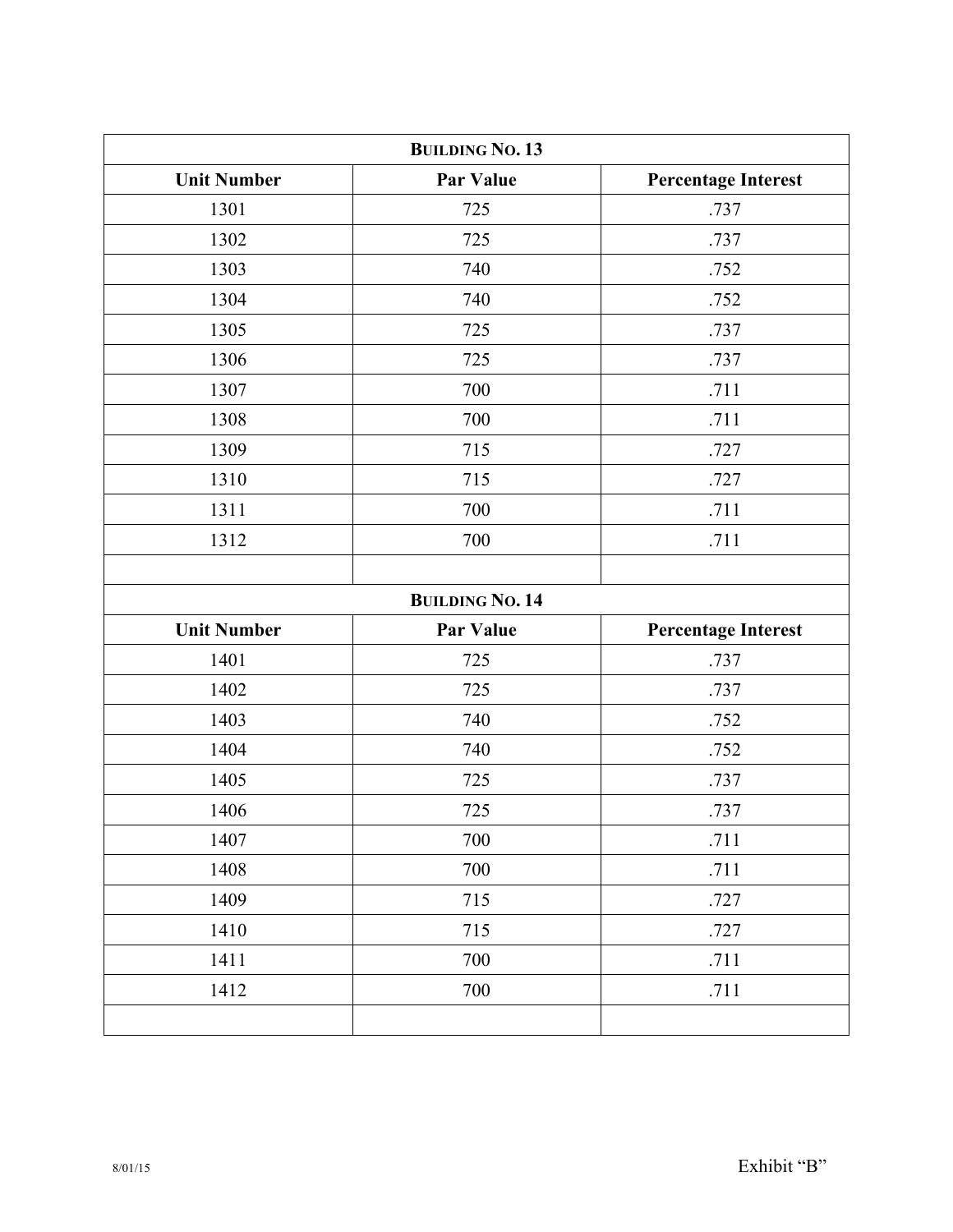| **Building No. 13** | | |
|---|---|---|
| **Unit Number** | **Par Value** | **Percentage Interest** |
| 1301 | 725 | .737 |
| 1302 | 725 | .737 |
| 1303 | 740 | .752 |
| 1304 | 740 | .752 |
| 1305 | 725 | .737 |
| 1306 | 725 | .737 |
| 1307 | 700 | .711 |
| 1308 | 700 | .711 |
| 1309 | 715 | .727 |
| 1310 | 715 | .727 |
| 1311 | 700 | .711 |
| 1312 | 700 | .711 |
| | | |
| **Building No. 14** | | |
| **Unit Number** | **Par Value** | **Percentage Interest** |
| 1401 | 725 | .737 |
| 1402 | 725 | .737 |
| 1403 | 740 | .752 |
| 1404 | 740 | .752 |
| 1405 | 725 | .737 |
| 1406 | 725 | .737 |
| 1407 | 700 | .711 |
| 1408 | 700 | .711 |
| 1409 | 715 | .727 |
| 1410 | 715 | .727 |
| 1411 | 700 | .711 |
| 1412 | 700 | .711 |
| | | |

8/01/15

Exhibit "B"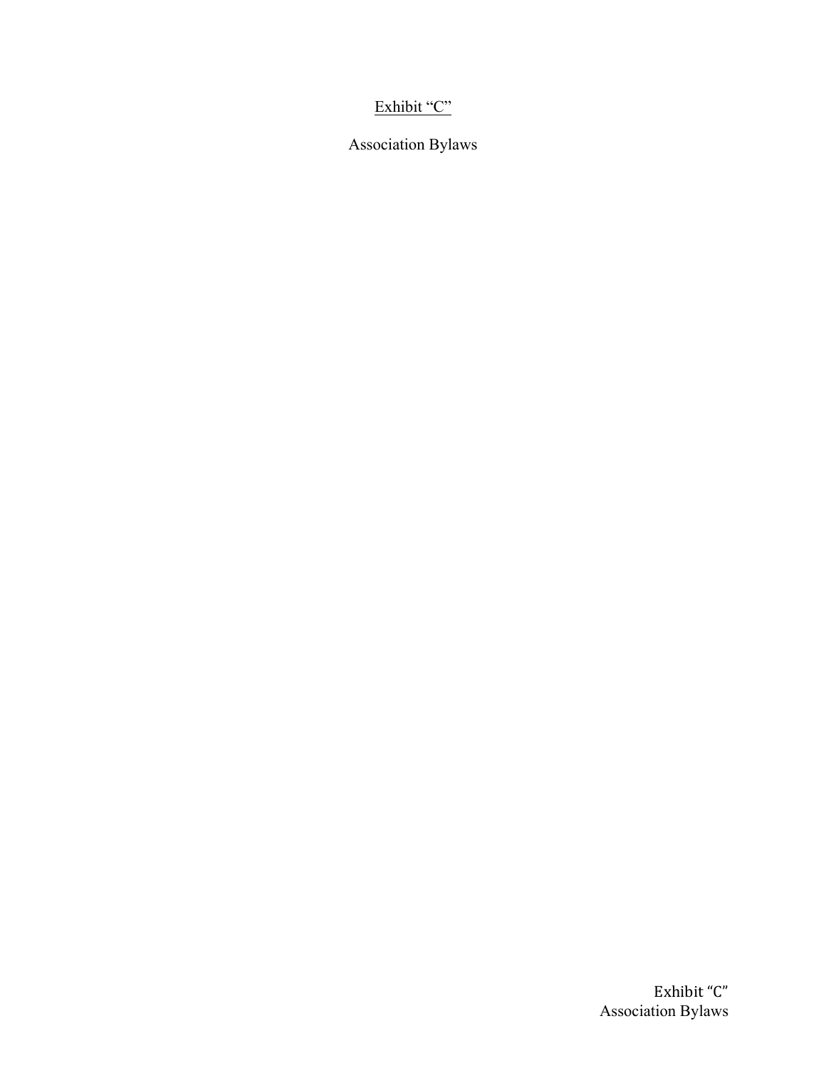<u>Exhibit "C"</u>

Association Bylaws